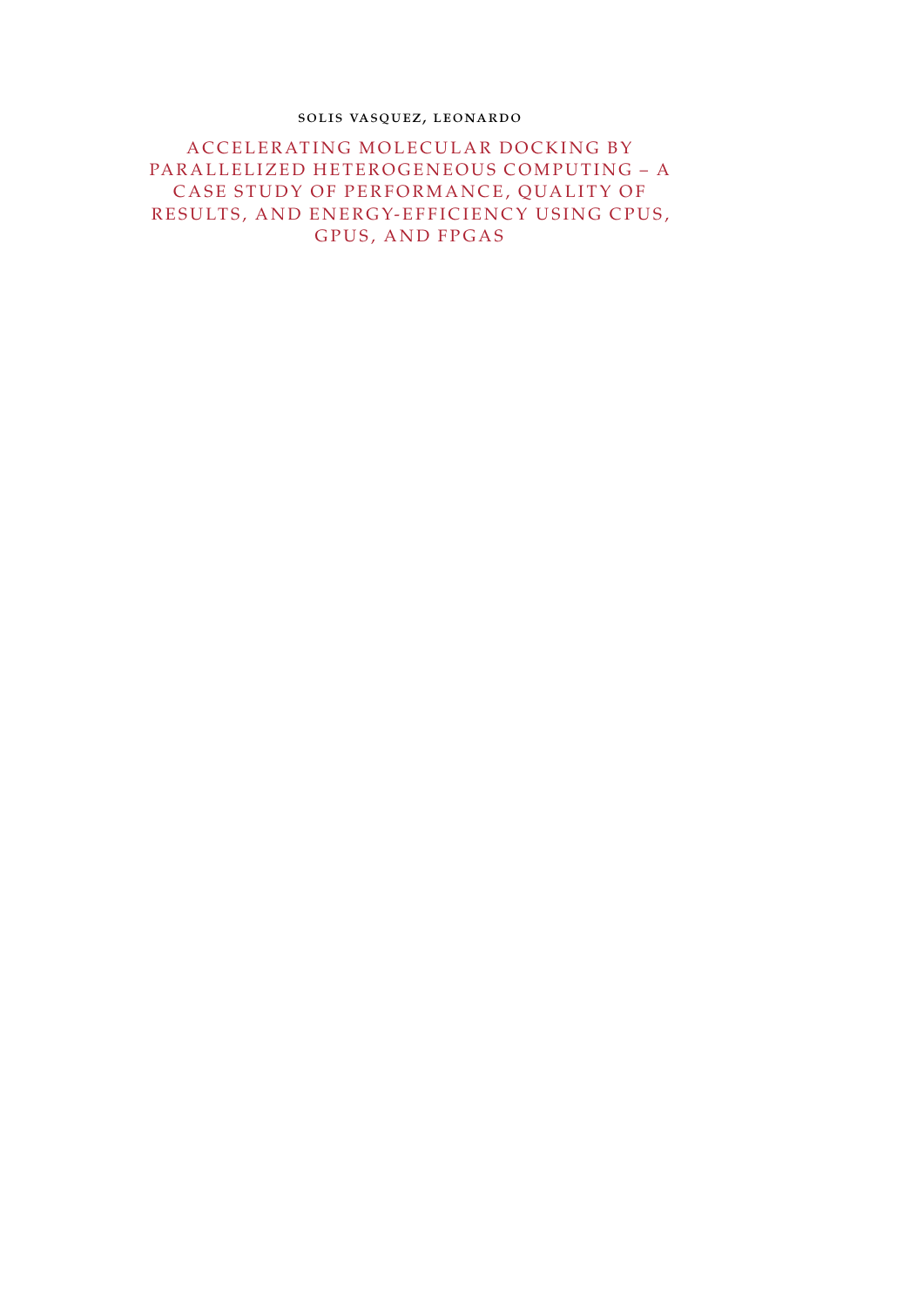SOLIS VASQUEZ, LEONARDO

# ACCELERATING MOLECULAR DOCKING BY PARALLELIZED HETEROGENEOUS COMPUTING – A CASE STUDY OF PERFORMANCE, QUALITY OF RESULTS, AND ENERGY-EFFICIENCY USING CPUS, GPUS, AND FPGAS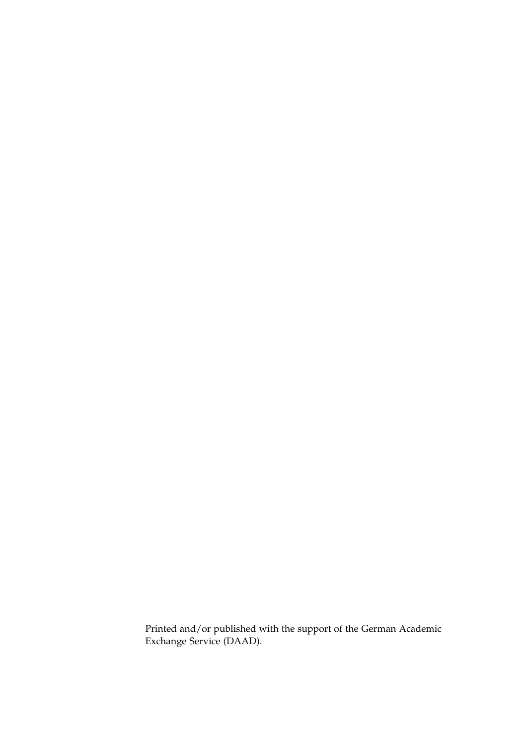Printed and/or published with the support of the German Academic Exchange Service (DAAD).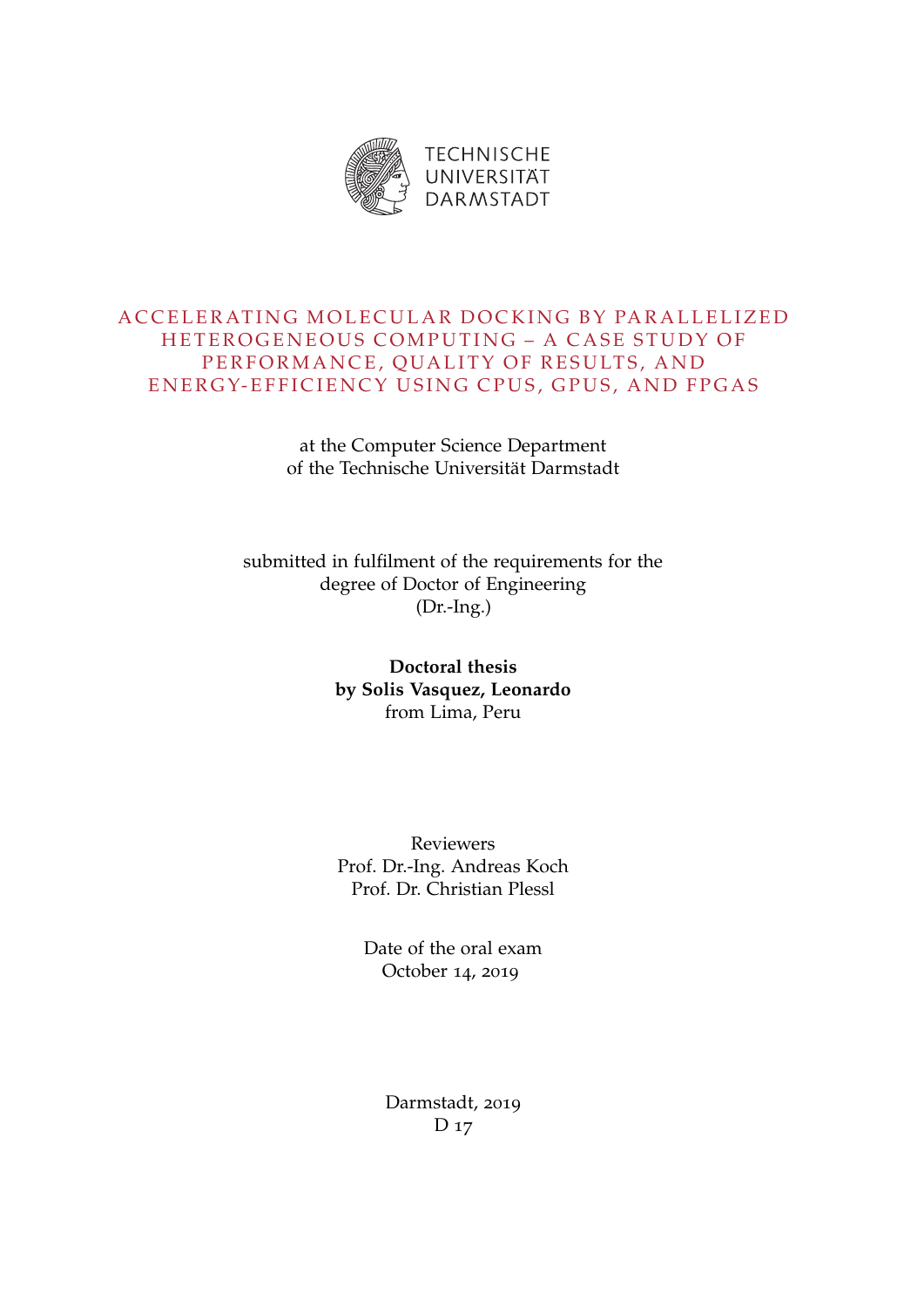TECHNISCHE
UNIVERSITÄT
DARMSTADT

# ACCELERATING MOLECULAR DOCKING BY PARALLELIZED HETEROGENEOUS COMPUTING – A CASE STUDY OF PERFORMANCE, QUALITY OF RESULTS, AND ENERGY-EFFICIENCY USING CPUS, GPUS, AND FPGAS

at the Computer Science Department
of the Technische Universität Darmstadt

submitted in fulfilment of the requirements for the
degree of Doctor of Engineering
(Dr.-Ing.)

**Doctoral thesis**
**by Solis Vasquez, Leonardo**
from Lima, Peru

Reviewers
Prof. Dr.-Ing. Andreas Koch
Prof. Dr. Christian Plessl

Date of the oral exam
October 14, 2019

Darmstadt, 2019
D 17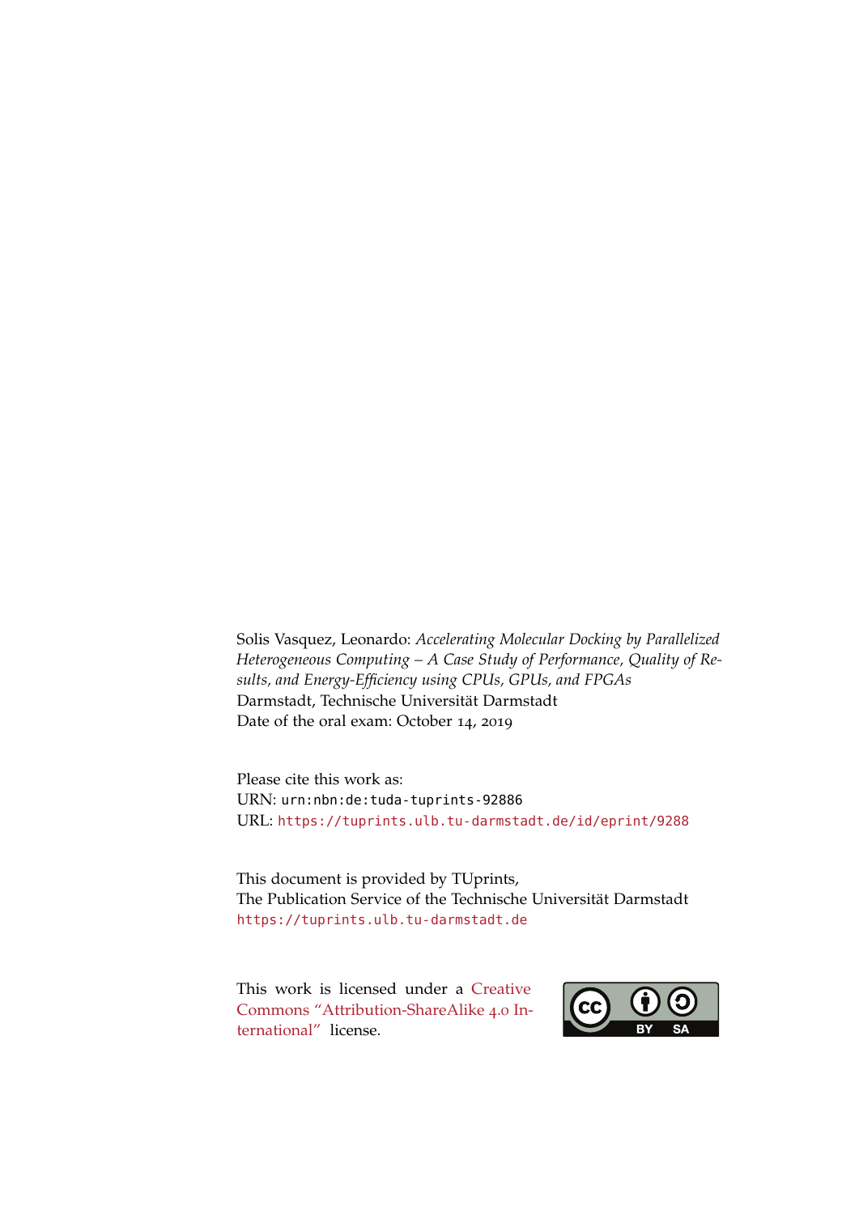Solis Vasquez, Leonardo: *Accelerating Molecular Docking by Parallelized Heterogeneous Computing – A Case Study of Performance, Quality of Results, and Energy-Efficiency using CPUs, GPUs, and FPGAs*
Darmstadt, Technische Universität Darmstadt
Date of the oral exam: October 14, 2019

Please cite this work as:
URN: `urn:nbn:de:tuda-tuprints-92886`
URL: https://tuprints.ulb.tu-darmstadt.de/id/eprint/9288

This document is provided by TUprints,
The Publication Service of the Technische Universität Darmstadt
https://tuprints.ulb.tu-darmstadt.de

This work is licensed under a Creative Commons "Attribution-ShareAlike 4.0 International" license.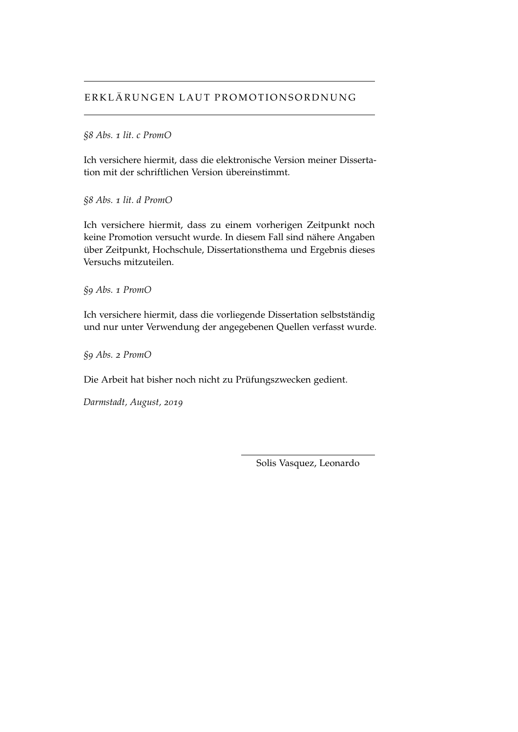# Erklärungen laut Promotionsordnung

*§8 Abs. 1 lit. c PromO*

Ich versichere hiermit, dass die elektronische Version meiner Dissertation mit der schriftlichen Version übereinstimmt.

*§8 Abs. 1 lit. d PromO*

Ich versichere hiermit, dass zu einem vorherigen Zeitpunkt noch keine Promotion versucht wurde. In diesem Fall sind nähere Angaben über Zeitpunkt, Hochschule, Dissertationsthema und Ergebnis dieses Versuchs mitzuteilen.

*§9 Abs. 1 PromO*

Ich versichere hiermit, dass die vorliegende Dissertation selbstständig und nur unter Verwendung der angegebenen Quellen verfasst wurde.

*§9 Abs. 2 PromO*

Die Arbeit hat bisher noch nicht zu Prüfungszwecken gedient.

*Darmstadt, August, 2019*

Solis Vasquez, Leonardo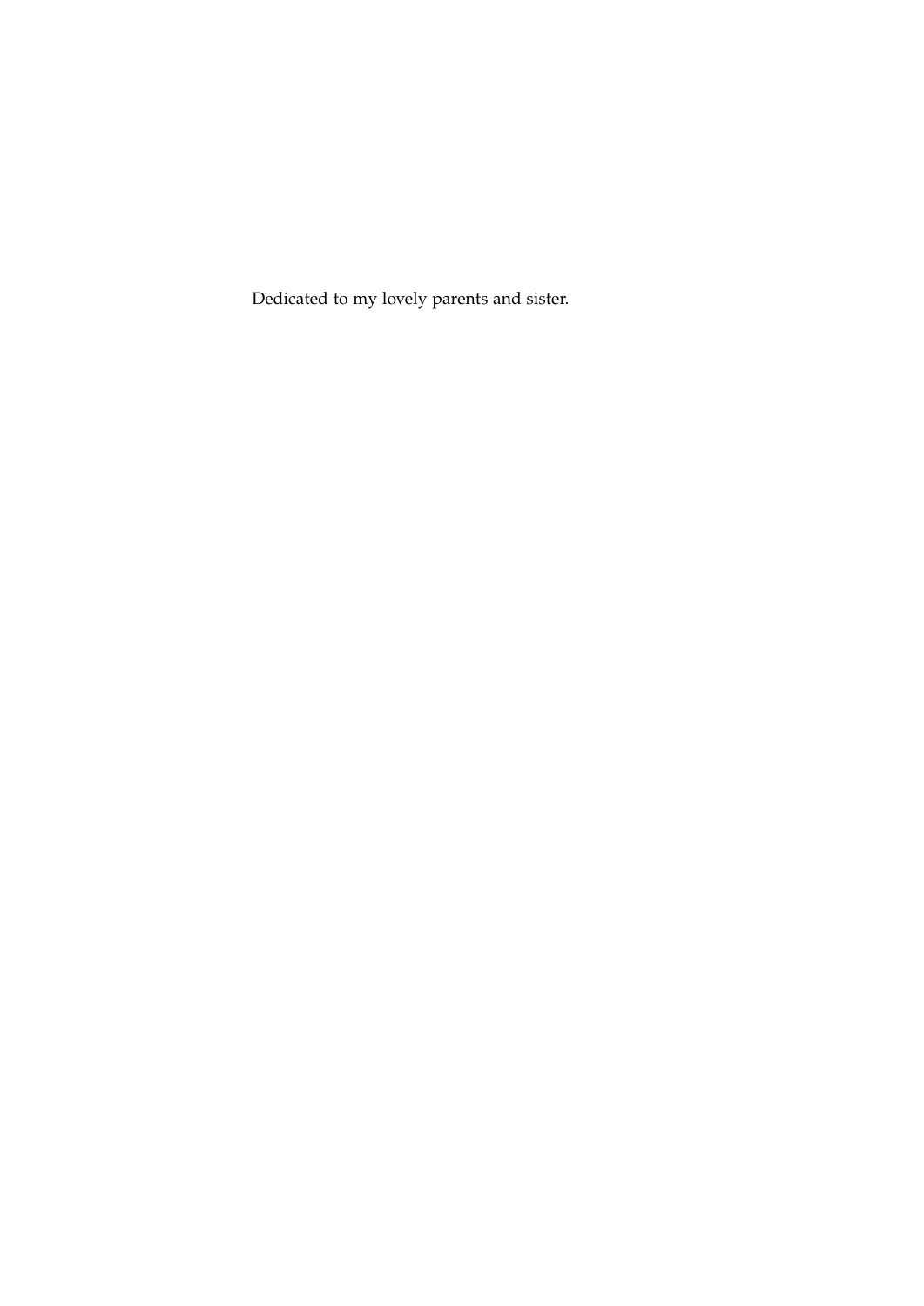Dedicated to my lovely parents and sister.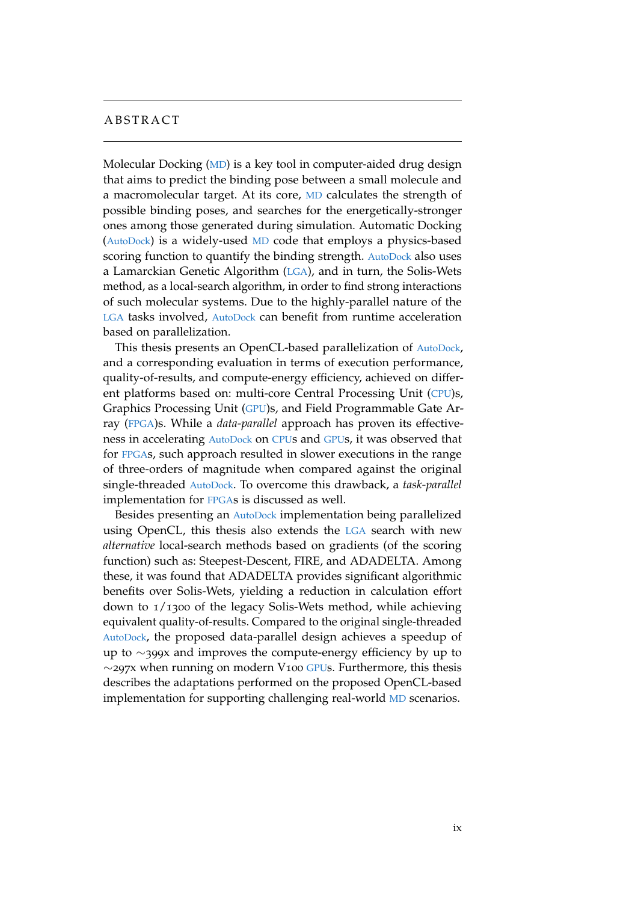# ABSTRACT

Molecular Docking (MD) is a key tool in computer-aided drug design that aims to predict the binding pose between a small molecule and a macromolecular target. At its core, MD calculates the strength of possible binding poses, and searches for the energetically-stronger ones among those generated during simulation. Automatic Docking (AutoDock) is a widely-used MD code that employs a physics-based scoring function to quantify the binding strength. AutoDock also uses a Lamarckian Genetic Algorithm (LGA), and in turn, the Solis-Wets method, as a local-search algorithm, in order to find strong interactions of such molecular systems. Due to the highly-parallel nature of the LGA tasks involved, AutoDock can benefit from runtime acceleration based on parallelization.

This thesis presents an OpenCL-based parallelization of AutoDock, and a corresponding evaluation in terms of execution performance, quality-of-results, and compute-energy efficiency, achieved on different platforms based on: multi-core Central Processing Unit (CPU)s, Graphics Processing Unit (GPU)s, and Field Programmable Gate Array (FPGA)s. While a *data-parallel* approach has proven its effectiveness in accelerating AutoDock on CPUs and GPUs, it was observed that for FPGAs, such approach resulted in slower executions in the range of three-orders of magnitude when compared against the original single-threaded AutoDock. To overcome this drawback, a *task-parallel* implementation for FPGAs is discussed as well.

Besides presenting an AutoDock implementation being parallelized using OpenCL, this thesis also extends the LGA search with new *alternative* local-search methods based on gradients (of the scoring function) such as: Steepest-Descent, FIRE, and ADADELTA. Among these, it was found that ADADELTA provides significant algorithmic benefits over Solis-Wets, yielding a reduction in calculation effort down to 1/1300 of the legacy Solis-Wets method, while achieving equivalent quality-of-results. Compared to the original single-threaded AutoDock, the proposed data-parallel design achieves a speedup of up to ~399x and improves the compute-energy efficiency by up to ~297x when running on modern V100 GPUs. Furthermore, this thesis describes the adaptations performed on the proposed OpenCL-based implementation for supporting challenging real-world MD scenarios.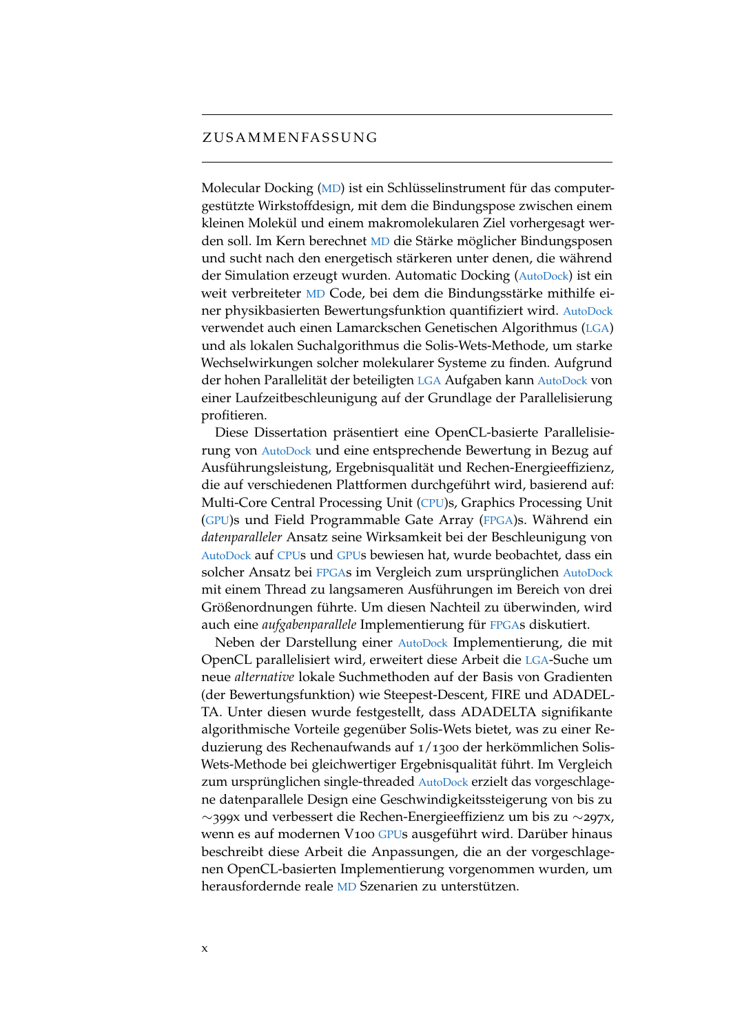# Zusammenfassung

Molecular Docking (MD) ist ein Schlüsselinstrument für das computergestützte Wirkstoffdesign, mit dem die Bindungspose zwischen einem kleinen Molekül und einem makromolekularen Ziel vorhergesagt werden soll. Im Kern berechnet MD die Stärke möglicher Bindungsposen und sucht nach den energetisch stärkeren unter denen, die während der Simulation erzeugt wurden. Automatic Docking (AutoDock) ist ein weit verbreiteter MD Code, bei dem die Bindungsstärke mithilfe einer physikbasierten Bewertungsfunktion quantifiziert wird. AutoDock verwendet auch einen Lamarckschen Genetischen Algorithmus (LGA) und als lokalen Suchalgorithmus die Solis-Wets-Methode, um starke Wechselwirkungen solcher molekularer Systeme zu finden. Aufgrund der hohen Parallelität der beteiligten LGA Aufgaben kann AutoDock von einer Laufzeitbeschleunigung auf der Grundlage der Parallelisierung profitieren.

Diese Dissertation präsentiert eine OpenCL-basierte Parallelisierung von AutoDock und eine entsprechende Bewertung in Bezug auf Ausführungsleistung, Ergebnisqualität und Rechen-Energieeffizienz, die auf verschiedenen Plattformen durchgeführt wird, basierend auf: Multi-Core Central Processing Unit (CPU)s, Graphics Processing Unit (GPU)s und Field Programmable Gate Array (FPGA)s. Während ein *datenparalleler* Ansatz seine Wirksamkeit bei der Beschleunigung von AutoDock auf CPUs und GPUs bewiesen hat, wurde beobachtet, dass ein solcher Ansatz bei FPGAs im Vergleich zum ursprünglichen AutoDock mit einem Thread zu langsameren Ausführungen im Bereich von drei Größenordnungen führte. Um diesen Nachteil zu überwinden, wird auch eine *aufgabenparallele* Implementierung für FPGAs diskutiert.

Neben der Darstellung einer AutoDock Implementierung, die mit OpenCL parallelisiert wird, erweitert diese Arbeit die LGA-Suche um neue *alternative* lokale Suchmethoden auf der Basis von Gradienten (der Bewertungsfunktion) wie Steepest-Descent, FIRE und ADADELTA. Unter diesen wurde festgestellt, dass ADADELTA signifikante algorithmische Vorteile gegenüber Solis-Wets bietet, was zu einer Reduzierung des Rechenaufwands auf 1/1300 der herkömmlichen Solis-Wets-Methode bei gleichwertiger Ergebnisqualität führt. Im Vergleich zum ursprünglichen single-threaded AutoDock erzielt das vorgeschlagene datenparallele Design eine Geschwindigkeitssteigerung von bis zu ∼399x und verbessert die Rechen-Energieeffizienz um bis zu ∼297x, wenn es auf modernen V100 GPUs ausgeführt wird. Darüber hinaus beschreibt diese Arbeit die Anpassungen, die an der vorgeschlagenen OpenCL-basierten Implementierung vorgenommen wurden, um herausfordernde reale MD Szenarien zu unterstützen.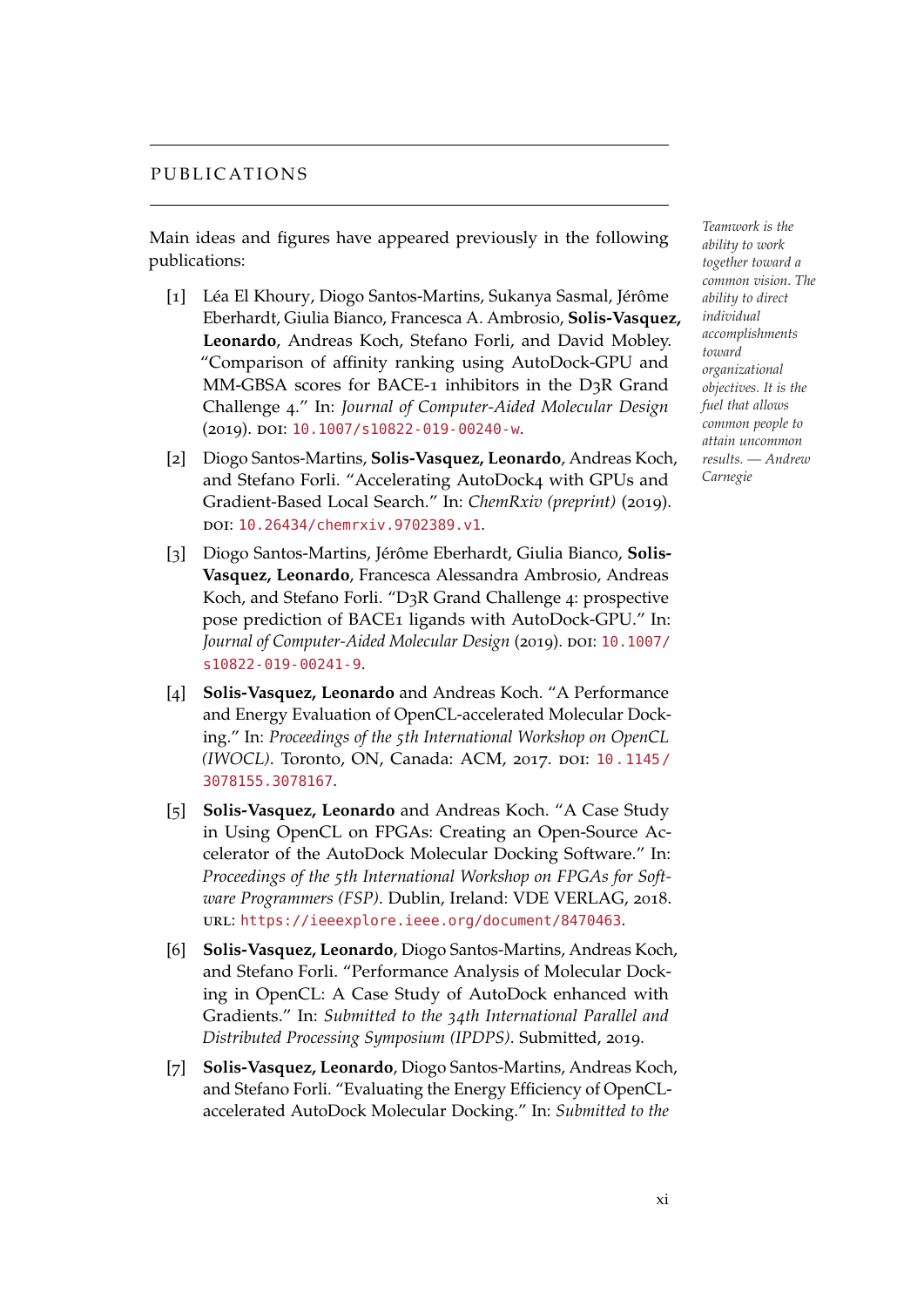# PUBLICATIONS

Main ideas and figures have appeared previously in the following publications:

*Teamwork is the ability to work together toward a common vision. The ability to direct individual accomplishments toward organizational objectives. It is the fuel that allows common people to attain uncommon results. — Andrew Carnegie*

[1] Léa El Khoury, Diogo Santos-Martins, Sukanya Sasmal, Jérôme Eberhardt, Giulia Bianco, Francesca A. Ambrosio, **Solis-Vasquez, Leonardo**, Andreas Koch, Stefano Forli, and David Mobley. "Comparison of affinity ranking using AutoDock-GPU and MM-GBSA scores for BACE-1 inhibitors in the D3R Grand Challenge 4." In: *Journal of Computer-Aided Molecular Design* (2019). DOI: 10.1007/s10822-019-00240-w.

[2] Diogo Santos-Martins, **Solis-Vasquez, Leonardo**, Andreas Koch, and Stefano Forli. "Accelerating AutoDock4 with GPUs and Gradient-Based Local Search." In: *ChemRxiv (preprint)* (2019). DOI: 10.26434/chemrxiv.9702389.v1.

[3] Diogo Santos-Martins, Jérôme Eberhardt, Giulia Bianco, **Solis-Vasquez, Leonardo**, Francesca Alessandra Ambrosio, Andreas Koch, and Stefano Forli. "D3R Grand Challenge 4: prospective pose prediction of BACE1 ligands with AutoDock-GPU." In: *Journal of Computer-Aided Molecular Design* (2019). DOI: 10.1007/s10822-019-00241-9.

[4] **Solis-Vasquez, Leonardo** and Andreas Koch. "A Performance and Energy Evaluation of OpenCL-accelerated Molecular Docking." In: *Proceedings of the 5th International Workshop on OpenCL (IWOCL)*. Toronto, ON, Canada: ACM, 2017. DOI: 10.1145/3078155.3078167.

[5] **Solis-Vasquez, Leonardo** and Andreas Koch. "A Case Study in Using OpenCL on FPGAs: Creating an Open-Source Accelerator of the AutoDock Molecular Docking Software." In: *Proceedings of the 5th International Workshop on FPGAs for Software Programmers (FSP)*. Dublin, Ireland: VDE VERLAG, 2018. URL: https://ieeexplore.ieee.org/document/8470463.

[6] **Solis-Vasquez, Leonardo**, Diogo Santos-Martins, Andreas Koch, and Stefano Forli. "Performance Analysis of Molecular Docking in OpenCL: A Case Study of AutoDock enhanced with Gradients." In: *Submitted to the 34th International Parallel and Distributed Processing Symposium (IPDPS)*. Submitted, 2019.

[7] **Solis-Vasquez, Leonardo**, Diogo Santos-Martins, Andreas Koch, and Stefano Forli. "Evaluating the Energy Efficiency of OpenCL-accelerated AutoDock Molecular Docking." In: *Submitted to the*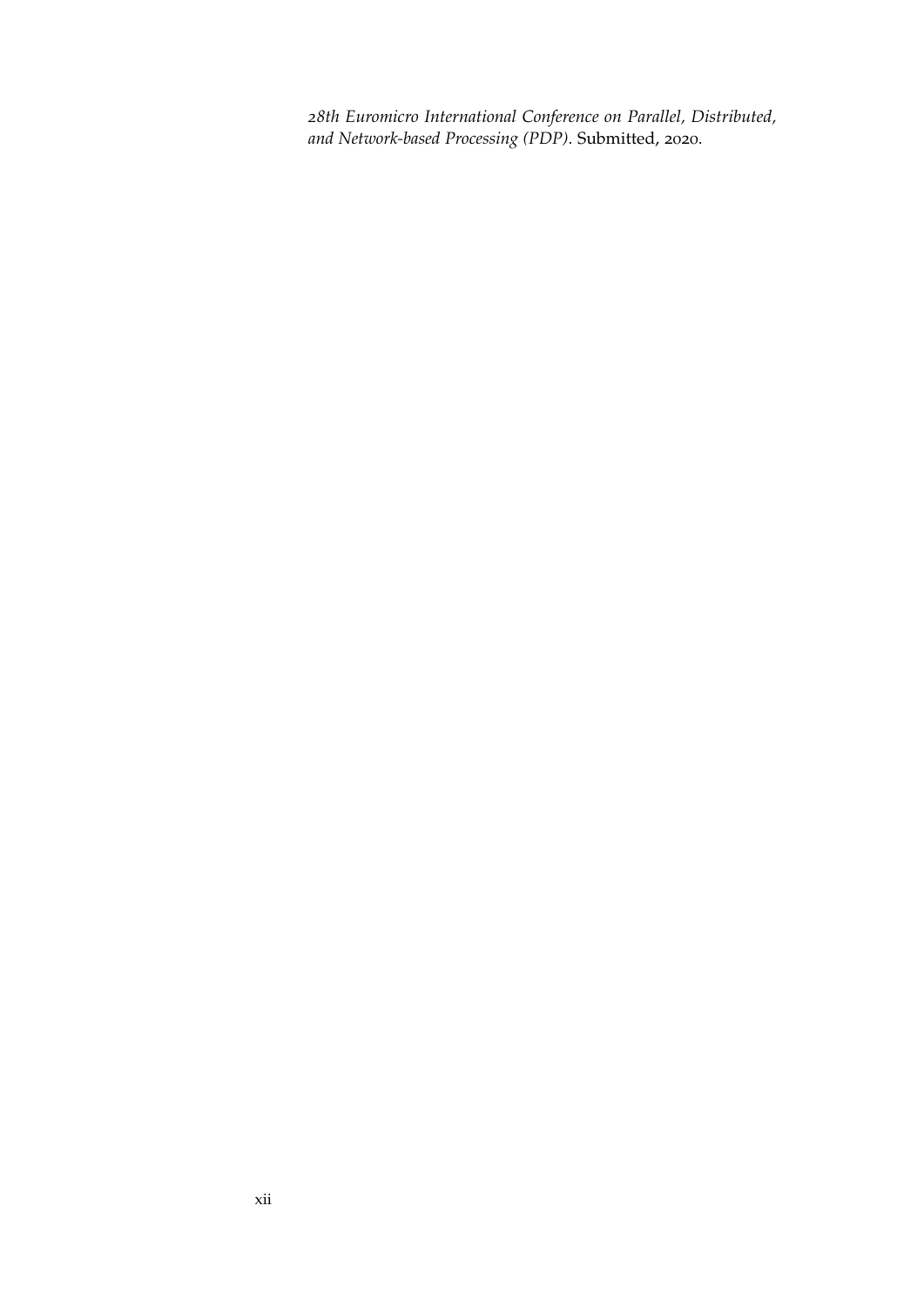*28th Euromicro International Conference on Parallel, Distributed, and Network-based Processing (PDP)*. Submitted, 2020.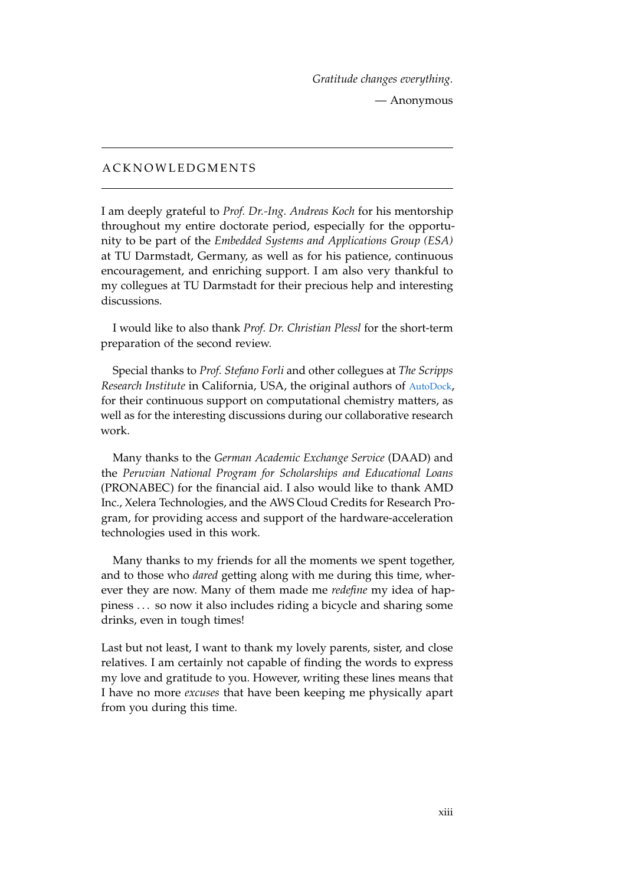*Gratitude changes everything.*

— Anonymous

# ACKNOWLEDGMENTS

I am deeply grateful to *Prof. Dr.-Ing. Andreas Koch* for his mentorship throughout my entire doctorate period, especially for the opportunity to be part of the *Embedded Systems and Applications Group (ESA)* at TU Darmstadt, Germany, as well as for his patience, continuous encouragement, and enriching support. I am also very thankful to my collegues at TU Darmstadt for their precious help and interesting discussions.

I would like to also thank *Prof. Dr. Christian Plessl* for the short-term preparation of the second review.

Special thanks to *Prof. Stefano Forli* and other collegues at *The Scripps Research Institute* in California, USA, the original authors of AutoDock, for their continuous support on computational chemistry matters, as well as for the interesting discussions during our collaborative research work.

Many thanks to the *German Academic Exchange Service* (DAAD) and the *Peruvian National Program for Scholarships and Educational Loans* (PRONABEC) for the financial aid. I also would like to thank AMD Inc., Xelera Technologies, and the AWS Cloud Credits for Research Program, for providing access and support of the hardware-acceleration technologies used in this work.

Many thanks to my friends for all the moments we spent together, and to those who *dared* getting along with me during this time, wherever they are now. Many of them made me *redefine* my idea of happiness ... so now it also includes riding a bicycle and sharing some drinks, even in tough times!

Last but not least, I want to thank my lovely parents, sister, and close relatives. I am certainly not capable of finding the words to express my love and gratitude to you. However, writing these lines means that I have no more *excuses* that have been keeping me physically apart from you during this time.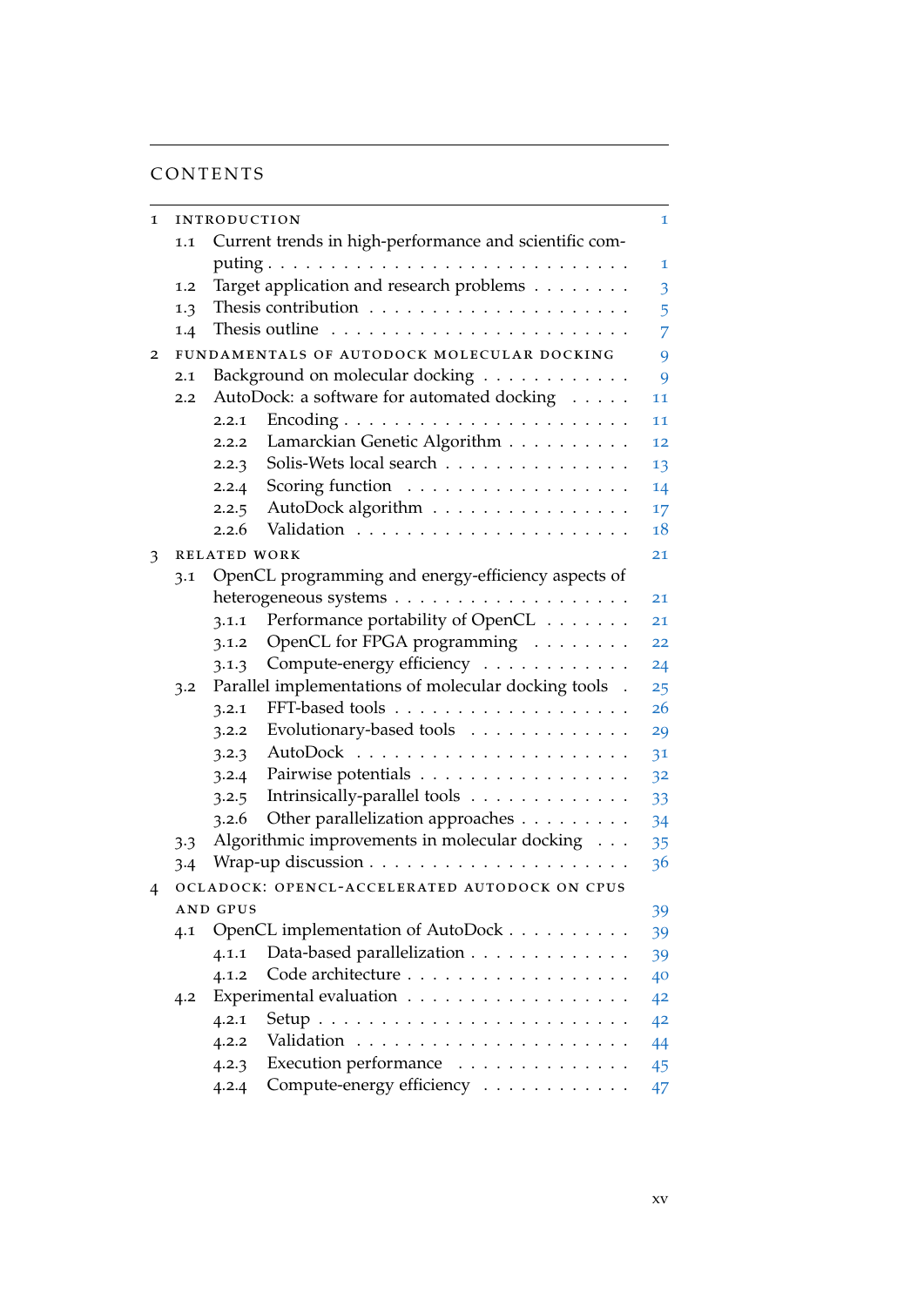# CONTENTS

1 INTRODUCTION 1
  1.1 Current trends in high-performance and scientific computing 1
  1.2 Target application and research problems 3
  1.3 Thesis contribution 5
  1.4 Thesis outline 7

2 FUNDAMENTALS OF AUTODOCK MOLECULAR DOCKING 9
  2.1 Background on molecular docking 9
  2.2 AutoDock: a software for automated docking 11
    2.2.1 Encoding 11
    2.2.2 Lamarckian Genetic Algorithm 12
    2.2.3 Solis-Wets local search 13
    2.2.4 Scoring function 14
    2.2.5 AutoDock algorithm 17
    2.2.6 Validation 18

3 RELATED WORK 21
  3.1 OpenCL programming and energy-efficiency aspects of heterogeneous systems 21
    3.1.1 Performance portability of OpenCL 21
    3.1.2 OpenCL for FPGA programming 22
    3.1.3 Compute-energy efficiency 24
  3.2 Parallel implementations of molecular docking tools 25
    3.2.1 FFT-based tools 26
    3.2.2 Evolutionary-based tools 29
    3.2.3 AutoDock 31
    3.2.4 Pairwise potentials 32
    3.2.5 Intrinsically-parallel tools 33
    3.2.6 Other parallelization approaches 34
  3.3 Algorithmic improvements in molecular docking 35
  3.4 Wrap-up discussion 36

4 OCLADOCK: OPENCL-ACCELERATED AUTODOCK ON CPUS AND GPUS 39
  4.1 OpenCL implementation of AutoDock 39
    4.1.1 Data-based parallelization 39
    4.1.2 Code architecture 40
  4.2 Experimental evaluation 42
    4.2.1 Setup 42
    4.2.2 Validation 44
    4.2.3 Execution performance 45
    4.2.4 Compute-energy efficiency 47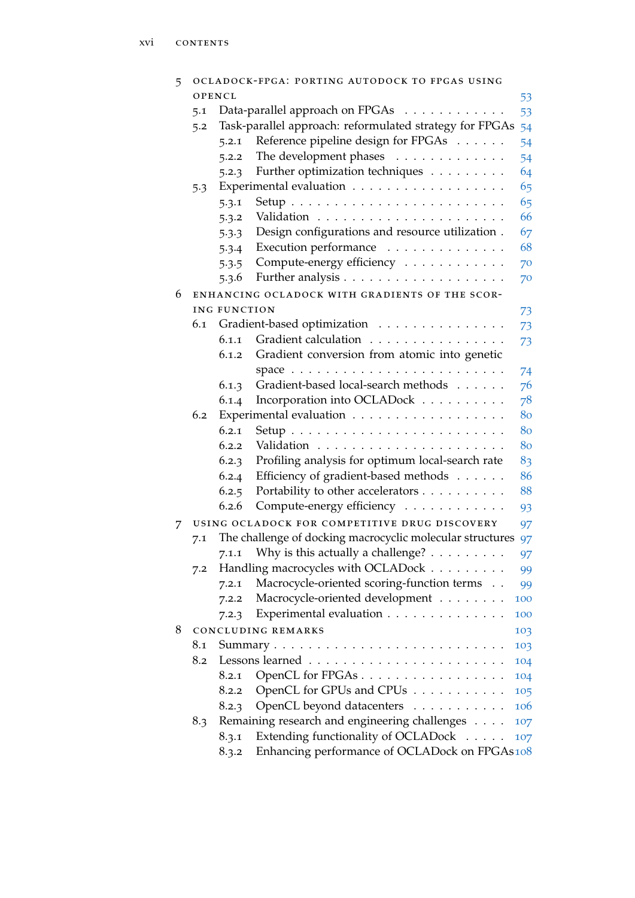5 OCLADOCK-FPGA: PORTING AUTODOCK TO FPGAS USING OPENCL 53
- 5.1 Data-parallel approach on FPGAs 53
- 5.2 Task-parallel approach: reformulated strategy for FPGAs 54
  - 5.2.1 Reference pipeline design for FPGAs 54
  - 5.2.2 The development phases 54
  - 5.2.3 Further optimization techniques 64
- 5.3 Experimental evaluation 65
  - 5.3.1 Setup 65
  - 5.3.2 Validation 66
  - 5.3.3 Design configurations and resource utilization 67
  - 5.3.4 Execution performance 68
  - 5.3.5 Compute-energy efficiency 70
  - 5.3.6 Further analysis 70

6 ENHANCING OCLADOCK WITH GRADIENTS OF THE SCORING FUNCTION 73
- 6.1 Gradient-based optimization 73
  - 6.1.1 Gradient calculation 73
  - 6.1.2 Gradient conversion from atomic into genetic space 74
  - 6.1.3 Gradient-based local-search methods 76
  - 6.1.4 Incorporation into OCLADock 78
- 6.2 Experimental evaluation 80
  - 6.2.1 Setup 80
  - 6.2.2 Validation 80
  - 6.2.3 Profiling analysis for optimum local-search rate 83
  - 6.2.4 Efficiency of gradient-based methods 86
  - 6.2.5 Portability to other accelerators 88
  - 6.2.6 Compute-energy efficiency 93

7 USING OCLADOCK FOR COMPETITIVE DRUG DISCOVERY 97
- 7.1 The challenge of docking macrocyclic molecular structures 97
  - 7.1.1 Why is this actually a challenge? 97
- 7.2 Handling macrocycles with OCLADock 99
  - 7.2.1 Macrocycle-oriented scoring-function terms 99
  - 7.2.2 Macrocycle-oriented development 100
  - 7.2.3 Experimental evaluation 100

8 CONCLUDING REMARKS 103
- 8.1 Summary 103
- 8.2 Lessons learned 104
  - 8.2.1 OpenCL for FPGAs 104
  - 8.2.2 OpenCL for GPUs and CPUs 105
  - 8.2.3 OpenCL beyond datacenters 106
- 8.3 Remaining research and engineering challenges 107
  - 8.3.1 Extending functionality of OCLADock 107
  - 8.3.2 Enhancing performance of OCLADock on FPGAs 108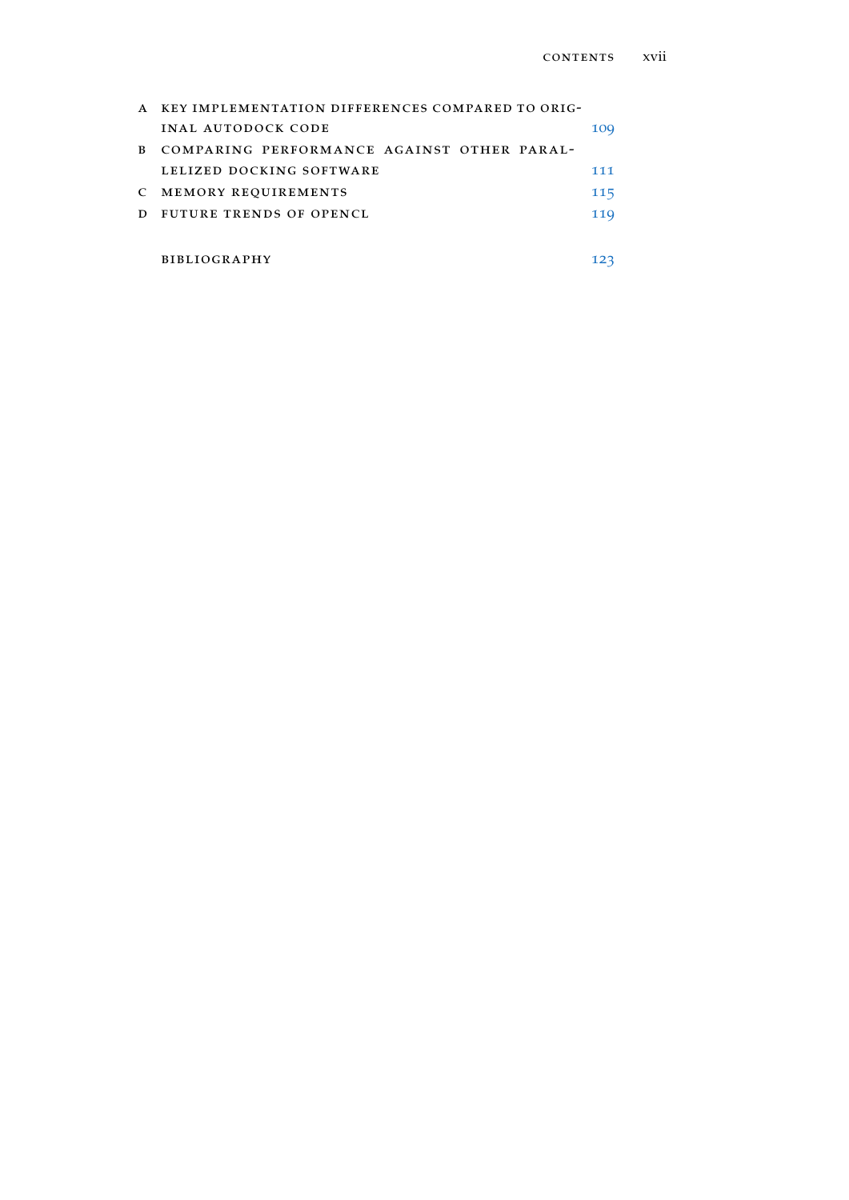A KEY IMPLEMENTATION DIFFERENCES COMPARED TO ORIGINAL AUTODOCK CODE 109

B COMPARING PERFORMANCE AGAINST OTHER PARALLELIZED DOCKING SOFTWARE 111

C MEMORY REQUIREMENTS 115

D FUTURE TRENDS OF OPENCL 119

BIBLIOGRAPHY 123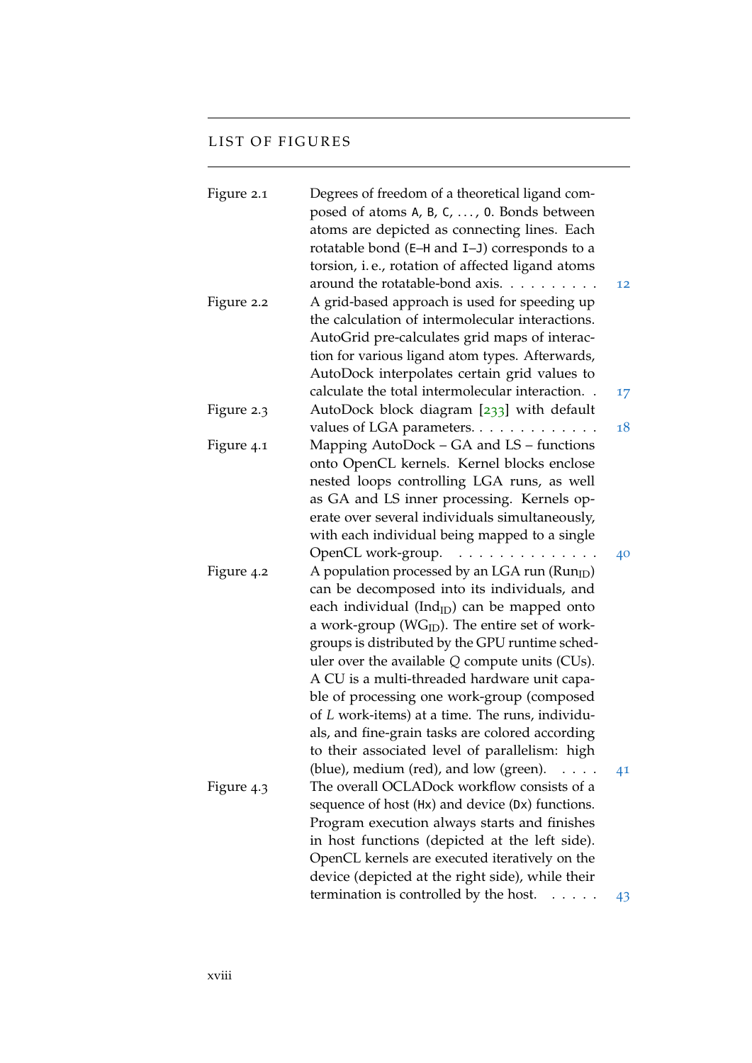# LIST OF FIGURES

| | | |
|---|---|---|
| Figure 2.1 | Degrees of freedom of a theoretical ligand composed of atoms A, B, C, ..., O. Bonds between atoms are depicted as connecting lines. Each rotatable bond (E–H and I–J) corresponds to a torsion, i. e., rotation of affected ligand atoms around the rotatable-bond axis. | 12 |
| Figure 2.2 | A grid-based approach is used for speeding up the calculation of intermolecular interactions. AutoGrid pre-calculates grid maps of interaction for various ligand atom types. Afterwards, AutoDock interpolates certain grid values to calculate the total intermolecular interaction. | 17 |
| Figure 2.3 | AutoDock block diagram [233] with default values of LGA parameters. | 18 |
| Figure 4.1 | Mapping AutoDock – GA and LS – functions onto OpenCL kernels. Kernel blocks enclose nested loops controlling LGA runs, as well as GA and LS inner processing. Kernels operate over several individuals simultaneously, with each individual being mapped to a single OpenCL work-group. | 40 |
| Figure 4.2 | A population processed by an LGA run ($\text{Run}_{\text{ID}}$) can be decomposed into its individuals, and each individual ($\text{Ind}_{\text{ID}}$) can be mapped onto a work-group ($\text{WG}_{\text{ID}}$). The entire set of work-groups is distributed by the GPU runtime scheduler over the available $Q$ compute units (CUs). A CU is a multi-threaded hardware unit capable of processing one work-group (composed of $L$ work-items) at a time. The runs, individuals, and fine-grain tasks are colored according to their associated level of parallelism: high (blue), medium (red), and low (green). | 41 |
| Figure 4.3 | The overall OCLADock workflow consists of a sequence of host (Hx) and device (Dx) functions. Program execution always starts and finishes in host functions (depicted at the left side). OpenCL kernels are executed iteratively on the device (depicted at the right side), while their termination is controlled by the host. | 43 |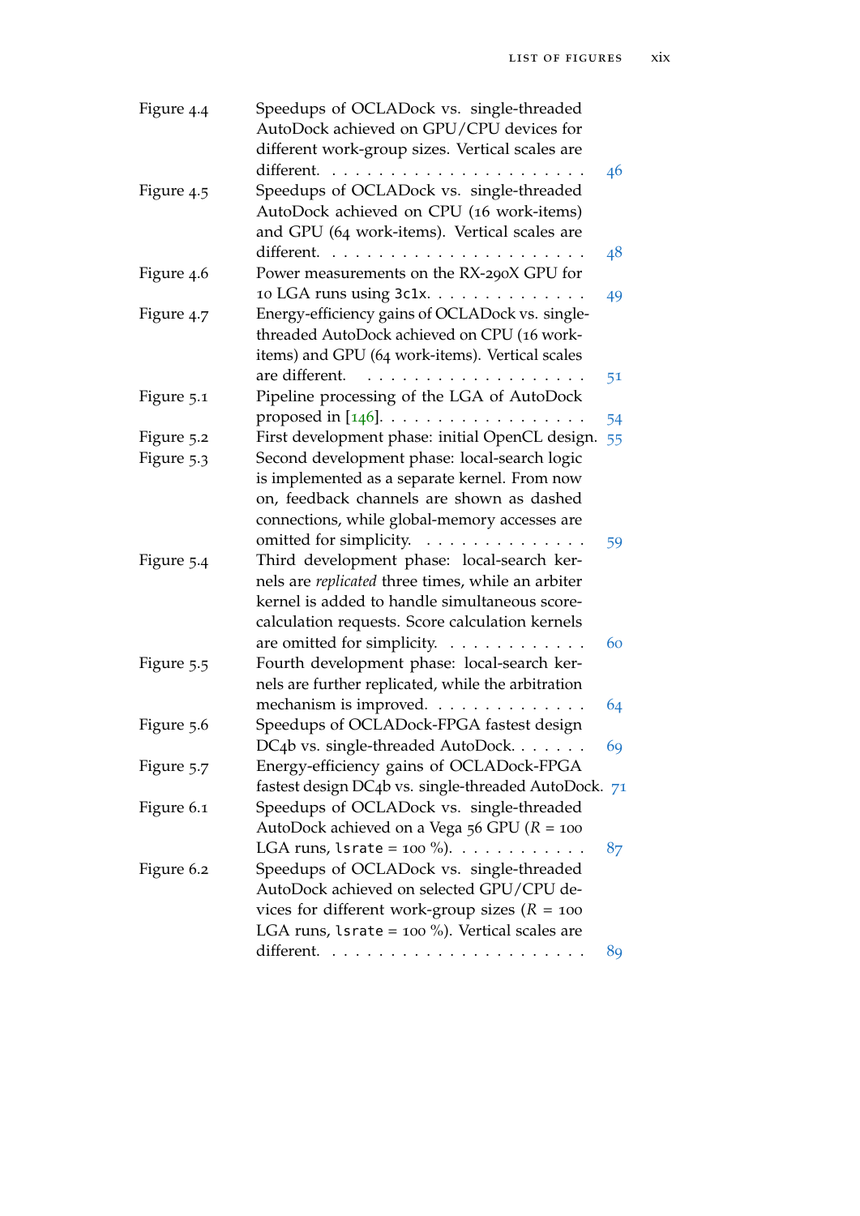| | | |
|---|---|---|
| Figure 4.4 | Speedups of OCLADock vs. single-threaded AutoDock achieved on GPU/CPU devices for different work-group sizes. Vertical scales are different. | 46 |
| Figure 4.5 | Speedups of OCLADock vs. single-threaded AutoDock achieved on CPU (16 work-items) and GPU (64 work-items). Vertical scales are different. | 48 |
| Figure 4.6 | Power measurements on the RX-290X GPU for 10 LGA runs using `3c1x`. | 49 |
| Figure 4.7 | Energy-efficiency gains of OCLADock vs. single-threaded AutoDock achieved on CPU (16 work-items) and GPU (64 work-items). Vertical scales are different. | 51 |
| Figure 5.1 | Pipeline processing of the LGA of AutoDock proposed in [146]. | 54 |
| Figure 5.2 | First development phase: initial OpenCL design. | 55 |
| Figure 5.3 | Second development phase: local-search logic is implemented as a separate kernel. From now on, feedback channels are shown as dashed connections, while global-memory accesses are omitted for simplicity. | 59 |
| Figure 5.4 | Third development phase: local-search kernels are *replicated* three times, while an arbiter kernel is added to handle simultaneous score-calculation requests. Score calculation kernels are omitted for simplicity. | 60 |
| Figure 5.5 | Fourth development phase: local-search kernels are further replicated, while the arbitration mechanism is improved. | 64 |
| Figure 5.6 | Speedups of OCLADock-FPGA fastest design DC4b vs. single-threaded AutoDock. | 69 |
| Figure 5.7 | Energy-efficiency gains of OCLADock-FPGA fastest design DC4b vs. single-threaded AutoDock. | 71 |
| Figure 6.1 | Speedups of OCLADock vs. single-threaded AutoDock achieved on a Vega 56 GPU ($R$ = 100 LGA runs, `lsrate` = 100 %). | 87 |
| Figure 6.2 | Speedups of OCLADock vs. single-threaded AutoDock achieved on selected GPU/CPU devices for different work-group sizes ($R$ = 100 LGA runs, `lsrate` = 100 %). Vertical scales are different. | 89 |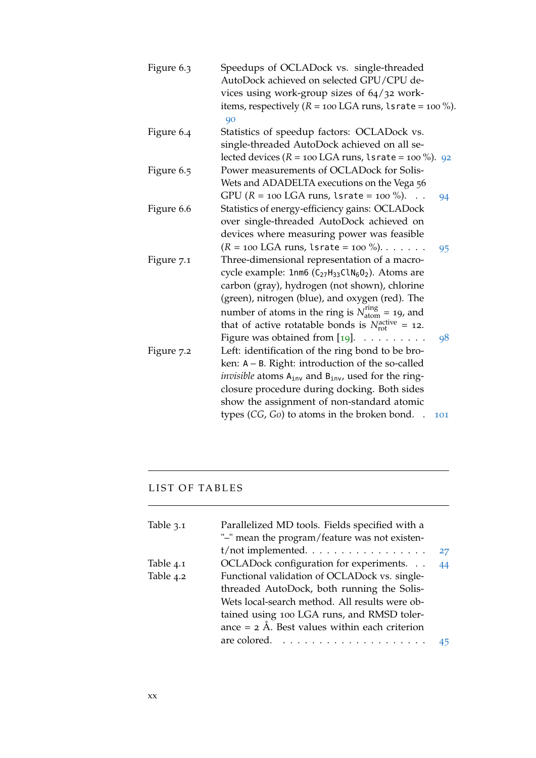| | | |
|---|---|---|
| Figure 6.3 | Speedups of OCLADock vs. single-threaded AutoDock achieved on selected GPU/CPU devices using work-group sizes of 64/32 work-items, respectively ($R$ = 100 LGA runs, `lsrate` = 100 %). | 90 |
| Figure 6.4 | Statistics of speedup factors: OCLADock vs. single-threaded AutoDock achieved on all selected devices ($R$ = 100 LGA runs, `lsrate` = 100 %). | 92 |
| Figure 6.5 | Power measurements of OCLADock for Solis-Wets and ADADELTA executions on the Vega 56 GPU ($R$ = 100 LGA runs, `lsrate` = 100 %). | 94 |
| Figure 6.6 | Statistics of energy-efficiency gains: OCLADock over single-threaded AutoDock achieved on devices where measuring power was feasible ($R$ = 100 LGA runs, `lsrate` = 100 %). | 95 |
| Figure 7.1 | Three-dimensional representation of a macrocycle example: `1nm6` ($C_{27}H_{33}ClN_6O_2$). Atoms are carbon (gray), hydrogen (not shown), chlorine (green), nitrogen (blue), and oxygen (red). The number of atoms in the ring is $N_{atom}^{ring} = 19$, and that of active rotatable bonds is $N_{rot}^{active} = 12$. Figure was obtained from [19]. | 98 |
| Figure 7.2 | Left: identification of the ring bond to be broken: `A – B`. Right: introduction of the so-called *invisible* atoms $A_{inv}$ and $B_{inv}$, used for the ring-closure procedure during docking. Both sides show the assignment of non-standard atomic types (*CG*, *Go*) to atoms in the broken bond. | 101 |

# LIST OF TABLES

| | | |
|---|---|---|
| Table 3.1 | Parallelized MD tools. Fields specified with a "–" mean the program/feature was not existent/not implemented. | 27 |
| Table 4.1 | OCLADock configuration for experiments. | 44 |
| Table 4.2 | Functional validation of OCLADock vs. single-threaded AutoDock, both running the Solis-Wets local-search method. All results were obtained using 100 LGA runs, and RMSD tolerance = 2 Å. Best values within each criterion are colored. | 45 |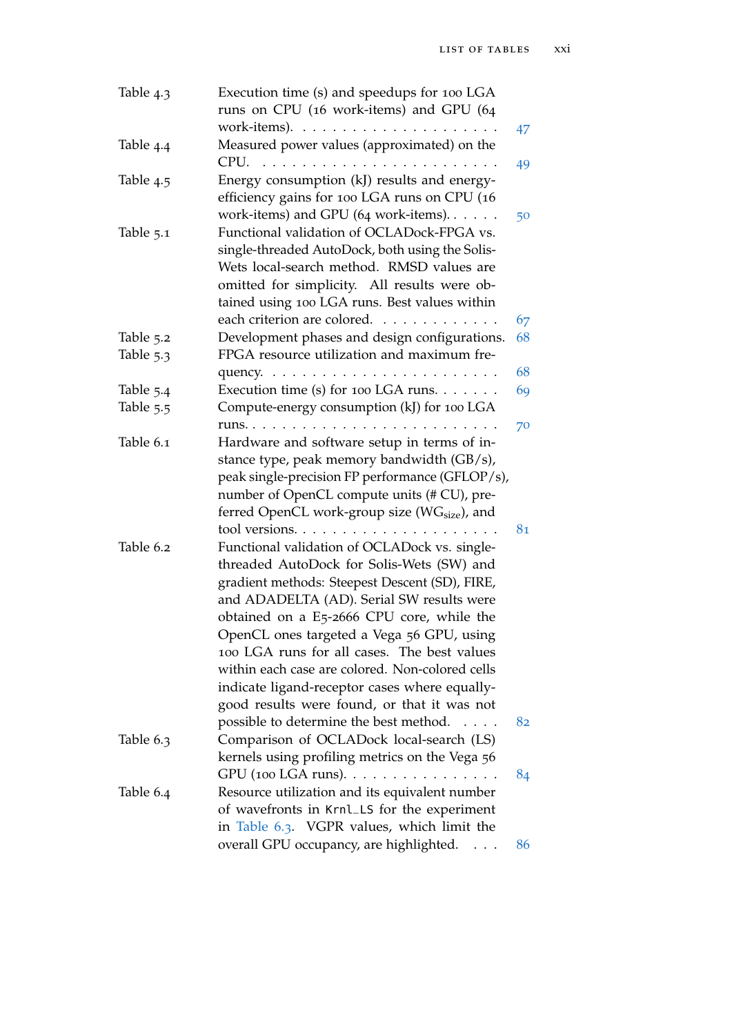| | | |
|---|---|---|
| Table 4.3 | Execution time (s) and speedups for 100 LGA runs on CPU (16 work-items) and GPU (64 work-items). | 47 |
| Table 4.4 | Measured power values (approximated) on the CPU. | 49 |
| Table 4.5 | Energy consumption (kJ) results and energy-efficiency gains for 100 LGA runs on CPU (16 work-items) and GPU (64 work-items). | 50 |
| Table 5.1 | Functional validation of OCLADock-FPGA vs. single-threaded AutoDock, both using the Solis-Wets local-search method. RMSD values are omitted for simplicity. All results were obtained using 100 LGA runs. Best values within each criterion are colored. | 67 |
| Table 5.2 | Development phases and design configurations. | 68 |
| Table 5.3 | FPGA resource utilization and maximum frequency. | 68 |
| Table 5.4 | Execution time (s) for 100 LGA runs. | 69 |
| Table 5.5 | Compute-energy consumption (kJ) for 100 LGA runs. | 70 |
| Table 6.1 | Hardware and software setup in terms of instance type, peak memory bandwidth (GB/s), peak single-precision FP performance (GFLOP/s), number of OpenCL compute units (# CU), preferred OpenCL work-group size ($WG_{size}$), and tool versions. | 81 |
| Table 6.2 | Functional validation of OCLADock vs. single-threaded AutoDock for Solis-Wets (SW) and gradient methods: Steepest Descent (SD), FIRE, and ADADELTA (AD). Serial SW results were obtained on a E5-2666 CPU core, while the OpenCL ones targeted a Vega 56 GPU, using 100 LGA runs for all cases. The best values within each case are colored. Non-colored cells indicate ligand-receptor cases where equally-good results were found, or that it was not possible to determine the best method. | 82 |
| Table 6.3 | Comparison of OCLADock local-search (LS) kernels using profiling metrics on the Vega 56 GPU (100 LGA runs). | 84 |
| Table 6.4 | Resource utilization and its equivalent number of wavefronts in `Krnl_LS` for the experiment in Table 6.3. VGPR values, which limit the overall GPU occupancy, are highlighted. | 86 |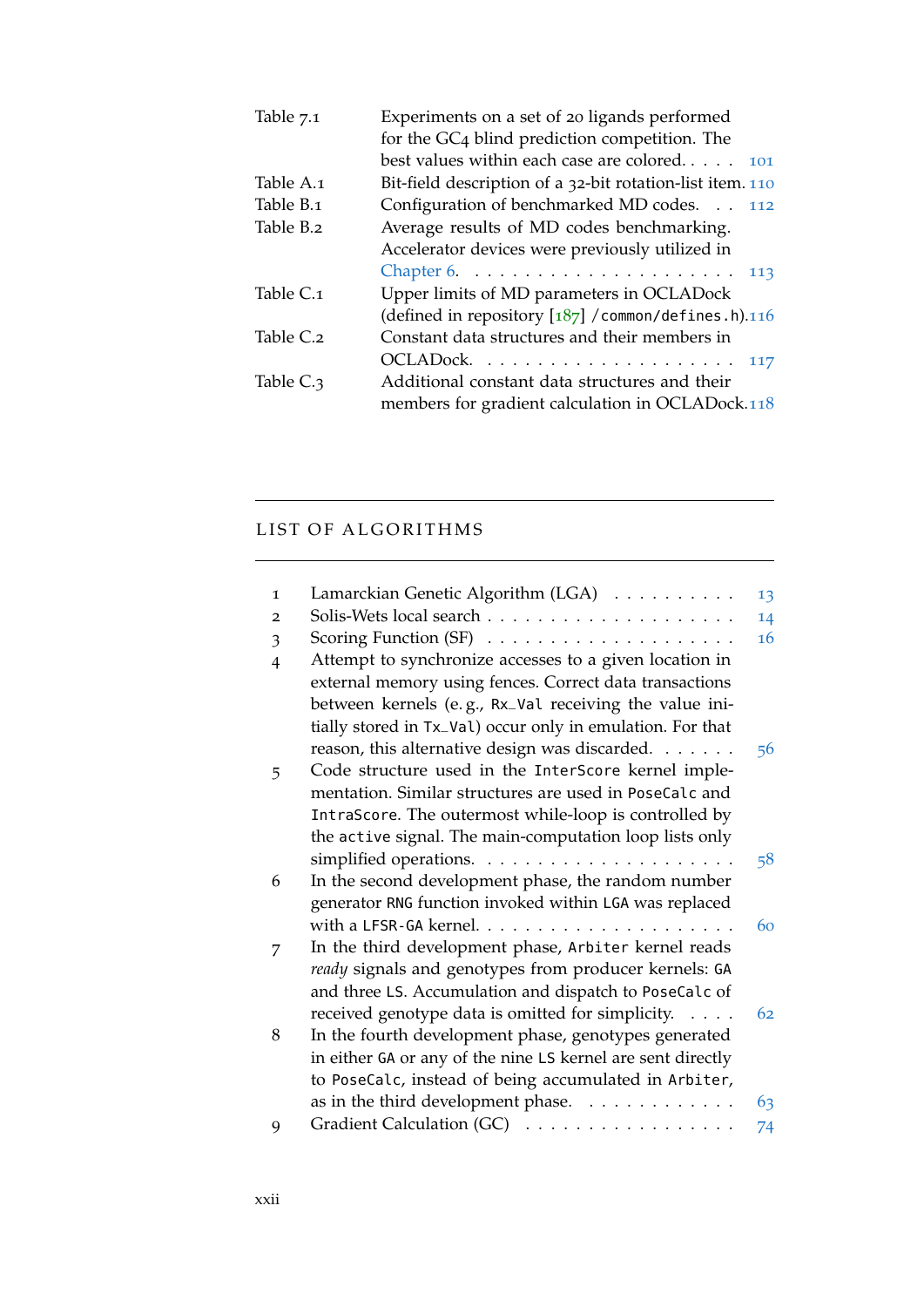| | | |
|---|---|---|
| Table 7.1 | Experiments on a set of 20 ligands performed for the GC4 blind prediction competition. The best values within each case are colored. | 101 |
| Table A.1 | Bit-field description of a 32-bit rotation-list item. | 110 |
| Table B.1 | Configuration of benchmarked MD codes. | 112 |
| Table B.2 | Average results of MD codes benchmarking. Accelerator devices were previously utilized in Chapter 6. | 113 |
| Table C.1 | Upper limits of MD parameters in OCLADock (defined in repository [187] `/common/defines.h`). | 116 |
| Table C.2 | Constant data structures and their members in OCLADock. | 117 |
| Table C.3 | Additional constant data structures and their members for gradient calculation in OCLADock. | 118 |

## LIST OF ALGORITHMS

| | | |
|---|---|---|
| 1 | Lamarckian Genetic Algorithm (LGA) | 13 |
| 2 | Solis-Wets local search | 14 |
| 3 | Scoring Function (SF) | 16 |
| 4 | Attempt to synchronize accesses to a given location in external memory using fences. Correct data transactions between kernels (e. g., `Rx_Val` receiving the value initially stored in `Tx_Val`) occur only in emulation. For that reason, this alternative design was discarded. | 56 |
| 5 | Code structure used in the `InterScore` kernel implementation. Similar structures are used in `PoseCalc` and `IntraScore`. The outermost while-loop is controlled by the `active` signal. The main-computation loop lists only simplified operations. | 58 |
| 6 | In the second development phase, the random number generator `RNG` function invoked within `LGA` was replaced with a `LFSR-GA` kernel. | 60 |
| 7 | In the third development phase, `Arbiter` kernel reads *ready* signals and genotypes from producer kernels: `GA` and three `LS`. Accumulation and dispatch to `PoseCalc` of received genotype data is omitted for simplicity. | 62 |
| 8 | In the fourth development phase, genotypes generated in either `GA` or any of the nine `LS` kernel are sent directly to `PoseCalc`, instead of being accumulated in `Arbiter`, as in the third development phase. | 63 |
| 9 | Gradient Calculation (GC) | 74 |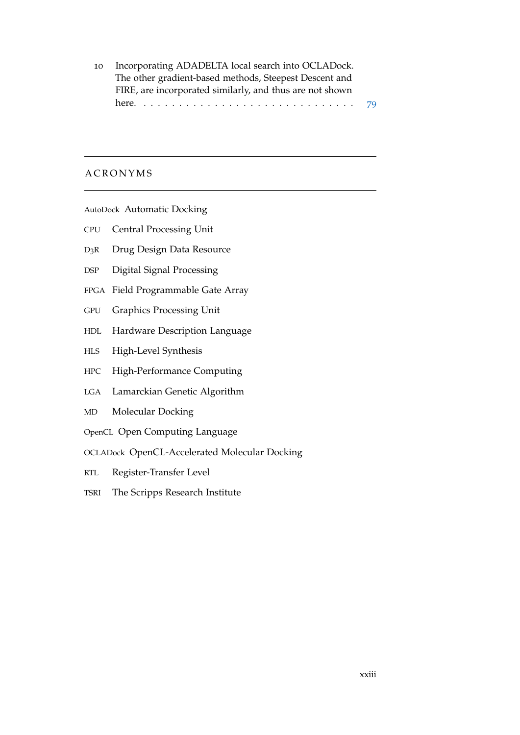10 Incorporating ADADELTA local search into OCLADock. The other gradient-based methods, Steepest Descent and FIRE, are incorporated similarly, and thus are not shown here. . . . . . . . . . . . . . . . . . . . . . . . . . . . . . 79

## ACRONYMS

AutoDock Automatic Docking

CPU Central Processing Unit

D3R Drug Design Data Resource

DSP Digital Signal Processing

FPGA Field Programmable Gate Array

GPU Graphics Processing Unit

HDL Hardware Description Language

HLS High-Level Synthesis

HPC High-Performance Computing

LGA Lamarckian Genetic Algorithm

MD Molecular Docking

OpenCL Open Computing Language

OCLADock OpenCL-Accelerated Molecular Docking

RTL Register-Transfer Level

TSRI The Scripps Research Institute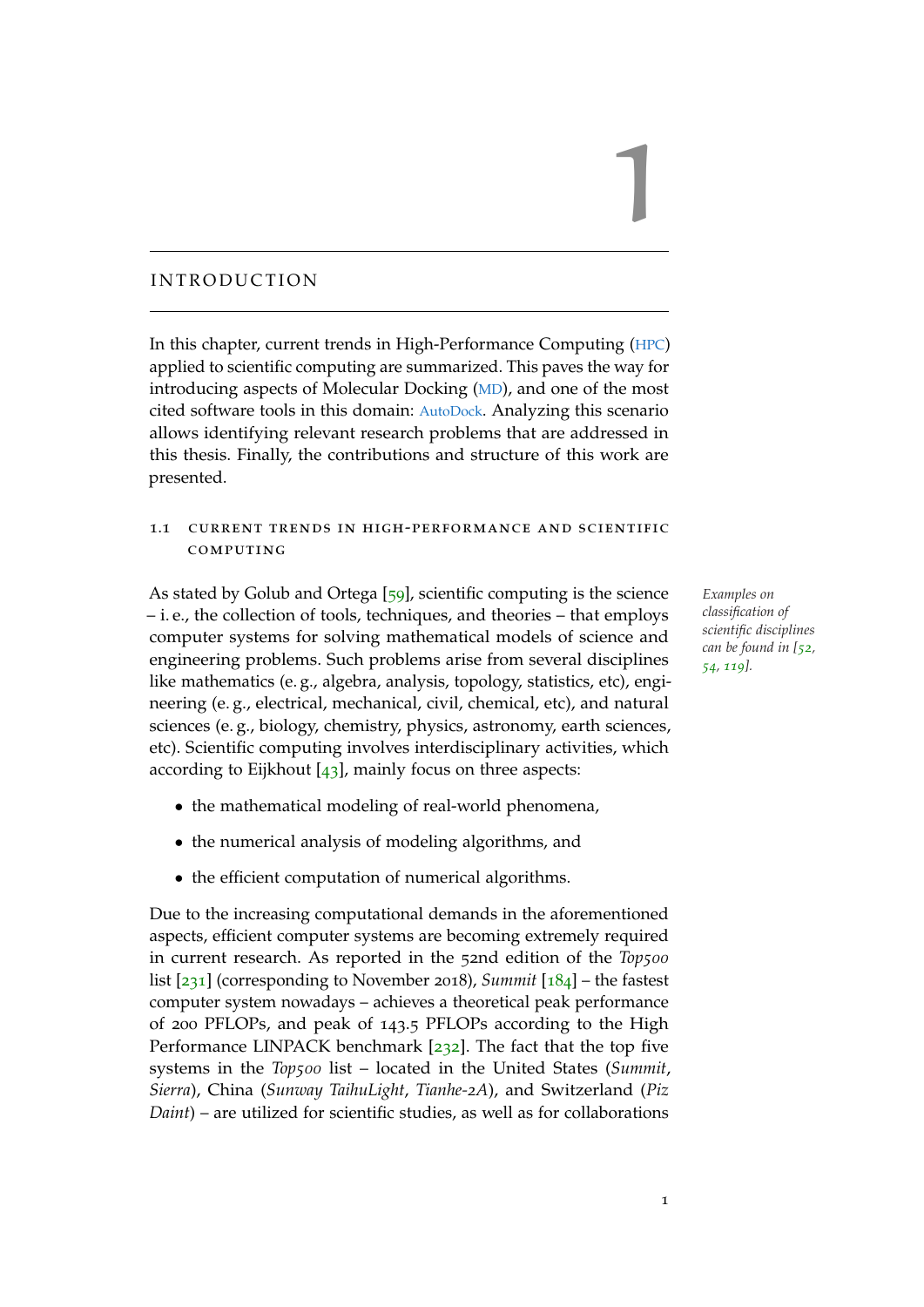# 1

## INTRODUCTION

In this chapter, current trends in High-Performance Computing (HPC) applied to scientific computing are summarized. This paves the way for introducing aspects of Molecular Docking (MD), and one of the most cited software tools in this domain: AutoDock. Analyzing this scenario allows identifying relevant research problems that are addressed in this thesis. Finally, the contributions and structure of this work are presented.

### 1.1 CURRENT TRENDS IN HIGH-PERFORMANCE AND SCIENTIFIC COMPUTING

As stated by Golub and Ortega [59], scientific computing is the science – i. e., the collection of tools, techniques, and theories – that employs computer systems for solving mathematical models of science and engineering problems. Such problems arise from several disciplines like mathematics (e. g., algebra, analysis, topology, statistics, etc), engineering (e. g., electrical, mechanical, civil, chemical, etc), and natural sciences (e. g., biology, chemistry, physics, astronomy, earth sciences, etc). Scientific computing involves interdisciplinary activities, which according to Eijkhout [43], mainly focus on three aspects:

*Examples on classification of scientific disciplines can be found in [52, 54, 119].*

- the mathematical modeling of real-world phenomena,
- the numerical analysis of modeling algorithms, and
- the efficient computation of numerical algorithms.

Due to the increasing computational demands in the aforementioned aspects, efficient computer systems are becoming extremely required in current research. As reported in the 52nd edition of the *Top500* list [231] (corresponding to November 2018), *Summit* [184] – the fastest computer system nowadays – achieves a theoretical peak performance of 200 PFLOPs, and peak of 143.5 PFLOPs according to the High Performance LINPACK benchmark [232]. The fact that the top five systems in the *Top500* list – located in the United States (*Summit*, *Sierra*), China (*Sunway TaihuLight*, *Tianhe-2A*), and Switzerland (*Piz Daint*) – are utilized for scientific studies, as well as for collaborations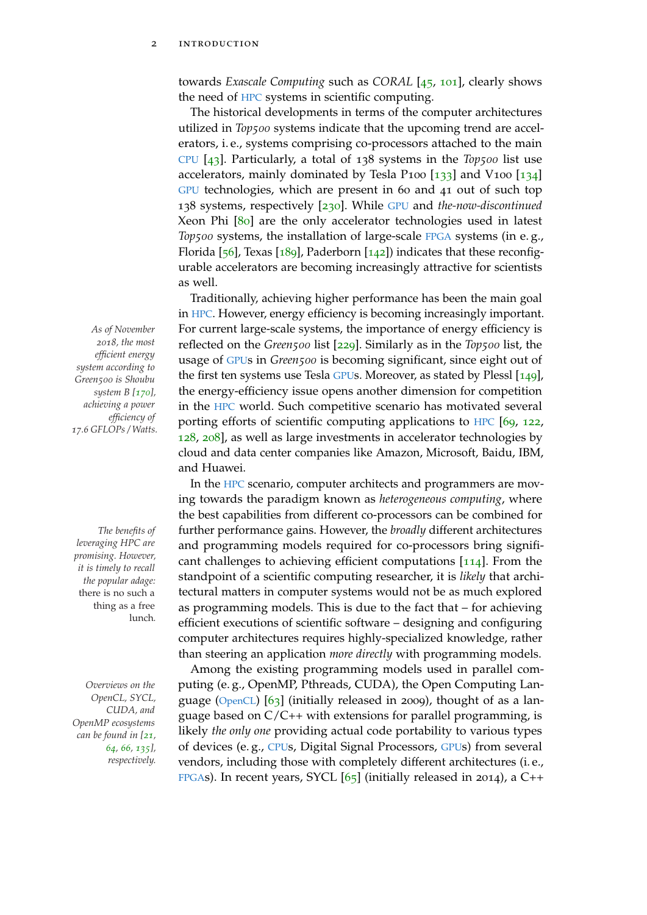towards *Exascale Computing* such as *CORAL* [45, 101], clearly shows the need of HPC systems in scientific computing.

The historical developments in terms of the computer architectures utilized in *Top500* systems indicate that the upcoming trend are accelerators, i. e., systems comprising co-processors attached to the main CPU [43]. Particularly, a total of 138 systems in the *Top500* list use accelerators, mainly dominated by Tesla P100 [133] and V100 [134] GPU technologies, which are present in 60 and 41 out of such top 138 systems, respectively [230]. While GPU and *the-now-discontinued* Xeon Phi [80] are the only accelerator technologies used in latest *Top500* systems, the installation of large-scale FPGA systems (in e. g., Florida [56], Texas [189], Paderborn [142]) indicates that these reconfigurable accelerators are becoming increasingly attractive for scientists as well.

Traditionally, achieving higher performance has been the main goal in HPC. However, energy efficiency is becoming increasingly important. For current large-scale systems, the importance of energy efficiency is reflected on the *Green500* list [229]. Similarly as in the *Top500* list, the usage of GPUs in *Green500* is becoming significant, since eight out of the first ten systems use Tesla GPUs. Moreover, as stated by Plessl [149], the energy-efficiency issue opens another dimension for competition in the HPC world. Such competitive scenario has motivated several porting efforts of scientific computing applications to HPC [69, 122, 128, 208], as well as large investments in accelerator technologies by cloud and data center companies like Amazon, Microsoft, Baidu, IBM, and Huawei.

*As of November 2018, the most efficient energy system according to Green500 is Shoubu system B [170], achieving a power efficiency of 17.6 GFLOPs / Watts.*

In the HPC scenario, computer architects and programmers are moving towards the paradigm known as *heterogeneous computing*, where the best capabilities from different co-processors can be combined for further performance gains. However, the *broadly* different architectures and programming models required for co-processors bring significant challenges to achieving efficient computations [114]. From the standpoint of a scientific computing researcher, it is *likely* that architectural matters in computer systems would not be as much explored as programming models. This is due to the fact that – for achieving efficient executions of scientific software – designing and configuring computer architectures requires highly-specialized knowledge, rather than steering an application *more directly* with programming models.

*The benefits of leveraging HPC are promising. However, it is timely to recall the popular adage:* there is no such a thing as a free lunch.

Among the existing programming models used in parallel computing (e. g., OpenMP, Pthreads, CUDA), the Open Computing Language (OpenCL) [63] (initially released in 2009), thought of as a language based on C/C++ with extensions for parallel programming, is likely *the only one* providing actual code portability to various types of devices (e. g., CPUs, Digital Signal Processors, GPUs) from several vendors, including those with completely different architectures (i. e., FPGAs). In recent years, SYCL [65] (initially released in 2014), a C++

*Overviews on the OpenCL, SYCL, CUDA, and OpenMP ecosystems can be found in [21, 64, 66, 135], respectively.*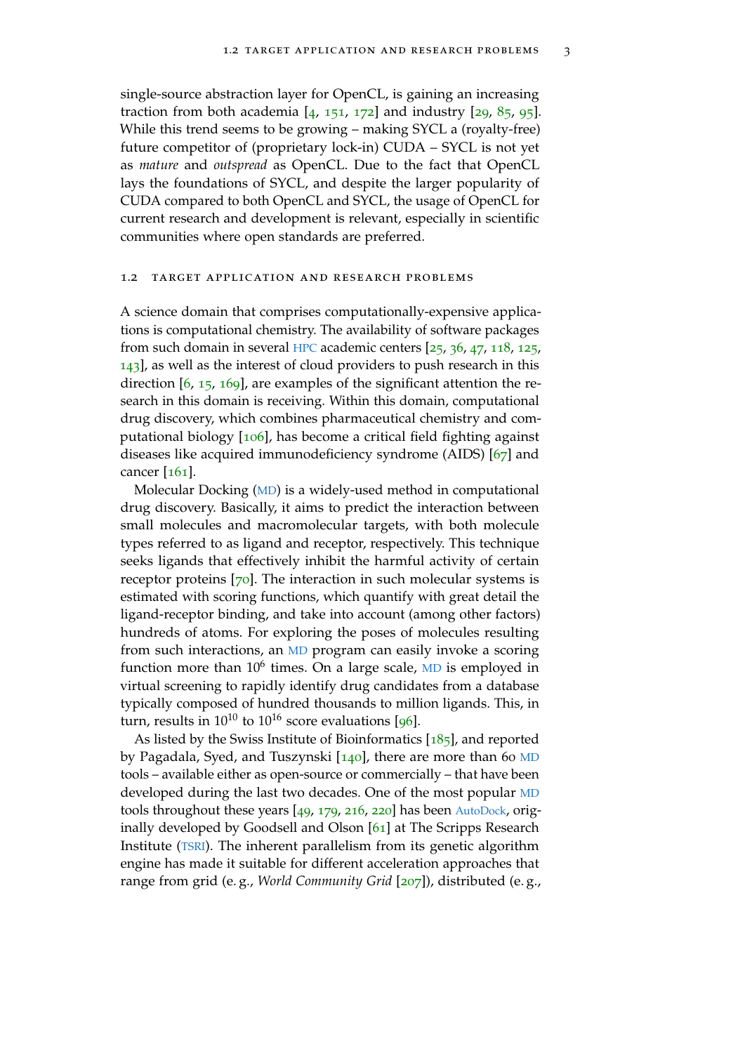single-source abstraction layer for OpenCL, is gaining an increasing traction from both academia [4, 151, 172] and industry [29, 85, 95]. While this trend seems to be growing – making SYCL a (royalty-free) future competitor of (proprietary lock-in) CUDA – SYCL is not yet as *mature* and *outspread* as OpenCL. Due to the fact that OpenCL lays the foundations of SYCL, and despite the larger popularity of CUDA compared to both OpenCL and SYCL, the usage of OpenCL for current research and development is relevant, especially in scientific communities where open standards are preferred.

## 1.2 Target application and research problems

A science domain that comprises computationally-expensive applications is computational chemistry. The availability of software packages from such domain in several HPC academic centers [25, 36, 47, 118, 125, 143], as well as the interest of cloud providers to push research in this direction [6, 15, 169], are examples of the significant attention the research in this domain is receiving. Within this domain, computational drug discovery, which combines pharmaceutical chemistry and computational biology [106], has become a critical field fighting against diseases like acquired immunodeficiency syndrome (AIDS) [67] and cancer [161].

Molecular Docking (MD) is a widely-used method in computational drug discovery. Basically, it aims to predict the interaction between small molecules and macromolecular targets, with both molecule types referred to as ligand and receptor, respectively. This technique seeks ligands that effectively inhibit the harmful activity of certain receptor proteins [70]. The interaction in such molecular systems is estimated with scoring functions, which quantify with great detail the ligand-receptor binding, and take into account (among other factors) hundreds of atoms. For exploring the poses of molecules resulting from such interactions, an MD program can easily invoke a scoring function more than $10^6$ times. On a large scale, MD is employed in virtual screening to rapidly identify drug candidates from a database typically composed of hundred thousands to million ligands. This, in turn, results in $10^{10}$ to $10^{16}$ score evaluations [96].

As listed by the Swiss Institute of Bioinformatics [185], and reported by Pagadala, Syed, and Tuszynski [140], there are more than 60 MD tools – available either as open-source or commercially – that have been developed during the last two decades. One of the most popular MD tools throughout these years [49, 179, 216, 220] has been AutoDock, originally developed by Goodsell and Olson [61] at The Scripps Research Institute (TSRI). The inherent parallelism from its genetic algorithm engine has made it suitable for different acceleration approaches that range from grid (e. g., *World Community Grid* [207]), distributed (e. g.,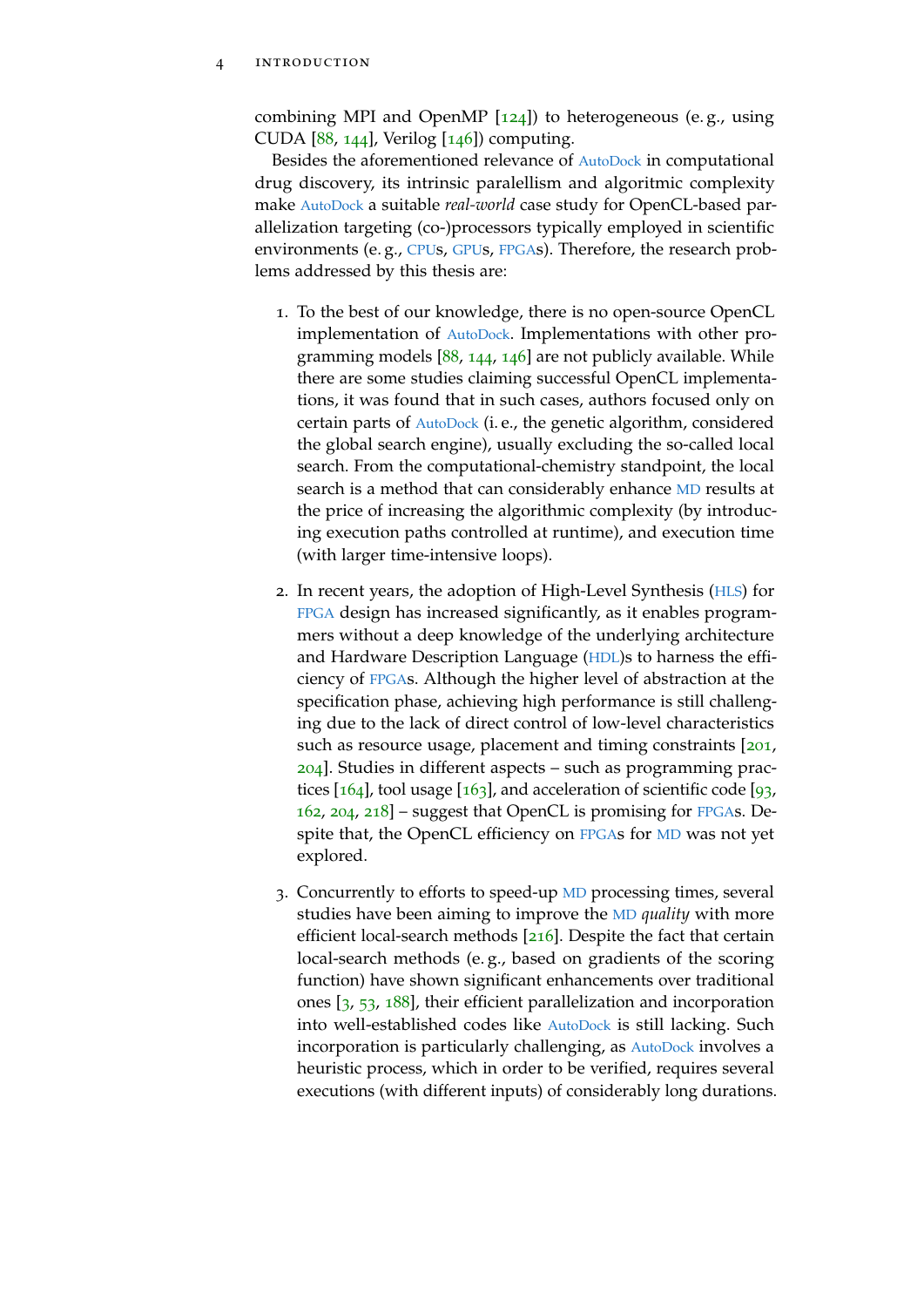combining MPI and OpenMP [124]) to heterogeneous (e. g., using CUDA [88, 144], Verilog [146]) computing.

Besides the aforementioned relevance of AutoDock in computational drug discovery, its intrinsic paralellism and algoritmic complexity make AutoDock a suitable *real-world* case study for OpenCL-based parallelization targeting (co-)processors typically employed in scientific environments (e. g., CPUs, GPUs, FPGAs). Therefore, the research problems addressed by this thesis are:

1. To the best of our knowledge, there is no open-source OpenCL implementation of AutoDock. Implementations with other programming models [88, 144, 146] are not publicly available. While there are some studies claiming successful OpenCL implementations, it was found that in such cases, authors focused only on certain parts of AutoDock (i. e., the genetic algorithm, considered the global search engine), usually excluding the so-called local search. From the computational-chemistry standpoint, the local search is a method that can considerably enhance MD results at the price of increasing the algorithmic complexity (by introducing execution paths controlled at runtime), and execution time (with larger time-intensive loops).

2. In recent years, the adoption of High-Level Synthesis (HLS) for FPGA design has increased significantly, as it enables programmers without a deep knowledge of the underlying architecture and Hardware Description Language (HDL)s to harness the efficiency of FPGAs. Although the higher level of abstraction at the specification phase, achieving high performance is still challenging due to the lack of direct control of low-level characteristics such as resource usage, placement and timing constraints [201, 204]. Studies in different aspects – such as programming practices [164], tool usage [163], and acceleration of scientific code [93, 162, 204, 218] – suggest that OpenCL is promising for FPGAs. Despite that, the OpenCL efficiency on FPGAs for MD was not yet explored.

3. Concurrently to efforts to speed-up MD processing times, several studies have been aiming to improve the MD *quality* with more efficient local-search methods [216]. Despite the fact that certain local-search methods (e. g., based on gradients of the scoring function) have shown significant enhancements over traditional ones [3, 53, 188], their efficient parallelization and incorporation into well-established codes like AutoDock is still lacking. Such incorporation is particularly challenging, as AutoDock involves a heuristic process, which in order to be verified, requires several executions (with different inputs) of considerably long durations.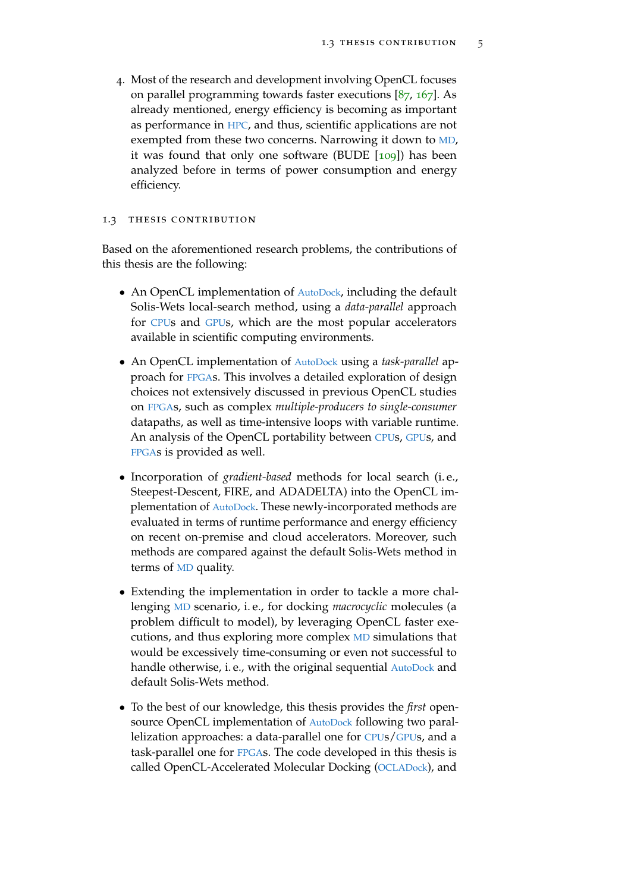4. Most of the research and development involving OpenCL focuses on parallel programming towards faster executions [87, 167]. As already mentioned, energy efficiency is becoming as important as performance in HPC, and thus, scientific applications are not exempted from these two concerns. Narrowing it down to MD, it was found that only one software (BUDE [109]) has been analyzed before in terms of power consumption and energy efficiency.

## 1.3 THESIS CONTRIBUTION

Based on the aforementioned research problems, the contributions of this thesis are the following:

- An OpenCL implementation of AutoDock, including the default Solis-Wets local-search method, using a *data-parallel* approach for CPUs and GPUs, which are the most popular accelerators available in scientific computing environments.
- An OpenCL implementation of AutoDock using a *task-parallel* approach for FPGAs. This involves a detailed exploration of design choices not extensively discussed in previous OpenCL studies on FPGAs, such as complex *multiple-producers to single-consumer* datapaths, as well as time-intensive loops with variable runtime. An analysis of the OpenCL portability between CPUs, GPUs, and FPGAs is provided as well.
- Incorporation of *gradient-based* methods for local search (i. e., Steepest-Descent, FIRE, and ADADELTA) into the OpenCL implementation of AutoDock. These newly-incorporated methods are evaluated in terms of runtime performance and energy efficiency on recent on-premise and cloud accelerators. Moreover, such methods are compared against the default Solis-Wets method in terms of MD quality.
- Extending the implementation in order to tackle a more challenging MD scenario, i. e., for docking *macrocyclic* molecules (a problem difficult to model), by leveraging OpenCL faster executions, and thus exploring more complex MD simulations that would be excessively time-consuming or even not successful to handle otherwise, i. e., with the original sequential AutoDock and default Solis-Wets method.
- To the best of our knowledge, this thesis provides the *first* open-source OpenCL implementation of AutoDock following two parallelization approaches: a data-parallel one for CPUs/GPUs, and a task-parallel one for FPGAs. The code developed in this thesis is called OpenCL-Accelerated Molecular Docking (OCLADock), and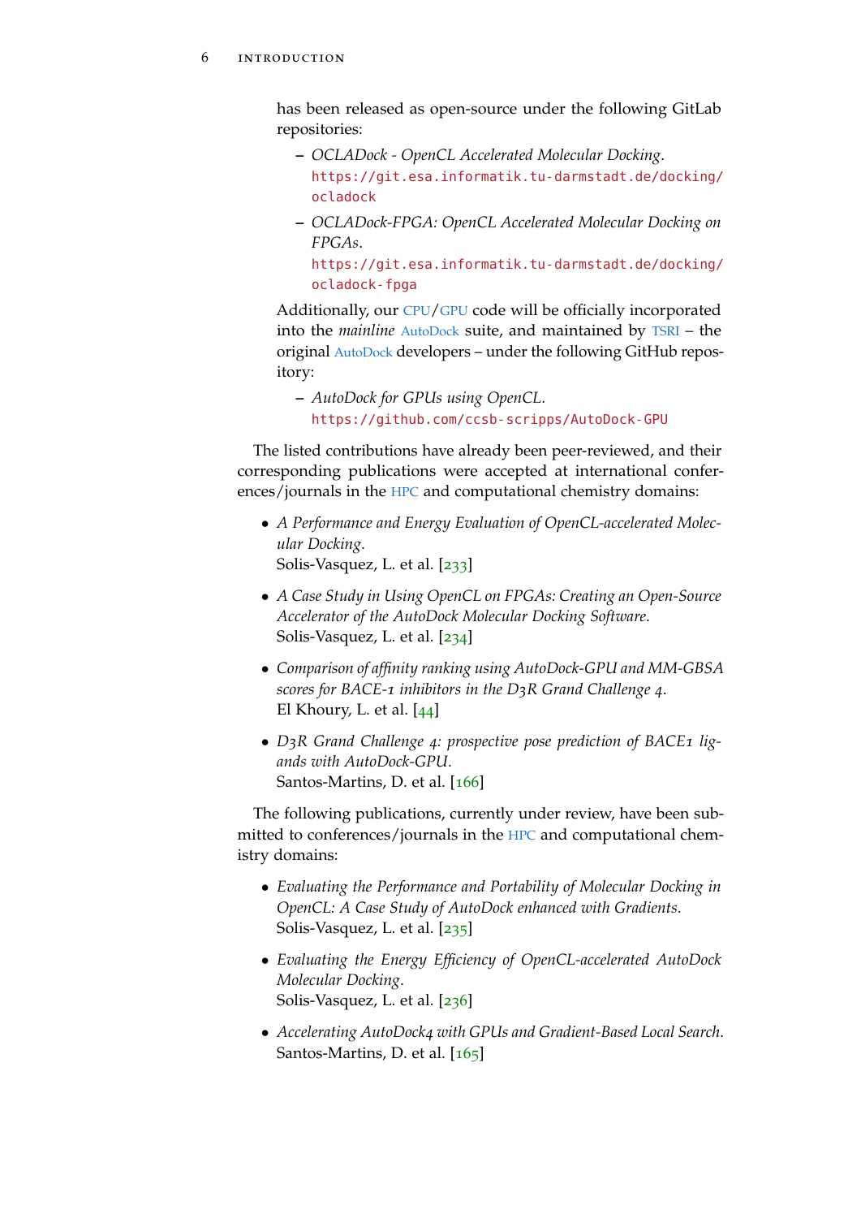has been released as open-source under the following GitLab repositories:

- *OCLADock - OpenCL Accelerated Molecular Docking*.
  `https://git.esa.informatik.tu-darmstadt.de/docking/ocladock`
- *OCLADock-FPGA: OpenCL Accelerated Molecular Docking on FPGAs*.
  `https://git.esa.informatik.tu-darmstadt.de/docking/ocladock-fpga`

Additionally, our CPU/GPU code will be officially incorporated into the *mainline* AutoDock suite, and maintained by TSRI – the original AutoDock developers – under the following GitHub repository:

- *AutoDock for GPUs using OpenCL*.
  `https://github.com/ccsb-scripps/AutoDock-GPU`

The listed contributions have already been peer-reviewed, and their corresponding publications were accepted at international conferences/journals in the HPC and computational chemistry domains:

- *A Performance and Energy Evaluation of OpenCL-accelerated Molecular Docking*.
  Solis-Vasquez, L. et al. [233]
- *A Case Study in Using OpenCL on FPGAs: Creating an Open-Source Accelerator of the AutoDock Molecular Docking Software*.
  Solis-Vasquez, L. et al. [234]
- *Comparison of affinity ranking using AutoDock-GPU and MM-GBSA scores for BACE-1 inhibitors in the D3R Grand Challenge 4*.
  El Khoury, L. et al. [44]
- *D3R Grand Challenge 4: prospective pose prediction of BACE1 ligands with AutoDock-GPU*.
  Santos-Martins, D. et al. [166]

The following publications, currently under review, have been submitted to conferences/journals in the HPC and computational chemistry domains:

- *Evaluating the Performance and Portability of Molecular Docking in OpenCL: A Case Study of AutoDock enhanced with Gradients*.
  Solis-Vasquez, L. et al. [235]
- *Evaluating the Energy Efficiency of OpenCL-accelerated AutoDock Molecular Docking*.
  Solis-Vasquez, L. et al. [236]
- *Accelerating AutoDock4 with GPUs and Gradient-Based Local Search*.
  Santos-Martins, D. et al. [165]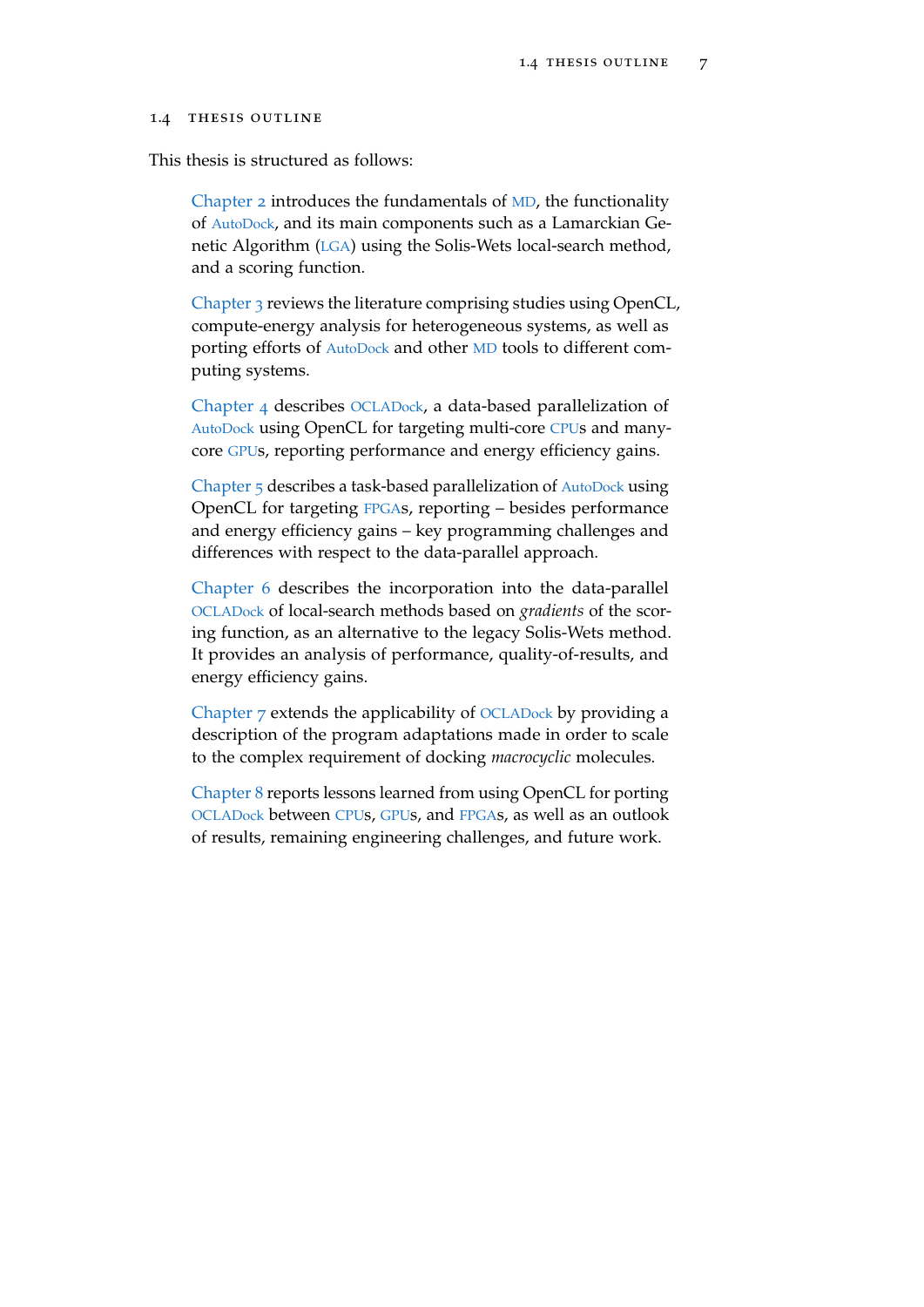## 1.4 Thesis Outline

This thesis is structured as follows:

> Chapter 2 introduces the fundamentals of MD, the functionality of AutoDock, and its main components such as a Lamarckian Genetic Algorithm (LGA) using the Solis-Wets local-search method, and a scoring function.
>
> Chapter 3 reviews the literature comprising studies using OpenCL, compute-energy analysis for heterogeneous systems, as well as porting efforts of AutoDock and other MD tools to different computing systems.
>
> Chapter 4 describes OCLADock, a data-based parallelization of AutoDock using OpenCL for targeting multi-core CPUs and many-core GPUs, reporting performance and energy efficiency gains.
>
> Chapter 5 describes a task-based parallelization of AutoDock using OpenCL for targeting FPGAs, reporting – besides performance and energy efficiency gains – key programming challenges and differences with respect to the data-parallel approach.
>
> Chapter 6 describes the incorporation into the data-parallel OCLADock of local-search methods based on *gradients* of the scoring function, as an alternative to the legacy Solis-Wets method. It provides an analysis of performance, quality-of-results, and energy efficiency gains.
>
> Chapter 7 extends the applicability of OCLADock by providing a description of the program adaptations made in order to scale to the complex requirement of docking *macrocyclic* molecules.
>
> Chapter 8 reports lessons learned from using OpenCL for porting OCLADock between CPUs, GPUs, and FPGAs, as well as an outlook of results, remaining engineering challenges, and future work.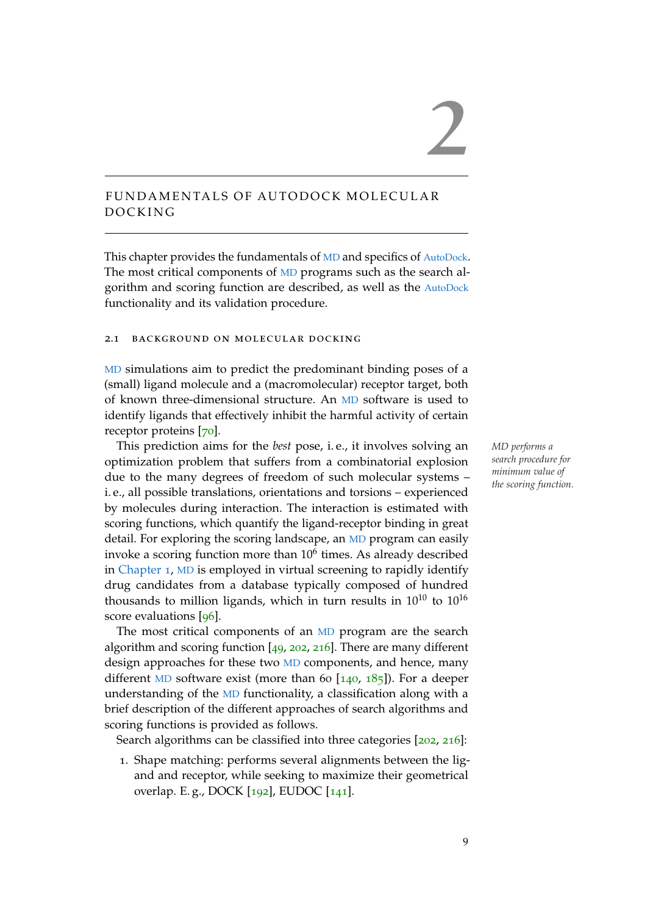# 2 FUNDAMENTALS OF AUTODOCK MOLECULAR DOCKING

This chapter provides the fundamentals of MD and specifics of AutoDock. The most critical components of MD programs such as the search algorithm and scoring function are described, as well as the AutoDock functionality and its validation procedure.

## 2.1 BACKGROUND ON MOLECULAR DOCKING

MD simulations aim to predict the predominant binding poses of a (small) ligand molecule and a (macromolecular) receptor target, both of known three-dimensional structure. An MD software is used to identify ligands that effectively inhibit the harmful activity of certain receptor proteins [70].

This prediction aims for the *best* pose, i. e., it involves solving an optimization problem that suffers from a combinatorial explosion due to the many degrees of freedom of such molecular systems – i. e., all possible translations, orientations and torsions – experienced by molecules during interaction. The interaction is estimated with scoring functions, which quantify the ligand-receptor binding in great detail. For exploring the scoring landscape, an MD program can easily invoke a scoring function more than $10^6$ times. As already described in Chapter 1, MD is employed in virtual screening to rapidly identify drug candidates from a database typically composed of hundred thousands to million ligands, which in turn results in $10^{10}$ to $10^{16}$ score evaluations [96].

*MD performs a search procedure for minimum value of the scoring function.*

The most critical components of an MD program are the search algorithm and scoring function [49, 202, 216]. There are many different design approaches for these two MD components, and hence, many different MD software exist (more than 60 [140, 185]). For a deeper understanding of the MD functionality, a classification along with a brief description of the different approaches of search algorithms and scoring functions is provided as follows.

Search algorithms can be classified into three categories [202, 216]:

1. Shape matching: performs several alignments between the ligand and receptor, while seeking to maximize their geometrical overlap. E. g., DOCK [192], EUDOC [141].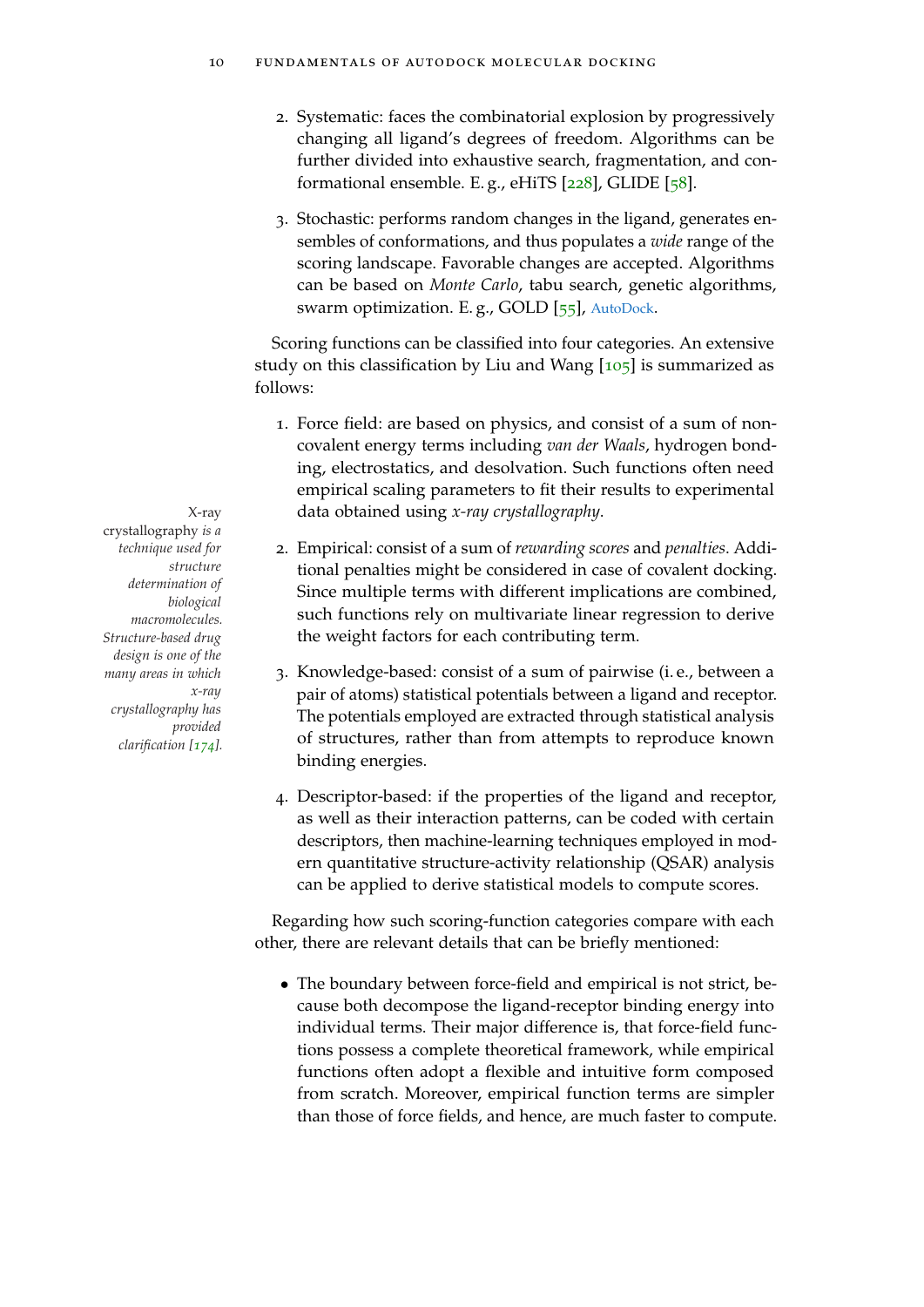2. Systematic: faces the combinatorial explosion by progressively changing all ligand's degrees of freedom. Algorithms can be further divided into exhaustive search, fragmentation, and conformational ensemble. E. g., eHiTS [228], GLIDE [58].

3. Stochastic: performs random changes in the ligand, generates ensembles of conformations, and thus populates a *wide* range of the scoring landscape. Favorable changes are accepted. Algorithms can be based on *Monte Carlo*, tabu search, genetic algorithms, swarm optimization. E. g., GOLD [55], AutoDock.

Scoring functions can be classified into four categories. An extensive study on this classification by Liu and Wang [105] is summarized as follows:

1. Force field: are based on physics, and consist of a sum of non-covalent energy terms including *van der Waals*, hydrogen bonding, electrostatics, and desolvation. Such functions often need empirical scaling parameters to fit their results to experimental data obtained using *x-ray crystallography*.

2. Empirical: consist of a sum of *rewarding scores* and *penalties*. Additional penalties might be considered in case of covalent docking. Since multiple terms with different implications are combined, such functions rely on multivariate linear regression to derive the weight factors for each contributing term.

3. Knowledge-based: consist of a sum of pairwise (i. e., between a pair of atoms) statistical potentials between a ligand and receptor. The potentials employed are extracted through statistical analysis of structures, rather than from attempts to reproduce known binding energies.

4. Descriptor-based: if the properties of the ligand and receptor, as well as their interaction patterns, can be coded with certain descriptors, then machine-learning techniques employed in modern quantitative structure-activity relationship (QSAR) analysis can be applied to derive statistical models to compute scores.

*X-ray crystallography is a technique used for structure determination of biological macromolecules. Structure-based drug design is one of the many areas in which x-ray crystallography has provided clarification [174].*

Regarding how such scoring-function categories compare with each other, there are relevant details that can be briefly mentioned:

- The boundary between force-field and empirical is not strict, because both decompose the ligand-receptor binding energy into individual terms. Their major difference is, that force-field functions possess a complete theoretical framework, while empirical functions often adopt a flexible and intuitive form composed from scratch. Moreover, empirical function terms are simpler than those of force fields, and hence, are much faster to compute.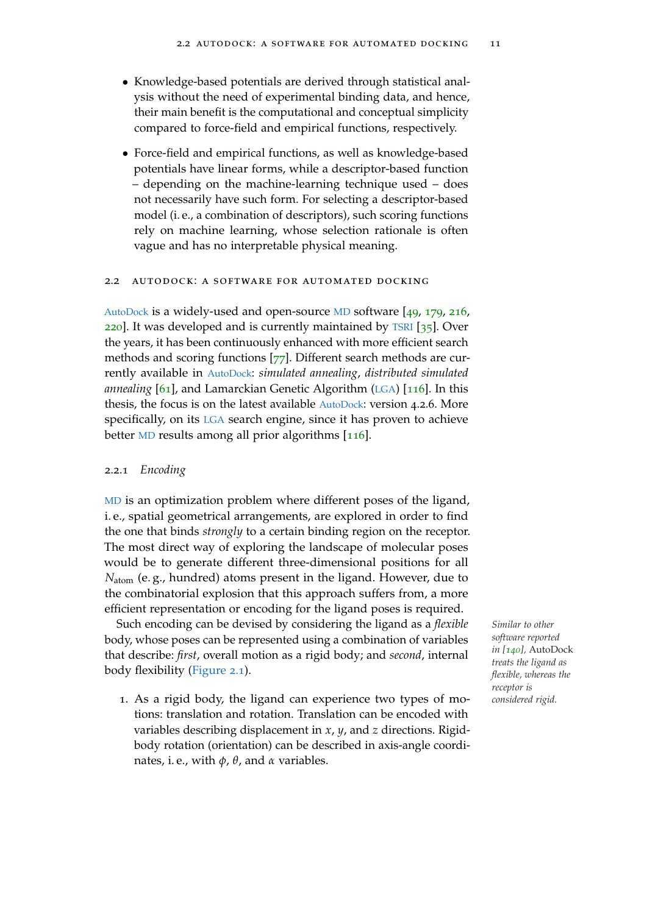- Knowledge-based potentials are derived through statistical analysis without the need of experimental binding data, and hence, their main benefit is the computational and conceptual simplicity compared to force-field and empirical functions, respectively.
- Force-field and empirical functions, as well as knowledge-based potentials have linear forms, while a descriptor-based function – depending on the machine-learning technique used – does not necessarily have such form. For selecting a descriptor-based model (i. e., a combination of descriptors), such scoring functions rely on machine learning, whose selection rationale is often vague and has no interpretable physical meaning.

## 2.2 AutoDock: a software for automated docking

AutoDock is a widely-used and open-source MD software [49, 179, 216, 220]. It was developed and is currently maintained by TSRI [35]. Over the years, it has been continuously enhanced with more efficient search methods and scoring functions [77]. Different search methods are currently available in AutoDock: *simulated annealing*, *distributed simulated annealing* [61], and Lamarckian Genetic Algorithm (LGA) [116]. In this thesis, the focus is on the latest available AutoDock: version 4.2.6. More specifically, on its LGA search engine, since it has proven to achieve better MD results among all prior algorithms [116].

### 2.2.1 *Encoding*

MD is an optimization problem where different poses of the ligand, i. e., spatial geometrical arrangements, are explored in order to find the one that binds *strongly* to a certain binding region on the receptor. The most direct way of exploring the landscape of molecular poses would be to generate different three-dimensional positions for all $N_{\text{atom}}$ (e. g., hundred) atoms present in the ligand. However, due to the combinatorial explosion that this approach suffers from, a more efficient representation or encoding for the ligand poses is required.

Such encoding can be devised by considering the ligand as a *flexible* body, whose poses can be represented using a combination of variables that describe: *first*, overall motion as a rigid body; and *second*, internal body flexibility (Figure 2.1).

*Similar to other software reported in [140],* AutoDock *treats the ligand as flexible, whereas the receptor is considered rigid.*

1. As a rigid body, the ligand can experience two types of motions: translation and rotation. Translation can be encoded with variables describing displacement in $x$, $y$, and $z$ directions. Rigid-body rotation (orientation) can be described in axis-angle coordinates, i. e., with $\phi$, $\theta$, and $\alpha$ variables.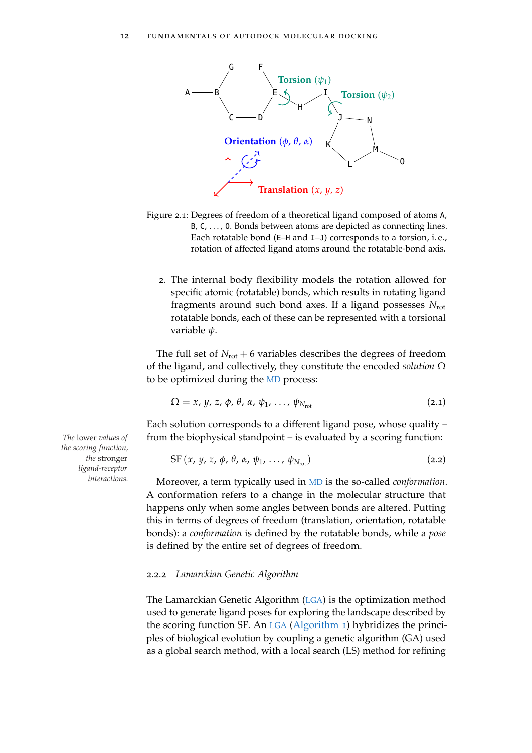Figure 2.1: Degrees of freedom of a theoretical ligand composed of atoms A, B, C, ..., O. Bonds between atoms are depicted as connecting lines. Each rotatable bond (E–H and I–J) corresponds to a torsion, i.e., rotation of affected ligand atoms around the rotatable-bond axis.

2. The internal body flexibility models the rotation allowed for specific atomic (rotatable) bonds, which results in rotating ligand fragments around such bond axes. If a ligand possesses $N_{\text{rot}}$ rotatable bonds, each of these can be represented with a torsional variable $\psi$.

The full set of $N_{\text{rot}} + 6$ variables describes the degrees of freedom of the ligand, and collectively, they constitute the encoded *solution* $\Omega$ to be optimized during the MD process:

$$\Omega = x, y, z, \phi, \theta, \alpha, \psi_1, \ldots, \psi_{N_{\text{rot}}} \tag{2.1}$$

Each solution corresponds to a different ligand pose, whose quality – from the biophysical standpoint – is evaluated by a scoring function:

*The lower values of the scoring function, the stronger ligand-receptor interactions.*

$$\text{SF}\left(x, y, z, \phi, \theta, \alpha, \psi_1, \ldots, \psi_{N_{\text{rot}}}\right) \tag{2.2}$$

Moreover, a term typically used in MD is the so-called *conformation*. A conformation refers to a change in the molecular structure that happens only when some angles between bonds are altered. Putting this in terms of degrees of freedom (translation, orientation, rotatable bonds): a *conformation* is defined by the rotatable bonds, while a *pose* is defined by the entire set of degrees of freedom.

### 2.2.2 *Lamarckian Genetic Algorithm*

The Lamarckian Genetic Algorithm (LGA) is the optimization method used to generate ligand poses for exploring the landscape described by the scoring function SF. An LGA (Algorithm 1) hybridizes the principles of biological evolution by coupling a genetic algorithm (GA) used as a global search method, with a local search (LS) method for refining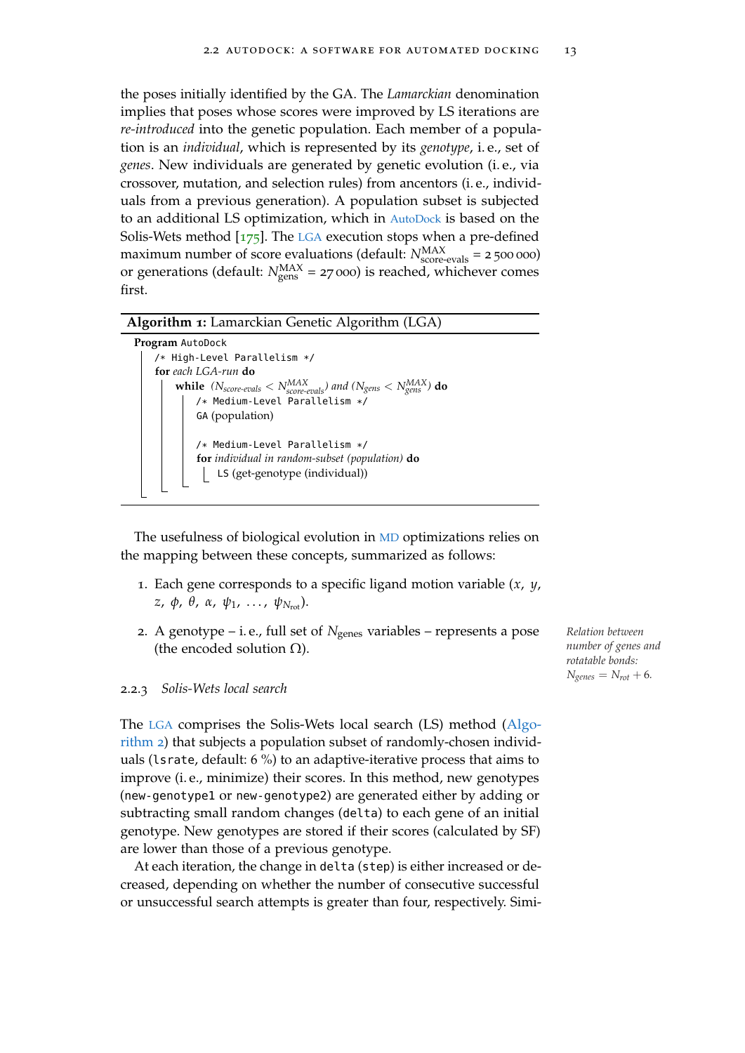the poses initially identified by the GA. The *Lamarckian* denomination implies that poses whose scores were improved by LS iterations are *re-introduced* into the genetic population. Each member of a population is an *individual*, which is represented by its *genotype*, i. e., set of *genes*. New individuals are generated by genetic evolution (i. e., via crossover, mutation, and selection rules) from ancentors (i. e., individuals from a previous generation). A population subset is subjected to an additional LS optimization, which in AutoDock is based on the Solis-Wets method [175]. The LGA execution stops when a pre-defined maximum number of score evaluations (default: $N^{\text{MAX}}_{\text{score-evals}} = 2\,500\,000$) or generations (default: $N^{\text{MAX}}_{\text{gens}} = 27\,000$) is reached, whichever comes first.

**Algorithm 1:** Lamarckian Genetic Algorithm (LGA)

```
Program AutoDock
    /* High-Level Parallelism */
    for each LGA-run do
        while (N_score-evals < N^MAX_score-evals) and (N_gens < N^MAX_gens) do
            /* Medium-Level Parallelism */
            GA (population)

            /* Medium-Level Parallelism */
            for individual in random-subset (population) do
                LS (get-genotype (individual))
```

The usefulness of biological evolution in MD optimizations relies on the mapping between these concepts, summarized as follows:

1. Each gene corresponds to a specific ligand motion variable ($x$, $y$, $z$, $\phi$, $\theta$, $\alpha$, $\psi_1$, ..., $\psi_{N_{\text{rot}}}$).
2. A genotype – i. e., full set of $N_{\text{genes}}$ variables – represents a pose (the encoded solution $\Omega$).

*Relation between number of genes and rotatable bonds: $N_{genes} = N_{rot} + 6$.*

### 2.2.3 *Solis-Wets local search*

The LGA comprises the Solis-Wets local search (LS) method (Algorithm 2) that subjects a population subset of randomly-chosen individuals (`lsrate`, default: 6 %) to an adaptive-iterative process that aims to improve (i. e., minimize) their scores. In this method, new genotypes (`new-genotype1` or `new-genotype2`) are generated either by adding or subtracting small random changes (`delta`) to each gene of an initial genotype. New genotypes are stored if their scores (calculated by SF) are lower than those of a previous genotype.

At each iteration, the change in `delta` (`step`) is either increased or decreased, depending on whether the number of consecutive successful or unsuccessful search attempts is greater than four, respectively. Simi-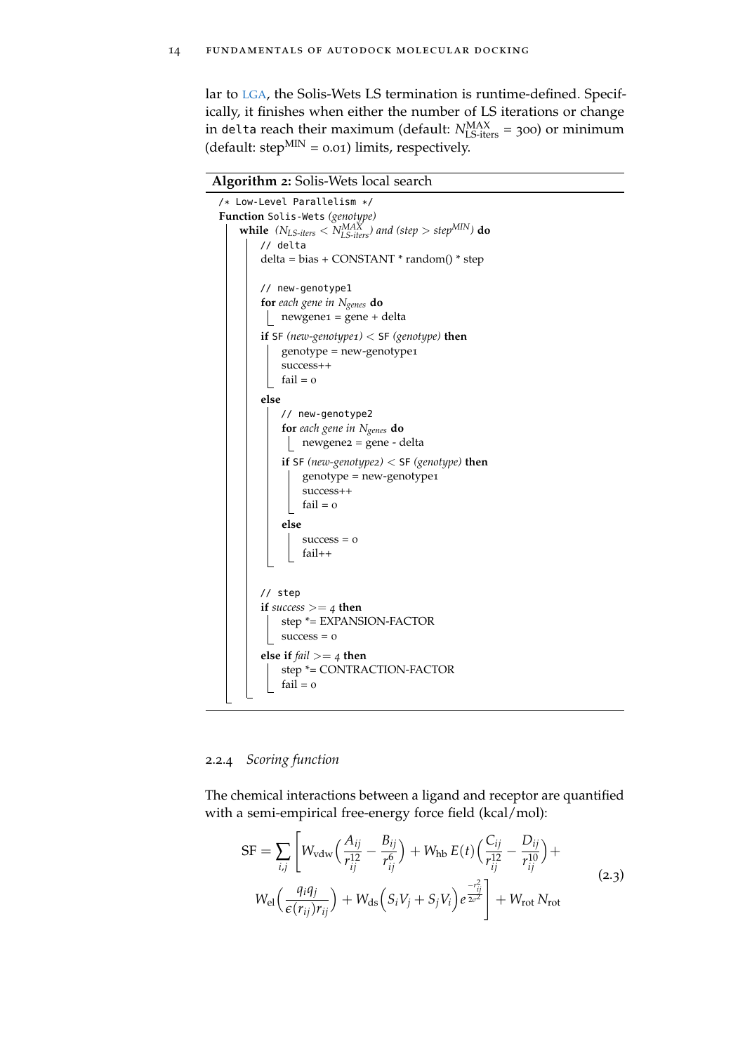lar to LGA, the Solis-Wets LS termination is runtime-defined. Specifically, it finishes when either the number of LS iterations or change in `delta` reach their maximum (default: $N^{\text{MAX}}_{\text{LS-iters}} = 300$) or minimum (default: $\text{step}^{\text{MIN}} = 0.01$) limits, respectively.

**Algorithm 2:** Solis-Wets local search

```
/* Low-Level Parallelism */
Function Solis-Wets (genotype)
    while (N_LS-iters < N^MAX_LS-iters) and (step > step^MIN) do
        // delta
        delta = bias + CONSTANT * random() * step

        // new-genotype1
        for each gene in N_genes do
            newgene1 = gene + delta
        if SF (new-genotype1) < SF (genotype) then
            genotype = new-genotype1
            success++
            fail = 0
        else
            // new-genotype2
            for each gene in N_genes do
                newgene2 = gene - delta
            if SF (new-genotype2) < SF (genotype) then
                genotype = new-genotype1
                success++
                fail = 0
            else
                success = 0
                fail++

        // step
        if success >= 4 then
            step *= EXPANSION-FACTOR
            success = 0
        else if fail >= 4 then
            step *= CONTRACTION-FACTOR
            fail = 0
```

### 2.2.4 *Scoring function*

The chemical interactions between a ligand and receptor are quantified with a semi-empirical free-energy force field (kcal/mol):

$$\text{SF} = \sum_{i,j} \left[ W_{\text{vdw}} \left( \frac{A_{ij}}{r_{ij}^{12}} - \frac{B_{ij}}{r_{ij}^{6}} \right) + W_{\text{hb}}\, E(t) \left( \frac{C_{ij}}{r_{ij}^{12}} - \frac{D_{ij}}{r_{ij}^{10}} \right) + W_{\text{el}} \left( \frac{q_i q_j}{\epsilon(r_{ij}) r_{ij}} \right) + W_{\text{ds}} \left( S_i V_j + S_j V_i \right) e^{\frac{-r_{ij}^2}{2\sigma^2}} \right] + W_{\text{rot}}\, N_{\text{rot}} \tag{2.3}$$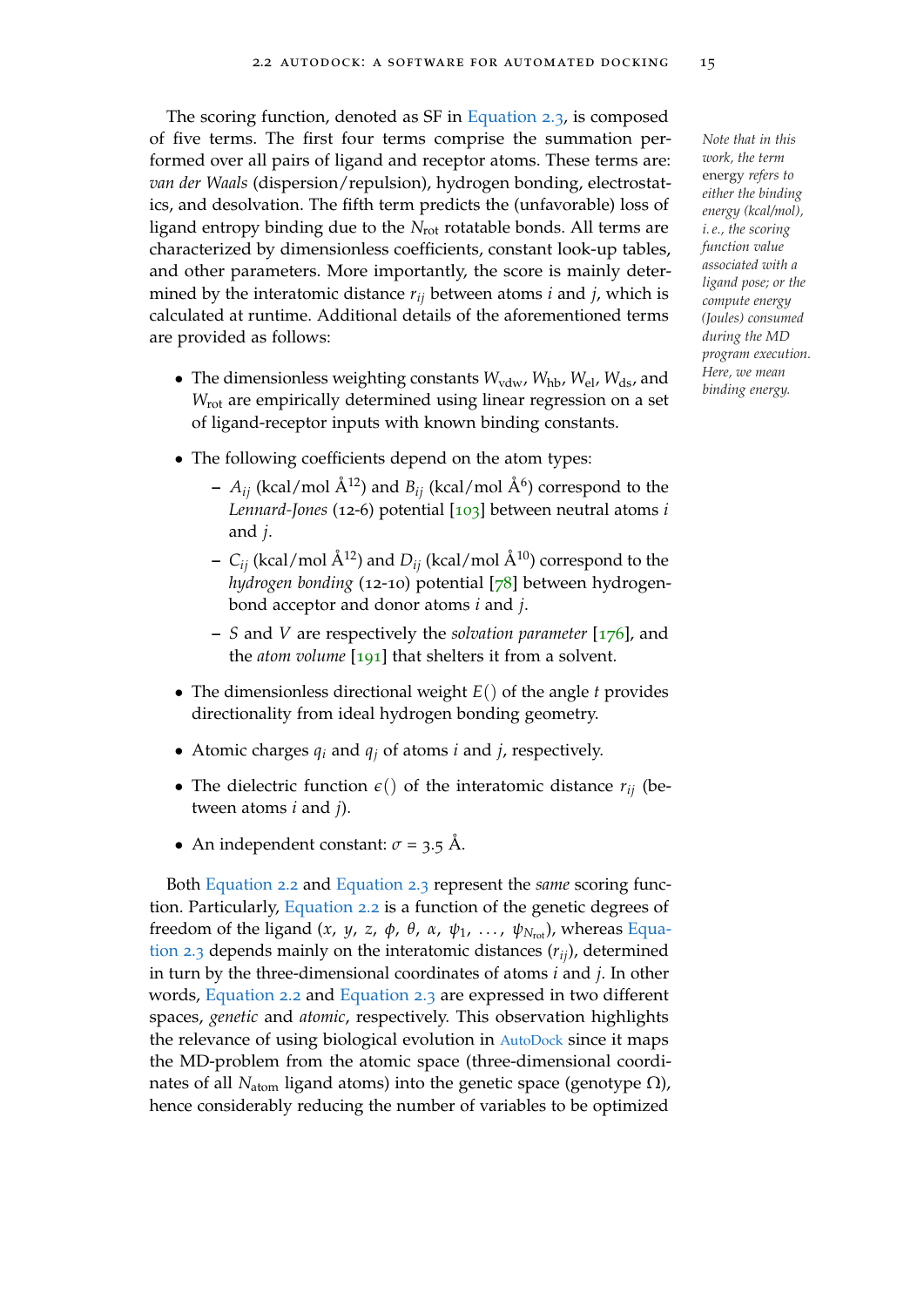The scoring function, denoted as SF in Equation 2.3, is composed of five terms. The first four terms comprise the summation performed over all pairs of ligand and receptor atoms. These terms are: *van der Waals* (dispersion/repulsion), hydrogen bonding, electrostatics, and desolvation. The fifth term predicts the (unfavorable) loss of ligand entropy binding due to the $N_{\text{rot}}$ rotatable bonds. All terms are characterized by dimensionless coefficients, constant look-up tables, and other parameters. More importantly, the score is mainly determined by the interatomic distance $r_{ij}$ between atoms $i$ and $j$, which is calculated at runtime. Additional details of the aforementioned terms are provided as follows:

*Note that in this work, the term* energy *refers to either the binding energy (kcal/mol), i.e., the scoring function value associated with a ligand pose; or the compute energy (Joules) consumed during the MD program execution. Here, we mean binding energy.*

- The dimensionless weighting constants $W_{\text{vdw}}$, $W_{\text{hb}}$, $W_{\text{el}}$, $W_{\text{ds}}$, and $W_{\text{rot}}$ are empirically determined using linear regression on a set of ligand-receptor inputs with known binding constants.
- The following coefficients depend on the atom types:
  - $A_{ij}$ (kcal/mol Å$^{12}$) and $B_{ij}$ (kcal/mol Å$^{6}$) correspond to the *Lennard-Jones* (12-6) potential [103] between neutral atoms $i$ and $j$.
  - $C_{ij}$ (kcal/mol Å$^{12}$) and $D_{ij}$ (kcal/mol Å$^{10}$) correspond to the *hydrogen bonding* (12-10) potential [78] between hydrogen-bond acceptor and donor atoms $i$ and $j$.
  - $S$ and $V$ are respectively the *solvation parameter* [176], and the *atom volume* [191] that shelters it from a solvent.
- The dimensionless directional weight $E()$ of the angle $t$ provides directionality from ideal hydrogen bonding geometry.
- Atomic charges $q_i$ and $q_j$ of atoms $i$ and $j$, respectively.
- The dielectric function $\epsilon()$ of the interatomic distance $r_{ij}$ (between atoms $i$ and $j$).
- An independent constant: $\sigma$ = 3.5 Å.

Both Equation 2.2 and Equation 2.3 represent the *same* scoring function. Particularly, Equation 2.2 is a function of the genetic degrees of freedom of the ligand ($x$, $y$, $z$, $\phi$, $\theta$, $\alpha$, $\psi_1$, ..., $\psi_{N_{\text{rot}}}$), whereas Equation 2.3 depends mainly on the interatomic distances ($r_{ij}$), determined in turn by the three-dimensional coordinates of atoms $i$ and $j$. In other words, Equation 2.2 and Equation 2.3 are expressed in two different spaces, *genetic* and *atomic*, respectively. This observation highlights the relevance of using biological evolution in AutoDock since it maps the MD-problem from the atomic space (three-dimensional coordinates of all $N_{\text{atom}}$ ligand atoms) into the genetic space (genotype $\Omega$), hence considerably reducing the number of variables to be optimized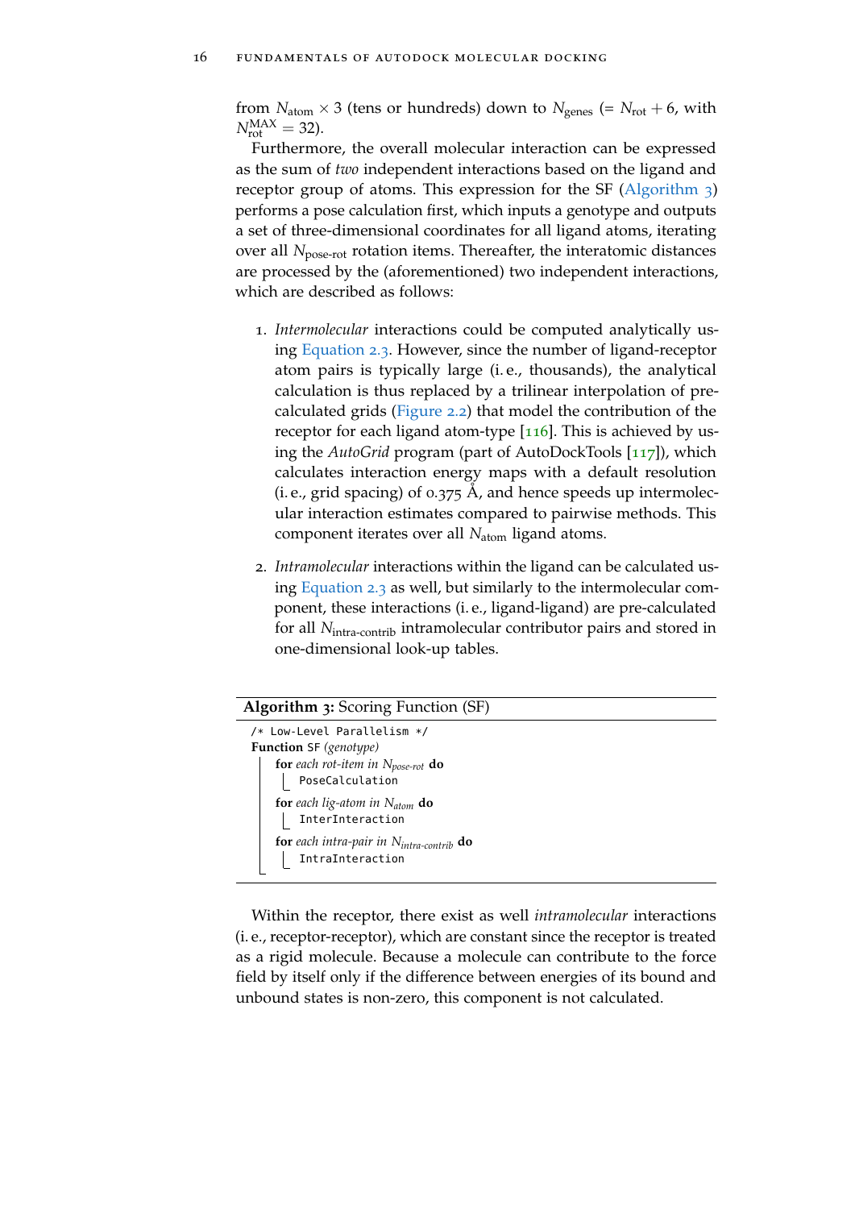from $N_{\text{atom}} \times 3$ (tens or hundreds) down to $N_{\text{genes}}$ (= $N_{\text{rot}} + 6$, with $N_{\text{rot}}^{\text{MAX}} = 32$).

Furthermore, the overall molecular interaction can be expressed as the sum of *two* independent interactions based on the ligand and receptor group of atoms. This expression for the SF (Algorithm 3) performs a pose calculation first, which inputs a genotype and outputs a set of three-dimensional coordinates for all ligand atoms, iterating over all $N_{\text{pose-rot}}$ rotation items. Thereafter, the interatomic distances are processed by the (aforementioned) two independent interactions, which are described as follows:

1. *Intermolecular* interactions could be computed analytically using Equation 2.3. However, since the number of ligand-receptor atom pairs is typically large (i. e., thousands), the analytical calculation is thus replaced by a trilinear interpolation of pre-calculated grids (Figure 2.2) that model the contribution of the receptor for each ligand atom-type [116]. This is achieved by using the *AutoGrid* program (part of AutoDockTools [117]), which calculates interaction energy maps with a default resolution (i. e., grid spacing) of 0.375 Å, and hence speeds up intermolecular interaction estimates compared to pairwise methods. This component iterates over all $N_{\text{atom}}$ ligand atoms.

2. *Intramolecular* interactions within the ligand can be calculated using Equation 2.3 as well, but similarly to the intermolecular component, these interactions (i. e., ligand-ligand) are pre-calculated for all $N_{\text{intra-contrib}}$ intramolecular contributor pairs and stored in one-dimensional look-up tables.

**Algorithm 3:** Scoring Function (SF)

```
/* Low-Level Parallelism */
Function SF (genotype)
    for each rot-item in N_pose-rot do
        PoseCalculation
    for each lig-atom in N_atom do
        InterInteraction
    for each intra-pair in N_intra-contrib do
        IntraInteraction
```

Within the receptor, there exist as well *intramolecular* interactions (i. e., receptor-receptor), which are constant since the receptor is treated as a rigid molecule. Because a molecule can contribute to the force field by itself only if the difference between energies of its bound and unbound states is non-zero, this component is not calculated.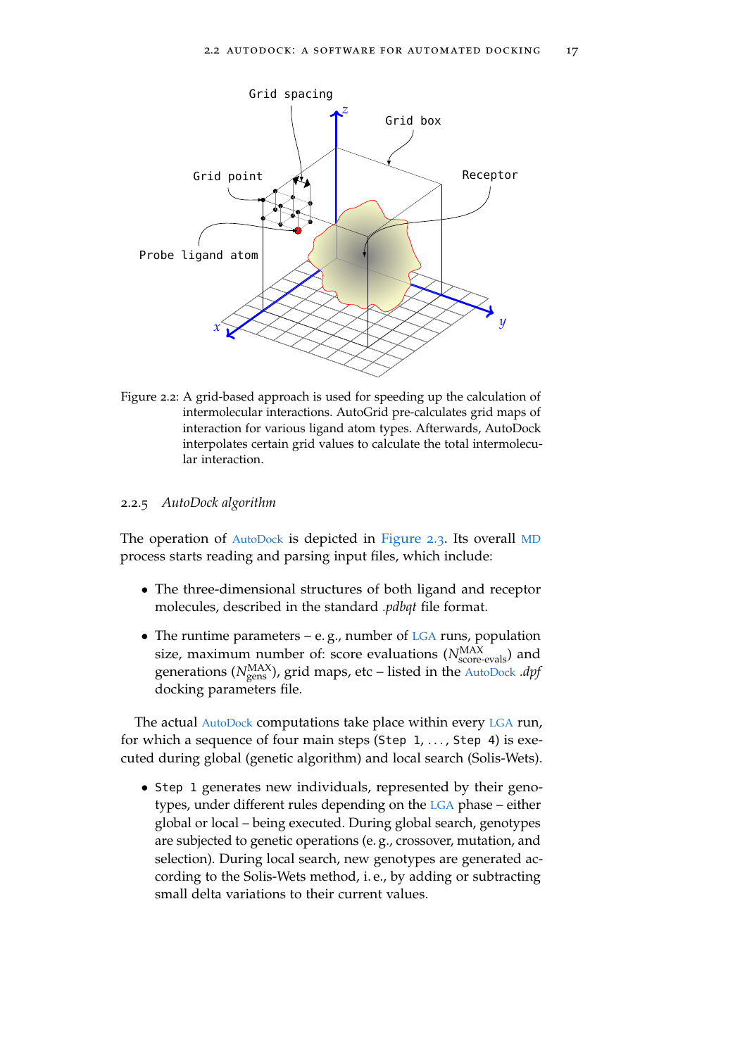Figure 2.2: A grid-based approach is used for speeding up the calculation of intermolecular interactions. AutoGrid pre-calculates grid maps of interaction for various ligand atom types. Afterwards, AutoDock interpolates certain grid values to calculate the total intermolecular interaction.

### 2.2.5 *AutoDock algorithm*

The operation of AutoDock is depicted in Figure 2.3. Its overall MD process starts reading and parsing input files, which include:

- The three-dimensional structures of both ligand and receptor molecules, described in the standard *.pdbqt* file format.
- The runtime parameters – e. g., number of LGA runs, population size, maximum number of: score evaluations ($N^{\text{MAX}}_{\text{score-evals}}$) and generations ($N^{\text{MAX}}_{\text{gens}}$), grid maps, etc – listed in the AutoDock *.dpf* docking parameters file.

The actual AutoDock computations take place within every LGA run, for which a sequence of four main steps (`Step 1`, ..., `Step 4`) is executed during global (genetic algorithm) and local search (Solis-Wets).

- `Step 1` generates new individuals, represented by their genotypes, under different rules depending on the LGA phase – either global or local – being executed. During global search, genotypes are subjected to genetic operations (e. g., crossover, mutation, and selection). During local search, new genotypes are generated according to the Solis-Wets method, i. e., by adding or subtracting small delta variations to their current values.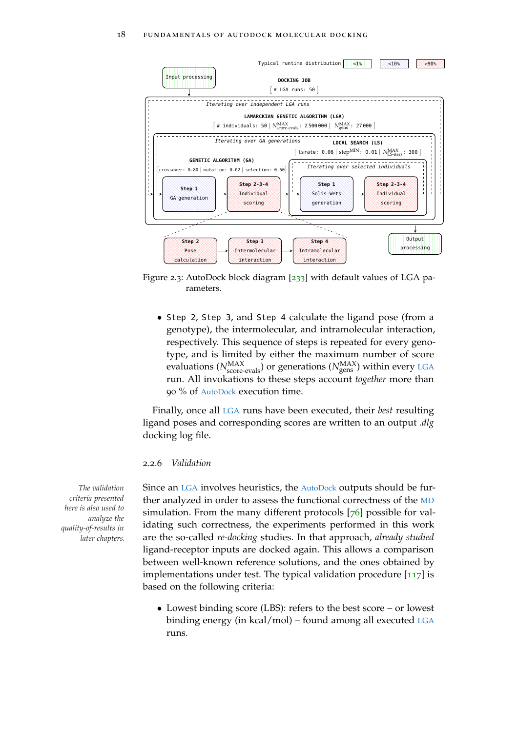Figure 2.3: AutoDock block diagram [233] with default values of LGA parameters.

- Step 2, Step 3, and Step 4 calculate the ligand pose (from a genotype), the intermolecular, and intramolecular interaction, respectively. This sequence of steps is repeated for every genotype, and is limited by either the maximum number of score evaluations ($N^{MAX}_{score\text{-}evals}$) or generations ($N^{MAX}_{gens}$) within every LGA run. All invokations to these steps account *together* more than 90 % of AutoDock execution time.

Finally, once all LGA runs have been executed, their *best* resulting ligand poses and corresponding scores are written to an output *.dlg* docking log file.

### 2.2.6 Validation

*The validation criteria presented here is also used to analyze the quality-of-results in later chapters.*

Since an LGA involves heuristics, the AutoDock outputs should be further analyzed in order to assess the functional correctness of the MD simulation. From the many different protocols [76] possible for validating such correctness, the experiments performed in this work are the so-called *re-docking* studies. In that approach, *already studied* ligand-receptor inputs are docked again. This allows a comparison between well-known reference solutions, and the ones obtained by implementations under test. The typical validation procedure [117] is based on the following criteria:

- Lowest binding score (LBS): refers to the best score – or lowest binding energy (in kcal/mol) – found among all executed LGA runs.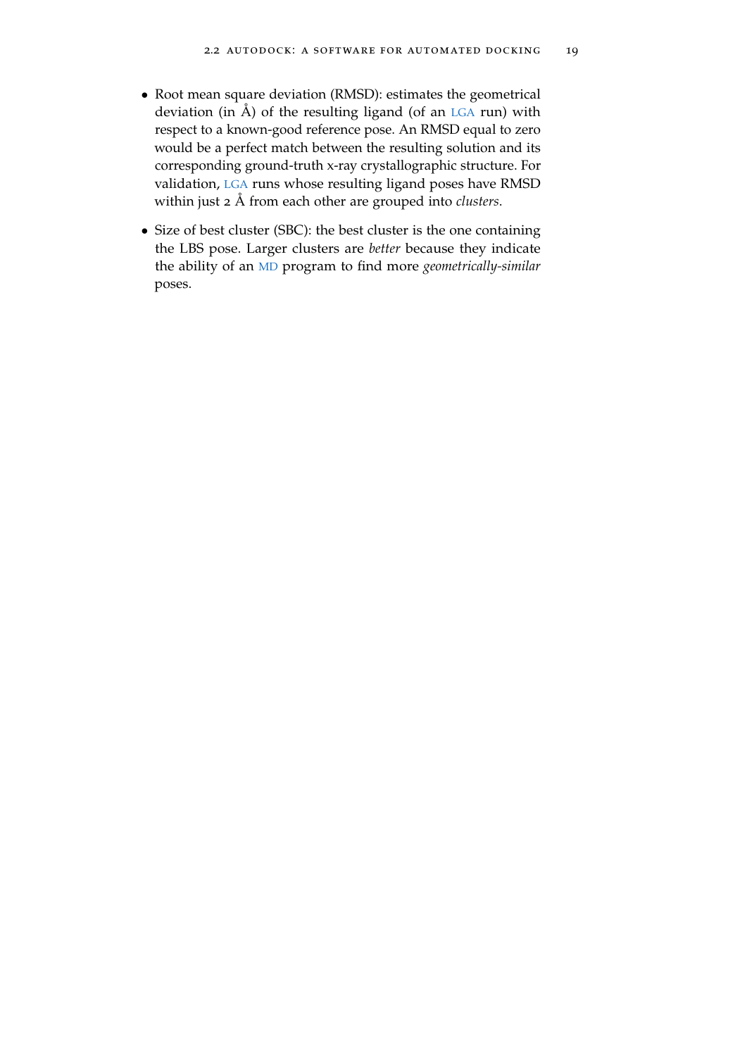- Root mean square deviation (RMSD): estimates the geometrical deviation (in Å) of the resulting ligand (of an LGA run) with respect to a known-good reference pose. An RMSD equal to zero would be a perfect match between the resulting solution and its corresponding ground-truth x-ray crystallographic structure. For validation, LGA runs whose resulting ligand poses have RMSD within just 2 Å from each other are grouped into *clusters*.

- Size of best cluster (SBC): the best cluster is the one containing the LBS pose. Larger clusters are *better* because they indicate the ability of an MD program to find more *geometrically-similar* poses.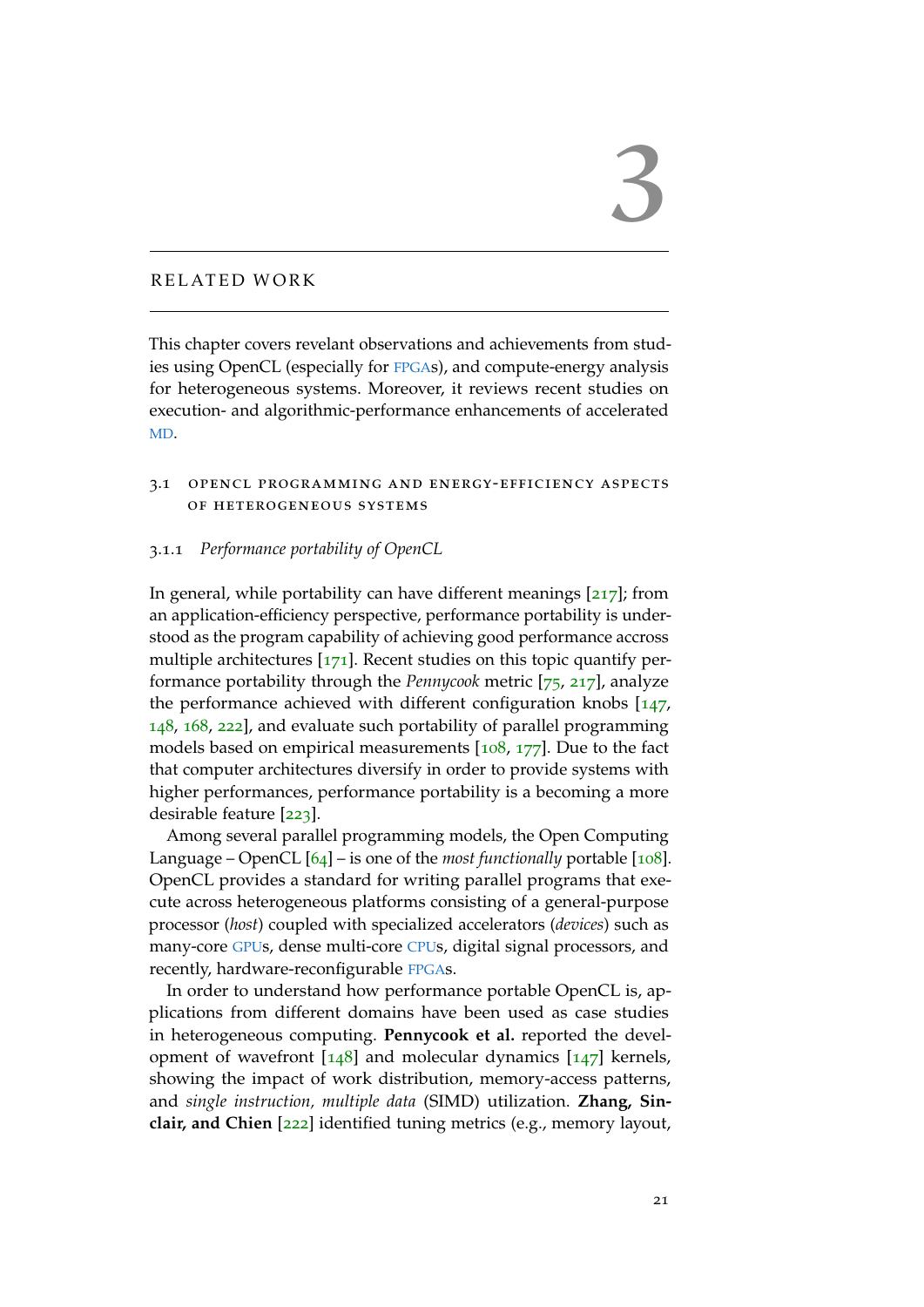# 3

## RELATED WORK

This chapter covers revelant observations and achievements from studies using OpenCL (especially for FPGAs), and compute-energy analysis for heterogeneous systems. Moreover, it reviews recent studies on execution- and algorithmic-performance enhancements of accelerated MD.

### 3.1 OPENCL PROGRAMMING AND ENERGY-EFFICIENCY ASPECTS OF HETEROGENEOUS SYSTEMS

#### 3.1.1 *Performance portability of OpenCL*

In general, while portability can have different meanings [217]; from an application-efficiency perspective, performance portability is understood as the program capability of achieving good performance accross multiple architectures [171]. Recent studies on this topic quantify performance portability through the *Pennycook* metric [75, 217], analyze the performance achieved with different configuration knobs [147, 148, 168, 222], and evaluate such portability of parallel programming models based on empirical measurements [108, 177]. Due to the fact that computer architectures diversify in order to provide systems with higher performances, performance portability is a becoming a more desirable feature [223].

Among several parallel programming models, the Open Computing Language – OpenCL [64] – is one of the *most functionally* portable [108]. OpenCL provides a standard for writing parallel programs that execute across heterogeneous platforms consisting of a general-purpose processor (*host*) coupled with specialized accelerators (*devices*) such as many-core GPUs, dense multi-core CPUs, digital signal processors, and recently, hardware-reconfigurable FPGAs.

In order to understand how performance portable OpenCL is, applications from different domains have been used as case studies in heterogeneous computing. **Pennycook et al.** reported the development of wavefront [148] and molecular dynamics [147] kernels, showing the impact of work distribution, memory-access patterns, and *single instruction, multiple data* (SIMD) utilization. **Zhang, Sinclair, and Chien** [222] identified tuning metrics (e.g., memory layout,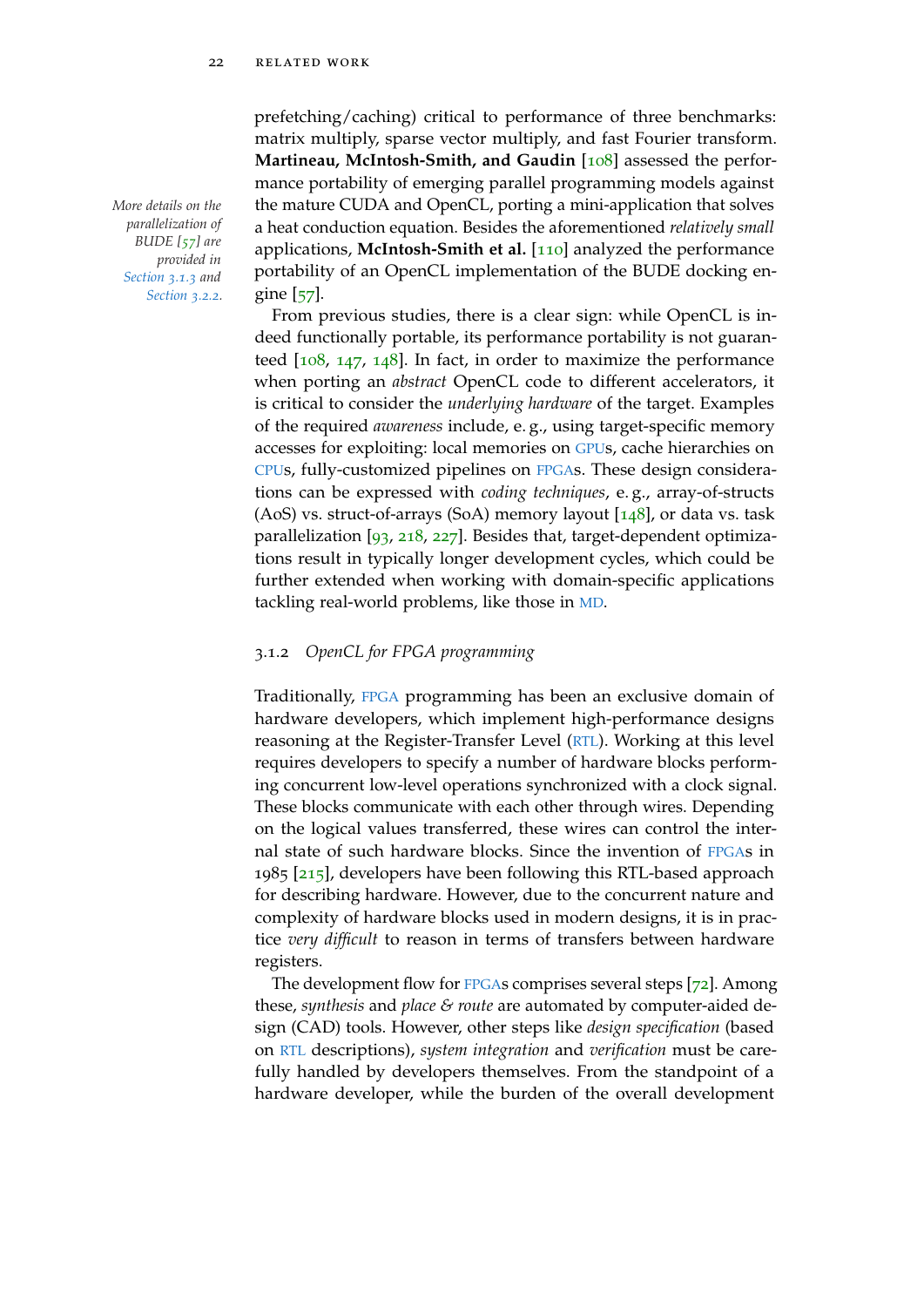prefetching/caching) critical to performance of three benchmarks: matrix multiply, sparse vector multiply, and fast Fourier transform. **Martineau, McIntosh-Smith, and Gaudin** [108] assessed the performance portability of emerging parallel programming models against the mature CUDA and OpenCL, porting a mini-application that solves a heat conduction equation. Besides the aforementioned *relatively small* applications, **McIntosh-Smith et al.** [110] analyzed the performance portability of an OpenCL implementation of the BUDE docking engine [57].

*More details on the parallelization of BUDE [57] are provided in Section 3.1.3 and Section 3.2.2.*

From previous studies, there is a clear sign: while OpenCL is indeed functionally portable, its performance portability is not guaranteed [108, 147, 148]. In fact, in order to maximize the performance when porting an *abstract* OpenCL code to different accelerators, it is critical to consider the *underlying hardware* of the target. Examples of the required *awareness* include, e. g., using target-specific memory accesses for exploiting: local memories on GPUs, cache hierarchies on CPUs, fully-customized pipelines on FPGAs. These design considerations can be expressed with *coding techniques*, e. g., array-of-structs (AoS) vs. struct-of-arrays (SoA) memory layout [148], or data vs. task parallelization [93, 218, 227]. Besides that, target-dependent optimizations result in typically longer development cycles, which could be further extended when working with domain-specific applications tackling real-world problems, like those in MD.

### 3.1.2 *OpenCL for FPGA programming*

Traditionally, FPGA programming has been an exclusive domain of hardware developers, which implement high-performance designs reasoning at the Register-Transfer Level (RTL). Working at this level requires developers to specify a number of hardware blocks performing concurrent low-level operations synchronized with a clock signal. These blocks communicate with each other through wires. Depending on the logical values transferred, these wires can control the internal state of such hardware blocks. Since the invention of FPGAs in 1985 [215], developers have been following this RTL-based approach for describing hardware. However, due to the concurrent nature and complexity of hardware blocks used in modern designs, it is in practice *very difficult* to reason in terms of transfers between hardware registers.

The development flow for FPGAs comprises several steps [72]. Among these, *synthesis* and *place & route* are automated by computer-aided design (CAD) tools. However, other steps like *design specification* (based on RTL descriptions), *system integration* and *verification* must be carefully handled by developers themselves. From the standpoint of a hardware developer, while the burden of the overall development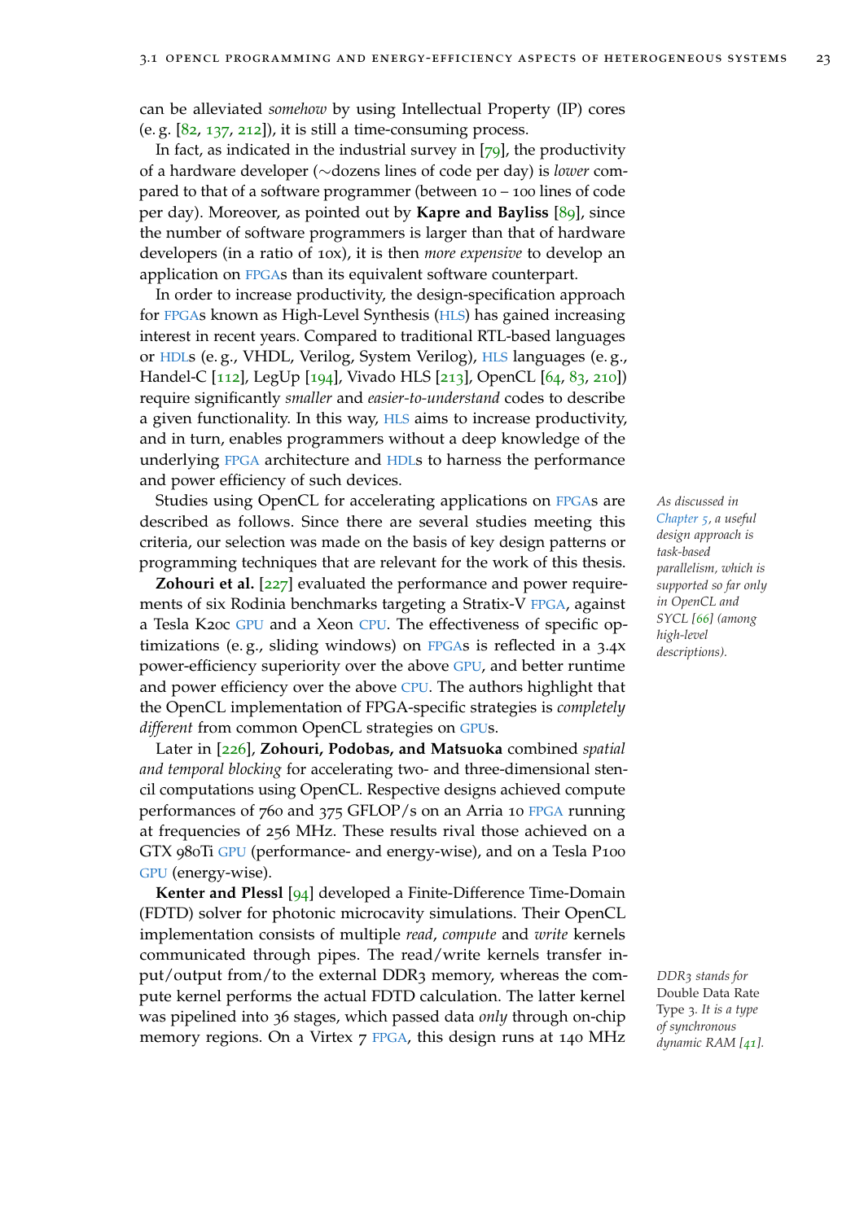can be alleviated *somehow* by using Intellectual Property (IP) cores (e. g. [82, 137, 212]), it is still a time-consuming process.

In fact, as indicated in the industrial survey in [79], the productivity of a hardware developer (∼dozens lines of code per day) is *lower* compared to that of a software programmer (between 10 – 100 lines of code per day). Moreover, as pointed out by **Kapre and Bayliss** [89], since the number of software programmers is larger than that of hardware developers (in a ratio of 10x), it is then *more expensive* to develop an application on FPGAs than its equivalent software counterpart.

In order to increase productivity, the design-specification approach for FPGAs known as High-Level Synthesis (HLS) has gained increasing interest in recent years. Compared to traditional RTL-based languages or HDLs (e. g., VHDL, Verilog, System Verilog), HLS languages (e. g., Handel-C [112], LegUp [194], Vivado HLS [213], OpenCL [64, 83, 210]) require significantly *smaller* and *easier-to-understand* codes to describe a given functionality. In this way, HLS aims to increase productivity, and in turn, enables programmers without a deep knowledge of the underlying FPGA architecture and HDLs to harness the performance and power efficiency of such devices.

Studies using OpenCL for accelerating applications on FPGAs are described as follows. Since there are several studies meeting this criteria, our selection was made on the basis of key design patterns or programming techniques that are relevant for the work of this thesis.

*As discussed in Chapter 5, a useful design approach is task-based parallelism, which is supported so far only in OpenCL and SYCL [66] (among high-level descriptions).*

**Zohouri et al.** [227] evaluated the performance and power requirements of six Rodinia benchmarks targeting a Stratix-V FPGA, against a Tesla K20c GPU and a Xeon CPU. The effectiveness of specific optimizations (e. g., sliding windows) on FPGAs is reflected in a 3.4x power-efficiency superiority over the above GPU, and better runtime and power efficiency over the above CPU. The authors highlight that the OpenCL implementation of FPGA-specific strategies is *completely different* from common OpenCL strategies on GPUs.

Later in [226], **Zohouri, Podobas, and Matsuoka** combined *spatial and temporal blocking* for accelerating two- and three-dimensional stencil computations using OpenCL. Respective designs achieved compute performances of 760 and 375 GFLOP/s on an Arria 10 FPGA running at frequencies of 256 MHz. These results rival those achieved on a GTX 980Ti GPU (performance- and energy-wise), and on a Tesla P100 GPU (energy-wise).

**Kenter and Plessl** [94] developed a Finite-Difference Time-Domain (FDTD) solver for photonic microcavity simulations. Their OpenCL implementation consists of multiple *read*, *compute* and *write* kernels communicated through pipes. The read/write kernels transfer input/output from/to the external DDR3 memory, whereas the compute kernel performs the actual FDTD calculation. The latter kernel was pipelined into 36 stages, which passed data *only* through on-chip memory regions. On a Virtex 7 FPGA, this design runs at 140 MHz

*DDR3 stands for* Double Data Rate Type 3. *It is a type of synchronous dynamic RAM [41].*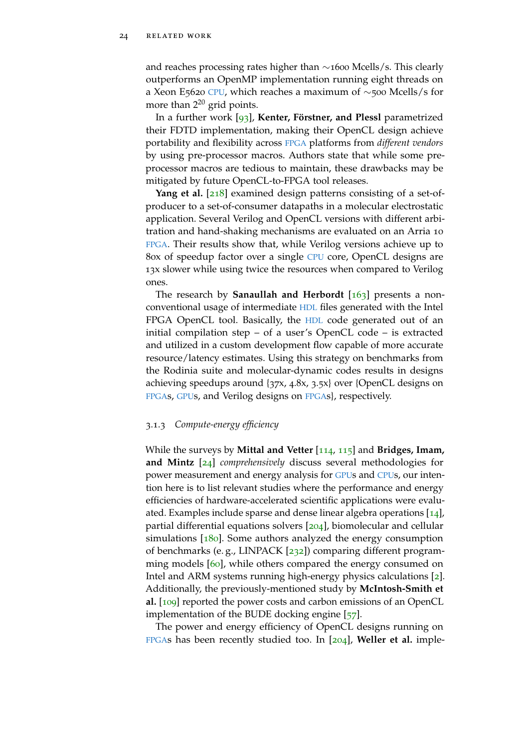and reaches processing rates higher than ∼1600 Mcells/s. This clearly outperforms an OpenMP implementation running eight threads on a Xeon E5620 CPU, which reaches a maximum of ∼500 Mcells/s for more than $2^{20}$ grid points.

In a further work [93], **Kenter, Förstner, and Plessl** parametrized their FDTD implementation, making their OpenCL design achieve portability and flexibility across FPGA platforms from *different vendors* by using pre-processor macros. Authors state that while some pre-processor macros are tedious to maintain, these drawbacks may be mitigated by future OpenCL-to-FPGA tool releases.

**Yang et al.** [218] examined design patterns consisting of a set-of-producer to a set-of-consumer datapaths in a molecular electrostatic application. Several Verilog and OpenCL versions with different arbitration and hand-shaking mechanisms are evaluated on an Arria 10 FPGA. Their results show that, while Verilog versions achieve up to 80x of speedup factor over a single CPU core, OpenCL designs are 13x slower while using twice the resources when compared to Verilog ones.

The research by **Sanaullah and Herbordt** [163] presents a non-conventional usage of intermediate HDL files generated with the Intel FPGA OpenCL tool. Basically, the HDL code generated out of an initial compilation step – of a user's OpenCL code – is extracted and utilized in a custom development flow capable of more accurate resource/latency estimates. Using this strategy on benchmarks from the Rodinia suite and molecular-dynamic codes results in designs achieving speedups around {37x, 4.8x, 3.5x} over {OpenCL designs on FPGAs, GPUs, and Verilog designs on FPGAs}, respectively.

### 3.1.3 *Compute-energy efficiency*

While the surveys by **Mittal and Vetter** [114, 115] and **Bridges, Imam, and Mintz** [24] *comprehensively* discuss several methodologies for power measurement and energy analysis for GPUs and CPUs, our intention here is to list relevant studies where the performance and energy efficiencies of hardware-accelerated scientific applications were evaluated. Examples include sparse and dense linear algebra operations [14], partial differential equations solvers [204], biomolecular and cellular simulations [180]. Some authors analyzed the energy consumption of benchmarks (e. g., LINPACK [232]) comparing different programming models [60], while others compared the energy consumed on Intel and ARM systems running high-energy physics calculations [2]. Additionally, the previously-mentioned study by **McIntosh-Smith et al.** [109] reported the power costs and carbon emissions of an OpenCL implementation of the BUDE docking engine [57].

The power and energy efficiency of OpenCL designs running on FPGAs has been recently studied too. In [204], **Weller et al.** imple-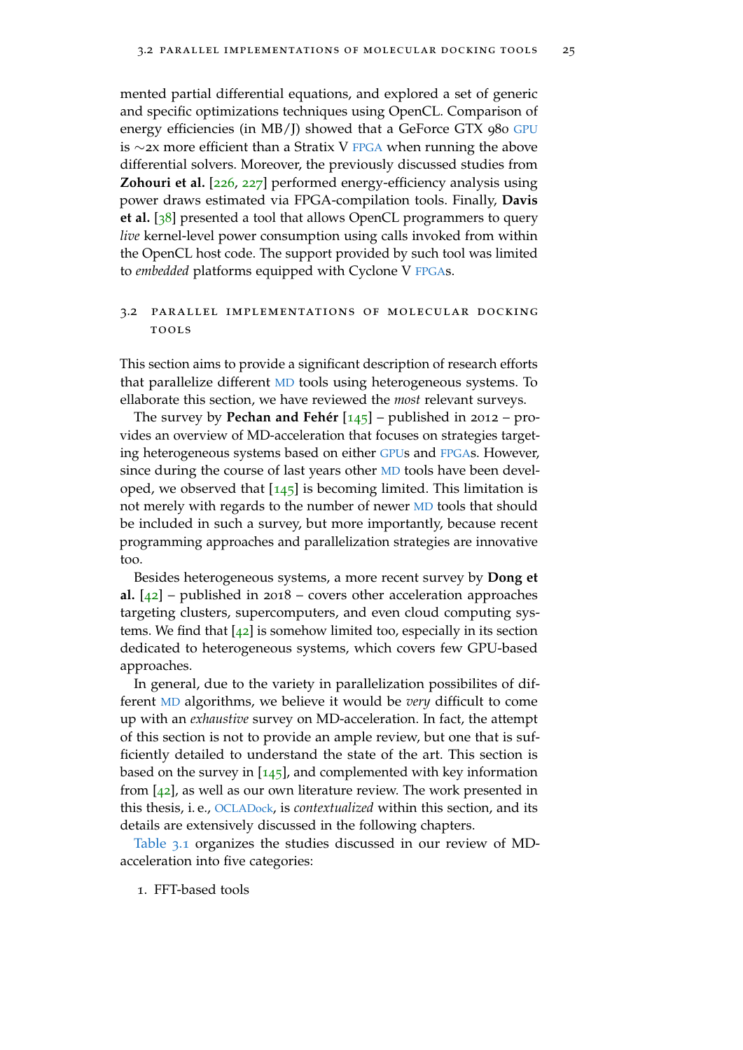mented partial differential equations, and explored a set of generic and specific optimizations techniques using OpenCL. Comparison of energy efficiencies (in MB/J) showed that a GeForce GTX 980 GPU is ∼2x more efficient than a Stratix V FPGA when running the above differential solvers. Moreover, the previously discussed studies from **Zohouri et al.** [226, 227] performed energy-efficiency analysis using power draws estimated via FPGA-compilation tools. Finally, **Davis et al.** [38] presented a tool that allows OpenCL programmers to query *live* kernel-level power consumption using calls invoked from within the OpenCL host code. The support provided by such tool was limited to *embedded* platforms equipped with Cyclone V FPGAs.

## 3.2 Parallel implementations of molecular docking tools

This section aims to provide a significant description of research efforts that parallelize different MD tools using heterogeneous systems. To ellaborate this section, we have reviewed the *most* relevant surveys.

The survey by **Pechan and Fehér** [145] – published in 2012 – provides an overview of MD-acceleration that focuses on strategies targeting heterogeneous systems based on either GPUs and FPGAs. However, since during the course of last years other MD tools have been developed, we observed that [145] is becoming limited. This limitation is not merely with regards to the number of newer MD tools that should be included in such a survey, but more importantly, because recent programming approaches and parallelization strategies are innovative too.

Besides heterogeneous systems, a more recent survey by **Dong et al.** [42] – published in 2018 – covers other acceleration approaches targeting clusters, supercomputers, and even cloud computing systems. We find that [42] is somehow limited too, especially in its section dedicated to heterogeneous systems, which covers few GPU-based approaches.

In general, due to the variety in parallelization possibilites of different MD algorithms, we believe it would be *very* difficult to come up with an *exhaustive* survey on MD-acceleration. In fact, the attempt of this section is not to provide an ample review, but one that is sufficiently detailed to understand the state of the art. This section is based on the survey in [145], and complemented with key information from [42], as well as our own literature review. The work presented in this thesis, i. e., OCLADock, is *contextualized* within this section, and its details are extensively discussed in the following chapters.

Table 3.1 organizes the studies discussed in our review of MD-acceleration into five categories:

1. FFT-based tools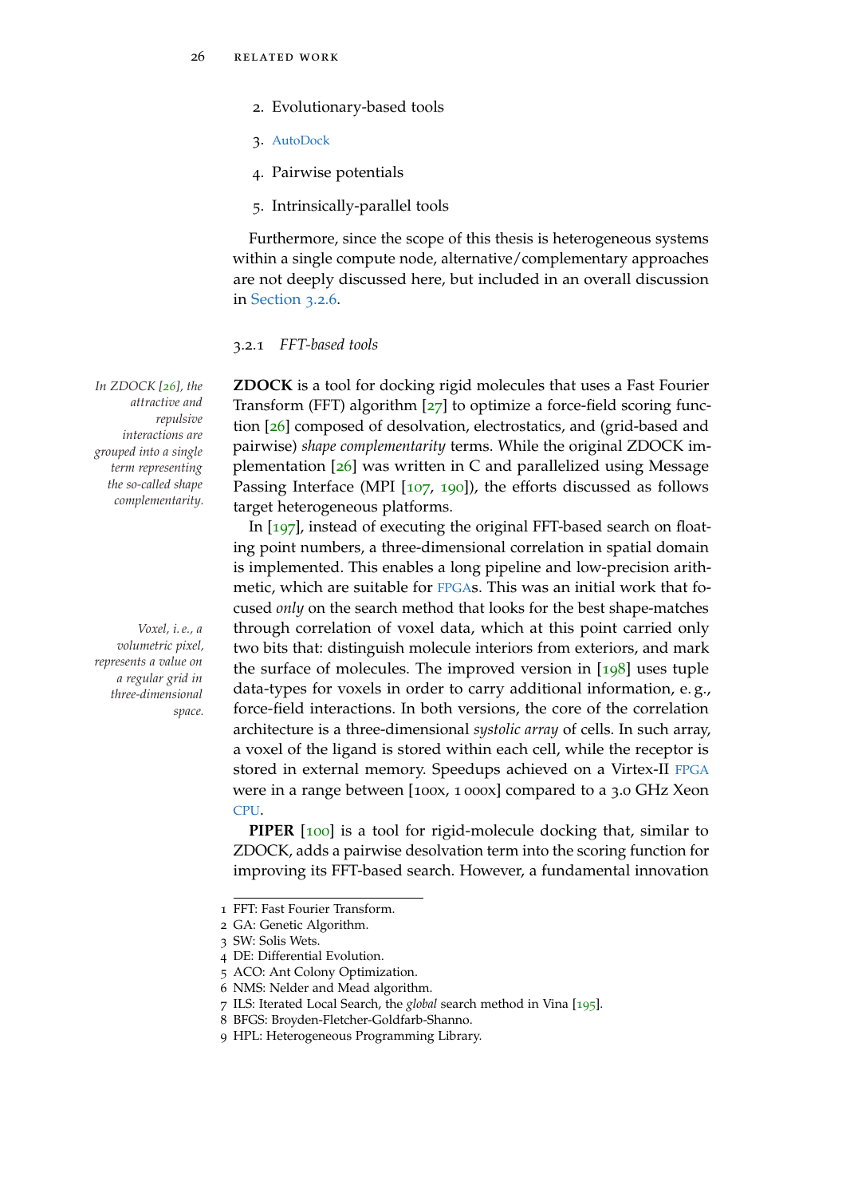2. Evolutionary-based tools
3. AutoDock
4. Pairwise potentials
5. Intrinsically-parallel tools

Furthermore, since the scope of this thesis is heterogeneous systems within a single compute node, alternative/complementary approaches are not deeply discussed here, but included in an overall discussion in Section 3.2.6.

### 3.2.1 *FFT-based tools*

*In ZDOCK [26], the attractive and repulsive interactions are grouped into a single term representing the so-called shape complementarity.*

**ZDOCK** is a tool for docking rigid molecules that uses a Fast Fourier Transform (FFT) algorithm [27] to optimize a force-field scoring function [26] composed of desolvation, electrostatics, and (grid-based and pairwise) *shape complementarity* terms. While the original ZDOCK implementation [26] was written in C and parallelized using Message Passing Interface (MPI [107, 190]), the efforts discussed as follows target heterogeneous platforms.

In [197], instead of executing the original FFT-based search on floating point numbers, a three-dimensional correlation in spatial domain is implemented. This enables a long pipeline and low-precision arithmetic, which are suitable for FPGAs. This was an initial work that focused *only* on the search method that looks for the best shape-matches through correlation of voxel data, which at this point carried only two bits that: distinguish molecule interiors from exteriors, and mark the surface of molecules. The improved version in [198] uses tuple data-types for voxels in order to carry additional information, e. g., force-field interactions. In both versions, the core of the correlation architecture is a three-dimensional *systolic array* of cells. In such array, a voxel of the ligand is stored within each cell, while the receptor is stored in external memory. Speedups achieved on a Virtex-II FPGA were in a range between [100x, 1 000x] compared to a 3.0 GHz Xeon CPU.

*Voxel, i. e., a volumetric pixel, represents a value on a regular grid in three-dimensional space.*

**PIPER** [100] is a tool for rigid-molecule docking that, similar to ZDOCK, adds a pairwise desolvation term into the scoring function for improving its FFT-based search. However, a fundamental innovation

1 FFT: Fast Fourier Transform.
2 GA: Genetic Algorithm.
3 SW: Solis Wets.
4 DE: Differential Evolution.
5 ACO: Ant Colony Optimization.
6 NMS: Nelder and Mead algorithm.
7 ILS: Iterated Local Search, the *global* search method in Vina [195].
8 BFGS: Broyden-Fletcher-Goldfarb-Shanno.
9 HPL: Heterogeneous Programming Library.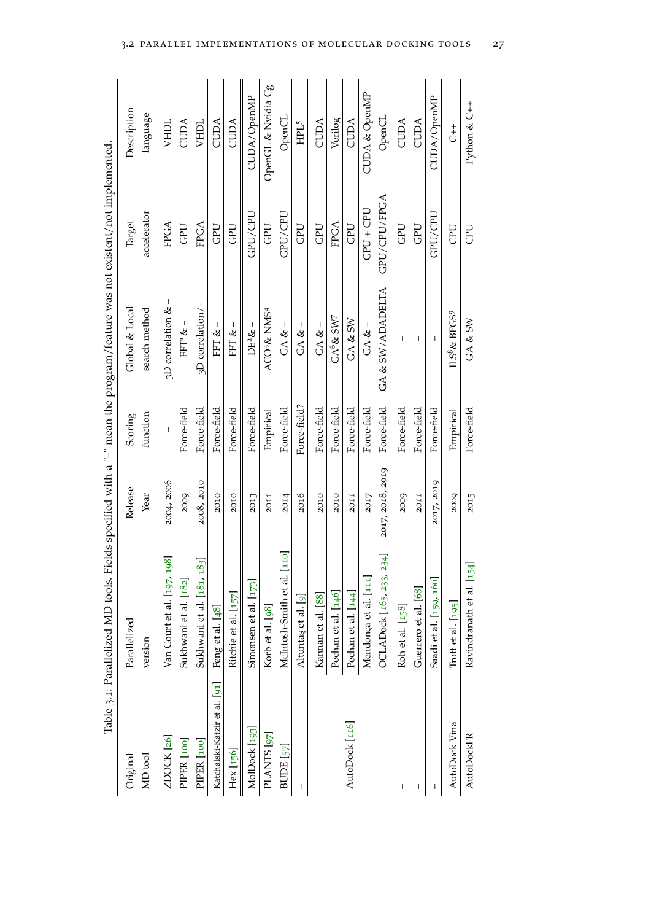Table 3.1: Parallelized MD tools. Fields specified with a "–" mean the program/feature was not existent/not implemented.

| Original MD tool | Parallelized version | Release Year | Scoring function | Global & Local search method | Target accelerator | Description language |
|---|---|---|---|---|---|---|
| ZDOCK [26] | Van Court et al. [197, 198] | 2004, 2006 | – | 3D correlation & – | FPGA | VHDL |
| PIPER [100] | Sukhwani et al. [182] | 2009 | Force-field | FFT[1] & – | GPU | CUDA |
| PIPER [100] | Sukhwani et al. [181, 183] | 2008, 2010 | Force-field | 3D correlation/- | FPGA | VHDL |
| Katchalski-Katzir et al. [91] | Feng et al. [48] | 2010 | Force-field | FFT & – | GPU | CUDA |
| Hex [156] | Ritchie et al. [157] | 2010 | Force-field | FFT & – | GPU | CUDA |
| MolDock [193] | Simonsen et al. [173] | 2013 | Force-field | DE[2] & – | GPU/CPU | CUDA/OpenMP |
| PLANTS [97] | Korb et al. [98] | 2011 | Empirical | ACO[3] & NMS[4] | GPU | OpenGL & Nvidia Cg |
| BUDE [57] | McIntosh-Smith et al. [110] | 2014 | Force-field | GA & – | GPU/CPU | OpenCL |
| – | Altuntaş et al. [9] | 2016 | Force-field? | GA & – | GPU | HPL[5] |
| AutoDock [116] | Kannan et al. [88] | 2010 | Force-field | GA & – | GPU | CUDA |
| | Pechan et al. [146] | 2010 | Force-field | GA[6] & SW7 | FPGA | Verilog |
| | Pechan et al. [144] | 2011 | Force-field | GA & SW | GPU | CUDA |
| | Mendonça et al. [111] | 2017 | Force-field | GA & – | GPU + CPU | CUDA & OpenMP |
| | OCLADock [165, 233, 234] | 2017, 2018, 2019 | Force-field | GA & SW/ADADELTA | GPU/CPU/FPGA | OpenCL |
| – | Roh et al. [158] | 2009 | Force-field | – | GPU | CUDA |
| – | Guerrero et al. [68] | 2011 | Force-field | – | GPU | CUDA |
| – | Saadi et al. [159, 160] | 2017, 2019 | Force-field | – | GPU/CPU | CUDA/OpenMP |
| AutoDock Vina | Trott et al. [195] | 2009 | Empirical | ILS[8] & BFGS[9] | CPU | C++ |
| AutoDockFR | Ravindranath et al. [154] | 2015 | Force-field | GA & SW | CPU | Python & C++ |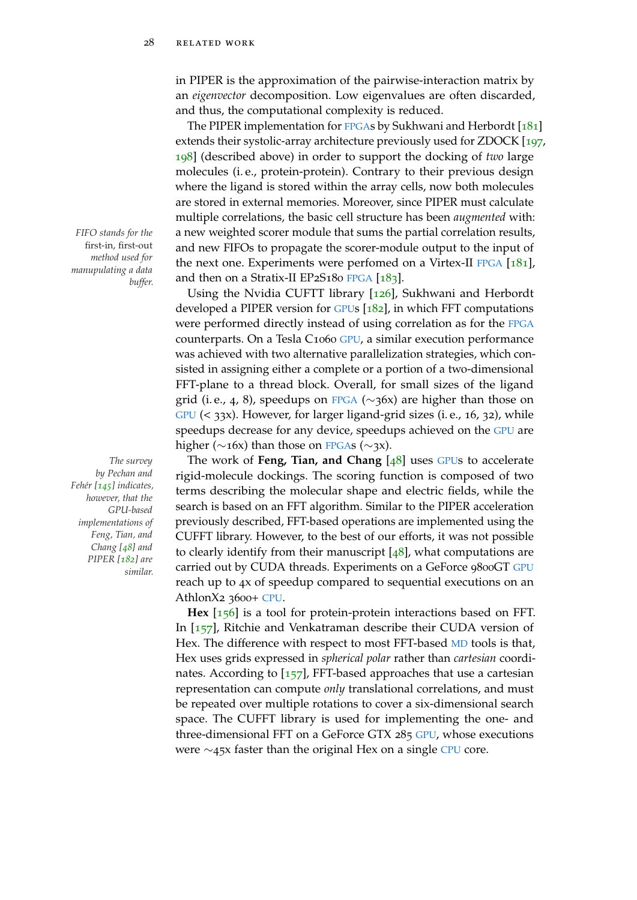in PIPER is the approximation of the pairwise-interaction matrix by an *eigenvector* decomposition. Low eigenvalues are often discarded, and thus, the computational complexity is reduced.

The PIPER implementation for FPGAs by Sukhwani and Herbordt [181] extends their systolic-array architecture previously used for ZDOCK [197, 198] (described above) in order to support the docking of *two* large molecules (i. e., protein-protein). Contrary to their previous design where the ligand is stored within the array cells, now both molecules are stored in external memories. Moreover, since PIPER must calculate multiple correlations, the basic cell structure has been *augmented* with: a new weighted scorer module that sums the partial correlation results, and new FIFOs to propagate the scorer-module output to the input of the next one. Experiments were perfomed on a Virtex-II FPGA [181], and then on a Stratix-II EP2S180 FPGA [183].

*FIFO stands for the first-in, first-out method used for manupulating a data buffer.*

Using the Nvidia CUFTT library [126], Sukhwani and Herbordt developed a PIPER version for GPUs [182], in which FFT computations were performed directly instead of using correlation as for the FPGA counterparts. On a Tesla C1060 GPU, a similar execution performance was achieved with two alternative parallelization strategies, which consisted in assigning either a complete or a portion of a two-dimensional FFT-plane to a thread block. Overall, for small sizes of the ligand grid (i. e., 4, 8), speedups on FPGA (∼36x) are higher than those on GPU (< 33x). However, for larger ligand-grid sizes (i. e., 16, 32), while speedups decrease for any device, speedups achieved on the GPU are higher (∼16x) than those on FPGAs (∼3x).

The work of **Feng, Tian, and Chang** [48] uses GPUs to accelerate rigid-molecule dockings. The scoring function is composed of two terms describing the molecular shape and electric fields, while the search is based on an FFT algorithm. Similar to the PIPER acceleration previously described, FFT-based operations are implemented using the CUFFT library. However, to the best of our efforts, it was not possible to clearly identify from their manuscript [48], what computations are carried out by CUDA threads. Experiments on a GeForce 9800GT GPU reach up to 4x of speedup compared to sequential executions on an AthlonX2 3600+ CPU.

*The survey by Pechan and Fehér [145] indicates, however, that the GPU-based implementations of Feng, Tian, and Chang [48] and PIPER [182] are similar.*

**Hex** [156] is a tool for protein-protein interactions based on FFT. In [157], Ritchie and Venkatraman describe their CUDA version of Hex. The difference with respect to most FFT-based MD tools is that, Hex uses grids expressed in *spherical polar* rather than *cartesian* coordinates. According to [157], FFT-based approaches that use a cartesian representation can compute *only* translational correlations, and must be repeated over multiple rotations to cover a six-dimensional search space. The CUFFT library is used for implementing the one- and three-dimensional FFT on a GeForce GTX 285 GPU, whose executions were ∼45x faster than the original Hex on a single CPU core.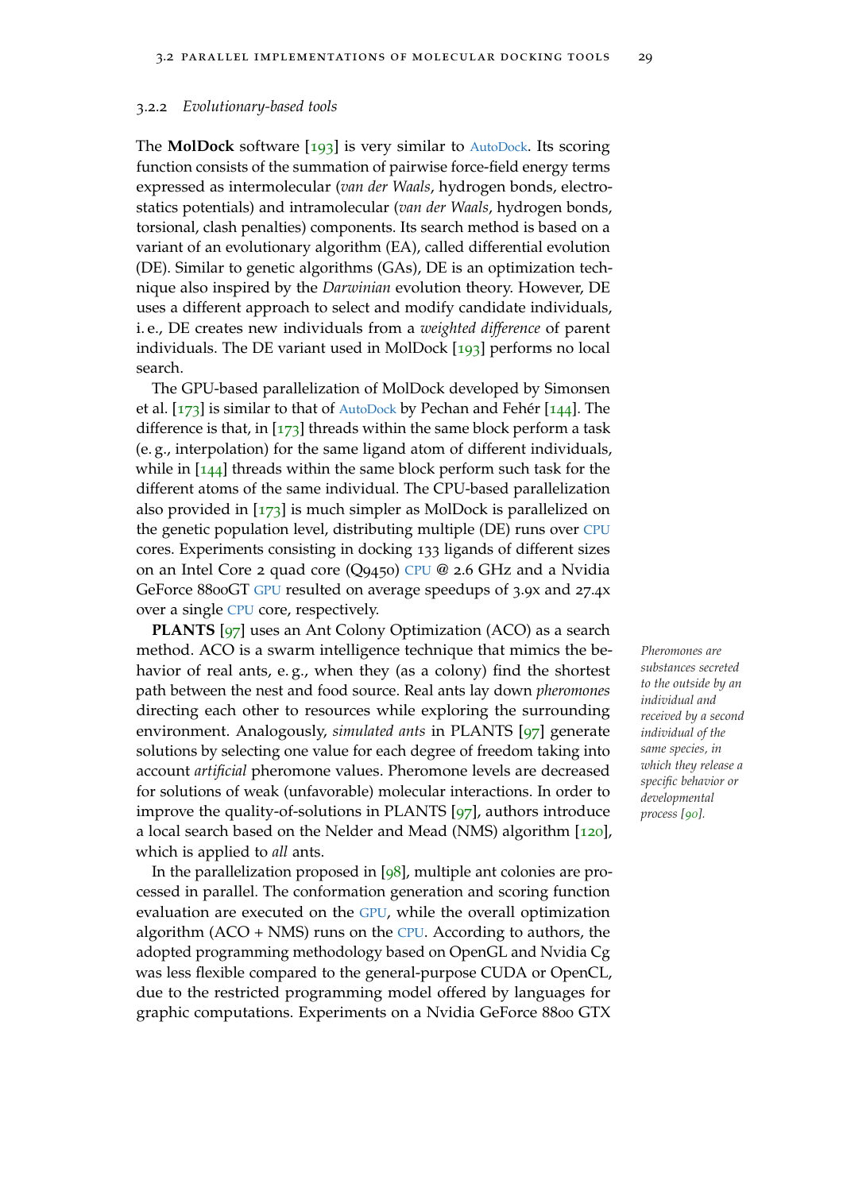### 3.2.2 *Evolutionary-based tools*

The **MolDock** software [193] is very similar to AutoDock. Its scoring function consists of the summation of pairwise force-field energy terms expressed as intermolecular (*van der Waals*, hydrogen bonds, electrostatics potentials) and intramolecular (*van der Waals*, hydrogen bonds, torsional, clash penalties) components. Its search method is based on a variant of an evolutionary algorithm (EA), called differential evolution (DE). Similar to genetic algorithms (GAs), DE is an optimization technique also inspired by the *Darwinian* evolution theory. However, DE uses a different approach to select and modify candidate individuals, i. e., DE creates new individuals from a *weighted difference* of parent individuals. The DE variant used in MolDock [193] performs no local search.

The GPU-based parallelization of MolDock developed by Simonsen et al. [173] is similar to that of AutoDock by Pechan and Fehér [144]. The difference is that, in [173] threads within the same block perform a task (e. g., interpolation) for the same ligand atom of different individuals, while in [144] threads within the same block perform such task for the different atoms of the same individual. The CPU-based parallelization also provided in [173] is much simpler as MolDock is parallelized on the genetic population level, distributing multiple (DE) runs over CPU cores. Experiments consisting in docking 133 ligands of different sizes on an Intel Core 2 quad core (Q9450) CPU @ 2.6 GHz and a Nvidia GeForce 8800GT GPU resulted on average speedups of 3.9x and 27.4x over a single CPU core, respectively.

**PLANTS** [97] uses an Ant Colony Optimization (ACO) as a search method. ACO is a swarm intelligence technique that mimics the behavior of real ants, e. g., when they (as a colony) find the shortest path between the nest and food source. Real ants lay down *pheromones* directing each other to resources while exploring the surrounding environment. Analogously, *simulated ants* in PLANTS [97] generate solutions by selecting one value for each degree of freedom taking into account *artificial* pheromone values. Pheromone levels are decreased for solutions of weak (unfavorable) molecular interactions. In order to improve the quality-of-solutions in PLANTS [97], authors introduce a local search based on the Nelder and Mead (NMS) algorithm [120], which is applied to *all* ants.

*Pheromones are substances secreted to the outside by an individual and received by a second individual of the same species, in which they release a specific behavior or developmental process [90].*

In the parallelization proposed in [98], multiple ant colonies are processed in parallel. The conformation generation and scoring function evaluation are executed on the GPU, while the overall optimization algorithm (ACO + NMS) runs on the CPU. According to authors, the adopted programming methodology based on OpenGL and Nvidia Cg was less flexible compared to the general-purpose CUDA or OpenCL, due to the restricted programming model offered by languages for graphic computations. Experiments on a Nvidia GeForce 8800 GTX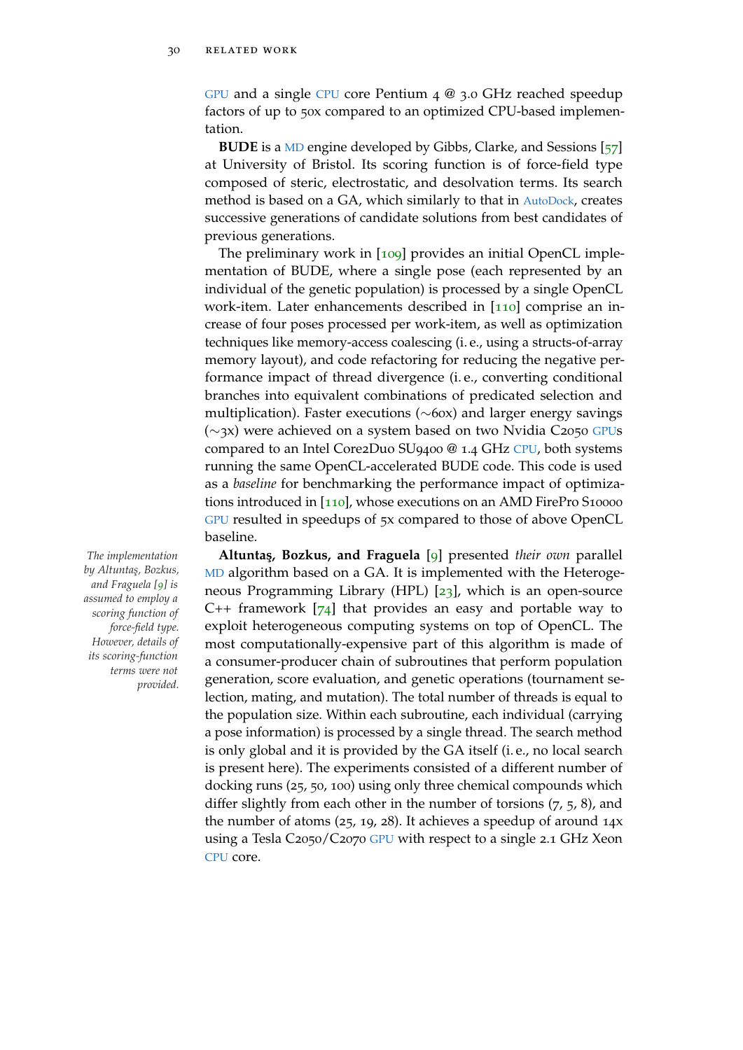GPU and a single CPU core Pentium 4 @ 3.0 GHz reached speedup factors of up to 50x compared to an optimized CPU-based implementation.

**BUDE** is a MD engine developed by Gibbs, Clarke, and Sessions [57] at University of Bristol. Its scoring function is of force-field type composed of steric, electrostatic, and desolvation terms. Its search method is based on a GA, which similarly to that in AutoDock, creates successive generations of candidate solutions from best candidates of previous generations.

The preliminary work in [109] provides an initial OpenCL implementation of BUDE, where a single pose (each represented by an individual of the genetic population) is processed by a single OpenCL work-item. Later enhancements described in [110] comprise an increase of four poses processed per work-item, as well as optimization techniques like memory-access coalescing (i. e., using a structs-of-array memory layout), and code refactoring for reducing the negative performance impact of thread divergence (i. e., converting conditional branches into equivalent combinations of predicated selection and multiplication). Faster executions (∼60x) and larger energy savings (∼3x) were achieved on a system based on two Nvidia C2050 GPUs compared to an Intel Core2Duo SU9400 @ 1.4 GHz CPU, both systems running the same OpenCL-accelerated BUDE code. This code is used as a *baseline* for benchmarking the performance impact of optimizations introduced in [110], whose executions on an AMD FirePro S10000 GPU resulted in speedups of 5x compared to those of above OpenCL baseline.

*The implementation by Altuntaş, Bozkus, and Fraguela [9] is assumed to employ a scoring function of force-field type. However, details of its scoring-function terms were not provided.*

**Altuntaş, Bozkus, and Fraguela** [9] presented *their own* parallel MD algorithm based on a GA. It is implemented with the Heterogeneous Programming Library (HPL) [23], which is an open-source C++ framework [74] that provides an easy and portable way to exploit heterogeneous computing systems on top of OpenCL. The most computationally-expensive part of this algorithm is made of a consumer-producer chain of subroutines that perform population generation, score evaluation, and genetic operations (tournament selection, mating, and mutation). The total number of threads is equal to the population size. Within each subroutine, each individual (carrying a pose information) is processed by a single thread. The search method is only global and it is provided by the GA itself (i. e., no local search is present here). The experiments consisted of a different number of docking runs (25, 50, 100) using only three chemical compounds which differ slightly from each other in the number of torsions (7, 5, 8), and the number of atoms (25, 19, 28). It achieves a speedup of around 14x using a Tesla C2050/C2070 GPU with respect to a single 2.1 GHz Xeon CPU core.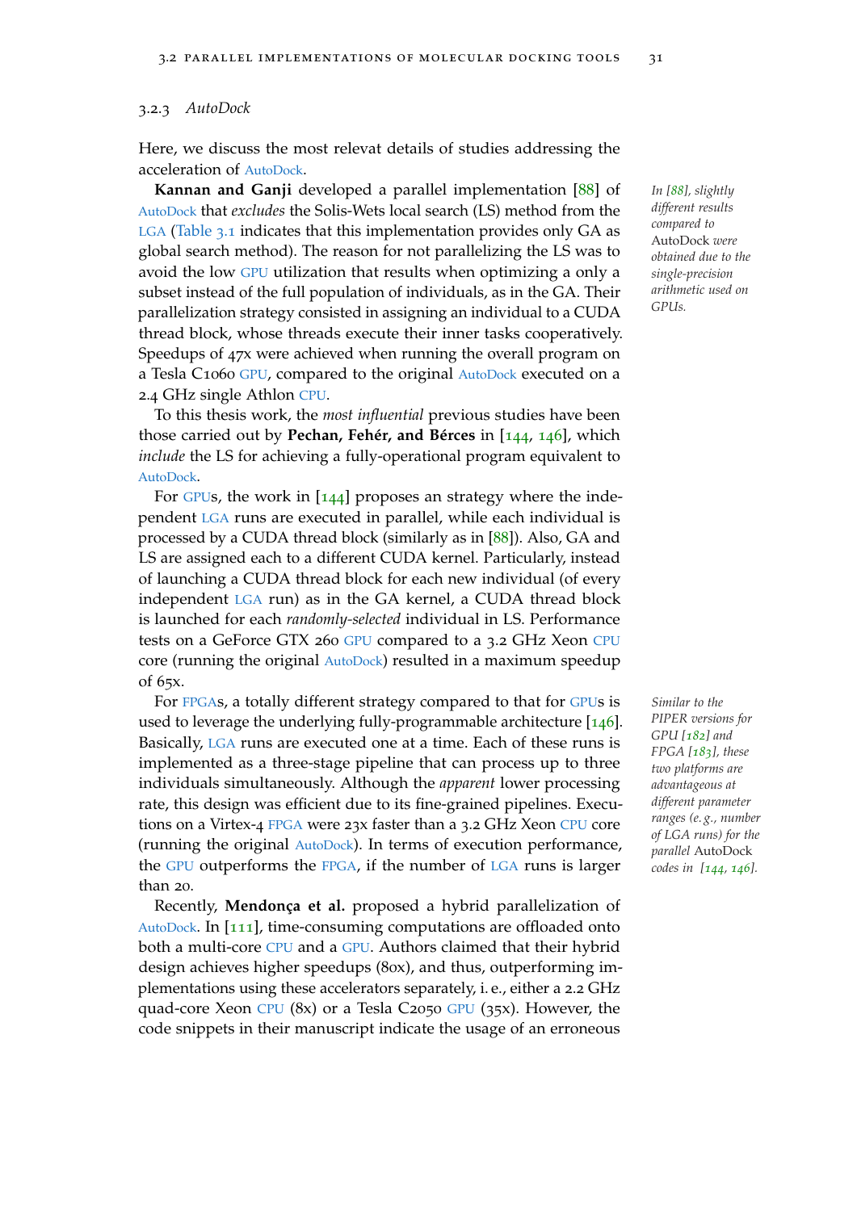### 3.2.3 *AutoDock*

Here, we discuss the most relevat details of studies addressing the acceleration of AutoDock.

**Kannan and Ganji** developed a parallel implementation [88] of AutoDock that *excludes* the Solis-Wets local search (LS) method from the LGA (Table 3.1 indicates that this implementation provides only GA as global search method). The reason for not parallelizing the LS was to avoid the low GPU utilization that results when optimizing a only a subset instead of the full population of individuals, as in the GA. Their parallelization strategy consisted in assigning an individual to a CUDA thread block, whose threads execute their inner tasks cooperatively. Speedups of 47x were achieved when running the overall program on a Tesla C1060 GPU, compared to the original AutoDock executed on a 2.4 GHz single Athlon CPU.

*In [88], slightly different results compared to* AutoDock *were obtained due to the single-precision arithmetic used on GPUs.*

To this thesis work, the *most influential* previous studies have been those carried out by **Pechan, Fehér, and Bérces** in [144, 146], which *include* the LS for achieving a fully-operational program equivalent to AutoDock.

For GPUs, the work in [144] proposes an strategy where the independent LGA runs are executed in parallel, while each individual is processed by a CUDA thread block (similarly as in [88]). Also, GA and LS are assigned each to a different CUDA kernel. Particularly, instead of launching a CUDA thread block for each new individual (of every independent LGA run) as in the GA kernel, a CUDA thread block is launched for each *randomly-selected* individual in LS. Performance tests on a GeForce GTX 260 GPU compared to a 3.2 GHz Xeon CPU core (running the original AutoDock) resulted in a maximum speedup of 65x.

For FPGAs, a totally different strategy compared to that for GPUs is used to leverage the underlying fully-programmable architecture [146]. Basically, LGA runs are executed one at a time. Each of these runs is implemented as a three-stage pipeline that can process up to three individuals simultaneously. Although the *apparent* lower processing rate, this design was efficient due to its fine-grained pipelines. Executions on a Virtex-4 FPGA were 23x faster than a 3.2 GHz Xeon CPU core (running the original AutoDock). In terms of execution performance, the GPU outperforms the FPGA, if the number of LGA runs is larger than 20.

*Similar to the PIPER versions for GPU [182] and FPGA [183], these two platforms are advantageous at different parameter ranges (e.g., number of LGA runs) for the parallel* AutoDock *codes in [144, 146].*

Recently, **Mendonça et al.** proposed a hybrid parallelization of AutoDock. In [111], time-consuming computations are offloaded onto both a multi-core CPU and a GPU. Authors claimed that their hybrid design achieves higher speedups (80x), and thus, outperforming implementations using these accelerators separately, i. e., either a 2.2 GHz quad-core Xeon CPU (8x) or a Tesla C2050 GPU (35x). However, the code snippets in their manuscript indicate the usage of an erroneous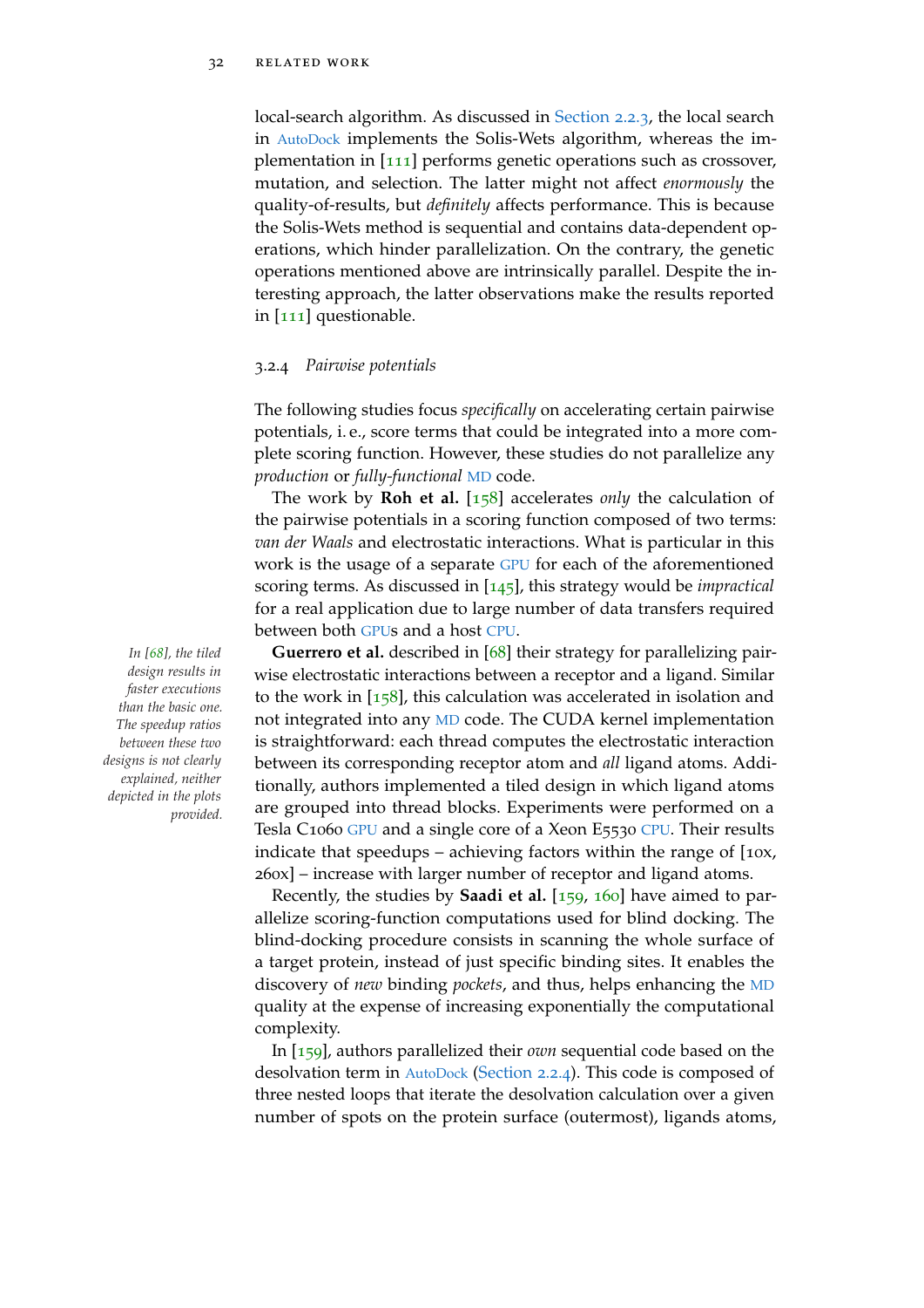local-search algorithm. As discussed in Section 2.2.3, the local search in AutoDock implements the Solis-Wets algorithm, whereas the implementation in [111] performs genetic operations such as crossover, mutation, and selection. The latter might not affect *enormously* the quality-of-results, but *definitely* affects performance. This is because the Solis-Wets method is sequential and contains data-dependent operations, which hinder parallelization. On the contrary, the genetic operations mentioned above are intrinsically parallel. Despite the interesting approach, the latter observations make the results reported in [111] questionable.

### 3.2.4 *Pairwise potentials*

The following studies focus *specifically* on accelerating certain pairwise potentials, i. e., score terms that could be integrated into a more complete scoring function. However, these studies do not parallelize any *production* or *fully-functional* MD code.

The work by **Roh et al.** [158] accelerates *only* the calculation of the pairwise potentials in a scoring function composed of two terms: *van der Waals* and electrostatic interactions. What is particular in this work is the usage of a separate GPU for each of the aforementioned scoring terms. As discussed in [145], this strategy would be *impractical* for a real application due to large number of data transfers required between both GPUs and a host CPU.

**Guerrero et al.** described in [68] their strategy for parallelizing pairwise electrostatic interactions between a receptor and a ligand. Similar to the work in [158], this calculation was accelerated in isolation and not integrated into any MD code. The CUDA kernel implementation is straightforward: each thread computes the electrostatic interaction between its corresponding receptor atom and *all* ligand atoms. Additionally, authors implemented a tiled design in which ligand atoms are grouped into thread blocks. Experiments were performed on a Tesla C1060 GPU and a single core of a Xeon E5530 CPU. Their results indicate that speedups – achieving factors within the range of [10x, 260x] – increase with larger number of receptor and ligand atoms.

*In [68], the tiled design results in faster executions than the basic one. The speedup ratios between these two designs is not clearly explained, neither depicted in the plots provided.*

Recently, the studies by **Saadi et al.** [159, 160] have aimed to parallelize scoring-function computations used for blind docking. The blind-docking procedure consists in scanning the whole surface of a target protein, instead of just specific binding sites. It enables the discovery of *new* binding *pockets*, and thus, helps enhancing the MD quality at the expense of increasing exponentially the computational complexity.

In [159], authors parallelized their *own* sequential code based on the desolvation term in AutoDock (Section 2.2.4). This code is composed of three nested loops that iterate the desolvation calculation over a given number of spots on the protein surface (outermost), ligands atoms,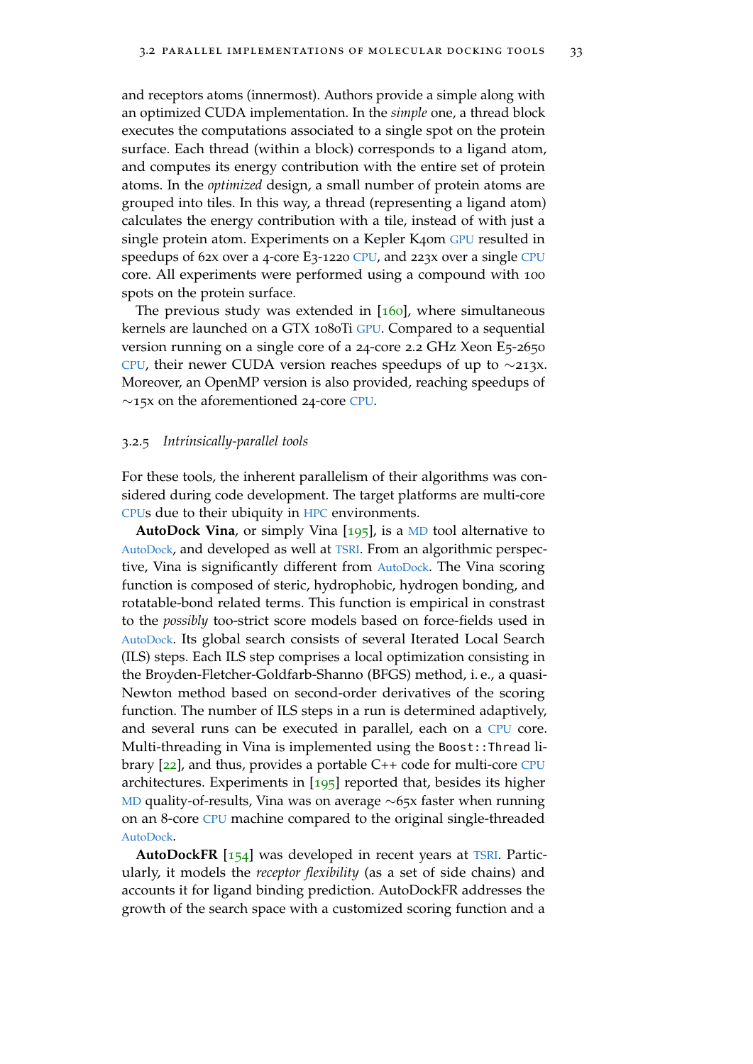and receptors atoms (innermost). Authors provide a simple along with an optimized CUDA implementation. In the *simple* one, a thread block executes the computations associated to a single spot on the protein surface. Each thread (within a block) corresponds to a ligand atom, and computes its energy contribution with the entire set of protein atoms. In the *optimized* design, a small number of protein atoms are grouped into tiles. In this way, a thread (representing a ligand atom) calculates the energy contribution with a tile, instead of with just a single protein atom. Experiments on a Kepler K40m GPU resulted in speedups of 62x over a 4-core E3-1220 CPU, and 223x over a single CPU core. All experiments were performed using a compound with 100 spots on the protein surface.

The previous study was extended in [160], where simultaneous kernels are launched on a GTX 1080Ti GPU. Compared to a sequential version running on a single core of a 24-core 2.2 GHz Xeon E5-2650 CPU, their newer CUDA version reaches speedups of up to ∼213x. Moreover, an OpenMP version is also provided, reaching speedups of ∼15x on the aforementioned 24-core CPU.

### 3.2.5 *Intrinsically-parallel tools*

For these tools, the inherent parallelism of their algorithms was considered during code development. The target platforms are multi-core CPUs due to their ubiquity in HPC environments.

**AutoDock Vina**, or simply Vina [195], is a MD tool alternative to AutoDock, and developed as well at TSRI. From an algorithmic perspective, Vina is significantly different from AutoDock. The Vina scoring function is composed of steric, hydrophobic, hydrogen bonding, and rotatable-bond related terms. This function is empirical in constrast to the *possibly* too-strict score models based on force-fields used in AutoDock. Its global search consists of several Iterated Local Search (ILS) steps. Each ILS step comprises a local optimization consisting in the Broyden-Fletcher-Goldfarb-Shanno (BFGS) method, i. e., a quasi-Newton method based on second-order derivatives of the scoring function. The number of ILS steps in a run is determined adaptively, and several runs can be executed in parallel, each on a CPU core. Multi-threading in Vina is implemented using the `Boost::Thread` library [22], and thus, provides a portable C++ code for multi-core CPU architectures. Experiments in [195] reported that, besides its higher MD quality-of-results, Vina was on average ∼65x faster when running on an 8-core CPU machine compared to the original single-threaded AutoDock.

**AutoDockFR** [154] was developed in recent years at TSRI. Particularly, it models the *receptor flexibility* (as a set of side chains) and accounts it for ligand binding prediction. AutoDockFR addresses the growth of the search space with a customized scoring function and a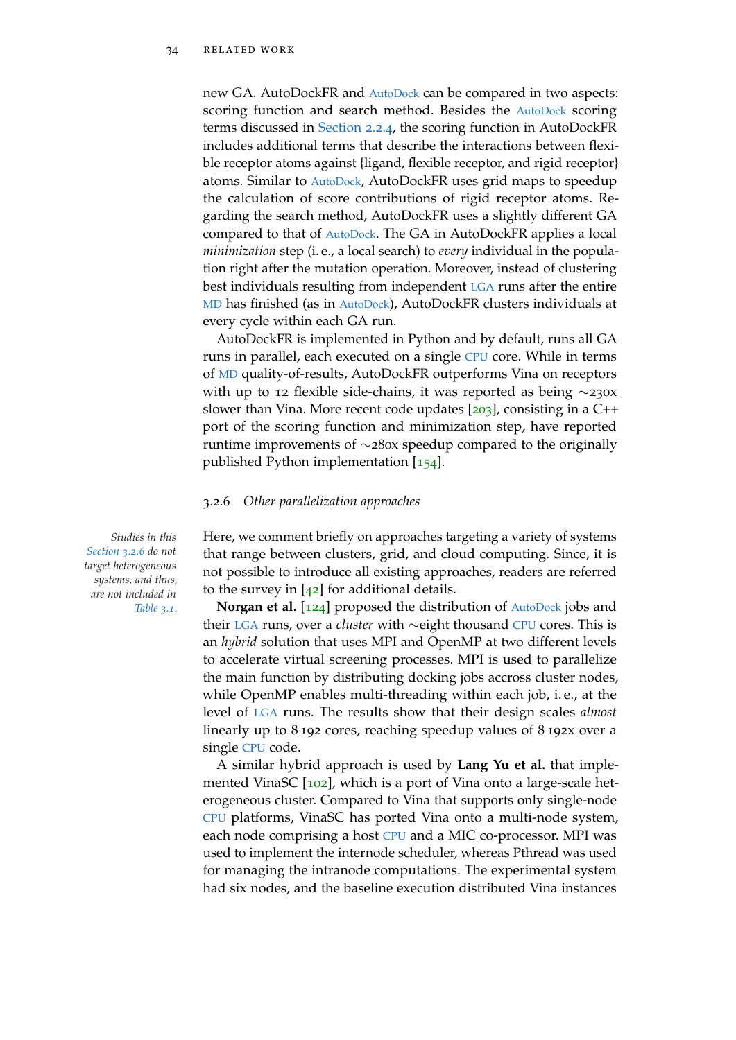new GA. AutoDockFR and AutoDock can be compared in two aspects: scoring function and search method. Besides the AutoDock scoring terms discussed in Section 2.2.4, the scoring function in AutoDockFR includes additional terms that describe the interactions between flexible receptor atoms against {ligand, flexible receptor, and rigid receptor} atoms. Similar to AutoDock, AutoDockFR uses grid maps to speedup the calculation of score contributions of rigid receptor atoms. Regarding the search method, AutoDockFR uses a slightly different GA compared to that of AutoDock. The GA in AutoDockFR applies a local *minimization* step (i. e., a local search) to *every* individual in the population right after the mutation operation. Moreover, instead of clustering best individuals resulting from independent LGA runs after the entire MD has finished (as in AutoDock), AutoDockFR clusters individuals at every cycle within each GA run.

AutoDockFR is implemented in Python and by default, runs all GA runs in parallel, each executed on a single CPU core. While in terms of MD quality-of-results, AutoDockFR outperforms Vina on receptors with up to 12 flexible side-chains, it was reported as being ∼230x slower than Vina. More recent code updates [203], consisting in a C++ port of the scoring function and minimization step, have reported runtime improvements of ∼280x speedup compared to the originally published Python implementation [154].

### 3.2.6 *Other parallelization approaches*

*Studies in this Section 3.2.6 do not target heterogeneous systems, and thus, are not included in Table 3.1.*

Here, we comment briefly on approaches targeting a variety of systems that range between clusters, grid, and cloud computing. Since, it is not possible to introduce all existing approaches, readers are referred to the survey in [42] for additional details.

**Norgan et al.** [124] proposed the distribution of AutoDock jobs and their LGA runs, over a *cluster* with ∼eight thousand CPU cores. This is an *hybrid* solution that uses MPI and OpenMP at two different levels to accelerate virtual screening processes. MPI is used to parallelize the main function by distributing docking jobs accross cluster nodes, while OpenMP enables multi-threading within each job, i. e., at the level of LGA runs. The results show that their design scales *almost* linearly up to 8 192 cores, reaching speedup values of 8 192x over a single CPU code.

A similar hybrid approach is used by **Lang Yu et al.** that implemented VinaSC [102], which is a port of Vina onto a large-scale heterogeneous cluster. Compared to Vina that supports only single-node CPU platforms, VinaSC has ported Vina onto a multi-node system, each node comprising a host CPU and a MIC co-processor. MPI was used to implement the internode scheduler, whereas Pthread was used for managing the intranode computations. The experimental system had six nodes, and the baseline execution distributed Vina instances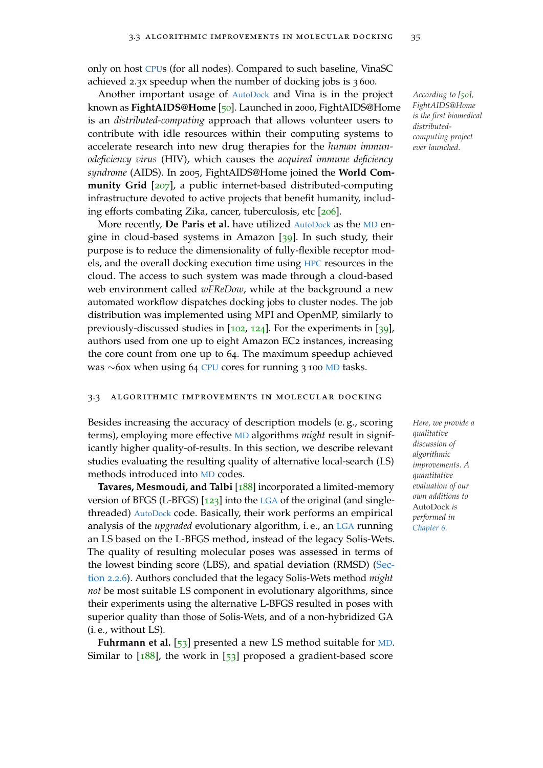only on host CPUs (for all nodes). Compared to such baseline, VinaSC achieved 2.3x speedup when the number of docking jobs is 3 600.

Another important usage of AutoDock and Vina is in the project known as **FightAIDS@Home** [50]. Launched in 2000, FightAIDS@Home is an *distributed-computing* approach that allows volunteer users to contribute with idle resources within their computing systems to accelerate research into new drug therapies for the *human immunodeficiency virus* (HIV), which causes the *acquired immune deficiency syndrome* (AIDS). In 2005, FightAIDS@Home joined the **World Community Grid** [207], a public internet-based distributed-computing infrastructure devoted to active projects that benefit humanity, including efforts combating Zika, cancer, tuberculosis, etc [206].

*According to [50], FightAIDS@Home is the first biomedical distributed-computing project ever launched.*

More recently, **De Paris et al.** have utilized AutoDock as the MD engine in cloud-based systems in Amazon [39]. In such study, their purpose is to reduce the dimensionality of fully-flexible receptor models, and the overall docking execution time using HPC resources in the cloud. The access to such system was made through a cloud-based web environment called *wFReDow*, while at the background a new automated workflow dispatches docking jobs to cluster nodes. The job distribution was implemented using MPI and OpenMP, similarly to previously-discussed studies in [102, 124]. For the experiments in [39], authors used from one up to eight Amazon EC2 instances, increasing the core count from one up to 64. The maximum speedup achieved was $\sim$60x when using 64 CPU cores for running 3 100 MD tasks.

## 3.3 Algorithmic Improvements in Molecular Docking

Besides increasing the accuracy of description models (e. g., scoring terms), employing more effective MD algorithms *might* result in significantly higher quality-of-results. In this section, we describe relevant studies evaluating the resulting quality of alternative local-search (LS) methods introduced into MD codes.

*Here, we provide a qualitative discussion of algorithmic improvements. A quantitative evaluation of our own additions to AutoDock is performed in Chapter 6.*

**Tavares, Mesmoudi, and Talbi** [188] incorporated a limited-memory version of BFGS (L-BFGS) [123] into the LGA of the original (and single-threaded) AutoDock code. Basically, their work performs an empirical analysis of the *upgraded* evolutionary algorithm, i. e., an LGA running an LS based on the L-BFGS method, instead of the legacy Solis-Wets. The quality of resulting molecular poses was assessed in terms of the lowest binding score (LBS), and spatial deviation (RMSD) (Section 2.2.6). Authors concluded that the legacy Solis-Wets method *might not* be most suitable LS component in evolutionary algorithms, since their experiments using the alternative L-BFGS resulted in poses with superior quality than those of Solis-Wets, and of a non-hybridized GA (i. e., without LS).

**Fuhrmann et al.** [53] presented a new LS method suitable for MD. Similar to [188], the work in [53] proposed a gradient-based score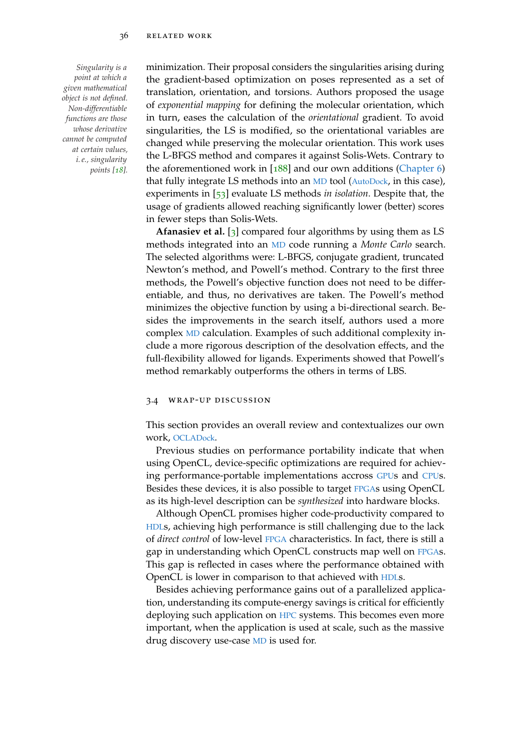minimization. Their proposal considers the singularities arising during the gradient-based optimization on poses represented as a set of translation, orientation, and torsions. Authors proposed the usage of *exponential mapping* for defining the molecular orientation, which in turn, eases the calculation of the *orientational* gradient. To avoid singularities, the LS is modified, so the orientational variables are changed while preserving the molecular orientation. This work uses the L-BFGS method and compares it against Solis-Wets. Contrary to the aforementioned work in [188] and our own additions (Chapter 6) that fully integrate LS methods into an MD tool (AutoDock, in this case), experiments in [53] evaluate LS methods *in isolation*. Despite that, the usage of gradients allowed reaching significantly lower (better) scores in fewer steps than Solis-Wets.

*Singularity is a point at which a given mathematical object is not defined. Non-differentiable functions are those whose derivative cannot be computed at certain values, i.e., singularity points [18].*

**Afanasiev et al.** [3] compared four algorithms by using them as LS methods integrated into an MD code running a *Monte Carlo* search. The selected algorithms were: L-BFGS, conjugate gradient, truncated Newton's method, and Powell's method. Contrary to the first three methods, the Powell's objective function does not need to be differentiable, and thus, no derivatives are taken. The Powell's method minimizes the objective function by using a bi-directional search. Besides the improvements in the search itself, authors used a more complex MD calculation. Examples of such additional complexity include a more rigorous description of the desolvation effects, and the full-flexibility allowed for ligands. Experiments showed that Powell's method remarkably outperforms the others in terms of LBS.

## 3.4 Wrap-up discussion

This section provides an overall review and contextualizes our own work, OCLADock.

Previous studies on performance portability indicate that when using OpenCL, device-specific optimizations are required for achieving performance-portable implementations accross GPUs and CPUs. Besides these devices, it is also possible to target FPGAs using OpenCL as its high-level description can be *synthesized* into hardware blocks.

Although OpenCL promises higher code-productivity compared to HDLs, achieving high performance is still challenging due to the lack of *direct control* of low-level FPGA characteristics. In fact, there is still a gap in understanding which OpenCL constructs map well on FPGAs. This gap is reflected in cases where the performance obtained with OpenCL is lower in comparison to that achieved with HDLs.

Besides achieving performance gains out of a parallelized application, understanding its compute-energy savings is critical for efficiently deploying such application on HPC systems. This becomes even more important, when the application is used at scale, such as the massive drug discovery use-case MD is used for.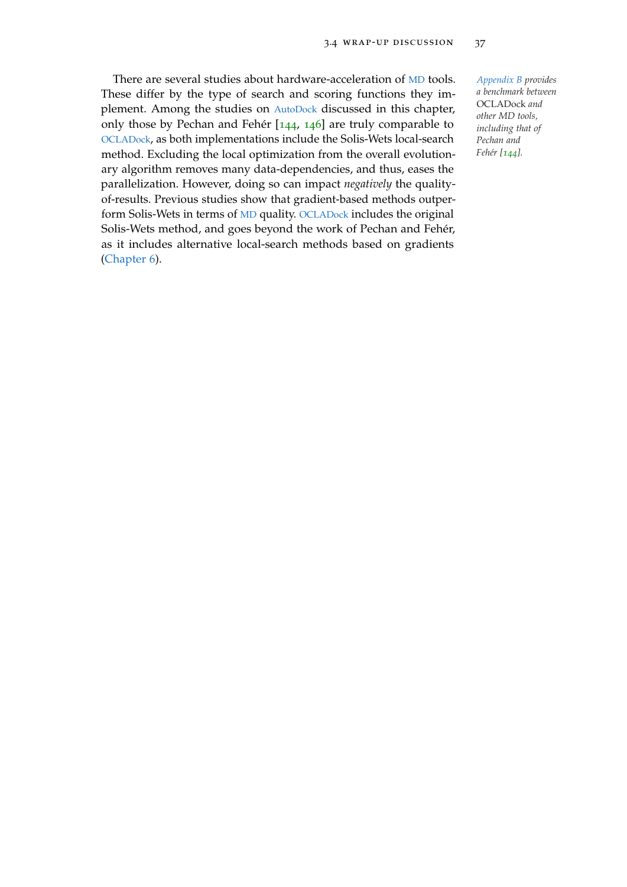There are several studies about hardware-acceleration of MD tools. These differ by the type of search and scoring functions they implement. Among the studies on AutoDock discussed in this chapter, only those by Pechan and Fehér [144, 146] are truly comparable to OCLADock, as both implementations include the Solis-Wets local-search method. Excluding the local optimization from the overall evolutionary algorithm removes many data-dependencies, and thus, eases the parallelization. However, doing so can impact *negatively* the quality-of-results. Previous studies show that gradient-based methods outperform Solis-Wets in terms of MD quality. OCLADock includes the original Solis-Wets method, and goes beyond the work of Pechan and Fehér, as it includes alternative local-search methods based on gradients (Chapter 6).

*Appendix B provides a benchmark between* OCLADock *and other MD tools, including that of Pechan and Fehér [144].*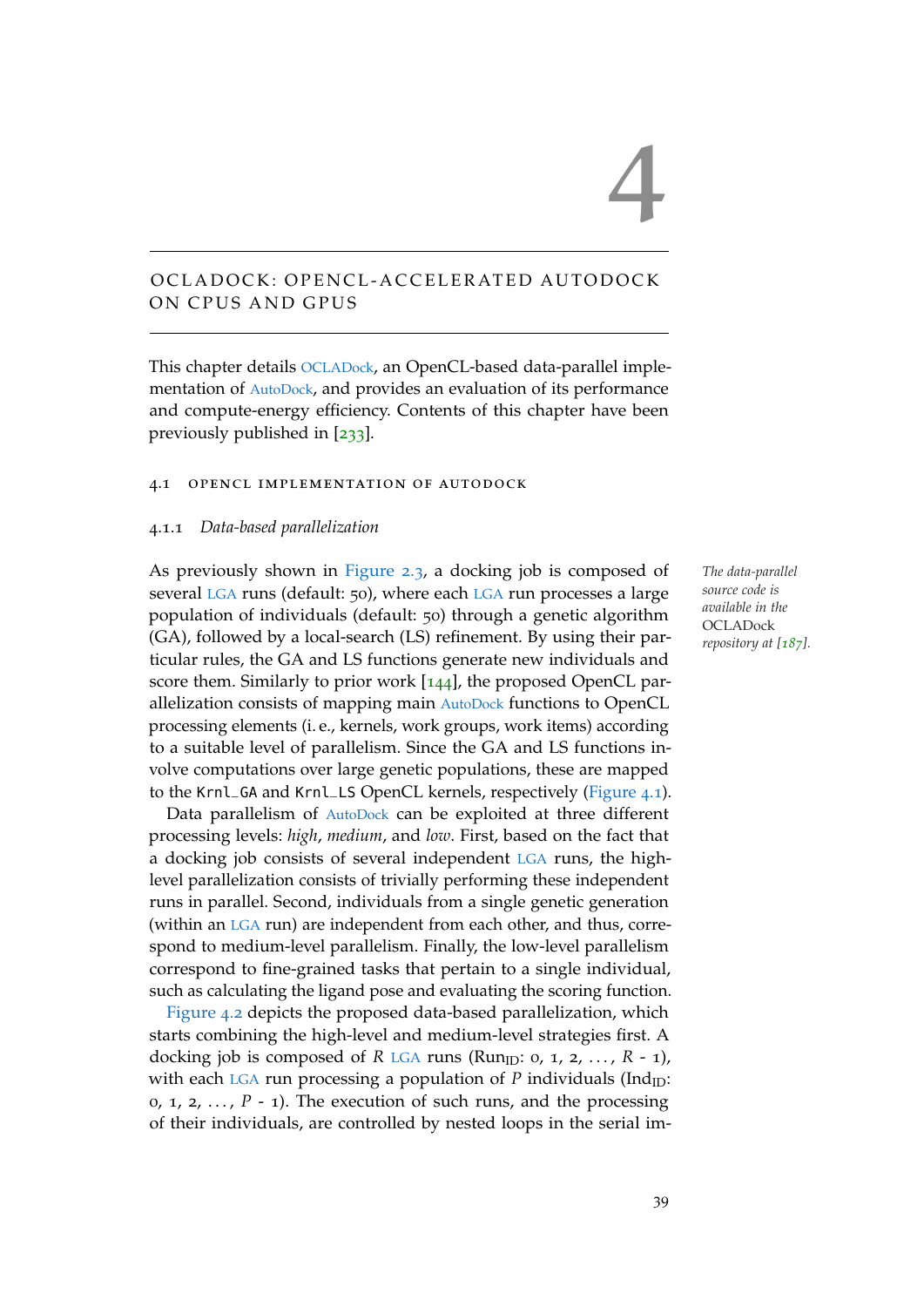# 4

# OCLADOCK: OPENCL-ACCELERATED AUTODOCK ON CPUS AND GPUS

This chapter details OCLADock, an OpenCL-based data-parallel implementation of AutoDock, and provides an evaluation of its performance and compute-energy efficiency. Contents of this chapter have been previously published in [233].

## 4.1 OPENCL IMPLEMENTATION OF AUTODOCK

### 4.1.1 *Data-based parallelization*

*The data-parallel source code is available in the OCLADock repository at [187].*

As previously shown in Figure 2.3, a docking job is composed of several LGA runs (default: 50), where each LGA run processes a large population of individuals (default: 50) through a genetic algorithm (GA), followed by a local-search (LS) refinement. By using their particular rules, the GA and LS functions generate new individuals and score them. Similarly to prior work [144], the proposed OpenCL parallelization consists of mapping main AutoDock functions to OpenCL processing elements (i. e., kernels, work groups, work items) according to a suitable level of parallelism. Since the GA and LS functions involve computations over large genetic populations, these are mapped to the `Krnl_GA` and `Krnl_LS` OpenCL kernels, respectively (Figure 4.1).

Data parallelism of AutoDock can be exploited at three different processing levels: *high*, *medium*, and *low*. First, based on the fact that a docking job consists of several independent LGA runs, the high-level parallelization consists of trivially performing these independent runs in parallel. Second, individuals from a single genetic generation (within an LGA run) are independent from each other, and thus, correspond to medium-level parallelism. Finally, the low-level parallelism correspond to fine-grained tasks that pertain to a single individual, such as calculating the ligand pose and evaluating the scoring function.

Figure 4.2 depicts the proposed data-based parallelization, which starts combining the high-level and medium-level strategies first. A docking job is composed of $R$ LGA runs ($\text{Run}_{\text{ID}}$: 0, 1, 2, ..., $R$ - 1), with each LGA run processing a population of $P$ individuals ($\text{Ind}_{\text{ID}}$: 0, 1, 2, ..., $P$ - 1). The execution of such runs, and the processing of their individuals, are controlled by nested loops in the serial im-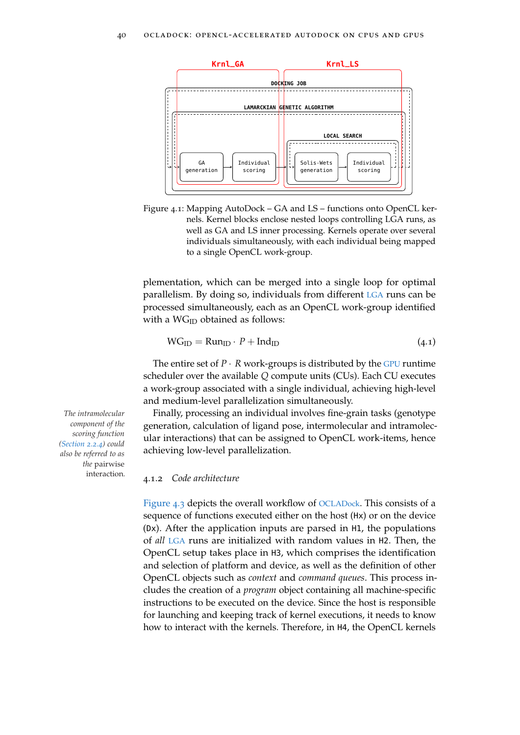Figure 4.1: Mapping AutoDock – GA and LS – functions onto OpenCL kernels. Kernel blocks enclose nested loops controlling LGA runs, as well as GA and LS inner processing. Kernels operate over several individuals simultaneously, with each individual being mapped to a single OpenCL work-group.

plementation, which can be merged into a single loop for optimal parallelism. By doing so, individuals from different LGA runs can be processed simultaneously, each as an OpenCL work-group identified with a $WG_{ID}$ obtained as follows:

$$WG_{ID} = Run_{ID} \cdot P + Ind_{ID} \tag{4.1}$$

The entire set of $P \cdot R$ work-groups is distributed by the GPU runtime scheduler over the available $Q$ compute units (CUs). Each CU executes a work-group associated with a single individual, achieving high-level and medium-level parallelization simultaneously.

Finally, processing an individual involves fine-grain tasks (genotype generation, calculation of ligand pose, intermolecular and intramolecular interactions) that can be assigned to OpenCL work-items, hence achieving low-level parallelization.

*The intramolecular component of the scoring function (Section 2.2.4) could also be referred to as the* pairwise interaction.

### 4.1.2 *Code architecture*

Figure 4.3 depicts the overall workflow of OCLADock. This consists of a sequence of functions executed either on the host (`Hx`) or on the device (`Dx`). After the application inputs are parsed in `H1`, the populations of *all* LGA runs are initialized with random values in `H2`. Then, the OpenCL setup takes place in `H3`, which comprises the identification and selection of platform and device, as well as the definition of other OpenCL objects such as *context* and *command queues*. This process includes the creation of a *program* object containing all machine-specific instructions to be executed on the device. Since the host is responsible for launching and keeping track of kernel executions, it needs to know how to interact with the kernels. Therefore, in `H4`, the OpenCL kernels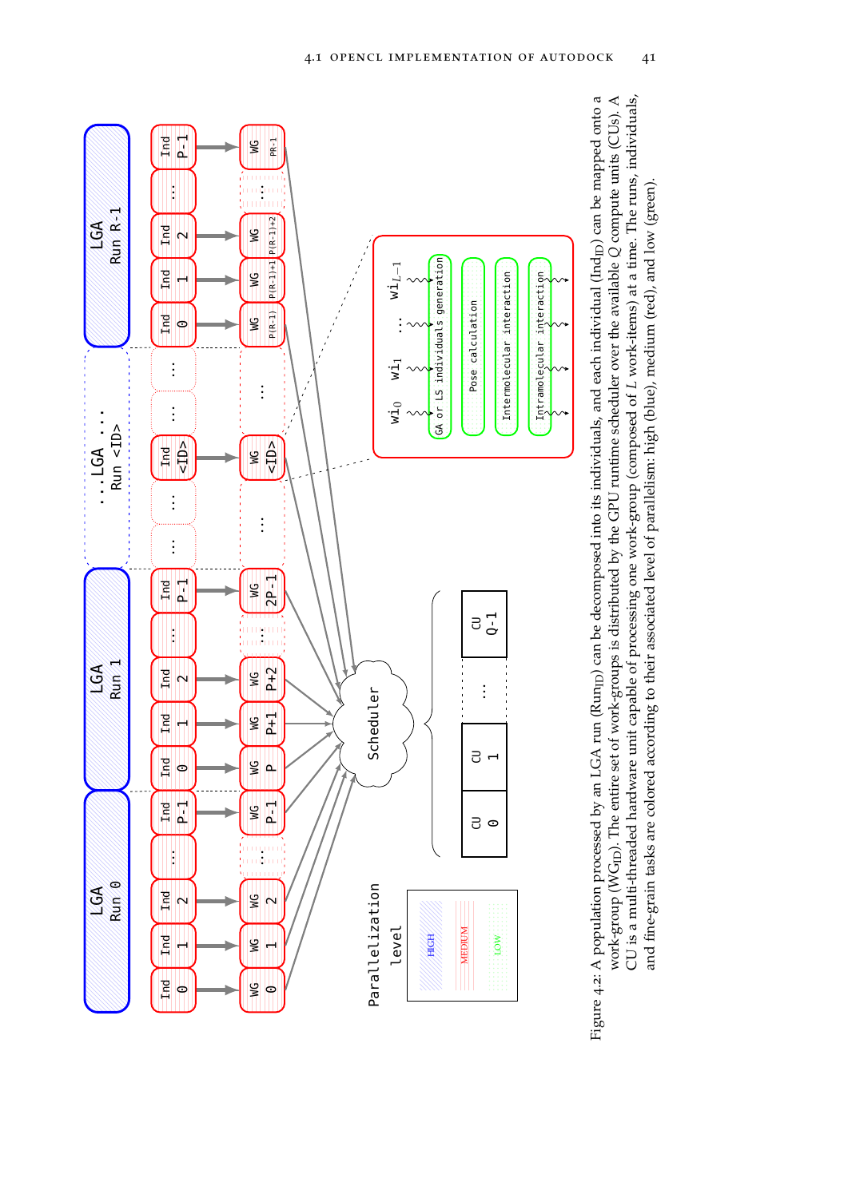Figure 4.2: A population processed by an LGA run ($\text{Run}_{\text{ID}}$) can be decomposed into its individuals, and each individual ($\text{Ind}_{\text{ID}}$) can be mapped onto a work-group ($\text{WG}_{\text{ID}}$). The entire set of work-groups is distributed by the GPU runtime scheduler over the available $Q$ compute units (CUs). A CU is a multi-threaded hardware unit capable of processing one work-group (composed of $L$ work-items) at a time. The runs, individuals, and fine-grain tasks are colored according to their associated level of parallelism: high (blue), medium (red), and low (green).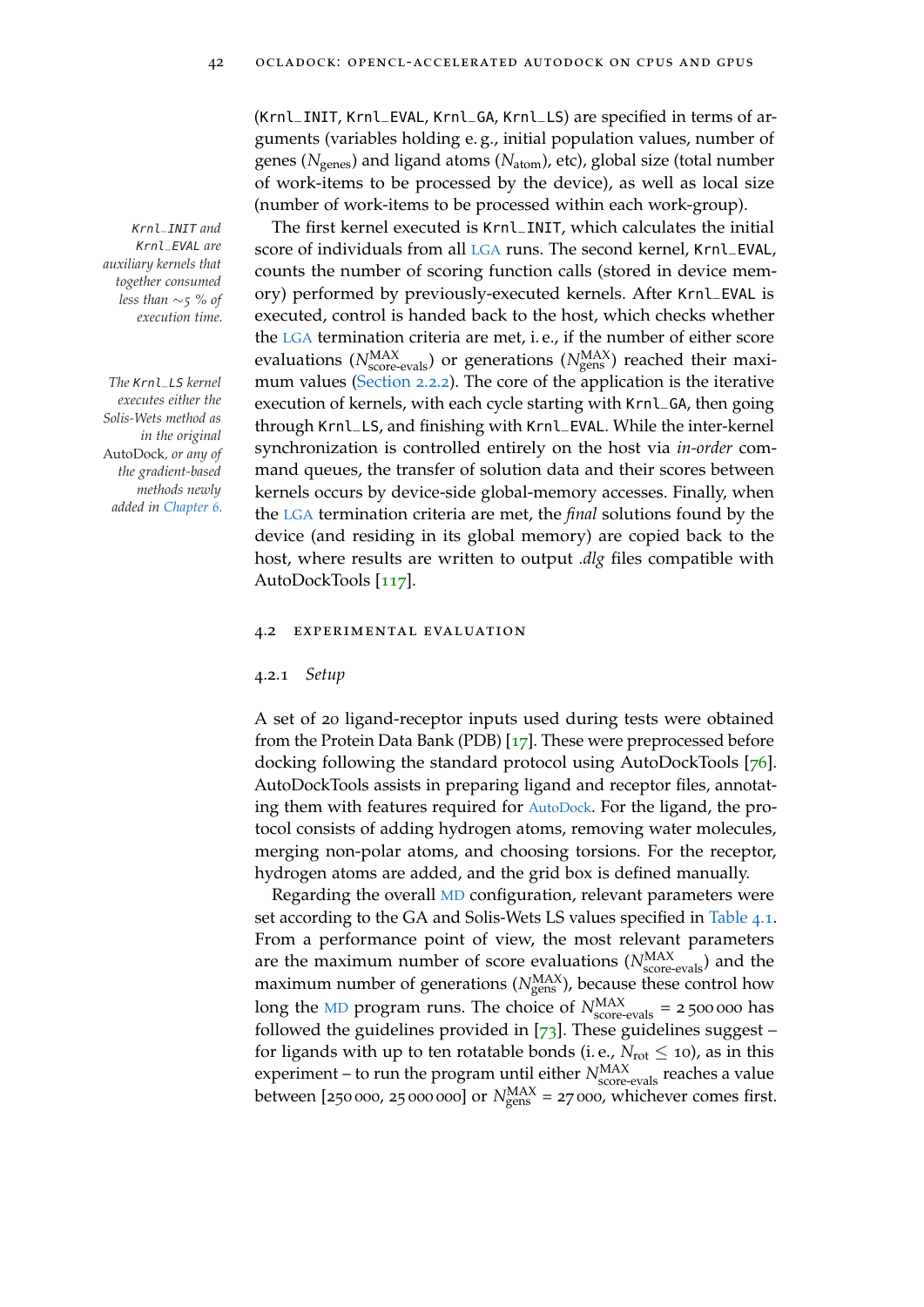(`Krnl_INIT`, `Krnl_EVAL`, `Krnl_GA`, `Krnl_LS`) are specified in terms of arguments (variables holding e. g., initial population values, number of genes ($N_{genes}$) and ligand atoms ($N_{atom}$), etc), global size (total number of work-items to be processed by the device), as well as local size (number of work-items to be processed within each work-group).

*`Krnl_INIT` and `Krnl_EVAL` are auxiliary kernels that together consumed less than ∼5 % of execution time.*

The first kernel executed is `Krnl_INIT`, which calculates the initial score of individuals from all LGA runs. The second kernel, `Krnl_EVAL`, counts the number of scoring function calls (stored in device memory) performed by previously-executed kernels. After `Krnl_EVAL` is executed, control is handed back to the host, which checks whether the LGA termination criteria are met, i. e., if the number of either score evaluations ($N^{MAX}_{score\text{-}evals}$) or generations ($N^{MAX}_{gens}$) reached their maximum values (Section 2.2.2). The core of the application is the iterative execution of kernels, with each cycle starting with `Krnl_GA`, then going through `Krnl_LS`, and finishing with `Krnl_EVAL`. While the inter-kernel synchronization is controlled entirely on the host via *in-order* command queues, the transfer of solution data and their scores between kernels occurs by device-side global-memory accesses. Finally, when the LGA termination criteria are met, the *final* solutions found by the device (and residing in its global memory) are copied back to the host, where results are written to output *.dlg* files compatible with AutoDockTools [117].

*The `Krnl_LS` kernel executes either the Solis-Wets method as in the original AutoDock, or any of the gradient-based methods newly added in Chapter 6.*

## 4.2 Experimental Evaluation

### 4.2.1 *Setup*

A set of 20 ligand-receptor inputs used during tests were obtained from the Protein Data Bank (PDB) [17]. These were preprocessed before docking following the standard protocol using AutoDockTools [76]. AutoDockTools assists in preparing ligand and receptor files, annotating them with features required for AutoDock. For the ligand, the protocol consists of adding hydrogen atoms, removing water molecules, merging non-polar atoms, and choosing torsions. For the receptor, hydrogen atoms are added, and the grid box is defined manually.

Regarding the overall MD configuration, relevant parameters were set according to the GA and Solis-Wets LS values specified in Table 4.1. From a performance point of view, the most relevant parameters are the maximum number of score evaluations ($N^{MAX}_{score\text{-}evals}$) and the maximum number of generations ($N^{MAX}_{gens}$), because these control how long the MD program runs. The choice of $N^{MAX}_{score\text{-}evals}$ = 2 500 000 has followed the guidelines provided in [73]. These guidelines suggest – for ligands with up to ten rotatable bonds (i. e., $N_{rot} \leq 10$), as in this experiment – to run the program until either $N^{MAX}_{score\text{-}evals}$ reaches a value between [250 000, 25 000 000] or $N^{MAX}_{gens}$ = 27 000, whichever comes first.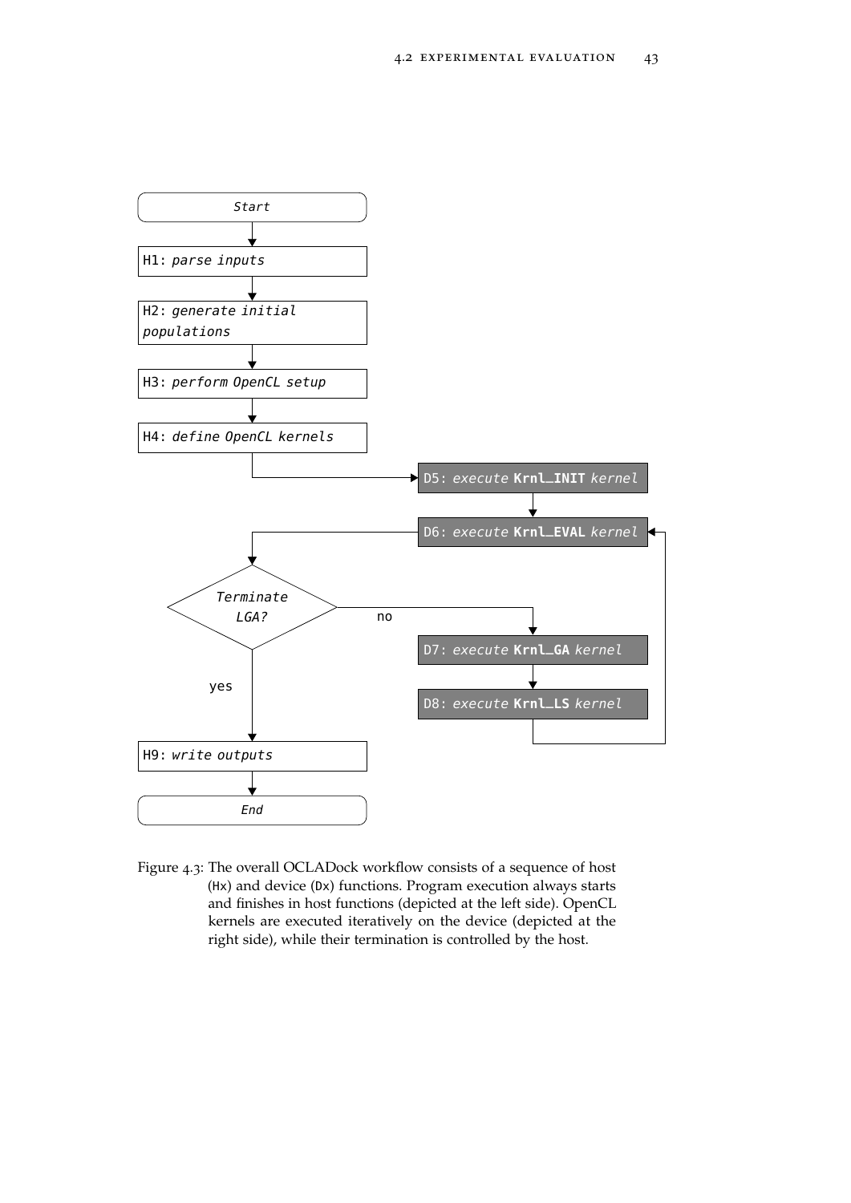Figure 4.3: The overall OCLADock workflow consists of a sequence of host (Hx) and device (Dx) functions. Program execution always starts and finishes in host functions (depicted at the left side). OpenCL kernels are executed iteratively on the device (depicted at the right side), while their termination is controlled by the host.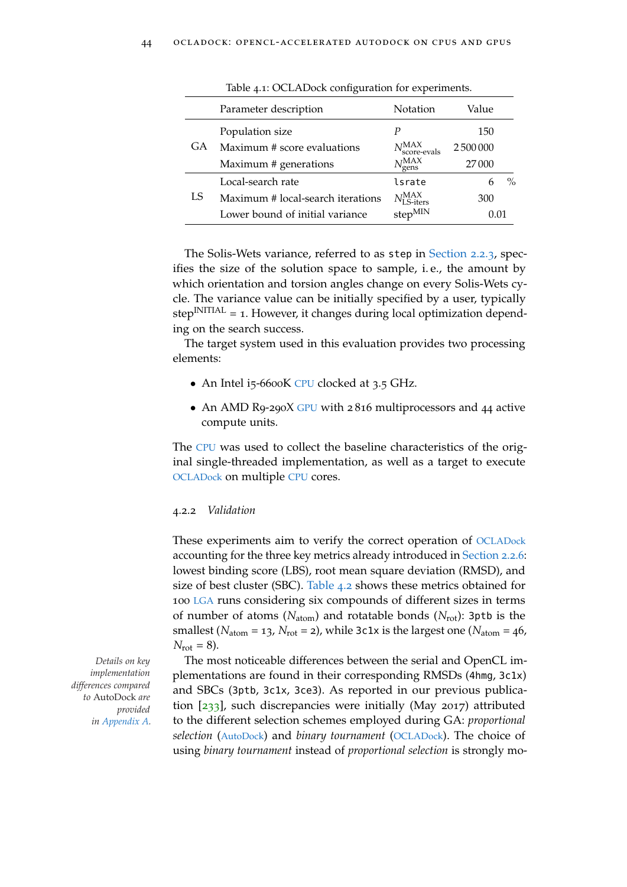Table 4.1: OCLADock configuration for experiments.

| | Parameter description | Notation | Value |
|---|---|---|---|
| GA | Population size | $P$ | 150 |
| | Maximum # score evaluations | $N^{\text{MAX}}_{\text{score-evals}}$ | 2 500 000 |
| | Maximum # generations | $N^{\text{MAX}}_{\text{gens}}$ | 27 000 |
| LS | Local-search rate | `lsrate` | 6 % |
| | Maximum # local-search iterations | $N^{\text{MAX}}_{\text{LS-iters}}$ | 300 |
| | Lower bound of initial variance | $\text{step}^{\text{MIN}}$ | 0.01 |

The Solis-Wets variance, referred to as `step` in Section 2.2.3, specifies the size of the solution space to sample, i. e., the amount by which orientation and torsion angles change on every Solis-Wets cycle. The variance value can be initially specified by a user, typically $\text{step}^{\text{INITIAL}} = 1$. However, it changes during local optimization depending on the search success.

The target system used in this evaluation provides two processing elements:

- An Intel i5-6600K CPU clocked at 3.5 GHz.
- An AMD R9-290X GPU with 2 816 multiprocessors and 44 active compute units.

The CPU was used to collect the baseline characteristics of the original single-threaded implementation, as well as a target to execute OCLADock on multiple CPU cores.

### 4.2.2 *Validation*

These experiments aim to verify the correct operation of OCLADock accounting for the three key metrics already introduced in Section 2.2.6: lowest binding score (LBS), root mean square deviation (RMSD), and size of best cluster (SBC). Table 4.2 shows these metrics obtained for 100 LGA runs considering six compounds of different sizes in terms of number of atoms ($N_{\text{atom}}$) and rotatable bonds ($N_{\text{rot}}$): `3ptb` is the smallest ($N_{\text{atom}} = 13$, $N_{\text{rot}} = 2$), while `3c1x` is the largest one ($N_{\text{atom}} = 46$, $N_{\text{rot}} = 8$).

*Details on key implementation differences compared to AutoDock are provided in Appendix A.*

The most noticeable differences between the serial and OpenCL implementations are found in their corresponding RMSDs (`4hmg`, `3c1x`) and SBCs (`3ptb`, `3c1x`, `3ce3`). As reported in our previous publication [233], such discrepancies were initially (May 2017) attributed to the different selection schemes employed during GA: *proportional selection* (AutoDock) and *binary tournament* (OCLADock). The choice of using *binary tournament* instead of *proportional selection* is strongly mo-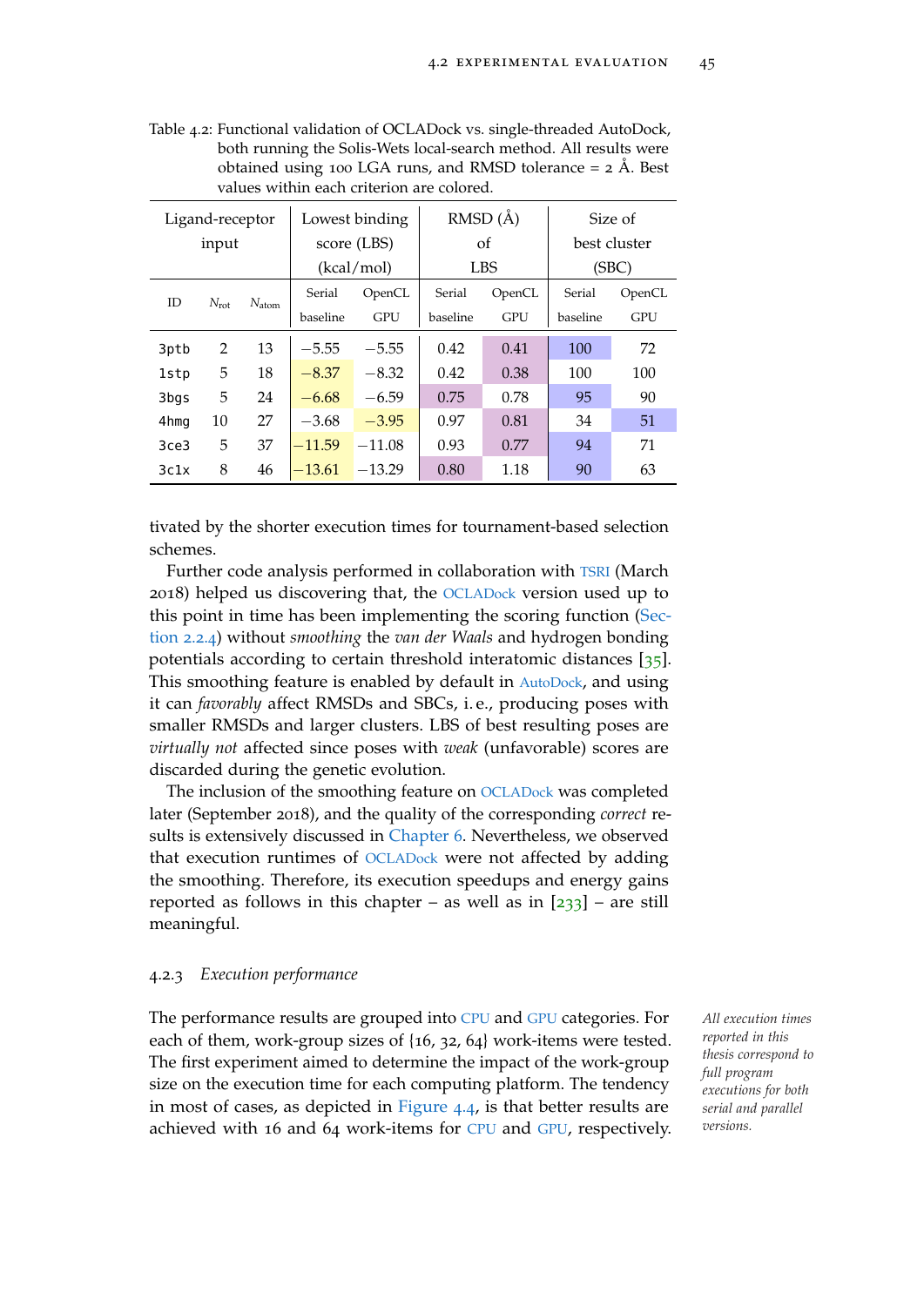Table 4.2: Functional validation of OCLADock vs. single-threaded AutoDock, both running the Solis-Wets local-search method. All results were obtained using 100 LGA runs, and RMSD tolerance = 2 Å. Best values within each criterion are colored.

| Ligand-receptor input | | | Lowest binding score (LBS) (kcal/mol) | | RMSD (Å) of LBS | | Size of best cluster (SBC) | |
|---|---|---|---|---|---|---|---|---|
| ID | $N_{rot}$ | $N_{atom}$ | Serial baseline | OpenCL GPU | Serial baseline | OpenCL GPU | Serial baseline | OpenCL GPU |
| `3ptb` | 2 | 13 | −5.55 | −5.55 | 0.42 | 0.41 | 100 | 72 |
| `1stp` | 5 | 18 | −8.37 | −8.32 | 0.42 | 0.38 | 100 | 100 |
| `3bgs` | 5 | 24 | −6.68 | −6.59 | 0.75 | 0.78 | 95 | 90 |
| `4hmg` | 10 | 27 | −3.68 | −3.95 | 0.97 | 0.81 | 34 | 51 |
| `3ce3` | 5 | 37 | −11.59 | −11.08 | 0.93 | 0.77 | 94 | 71 |
| `3c1x` | 8 | 46 | −13.61 | −13.29 | 0.80 | 1.18 | 90 | 63 |

tivated by the shorter execution times for tournament-based selection schemes.

Further code analysis performed in collaboration with TSRI (March 2018) helped us discovering that, the OCLADock version used up to this point in time has been implementing the scoring function (Section 2.2.4) without *smoothing* the *van der Waals* and hydrogen bonding potentials according to certain threshold interatomic distances [35]. This smoothing feature is enabled by default in AutoDock, and using it can *favorably* affect RMSDs and SBCs, i. e., producing poses with smaller RMSDs and larger clusters. LBS of best resulting poses are *virtually not* affected since poses with *weak* (unfavorable) scores are discarded during the genetic evolution.

The inclusion of the smoothing feature on OCLADock was completed later (September 2018), and the quality of the corresponding *correct* results is extensively discussed in Chapter 6. Nevertheless, we observed that execution runtimes of OCLADock were not affected by adding the smoothing. Therefore, its execution speedups and energy gains reported as follows in this chapter – as well as in [233] – are still meaningful.

### 4.2.3 *Execution performance*

The performance results are grouped into CPU and GPU categories. For each of them, work-group sizes of {16, 32, 64} work-items were tested. The first experiment aimed to determine the impact of the work-group size on the execution time for each computing platform. The tendency in most of cases, as depicted in Figure 4.4, is that better results are achieved with 16 and 64 work-items for CPU and GPU, respectively.

*All execution times reported in this thesis correspond to full program executions for both serial and parallel versions.*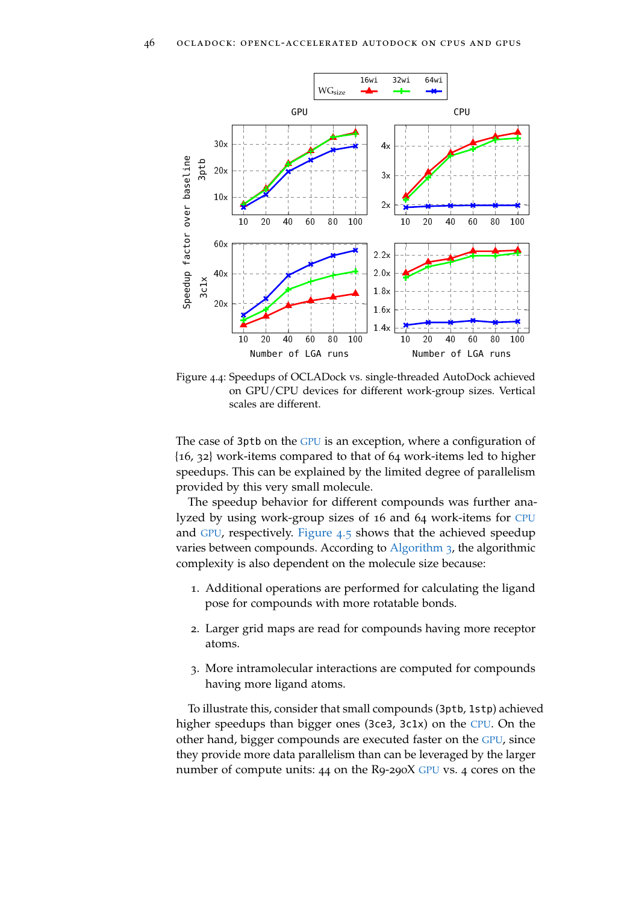Figure 4.4: Speedups of OCLADock vs. single-threaded AutoDock achieved on GPU/CPU devices for different work-group sizes. Vertical scales are different.

The case of 3ptb on the GPU is an exception, where a configuration of {16, 32} work-items compared to that of 64 work-items led to higher speedups. This can be explained by the limited degree of parallelism provided by this very small molecule.

The speedup behavior for different compounds was further analyzed by using work-group sizes of 16 and 64 work-items for CPU and GPU, respectively. Figure 4.5 shows that the achieved speedup varies between compounds. According to Algorithm 3, the algorithmic complexity is also dependent on the molecule size because:

1. Additional operations are performed for calculating the ligand pose for compounds with more rotatable bonds.
2. Larger grid maps are read for compounds having more receptor atoms.
3. More intramolecular interactions are computed for compounds having more ligand atoms.

To illustrate this, consider that small compounds (3ptb, 1stp) achieved higher speedups than bigger ones (3ce3, 3c1x) on the CPU. On the other hand, bigger compounds are executed faster on the GPU, since they provide more data parallelism than can be leveraged by the larger number of compute units: 44 on the R9-290X GPU vs. 4 cores on the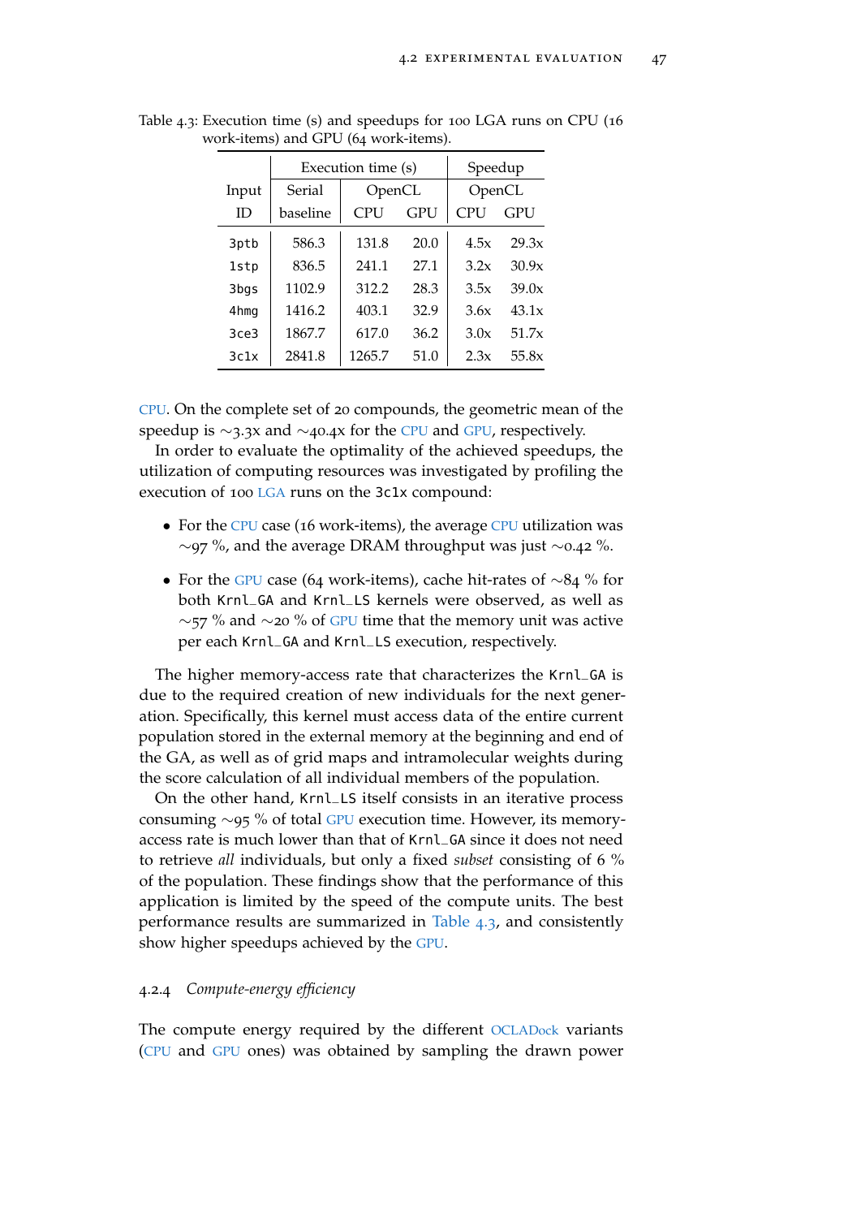Table 4.3: Execution time (s) and speedups for 100 LGA runs on CPU (16 work-items) and GPU (64 work-items).

| Input | Execution time (s) | | | Speedup | |
|---|---|---|---|---|---|
| | Serial | OpenCL | | OpenCL | |
| ID | baseline | CPU | GPU | CPU | GPU |
| 3ptb | 586.3 | 131.8 | 20.0 | 4.5x | 29.3x |
| 1stp | 836.5 | 241.1 | 27.1 | 3.2x | 30.9x |
| 3bgs | 1102.9 | 312.2 | 28.3 | 3.5x | 39.0x |
| 4hmg | 1416.2 | 403.1 | 32.9 | 3.6x | 43.1x |
| 3ce3 | 1867.7 | 617.0 | 36.2 | 3.0x | 51.7x |
| 3c1x | 2841.8 | 1265.7 | 51.0 | 2.3x | 55.8x |

CPU. On the complete set of 20 compounds, the geometric mean of the speedup is ∼3.3x and ∼40.4x for the CPU and GPU, respectively.

In order to evaluate the optimality of the achieved speedups, the utilization of computing resources was investigated by profiling the execution of 100 LGA runs on the 3c1x compound:

- For the CPU case (16 work-items), the average CPU utilization was ∼97 %, and the average DRAM throughput was just ∼0.42 %.
- For the GPU case (64 work-items), cache hit-rates of ∼84 % for both Krnl_GA and Krnl_LS kernels were observed, as well as ∼57 % and ∼20 % of GPU time that the memory unit was active per each Krnl_GA and Krnl_LS execution, respectively.

The higher memory-access rate that characterizes the Krnl_GA is due to the required creation of new individuals for the next generation. Specifically, this kernel must access data of the entire current population stored in the external memory at the beginning and end of the GA, as well as of grid maps and intramolecular weights during the score calculation of all individual members of the population.

On the other hand, Krnl_LS itself consists in an iterative process consuming ∼95 % of total GPU execution time. However, its memory-access rate is much lower than that of Krnl_GA since it does not need to retrieve *all* individuals, but only a fixed *subset* consisting of 6 % of the population. These findings show that the performance of this application is limited by the speed of the compute units. The best performance results are summarized in Table 4.3, and consistently show higher speedups achieved by the GPU.

### 4.2.4 *Compute-energy efficiency*

The compute energy required by the different OCLADock variants (CPU and GPU ones) was obtained by sampling the drawn power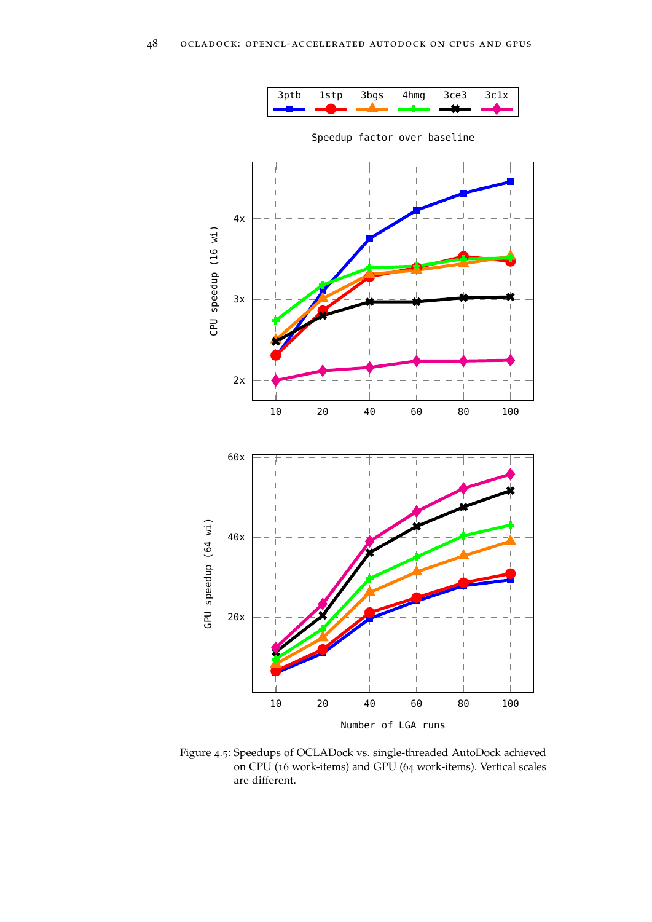Figure 4.5: Speedups of OCLADock vs. single-threaded AutoDock achieved on CPU (16 work-items) and GPU (64 work-items). Vertical scales are different.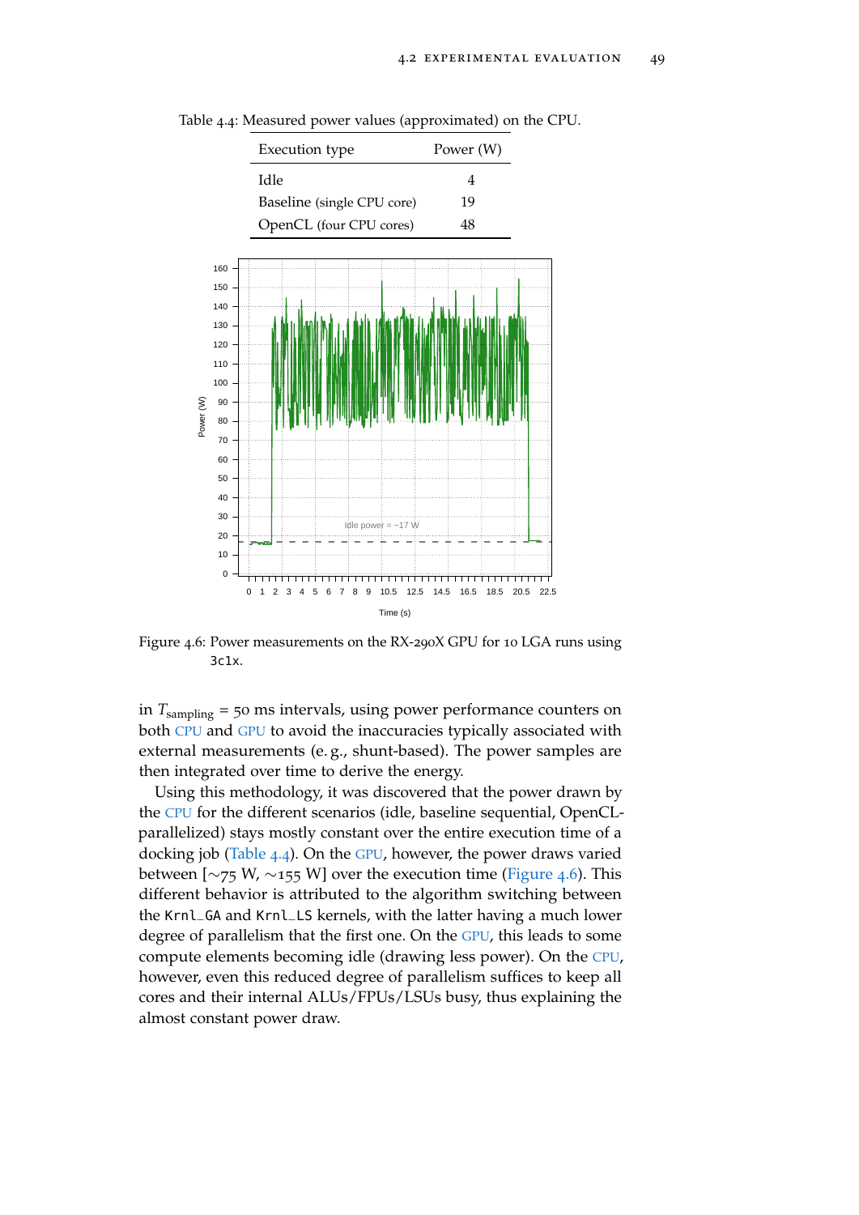Table 4.4: Measured power values (approximated) on the CPU.

| Execution type | Power (W) |
|---|---|
| Idle | 4 |
| Baseline (single CPU core) | 19 |
| OpenCL (four CPU cores) | 48 |

Figure 4.6: Power measurements on the RX-290X GPU for 10 LGA runs using 3c1x.

in $T_{\text{sampling}}$ = 50 ms intervals, using power performance counters on both CPU and GPU to avoid the inaccuracies typically associated with external measurements (e. g., shunt-based). The power samples are then integrated over time to derive the energy.

Using this methodology, it was discovered that the power drawn by the CPU for the different scenarios (idle, baseline sequential, OpenCL-parallelized) stays mostly constant over the entire execution time of a docking job (Table 4.4). On the GPU, however, the power draws varied between [∼75 W, ∼155 W] over the execution time (Figure 4.6). This different behavior is attributed to the algorithm switching between the Krnl_GA and Krnl_LS kernels, with the latter having a much lower degree of parallelism that the first one. On the GPU, this leads to some compute elements becoming idle (drawing less power). On the CPU, however, even this reduced degree of parallelism suffices to keep all cores and their internal ALUs/FPUs/LSUs busy, thus explaining the almost constant power draw.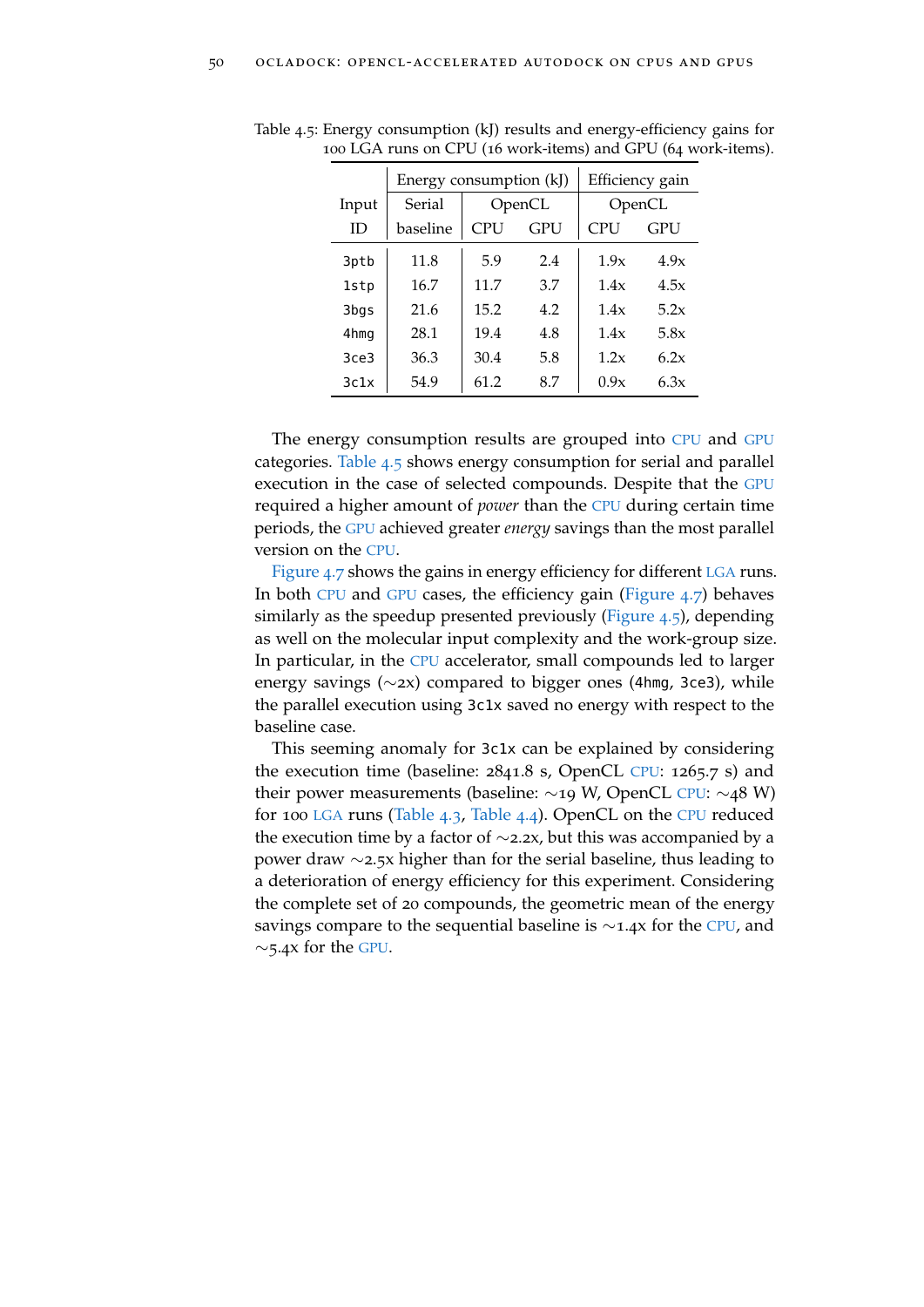Table 4.5: Energy consumption (kJ) results and energy-efficiency gains for 100 LGA runs on CPU (16 work-items) and GPU (64 work-items).

| Input | Energy consumption (kJ) | | | Efficiency gain | |
|---|---|---|---|---|---|
| | Serial | OpenCL | | OpenCL | |
| ID | baseline | CPU | GPU | CPU | GPU |
| 3ptb | 11.8 | 5.9 | 2.4 | 1.9x | 4.9x |
| 1stp | 16.7 | 11.7 | 3.7 | 1.4x | 4.5x |
| 3bgs | 21.6 | 15.2 | 4.2 | 1.4x | 5.2x |
| 4hmg | 28.1 | 19.4 | 4.8 | 1.4x | 5.8x |
| 3ce3 | 36.3 | 30.4 | 5.8 | 1.2x | 6.2x |
| 3c1x | 54.9 | 61.2 | 8.7 | 0.9x | 6.3x |

The energy consumption results are grouped into CPU and GPU categories. Table 4.5 shows energy consumption for serial and parallel execution in the case of selected compounds. Despite that the GPU required a higher amount of *power* than the CPU during certain time periods, the GPU achieved greater *energy* savings than the most parallel version on the CPU.

Figure 4.7 shows the gains in energy efficiency for different LGA runs. In both CPU and GPU cases, the efficiency gain (Figure 4.7) behaves similarly as the speedup presented previously (Figure 4.5), depending as well on the molecular input complexity and the work-group size. In particular, in the CPU accelerator, small compounds led to larger energy savings ($\sim$2x) compared to bigger ones (4hmg, 3ce3), while the parallel execution using 3c1x saved no energy with respect to the baseline case.

This seeming anomaly for 3c1x can be explained by considering the execution time (baseline: 2841.8 s, OpenCL CPU: 1265.7 s) and their power measurements (baseline: $\sim$19 W, OpenCL CPU: $\sim$48 W) for 100 LGA runs (Table 4.3, Table 4.4). OpenCL on the CPU reduced the execution time by a factor of $\sim$2.2x, but this was accompanied by a power draw $\sim$2.5x higher than for the serial baseline, thus leading to a deterioration of energy efficiency for this experiment. Considering the complete set of 20 compounds, the geometric mean of the energy savings compare to the sequential baseline is $\sim$1.4x for the CPU, and $\sim$5.4x for the GPU.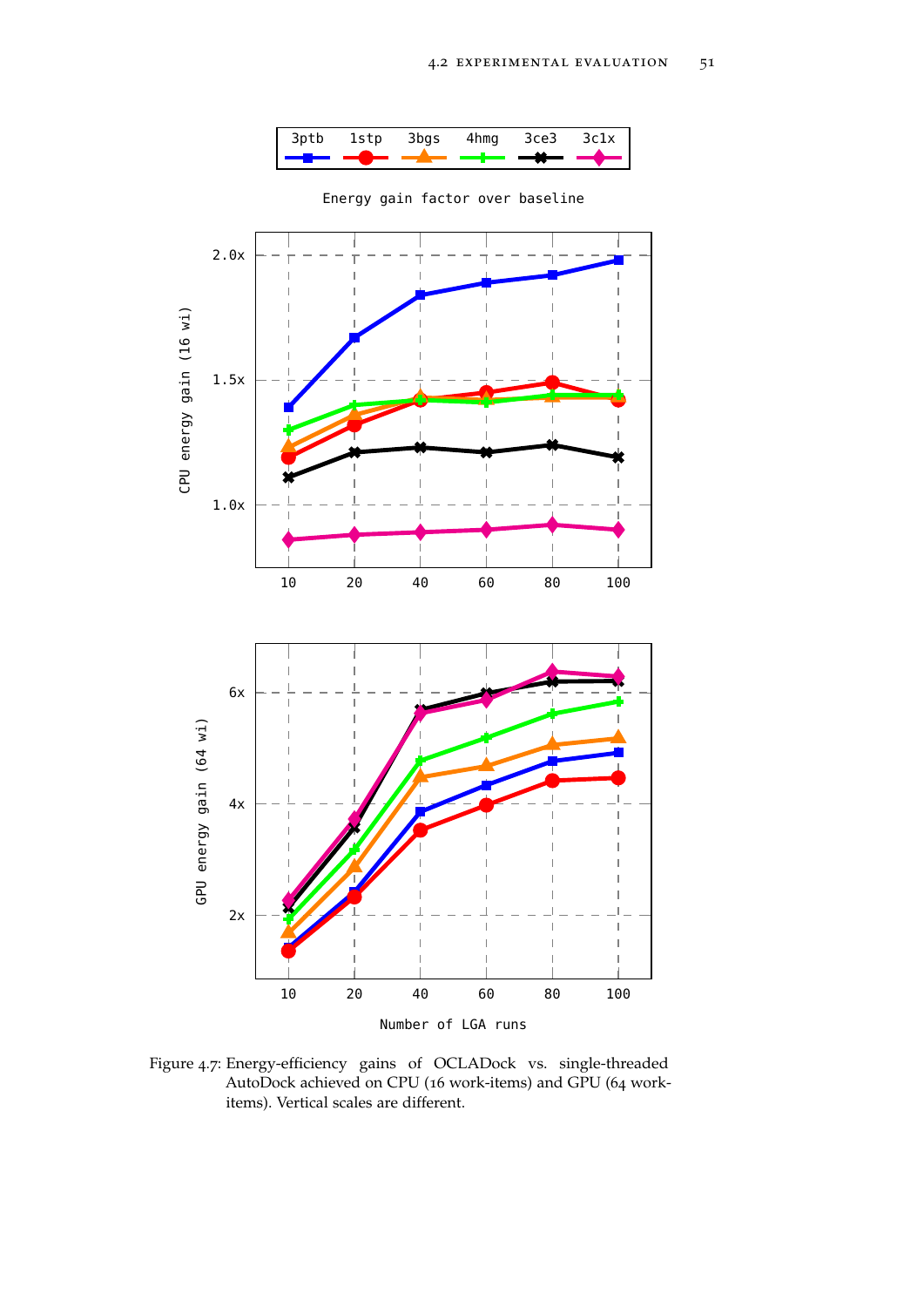Figure 4.7: Energy-efficiency gains of OCLADock vs. single-threaded AutoDock achieved on CPU (16 work-items) and GPU (64 work-items). Vertical scales are different.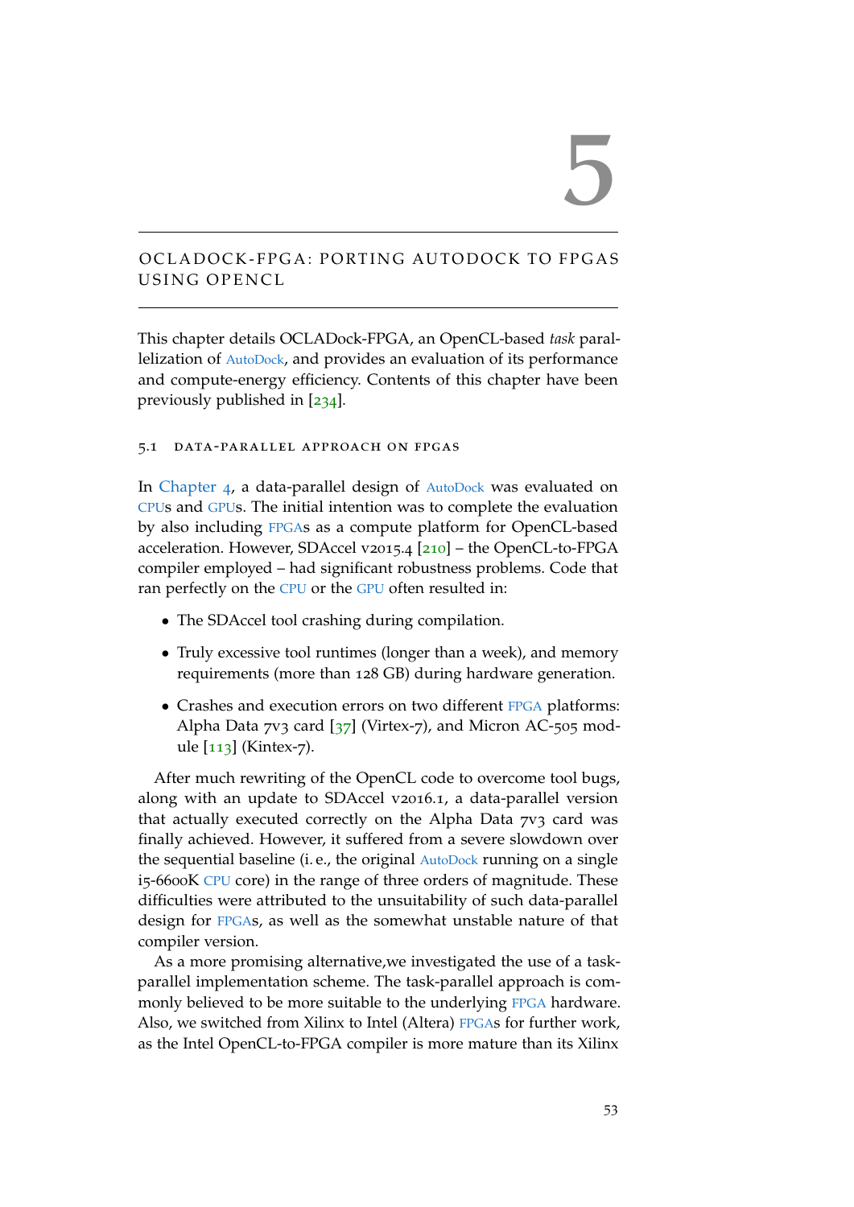# 5

# OCLADOCK-FPGA: PORTING AUTODOCK TO FPGAS USING OPENCL

This chapter details OCLADock-FPGA, an OpenCL-based *task* parallelization of AutoDock, and provides an evaluation of its performance and compute-energy efficiency. Contents of this chapter have been previously published in [234].

## 5.1 DATA-PARALLEL APPROACH ON FPGAS

In Chapter 4, a data-parallel design of AutoDock was evaluated on CPUs and GPUs. The initial intention was to complete the evaluation by also including FPGAs as a compute platform for OpenCL-based acceleration. However, SDAccel v2015.4 [210] – the OpenCL-to-FPGA compiler employed – had significant robustness problems. Code that ran perfectly on the CPU or the GPU often resulted in:

- The SDAccel tool crashing during compilation.
- Truly excessive tool runtimes (longer than a week), and memory requirements (more than 128 GB) during hardware generation.
- Crashes and execution errors on two different FPGA platforms: Alpha Data 7v3 card [37] (Virtex-7), and Micron AC-505 module [113] (Kintex-7).

After much rewriting of the OpenCL code to overcome tool bugs, along with an update to SDAccel v2016.1, a data-parallel version that actually executed correctly on the Alpha Data 7v3 card was finally achieved. However, it suffered from a severe slowdown over the sequential baseline (i. e., the original AutoDock running on a single i5-6600K CPU core) in the range of three orders of magnitude. These difficulties were attributed to the unsuitability of such data-parallel design for FPGAs, as well as the somewhat unstable nature of that compiler version.

As a more promising alternative,we investigated the use of a task-parallel implementation scheme. The task-parallel approach is commonly believed to be more suitable to the underlying FPGA hardware. Also, we switched from Xilinx to Intel (Altera) FPGAs for further work, as the Intel OpenCL-to-FPGA compiler is more mature than its Xilinx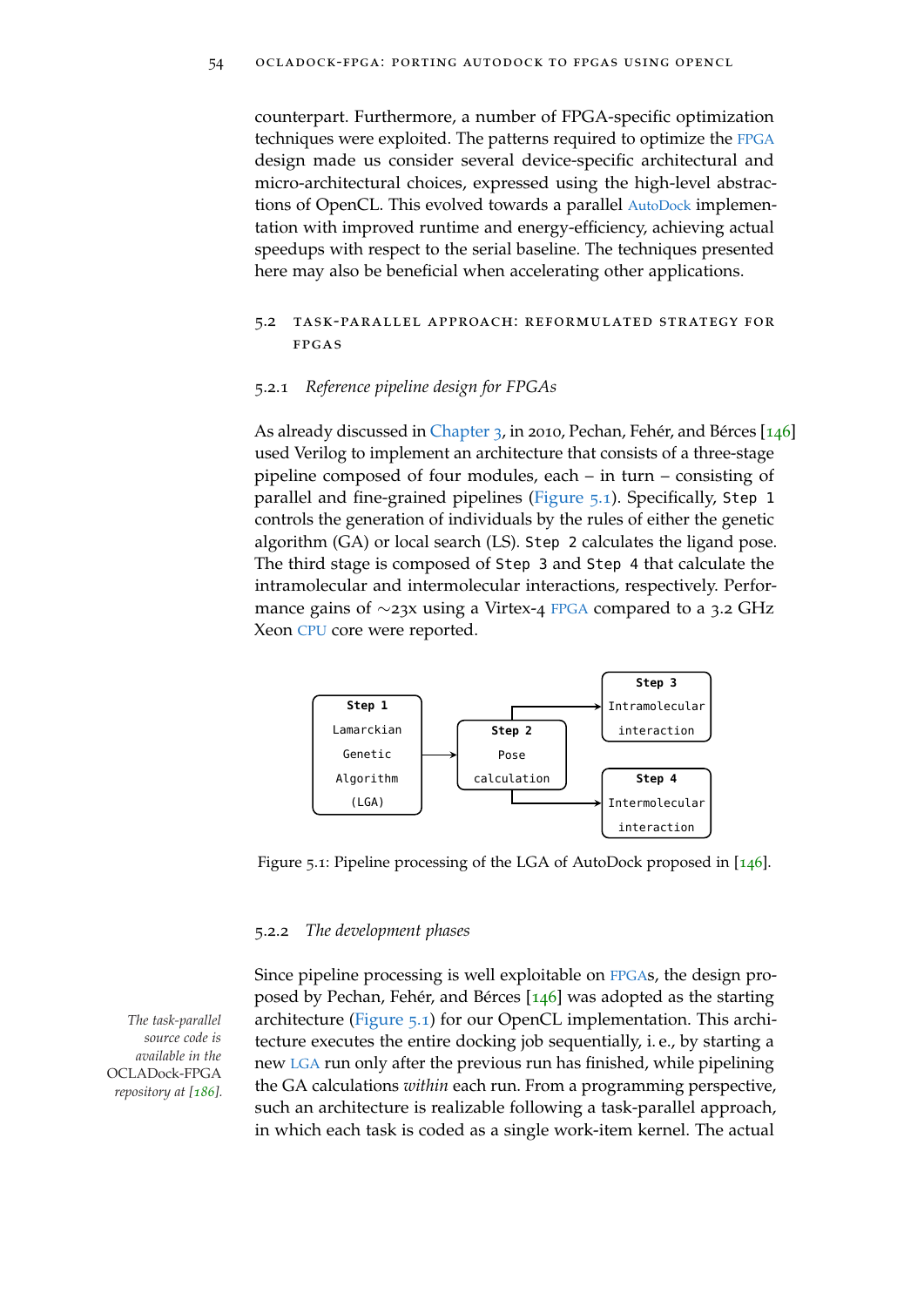counterpart. Furthermore, a number of FPGA-specific optimization techniques were exploited. The patterns required to optimize the FPGA design made us consider several device-specific architectural and micro-architectural choices, expressed using the high-level abstractions of OpenCL. This evolved towards a parallel AutoDock implementation with improved runtime and energy-efficiency, achieving actual speedups with respect to the serial baseline. The techniques presented here may also be beneficial when accelerating other applications.

## 5.2 Task-parallel approach: reformulated strategy for FPGAs

### 5.2.1 *Reference pipeline design for FPGAs*

As already discussed in Chapter 3, in 2010, Pechan, Fehér, and Bérces [146] used Verilog to implement an architecture that consists of a three-stage pipeline composed of four modules, each – in turn – consisting of parallel and fine-grained pipelines (Figure 5.1). Specifically, `Step 1` controls the generation of individuals by the rules of either the genetic algorithm (GA) or local search (LS). `Step 2` calculates the ligand pose. The third stage is composed of `Step 3` and `Step 4` that calculate the intramolecular and intermolecular interactions, respectively. Performance gains of ∼23x using a Virtex-4 FPGA compared to a 3.2 GHz Xeon CPU core were reported.

```
Step 1: Lamarckian Genetic Algorithm (LGA)  -->  Step 2: Pose calculation  -->  Step 3: Intramolecular interaction
                                                                             -->  Step 4: Intermolecular interaction
```

Figure 5.1: Pipeline processing of the LGA of AutoDock proposed in [146].

### 5.2.2 *The development phases*

*The task-parallel source code is available in the* OCLADock-FPGA *repository at [186].*

Since pipeline processing is well exploitable on FPGAs, the design proposed by Pechan, Fehér, and Bérces [146] was adopted as the starting architecture (Figure 5.1) for our OpenCL implementation. This architecture executes the entire docking job sequentially, i. e., by starting a new LGA run only after the previous run has finished, while pipelining the GA calculations *within* each run. From a programming perspective, such an architecture is realizable following a task-parallel approach, in which each task is coded as a single work-item kernel. The actual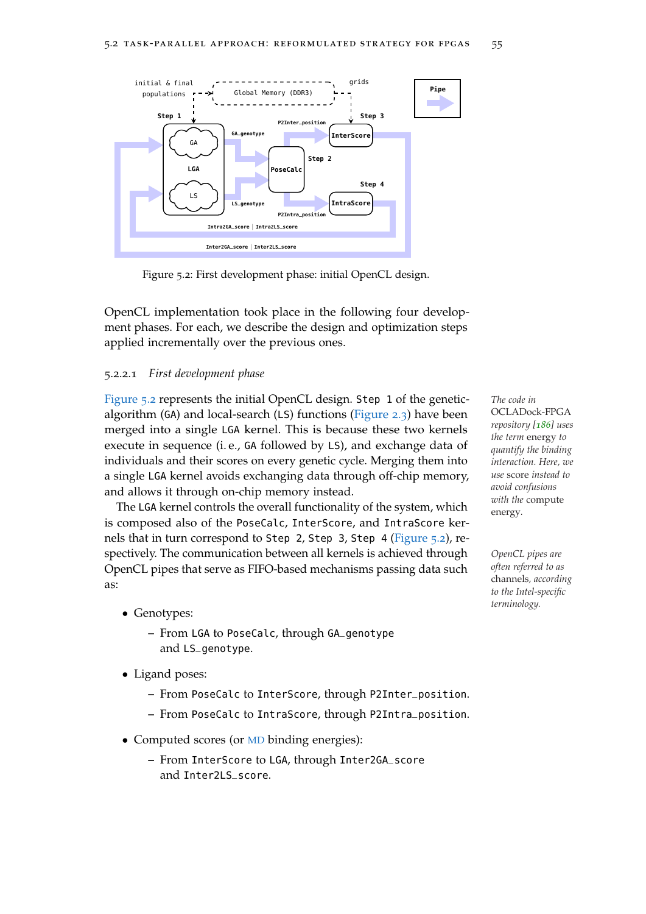Figure 5.2: First development phase: initial OpenCL design.

OpenCL implementation took place in the following four development phases. For each, we describe the design and optimization steps applied incrementally over the previous ones.

### 5.2.2.1 *First development phase*

Figure 5.2 represents the initial OpenCL design. `Step 1` of the genetic-algorithm (GA) and local-search (LS) functions (Figure 2.3) have been merged into a single `LGA` kernel. This is because these two kernels execute in sequence (i. e., `GA` followed by `LS`), and exchange data of individuals and their scores on every genetic cycle. Merging them into a single `LGA` kernel avoids exchanging data through off-chip memory, and allows it through on-chip memory instead.

*The code in OCLADock-FPGA repository [186] uses the term* energy *to quantify the binding interaction. Here, we use* score *instead to avoid confusions with the* compute *energy.*

The `LGA` kernel controls the overall functionality of the system, which is composed also of the `PoseCalc`, `InterScore`, and `IntraScore` kernels that in turn correspond to `Step 2`, `Step 3`, `Step 4` (Figure 5.2), respectively. The communication between all kernels is achieved through OpenCL pipes that serve as FIFO-based mechanisms passing data such as:

*OpenCL pipes are often referred to as* channels*, according to the Intel-specific terminology.*

- Genotypes:
  - From `LGA` to `PoseCalc`, through `GA_genotype` and `LS_genotype`.
- Ligand poses:
  - From `PoseCalc` to `InterScore`, through `P2Inter_position`.
  - From `PoseCalc` to `IntraScore`, through `P2Intra_position`.
- Computed scores (or MD binding energies):
  - From `InterScore` to `LGA`, through `Inter2GA_score` and `Inter2LS_score`.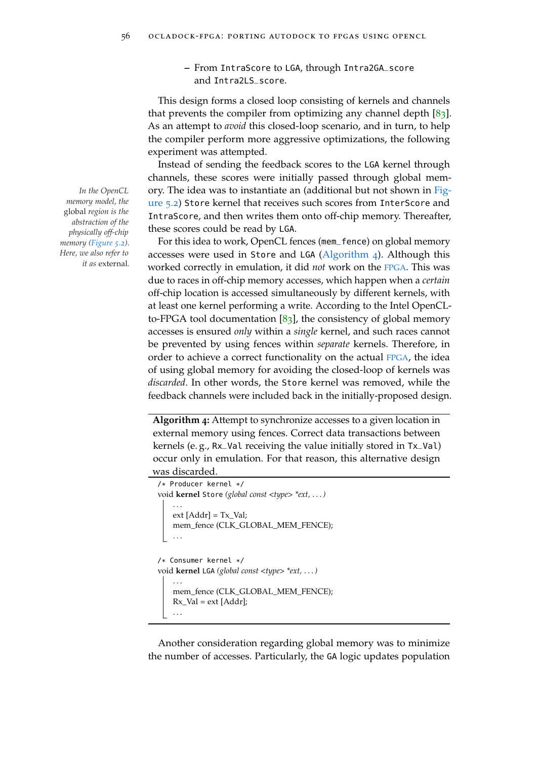– From IntraScore to LGA, through Intra2GA_score and Intra2LS_score.

This design forms a closed loop consisting of kernels and channels that prevents the compiler from optimizing any channel depth [83]. As an attempt to *avoid* this closed-loop scenario, and in turn, to help the compiler perform more aggressive optimizations, the following experiment was attempted.

Instead of sending the feedback scores to the LGA kernel through channels, these scores were initially passed through global memory. The idea was to instantiate an (additional but not shown in Figure 5.2) Store kernel that receives such scores from InterScore and IntraScore, and then writes them onto off-chip memory. Thereafter, these scores could be read by LGA.

*In the OpenCL memory model, the* global *region is the abstraction of the physically off-chip memory (Figure 5.2). Here, we also refer to it as* external*.*

For this idea to work, OpenCL fences (mem_fence) on global memory accesses were used in Store and LGA (Algorithm 4). Although this worked correctly in emulation, it did *not* work on the FPGA. This was due to races in off-chip memory accesses, which happen when a *certain* off-chip location is accessed simultaneously by different kernels, with at least one kernel performing a write. According to the Intel OpenCL-to-FPGA tool documentation [83], the consistency of global memory accesses is ensured *only* within a *single* kernel, and such races cannot be prevented by using fences within *separate* kernels. Therefore, in order to achieve a correct functionality on the actual FPGA, the idea of using global memory for avoiding the closed-loop of kernels was *discarded*. In other words, the Store kernel was removed, while the feedback channels were included back in the initially-proposed design.

**Algorithm 4:** Attempt to synchronize accesses to a given location in external memory using fences. Correct data transactions between kernels (e. g., Rx_Val receiving the value initially stored in Tx_Val) occur only in emulation. For that reason, this alternative design was discarded.

```
/* Producer kernel */
void kernel Store (global const <type> *ext, ... )
    ...
    ext [Addr] = Tx_Val;
    mem_fence (CLK_GLOBAL_MEM_FENCE);
    ...

/* Consumer kernel */
void kernel LGA (global const <type> *ext, ... )
    ...
    mem_fence (CLK_GLOBAL_MEM_FENCE);
    Rx_Val = ext [Addr];
    ...
```

Another consideration regarding global memory was to minimize the number of accesses. Particularly, the GA logic updates population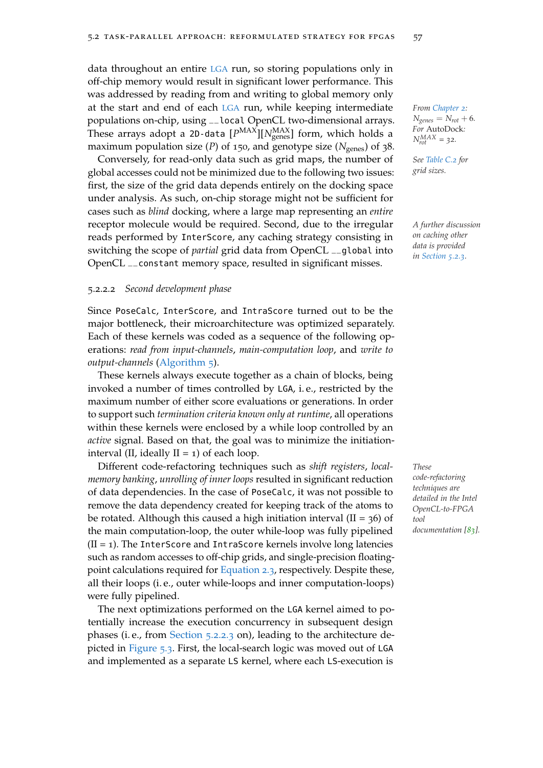data throughout an entire LGA run, so storing populations only in off-chip memory would result in significant lower performance. This was addressed by reading from and writing to global memory only at the start and end of each LGA run, while keeping intermediate populations on-chip, using `__local` OpenCL two-dimensional arrays. These arrays adopt a `2D-data` $[P^{\text{MAX}}][N_{\text{genes}}^{\text{MAX}}]$ form, which holds a maximum population size ($P$) of 150, and genotype size ($N_{\text{genes}}$) of 38.

*From Chapter 2: $N_{genes} = N_{rot} + 6$. For AutoDock: $N_{rot}^{MAX} = 32$.*

Conversely, for read-only data such as grid maps, the number of global accesses could not be minimized due to the following two issues: first, the size of the grid data depends entirely on the docking space under analysis. As such, on-chip storage might not be sufficient for cases such as *blind* docking, where a large map representing an *entire* receptor molecule would be required. Second, due to the irregular reads performed by `InterScore`, any caching strategy consisting in switching the scope of *partial* grid data from OpenCL `__global` into OpenCL `__constant` memory space, resulted in significant misses.

*See Table C.2 for grid sizes.*

*A further discussion on caching other data is provided in Section 5.2.3.*

#### 5.2.2.2 *Second development phase*

Since `PoseCalc`, `InterScore`, and `IntraScore` turned out to be the major bottleneck, their microarchitecture was optimized separately. Each of these kernels was coded as a sequence of the following operations: *read from input-channels*, *main-computation loop*, and *write to output-channels* (Algorithm 5).

These kernels always execute together as a chain of blocks, being invoked a number of times controlled by `LGA`, i. e., restricted by the maximum number of either score evaluations or generations. In order to support such *termination criteria known only at runtime*, all operations within these kernels were enclosed by a while loop controlled by an *active* signal. Based on that, the goal was to minimize the initiation-interval (II, ideally II = 1) of each loop.

Different code-refactoring techniques such as *shift registers*, *local-memory banking*, *unrolling of inner loops* resulted in significant reduction of data dependencies. In the case of `PoseCalc`, it was not possible to remove the data dependency created for keeping track of the atoms to be rotated. Although this caused a high initiation interval (II = 36) of the main computation-loop, the outer while-loop was fully pipelined (II = 1). The `InterScore` and `IntraScore` kernels involve long latencies such as random accesses to off-chip grids, and single-precision floating-point calculations required for Equation 2.3, respectively. Despite these, all their loops (i. e., outer while-loops and inner computation-loops) were fully pipelined.

*These code-refactoring techniques are detailed in the Intel OpenCL-to-FPGA tool documentation [83].*

The next optimizations performed on the `LGA` kernel aimed to potentially increase the execution concurrency in subsequent design phases (i. e., from Section 5.2.2.3 on), leading to the architecture depicted in Figure 5.3. First, the local-search logic was moved out of `LGA` and implemented as a separate `LS` kernel, where each `LS`-execution is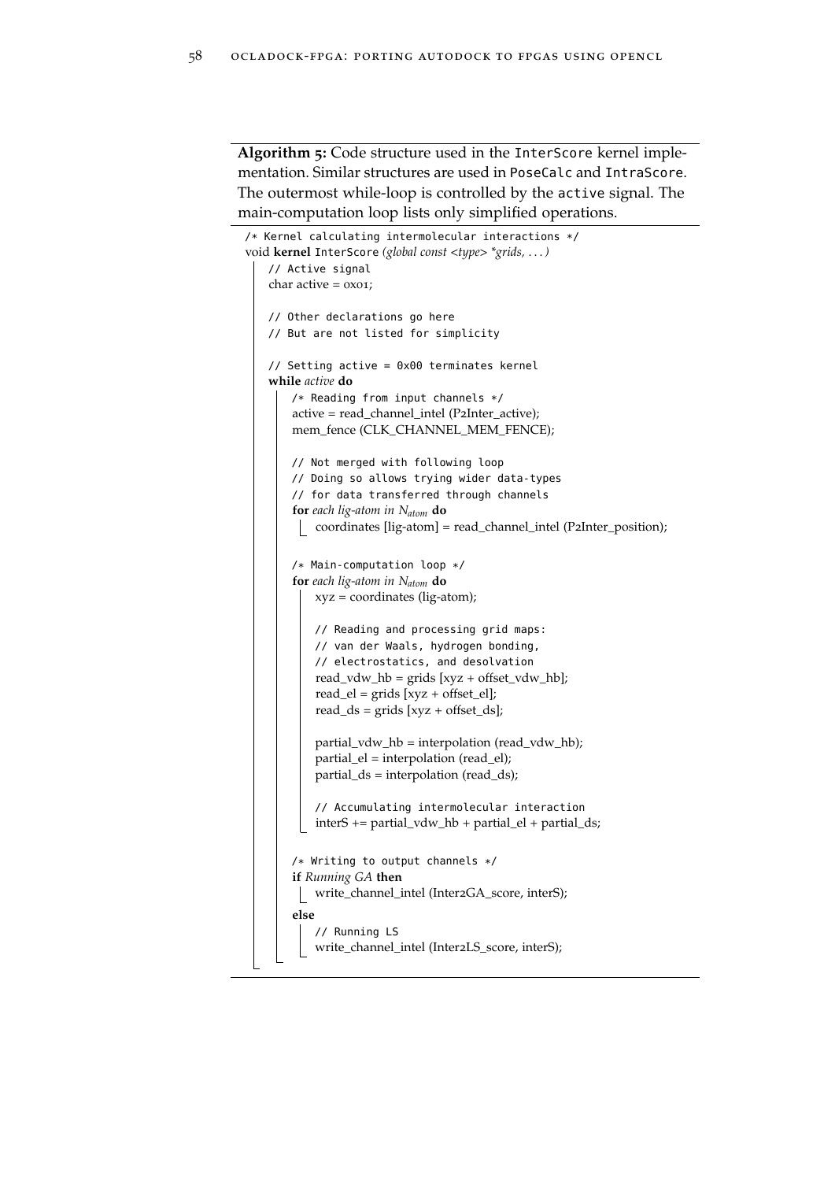**Algorithm 5:** Code structure used in the `InterScore` kernel implementation. Similar structures are used in `PoseCalc` and `IntraScore`. The outermost while-loop is controlled by the `active` signal. The main-computation loop lists only simplified operations.

```
/* Kernel calculating intermolecular interactions */
void kernel InterScore (global const <type> *grids, ... )
    // Active signal
    char active = 0x01;

    // Other declarations go here
    // But are not listed for simplicity

    // Setting active = 0x00 terminates kernel
    while active do
        /* Reading from input channels */
        active = read_channel_intel (P2Inter_active);
        mem_fence (CLK_CHANNEL_MEM_FENCE);

        // Not merged with following loop
        // Doing so allows trying wider data-types
        // for data transferred through channels
        for each lig-atom in N_atom do
            coordinates [lig-atom] = read_channel_intel (P2Inter_position);

        /* Main-computation loop */
        for each lig-atom in N_atom do
            xyz = coordinates (lig-atom);

            // Reading and processing grid maps:
            // van der Waals, hydrogen bonding,
            // electrostatics, and desolvation
            read_vdw_hb = grids [xyz + offset_vdw_hb];
            read_el = grids [xyz + offset_el];
            read_ds = grids [xyz + offset_ds];

            partial_vdw_hb = interpolation (read_vdw_hb);
            partial_el = interpolation (read_el);
            partial_ds = interpolation (read_ds);

            // Accumulating intermolecular interaction
            interS += partial_vdw_hb + partial_el + partial_ds;

        /* Writing to output channels */
        if Running GA then
            write_channel_intel (Inter2GA_score, interS);
        else
            // Running LS
            write_channel_intel (Inter2LS_score, interS);
```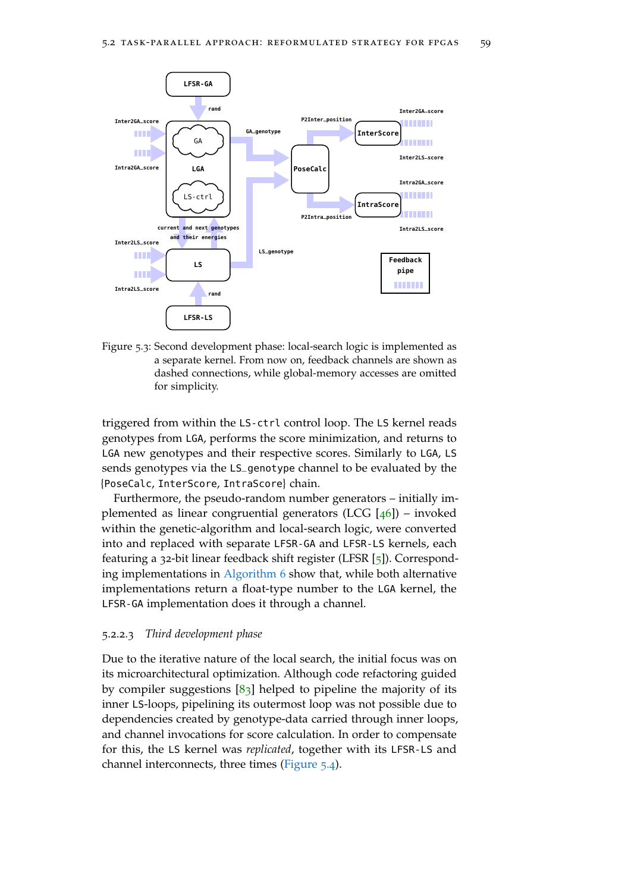Figure 5.3: Second development phase: local-search logic is implemented as a separate kernel. From now on, feedback channels are shown as dashed connections, while global-memory accesses are omitted for simplicity.

triggered from within the `LS-ctrl` control loop. The `LS` kernel reads genotypes from `LGA`, performs the score minimization, and returns to `LGA` new genotypes and their respective scores. Similarly to `LGA`, `LS` sends genotypes via the `LS_genotype` channel to be evaluated by the {`PoseCalc`, `InterScore`, `IntraScore`} chain.

Furthermore, the pseudo-random number generators – initially implemented as linear congruential generators (LCG [46]) – invoked within the genetic-algorithm and local-search logic, were converted into and replaced with separate `LFSR-GA` and `LFSR-LS` kernels, each featuring a 32-bit linear feedback shift register (LFSR [5]). Corresponding implementations in Algorithm 6 show that, while both alternative implementations return a float-type number to the `LGA` kernel, the `LFSR-GA` implementation does it through a channel.

#### 5.2.2.3 *Third development phase*

Due to the iterative nature of the local search, the initial focus was on its microarchitectural optimization. Although code refactoring guided by compiler suggestions [83] helped to pipeline the majority of its inner `LS`-loops, pipelining its outermost loop was not possible due to dependencies created by genotype-data carried through inner loops, and channel invocations for score calculation. In order to compensate for this, the `LS` kernel was *replicated*, together with its `LFSR-LS` and channel interconnects, three times (Figure 5.4).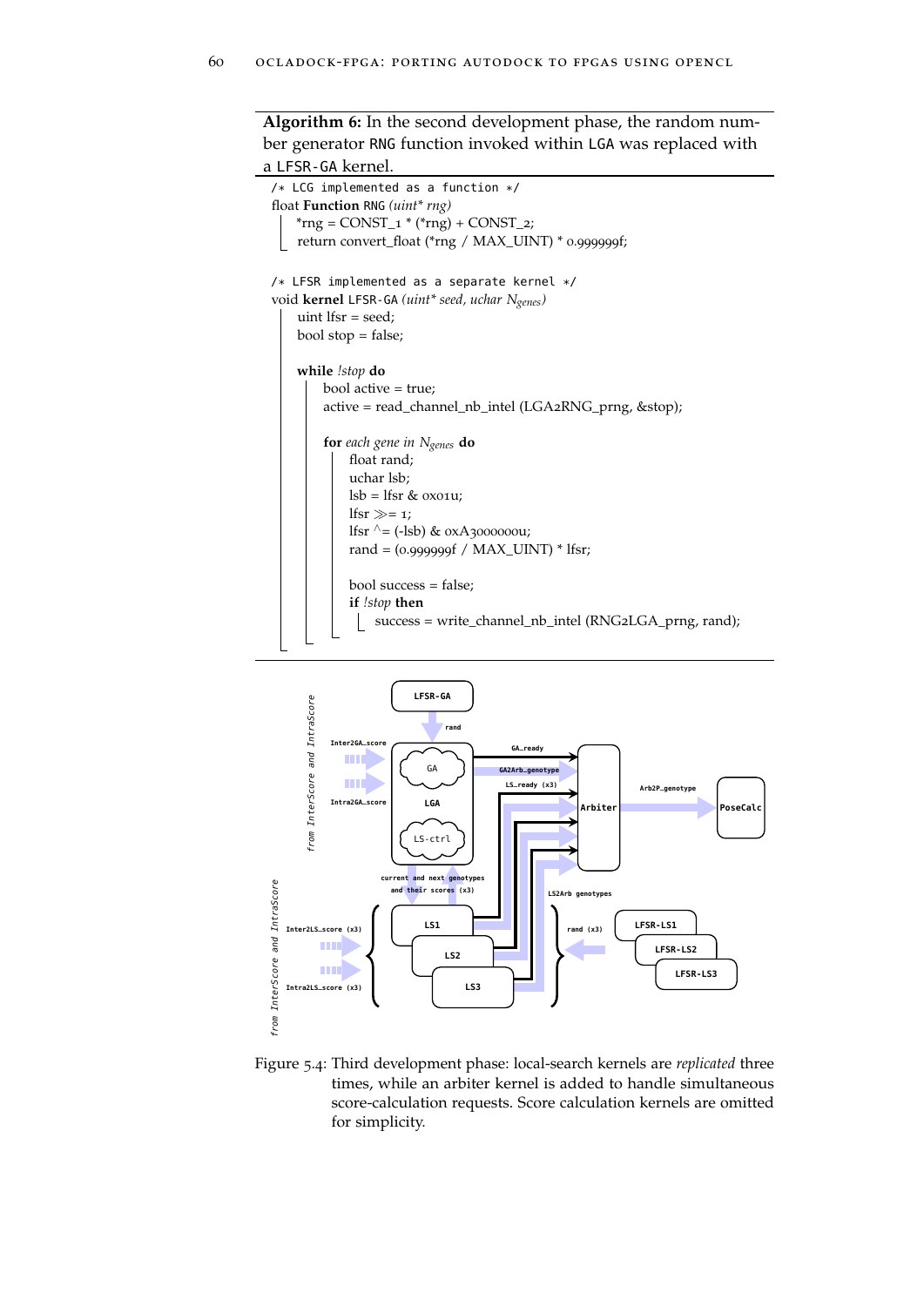**Algorithm 6:** In the second development phase, the random number generator RNG function invoked within LGA was replaced with a LFSR-GA kernel.

```
/* LCG implemented as a function */
float Function RNG (uint* rng)
    *rng = CONST_1 * (*rng) + CONST_2;
    return convert_float (*rng / MAX_UINT) * 0.999999f;

/* LFSR implemented as a separate kernel */
void kernel LFSR-GA (uint* seed, uchar N_genes)
    uint lfsr = seed;
    bool stop = false;

    while !stop do
        bool active = true;
        active = read_channel_nb_intel (LGA2RNG_prng, &stop);

        for each gene in N_genes do
            float rand;
            uchar lsb;
            lsb = lfsr & 0x01u;
            lfsr >>= 1;
            lfsr ^= (-lsb) & 0xA3000000u;
            rand = (0.999999f / MAX_UINT) * lfsr;

            bool success = false;
            if !stop then
                success = write_channel_nb_intel (RNG2LGA_prng, rand);
```

Figure 5.4: Third development phase: local-search kernels are *replicated* three times, while an arbiter kernel is added to handle simultaneous score-calculation requests. Score calculation kernels are omitted for simplicity.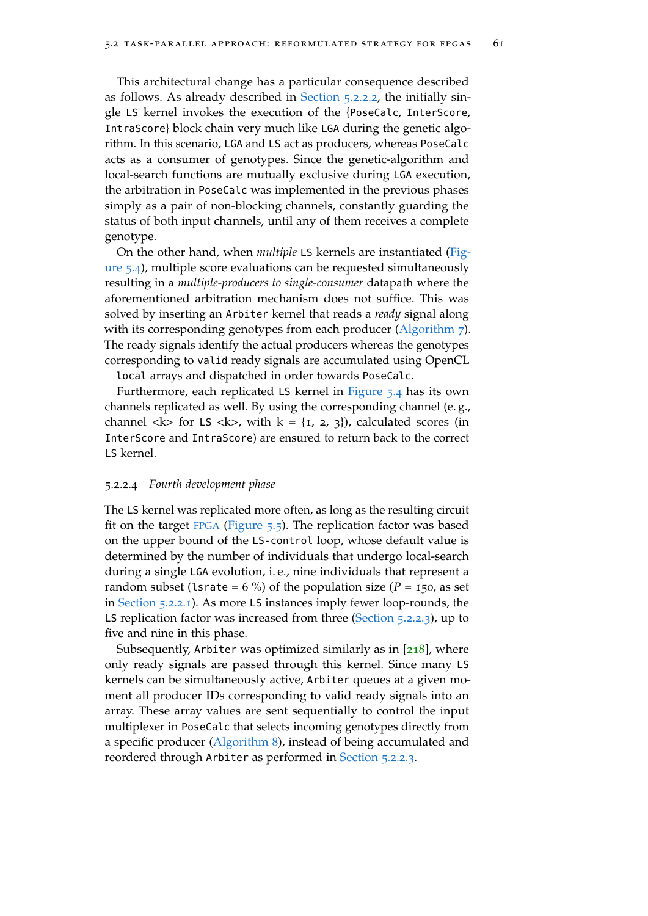This architectural change has a particular consequence described as follows. As already described in Section 5.2.2.2, the initially single LS kernel invokes the execution of the {PoseCalc, InterScore, IntraScore} block chain very much like LGA during the genetic algorithm. In this scenario, LGA and LS act as producers, whereas PoseCalc acts as a consumer of genotypes. Since the genetic-algorithm and local-search functions are mutually exclusive during LGA execution, the arbitration in PoseCalc was implemented in the previous phases simply as a pair of non-blocking channels, constantly guarding the status of both input channels, until any of them receives a complete genotype.

On the other hand, when *multiple* LS kernels are instantiated (Figure 5.4), multiple score evaluations can be requested simultaneously resulting in a *multiple-producers to single-consumer* datapath where the aforementioned arbitration mechanism does not suffice. This was solved by inserting an Arbiter kernel that reads a *ready* signal along with its corresponding genotypes from each producer (Algorithm 7). The ready signals identify the actual producers whereas the genotypes corresponding to valid ready signals are accumulated using OpenCL __local arrays and dispatched in order towards PoseCalc.

Furthermore, each replicated LS kernel in Figure 5.4 has its own channels replicated as well. By using the corresponding channel (e. g., channel <k> for LS <k>, with k = {1, 2, 3}), calculated scores (in InterScore and IntraScore) are ensured to return back to the correct LS kernel.

#### 5.2.2.4 *Fourth development phase*

The LS kernel was replicated more often, as long as the resulting circuit fit on the target FPGA (Figure 5.5). The replication factor was based on the upper bound of the LS-control loop, whose default value is determined by the number of individuals that undergo local-search during a single LGA evolution, i. e., nine individuals that represent a random subset (lsrate = 6 %) of the population size ($P$ = 150, as set in Section 5.2.2.1). As more LS instances imply fewer loop-rounds, the LS replication factor was increased from three (Section 5.2.2.3), up to five and nine in this phase.

Subsequently, Arbiter was optimized similarly as in [218], where only ready signals are passed through this kernel. Since many LS kernels can be simultaneously active, Arbiter queues at a given moment all producer IDs corresponding to valid ready signals into an array. These array values are sent sequentially to control the input multiplexer in PoseCalc that selects incoming genotypes directly from a specific producer (Algorithm 8), instead of being accumulated and reordered through Arbiter as performed in Section 5.2.2.3.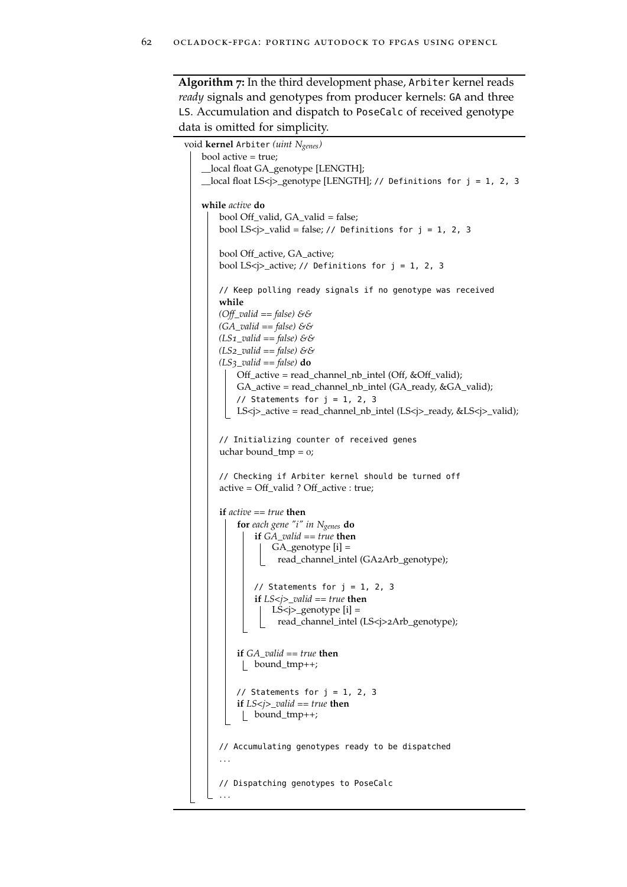**Algorithm 7:** In the third development phase, Arbiter kernel reads *ready* signals and genotypes from producer kernels: GA and three LS. Accumulation and dispatch to PoseCalc of received genotype data is omitted for simplicity.

```
void kernel Arbiter (uint N_genes)
    bool active = true;
    __local float GA_genotype [LENGTH];
    __local float LS<j>_genotype [LENGTH]; // Definitions for j = 1, 2, 3

    while active do
        bool Off_valid, GA_valid = false;
        bool LS<j>_valid = false; // Definitions for j = 1, 2, 3

        bool Off_active, GA_active;
        bool LS<j>_active; // Definitions for j = 1, 2, 3

        // Keep polling ready signals if no genotype was received
        while
        (Off_valid == false) &&
        (GA_valid == false) &&
        (LS1_valid == false) &&
        (LS2_valid == false) &&
        (LS3_valid == false) do
            Off_active = read_channel_nb_intel (Off, &Off_valid);
            GA_active = read_channel_nb_intel (GA_ready, &GA_valid);
            // Statements for j = 1, 2, 3
            LS<j>_active = read_channel_nb_intel (LS<j>_ready, &LS<j>_valid);

        // Initializing counter of received genes
        uchar bound_tmp = 0;

        // Checking if Arbiter kernel should be turned off
        active = Off_valid ? Off_active : true;

        if active == true then
            for each gene "i" in N_genes do
                if GA_valid == true then
                    GA_genotype [i] =
                      read_channel_intel (GA2Arb_genotype);

                // Statements for j = 1, 2, 3
                if LS<j>_valid == true then
                    LS<j>_genotype [i] =
                      read_channel_intel (LS<j>2Arb_genotype);

            if GA_valid == true then
                bound_tmp++;

            // Statements for j = 1, 2, 3
            if LS<j>_valid == true then
                bound_tmp++;

        // Accumulating genotypes ready to be dispatched
        ...

        // Dispatching genotypes to PoseCalc
        ...
```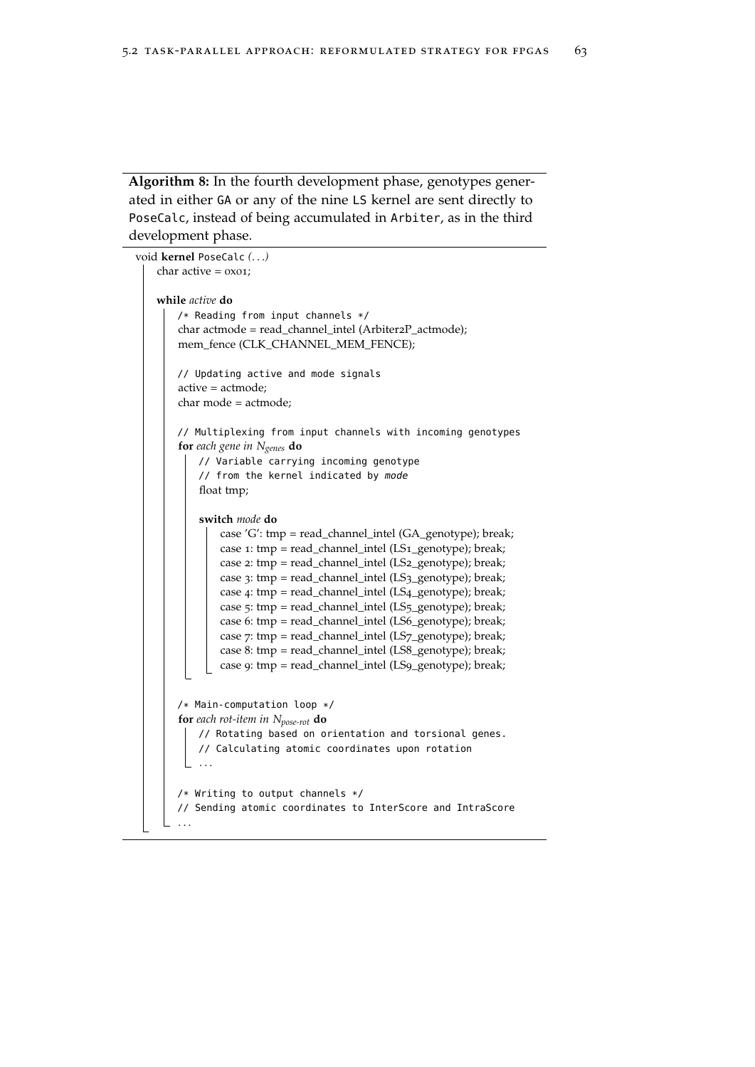**Algorithm 8:** In the fourth development phase, genotypes generated in either GA or any of the nine LS kernel are sent directly to PoseCalc, instead of being accumulated in Arbiter, as in the third development phase.

```
void kernel PoseCalc (...)
    char active = 0x01;

    while active do
        /* Reading from input channels */
        char actmode = read_channel_intel (Arbiter2P_actmode);
        mem_fence (CLK_CHANNEL_MEM_FENCE);

        // Updating active and mode signals
        active = actmode;
        char mode = actmode;

        // Multiplexing from input channels with incoming genotypes
        for each gene in N_genes do
            // Variable carrying incoming genotype
            // from the kernel indicated by mode
            float tmp;

            switch mode do
                case 'G': tmp = read_channel_intel (GA_genotype); break;
                case 1: tmp = read_channel_intel (LS1_genotype); break;
                case 2: tmp = read_channel_intel (LS2_genotype); break;
                case 3: tmp = read_channel_intel (LS3_genotype); break;
                case 4: tmp = read_channel_intel (LS4_genotype); break;
                case 5: tmp = read_channel_intel (LS5_genotype); break;
                case 6: tmp = read_channel_intel (LS6_genotype); break;
                case 7: tmp = read_channel_intel (LS7_genotype); break;
                case 8: tmp = read_channel_intel (LS8_genotype); break;
                case 9: tmp = read_channel_intel (LS9_genotype); break;

        /* Main-computation loop */
        for each rot-item in N_pose-rot do
            // Rotating based on orientation and torsional genes.
            // Calculating atomic coordinates upon rotation
            ...

        /* Writing to output channels */
        // Sending atomic coordinates to InterScore and IntraScore
        ...
```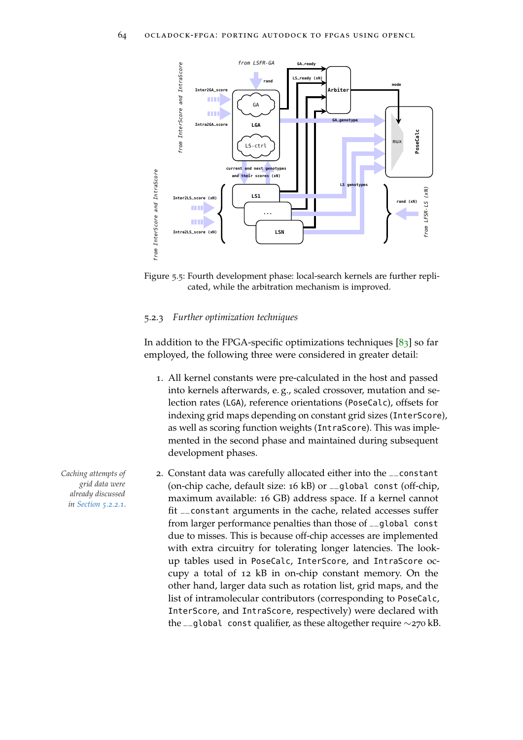Figure 5.5: Fourth development phase: local-search kernels are further replicated, while the arbitration mechanism is improved.

### 5.2.3 *Further optimization techniques*

In addition to the FPGA-specific optimizations techniques [83] so far employed, the following three were considered in greater detail:

1. All kernel constants were pre-calculated in the host and passed into kernels afterwards, e. g., scaled crossover, mutation and selection rates (LGA), reference orientations (PoseCalc), offsets for indexing grid maps depending on constant grid sizes (InterScore), as well as scoring function weights (IntraScore). This was implemented in the second phase and maintained during subsequent development phases.

*Caching attempts of grid data were already discussed in Section 5.2.2.1.*

2. Constant data was carefully allocated either into the __constant (on-chip cache, default size: 16 kB) or __global const (off-chip, maximum available: 16 GB) address space. If a kernel cannot fit __constant arguments in the cache, related accesses suffer from larger performance penalties than those of __global const due to misses. This is because off-chip accesses are implemented with extra circuitry for tolerating longer latencies. The look-up tables used in PoseCalc, InterScore, and IntraScore occupy a total of 12 kB in on-chip constant memory. On the other hand, larger data such as rotation list, grid maps, and the list of intramolecular contributors (corresponding to PoseCalc, InterScore, and IntraScore, respectively) were declared with the __global const qualifier, as these altogether require ∼270 kB.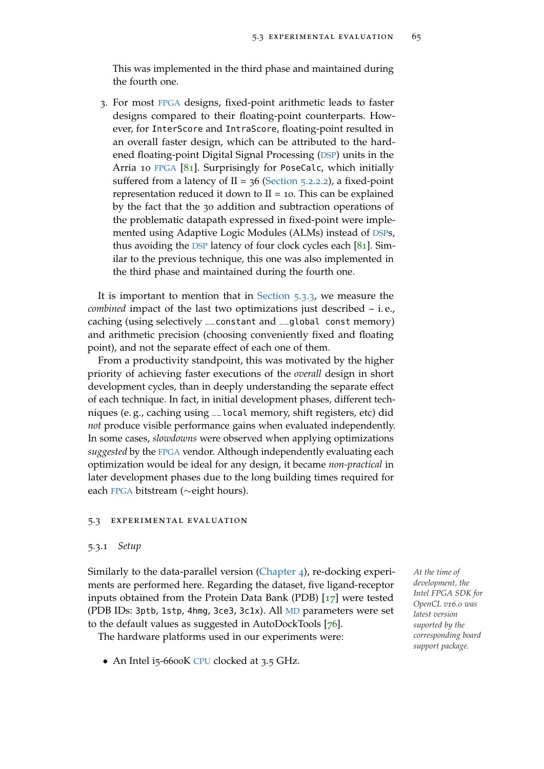This was implemented in the third phase and maintained during the fourth one.

3. For most FPGA designs, fixed-point arithmetic leads to faster designs compared to their floating-point counterparts. However, for `InterScore` and `IntraScore`, floating-point resulted in an overall faster design, which can be attributed to the hardened floating-point Digital Signal Processing (DSP) units in the Arria 10 FPGA [81]. Surprisingly for `PoseCalc`, which initially suffered from a latency of II = 36 (Section 5.2.2.2), a fixed-point representation reduced it down to II = 10. This can be explained by the fact that the 30 addition and subtraction operations of the problematic datapath expressed in fixed-point were implemented using Adaptive Logic Modules (ALMs) instead of DSPs, thus avoiding the DSP latency of four clock cycles each [81]. Similar to the previous technique, this one was also implemented in the third phase and maintained during the fourth one.

It is important to mention that in Section 5.3.3, we measure the *combined* impact of the last two optimizations just described – i. e., caching (using selectively `__constant` and `__global const` memory) and arithmetic precision (choosing conveniently fixed and floating point), and not the separate effect of each one of them.

From a productivity standpoint, this was motivated by the higher priority of achieving faster executions of the *overall* design in short development cycles, than in deeply understanding the separate effect of each technique. In fact, in initial development phases, different techniques (e. g., caching using `__local` memory, shift registers, etc) did *not* produce visible performance gains when evaluated independently. In some cases, *slowdowns* were observed when applying optimizations *suggested* by the FPGA vendor. Although independently evaluating each optimization would be ideal for any design, it became *non-practical* in later development phases due to the long building times required for each FPGA bitstream (∼eight hours).

## 5.3 Experimental Evaluation

### 5.3.1 Setup

Similarly to the data-parallel version (Chapter 4), re-docking experiments are performed here. Regarding the dataset, five ligand-receptor inputs obtained from the Protein Data Bank (PDB) [17] were tested (PDB IDs: `3ptb`, `1stp`, `4hmg`, `3ce3`, `3c1x`). All MD parameters were set to the default values as suggested in AutoDockTools [76].

*At the time of development, the Intel FPGA SDK for OpenCL v16.0 was latest version suported by the corresponding board support package.*

The hardware platforms used in our experiments were:

- An Intel i5-6600K CPU clocked at 3.5 GHz.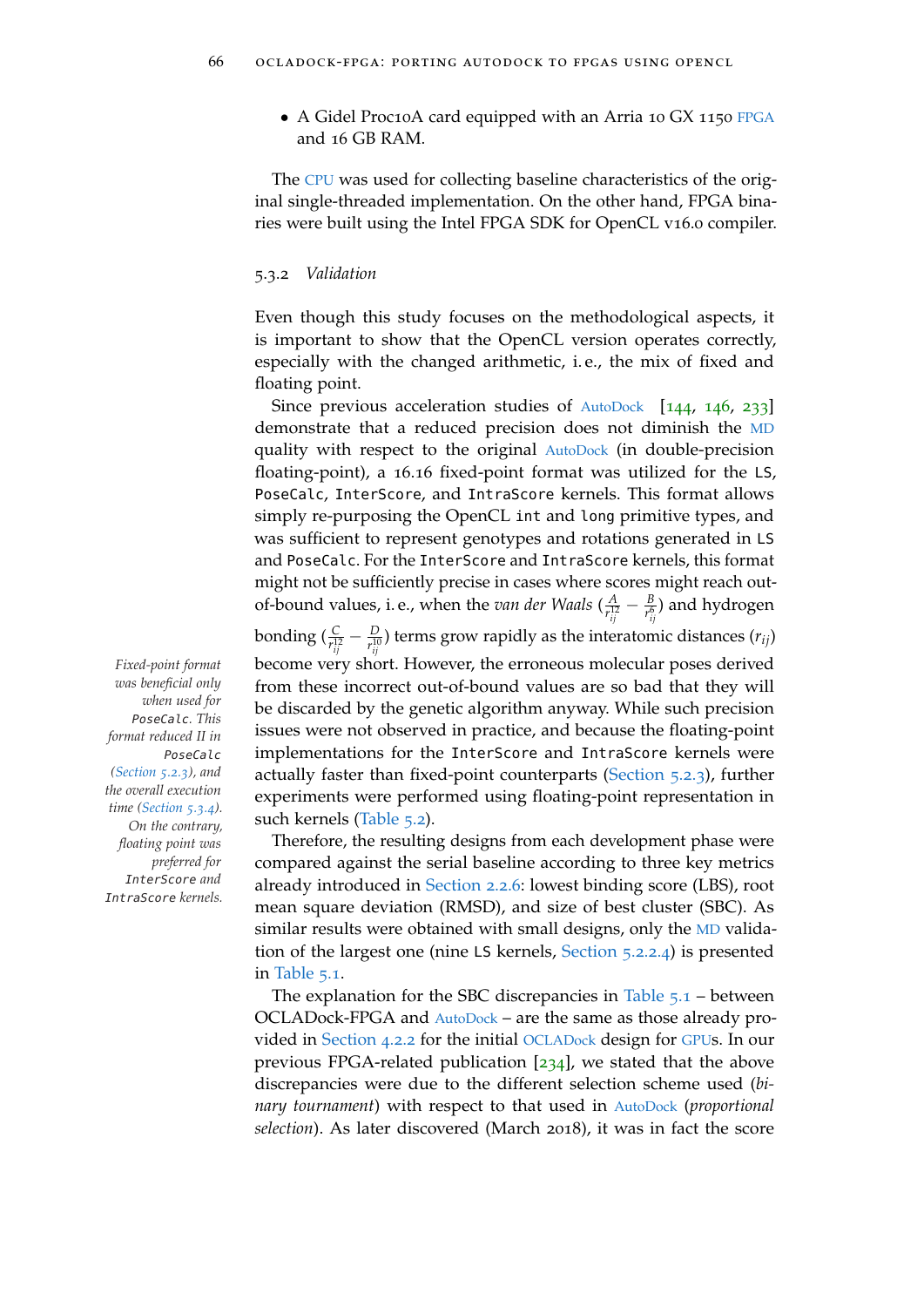- A Gidel Proc10A card equipped with an Arria 10 GX 1150 FPGA and 16 GB RAM.

The CPU was used for collecting baseline characteristics of the original single-threaded implementation. On the other hand, FPGA binaries were built using the Intel FPGA SDK for OpenCL v16.0 compiler.

### 5.3.2 *Validation*

Even though this study focuses on the methodological aspects, it is important to show that the OpenCL version operates correctly, especially with the changed arithmetic, i. e., the mix of fixed and floating point.

Since previous acceleration studies of AutoDock [144, 146, 233] demonstrate that a reduced precision does not diminish the MD quality with respect to the original AutoDock (in double-precision floating-point), a 16.16 fixed-point format was utilized for the `LS`, `PoseCalc`, `InterScore`, and `IntraScore` kernels. This format allows simply re-purposing the OpenCL `int` and `long` primitive types, and was sufficient to represent genotypes and rotations generated in `LS` and `PoseCalc`. For the `InterScore` and `IntraScore` kernels, this format might not be sufficiently precise in cases where scores might reach out-of-bound values, i. e., when the *van der Waals* ($\frac{A}{r_{ij}^{12}} - \frac{B}{r_{ij}^{6}}$) and hydrogen bonding ($\frac{C}{r_{ij}^{12}} - \frac{D}{r_{ij}^{10}}$) terms grow rapidly as the interatomic distances ($r_{ij}$) become very short. However, the erroneous molecular poses derived from these incorrect out-of-bound values are so bad that they will be discarded by the genetic algorithm anyway. While such precision issues were not observed in practice, and because the floating-point implementations for the `InterScore` and `IntraScore` kernels were actually faster than fixed-point counterparts (Section 5.2.3), further experiments were performed using floating-point representation in such kernels (Table 5.2).

*Fixed-point format was beneficial only when used for `PoseCalc`. This format reduced II in `PoseCalc` (Section 5.2.3), and the overall execution time (Section 5.3.4). On the contrary, floating point was preferred for `InterScore` and `IntraScore` kernels.*

Therefore, the resulting designs from each development phase were compared against the serial baseline according to three key metrics already introduced in Section 2.2.6: lowest binding score (LBS), root mean square deviation (RMSD), and size of best cluster (SBC). As similar results were obtained with small designs, only the MD validation of the largest one (nine `LS` kernels, Section 5.2.2.4) is presented in Table 5.1.

The explanation for the SBC discrepancies in Table 5.1 – between OCLADock-FPGA and AutoDock – are the same as those already provided in Section 4.2.2 for the initial OCLADock design for GPUs. In our previous FPGA-related publication [234], we stated that the above discrepancies were due to the different selection scheme used (*binary tournament*) with respect to that used in AutoDock (*proportional selection*). As later discovered (March 2018), it was in fact the score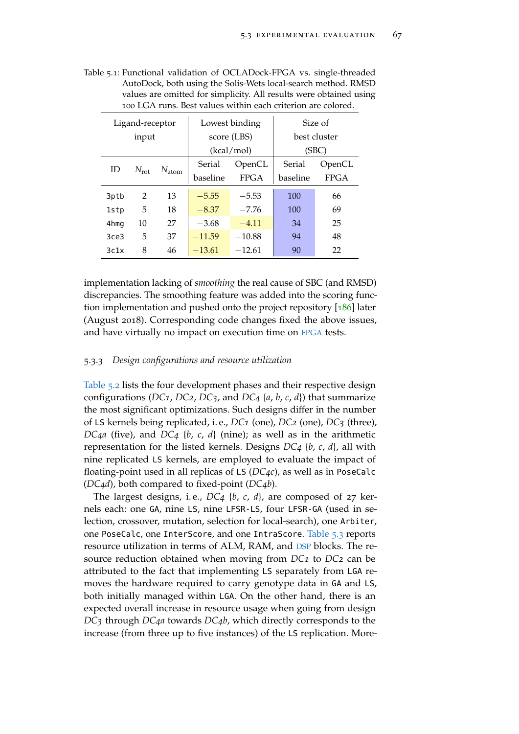Table 5.1: Functional validation of OCLADock-FPGA vs. single-threaded AutoDock, both using the Solis-Wets local-search method. RMSD values are omitted for simplicity. All results were obtained using 100 LGA runs. Best values within each criterion are colored.

| Ligand-receptor input | | | Lowest binding score (LBS) (kcal/mol) | | Size of best cluster (SBC) | |
|---|---|---|---|---|---|---|
| ID | $N_{rot}$ | $N_{atom}$ | Serial baseline | OpenCL FPGA | Serial baseline | OpenCL FPGA |
| `3ptb` | 2 | 13 | −5.55 | −5.53 | 100 | 66 |
| `1stp` | 5 | 18 | −8.37 | −7.76 | 100 | 69 |
| `4hmg` | 10 | 27 | −3.68 | −4.11 | 34 | 25 |
| `3ce3` | 5 | 37 | −11.59 | −10.88 | 94 | 48 |
| `3c1x` | 8 | 46 | −13.61 | −12.61 | 90 | 22 |

implementation lacking of *smoothing* the real cause of SBC (and RMSD) discrepancies. The smoothing feature was added into the scoring function implementation and pushed onto the project repository [186] later (August 2018). Corresponding code changes fixed the above issues, and have virtually no impact on execution time on FPGA tests.

### 5.3.3 *Design configurations and resource utilization*

Table 5.2 lists the four development phases and their respective design configurations (*DC1*, *DC2*, *DC3*, and *DC4* {*a*, *b*, *c*, *d*}) that summarize the most significant optimizations. Such designs differ in the number of `LS` kernels being replicated, i. e., *DC1* (one), *DC2* (one), *DC3* (three), *DC4a* (five), and *DC4* {*b*, *c*, *d*} (nine); as well as in the arithmetic representation for the listed kernels. Designs *DC4* {*b*, *c*, *d*}, all with nine replicated `LS` kernels, are employed to evaluate the impact of floating-point used in all replicas of `LS` (*DC4c*), as well as in `PoseCalc` (*DC4d*), both compared to fixed-point (*DC4b*).

The largest designs, i. e., *DC4* {*b*, *c*, *d*}, are composed of 27 kernels each: one `GA`, nine `LS`, nine `LFSR-LS`, four `LFSR-GA` (used in selection, crossover, mutation, selection for local-search), one `Arbiter`, one `PoseCalc`, one `InterScore`, and one `IntraScore`. Table 5.3 reports resource utilization in terms of ALM, RAM, and DSP blocks. The resource reduction obtained when moving from *DC1* to *DC2* can be attributed to the fact that implementing `LS` separately from `LGA` removes the hardware required to carry genotype data in `GA` and `LS`, both initially managed within `LGA`. On the other hand, there is an expected overall increase in resource usage when going from design *DC3* through *DC4a* towards *DC4b*, which directly corresponds to the increase (from three up to five instances) of the `LS` replication. More-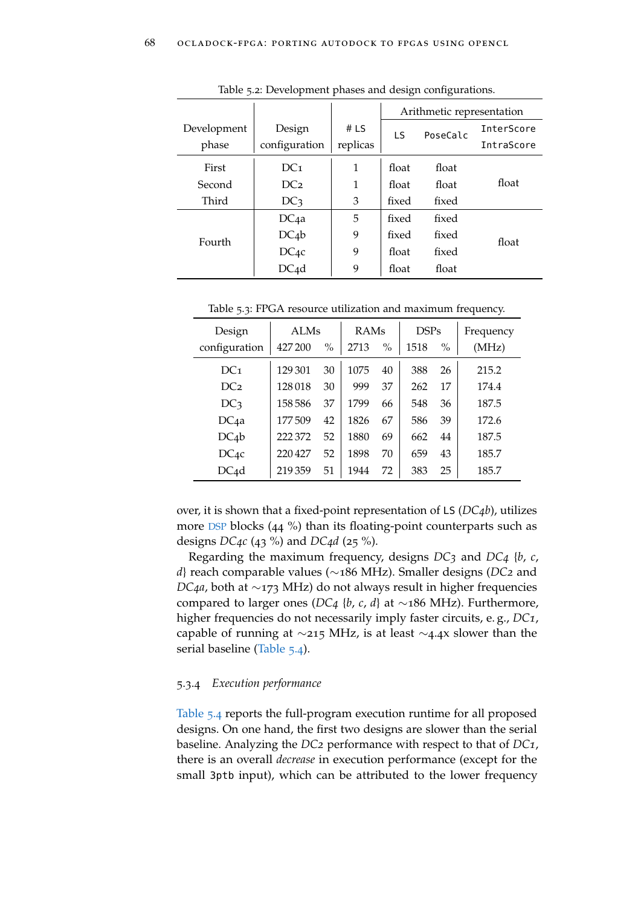Table 5.2: Development phases and design configurations.

| Development phase | Design configuration | # LS replicas | Arithmetic representation | | |
|---|---|---|---|---|---|
| | | | LS | PoseCalc | InterScore IntraScore |
| First | DC1 | 1 | float | float | float |
| Second | DC2 | 1 | float | float | float |
| Third | DC3 | 3 | fixed | fixed | float |
| Fourth | DC4a | 5 | fixed | fixed | float |
| Fourth | DC4b | 9 | fixed | fixed | float |
| Fourth | DC4c | 9 | float | fixed | float |
| Fourth | DC4d | 9 | float | float | float |

Table 5.3: FPGA resource utilization and maximum frequency.

| Design configuration | ALMs 427 200 | % | RAMs 2713 | % | DSPs 1518 | % | Frequency (MHz) |
|---|---|---|---|---|---|---|---|
| DC1 | 129 301 | 30 | 1075 | 40 | 388 | 26 | 215.2 |
| DC2 | 128 018 | 30 | 999 | 37 | 262 | 17 | 174.4 |
| DC3 | 158 586 | 37 | 1799 | 66 | 548 | 36 | 187.5 |
| DC4a | 177 509 | 42 | 1826 | 67 | 586 | 39 | 172.6 |
| DC4b | 222 372 | 52 | 1880 | 69 | 662 | 44 | 187.5 |
| DC4c | 220 427 | 52 | 1898 | 70 | 659 | 43 | 185.7 |
| DC4d | 219 359 | 51 | 1944 | 72 | 383 | 25 | 185.7 |

over, it is shown that a fixed-point representation of LS (*DC4b*), utilizes more DSP blocks (44 %) than its floating-point counterparts such as designs *DC4c* (43 %) and *DC4d* (25 %).

Regarding the maximum frequency, designs *DC3* and *DC4* {*b*, *c*, *d*} reach comparable values (∼186 MHz). Smaller designs (*DC2* and *DC4a*, both at ∼173 MHz) do not always result in higher frequencies compared to larger ones (*DC4* {*b*, *c*, *d*} at ∼186 MHz). Furthermore, higher frequencies do not necessarily imply faster circuits, e. g., *DC1*, capable of running at ∼215 MHz, is at least ∼4.4x slower than the serial baseline (Table 5.4).

### 5.3.4 *Execution performance*

Table 5.4 reports the full-program execution runtime for all proposed designs. On one hand, the first two designs are slower than the serial baseline. Analyzing the *DC2* performance with respect to that of *DC1*, there is an overall *decrease* in execution performance (except for the small 3ptb input), which can be attributed to the lower frequency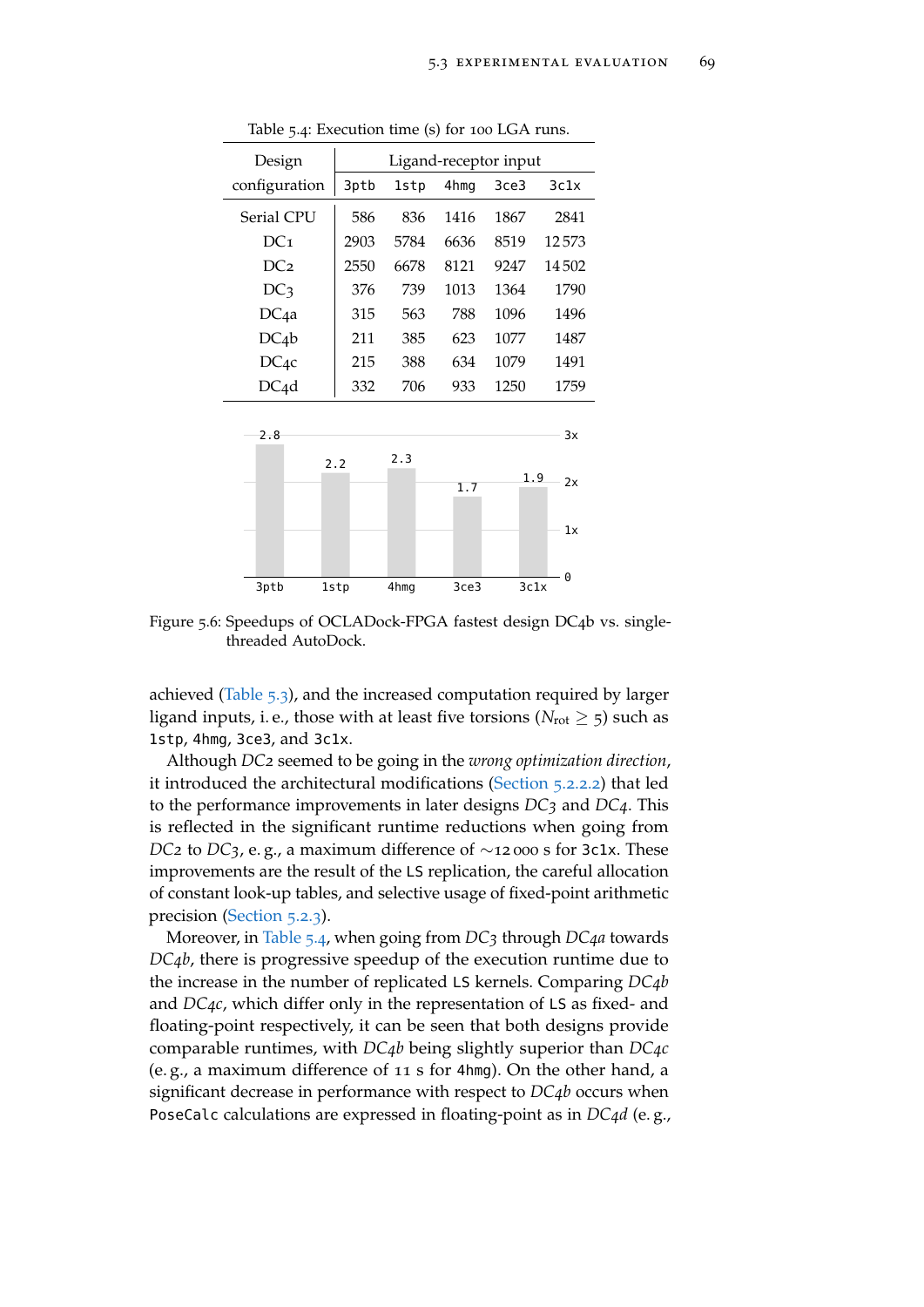Table 5.4: Execution time (s) for 100 LGA runs.

| Design configuration | Ligand-receptor input | | | | |
|---|---|---|---|---|---|
| | 3ptb | 1stp | 4hmg | 3ce3 | 3c1x |
| Serial CPU | 586 | 836 | 1416 | 1867 | 2841 |
| DC1 | 2903 | 5784 | 6636 | 8519 | 12 573 |
| DC2 | 2550 | 6678 | 8121 | 9247 | 14 502 |
| DC3 | 376 | 739 | 1013 | 1364 | 1790 |
| DC4a | 315 | 563 | 788 | 1096 | 1496 |
| DC4b | 211 | 385 | 623 | 1077 | 1487 |
| DC4c | 215 | 388 | 634 | 1079 | 1491 |
| DC4d | 332 | 706 | 933 | 1250 | 1759 |

| | 3ptb | 1stp | 4hmg | 3ce3 | 3c1x |
|---|---|---|---|---|---|
| Speedup | 2.8 | 2.2 | 2.3 | 1.7 | 1.9 |

Figure 5.6: Speedups of OCLADock-FPGA fastest design DC4b vs. single-threaded AutoDock.

achieved (Table 5.3), and the increased computation required by larger ligand inputs, i. e., those with at least five torsions ($N_{\text{rot}} \geq 5$) such as `1stp`, `4hmg`, `3ce3`, and `3c1x`.

Although *DC2* seemed to be going in the *wrong optimization direction*, it introduced the architectural modifications (Section 5.2.2.2) that led to the performance improvements in later designs *DC3* and *DC4*. This is reflected in the significant runtime reductions when going from *DC2* to *DC3*, e. g., a maximum difference of ∼12 000 s for `3c1x`. These improvements are the result of the `LS` replication, the careful allocation of constant look-up tables, and selective usage of fixed-point arithmetic precision (Section 5.2.3).

Moreover, in Table 5.4, when going from *DC3* through *DC4a* towards *DC4b*, there is progressive speedup of the execution runtime due to the increase in the number of replicated `LS` kernels. Comparing *DC4b* and *DC4c*, which differ only in the representation of `LS` as fixed- and floating-point respectively, it can be seen that both designs provide comparable runtimes, with *DC4b* being slightly superior than *DC4c* (e. g., a maximum difference of 11 s for `4hmg`). On the other hand, a significant decrease in performance with respect to *DC4b* occurs when `PoseCalc` calculations are expressed in floating-point as in *DC4d* (e. g.,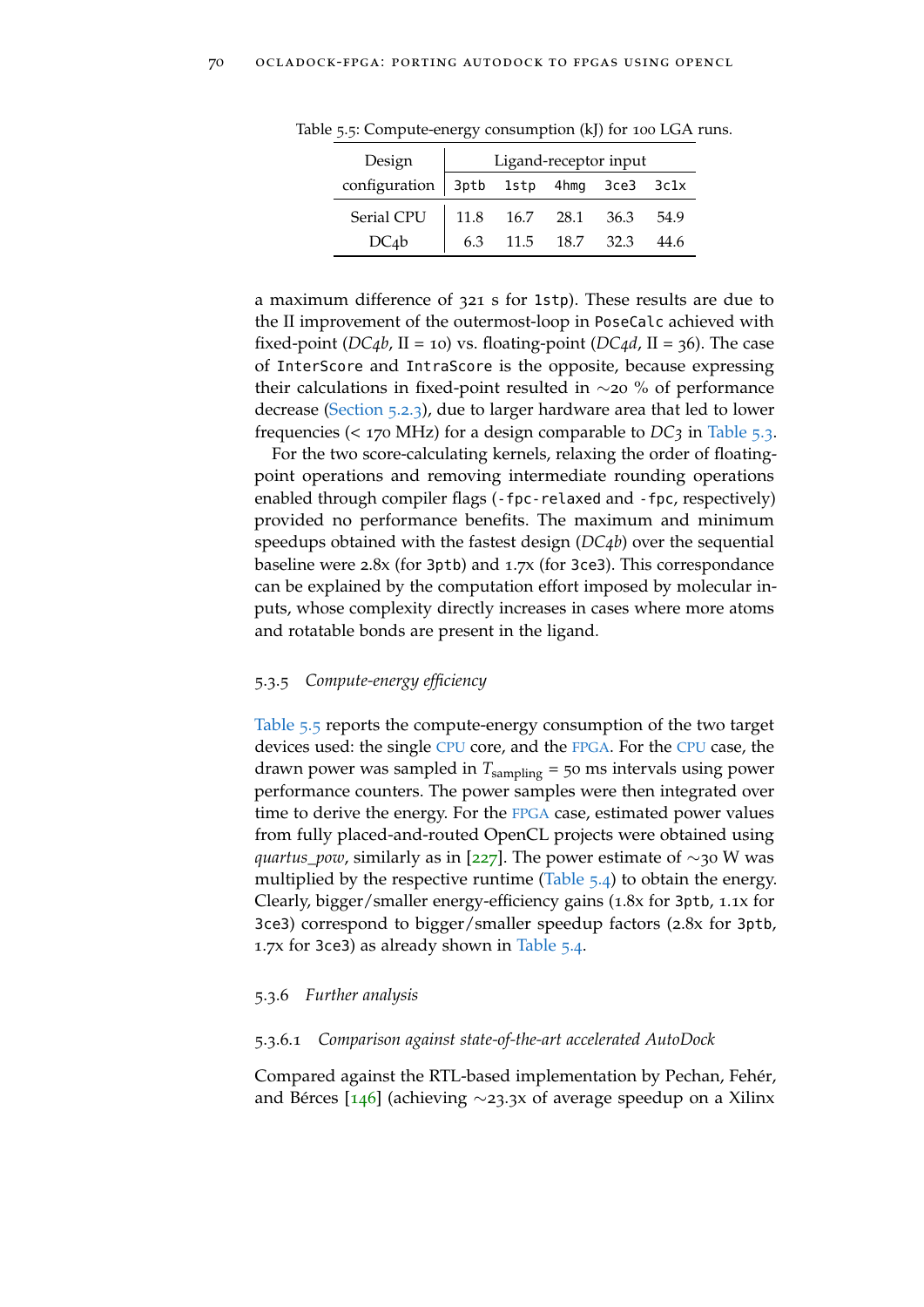Table 5.5: Compute-energy consumption (kJ) for 100 LGA runs.

| Design configuration | Ligand-receptor input | | | | |
|---|---|---|---|---|---|
| | `3ptb` | `1stp` | `4hmg` | `3ce3` | `3c1x` |
| Serial CPU | 11.8 | 16.7 | 28.1 | 36.3 | 54.9 |
| DC4b | 6.3 | 11.5 | 18.7 | 32.3 | 44.6 |

a maximum difference of 321 s for `1stp`). These results are due to the II improvement of the outermost-loop in `PoseCalc` achieved with fixed-point (*DC4b*, II = 10) vs. floating-point (*DC4d*, II = 36). The case of `InterScore` and `IntraScore` is the opposite, because expressing their calculations in fixed-point resulted in ∼20 % of performance decrease (Section 5.2.3), due to larger hardware area that led to lower frequencies (< 170 MHz) for a design comparable to *DC3* in Table 5.3.

For the two score-calculating kernels, relaxing the order of floating-point operations and removing intermediate rounding operations enabled through compiler flags (`-fpc-relaxed` and `-fpc`, respectively) provided no performance benefits. The maximum and minimum speedups obtained with the fastest design (*DC4b*) over the sequential baseline were 2.8x (for `3ptb`) and 1.7x (for `3ce3`). This correspondance can be explained by the computation effort imposed by molecular inputs, whose complexity directly increases in cases where more atoms and rotatable bonds are present in the ligand.

### 5.3.5 *Compute-energy efficiency*

Table 5.5 reports the compute-energy consumption of the two target devices used: the single CPU core, and the FPGA. For the CPU case, the drawn power was sampled in $T_{sampling}$ = 50 ms intervals using power performance counters. The power samples were then integrated over time to derive the energy. For the FPGA case, estimated power values from fully placed-and-routed OpenCL projects were obtained using *quartus_pow*, similarly as in [227]. The power estimate of ∼30 W was multiplied by the respective runtime (Table 5.4) to obtain the energy. Clearly, bigger/smaller energy-efficiency gains (1.8x for `3ptb`, 1.1x for `3ce3`) correspond to bigger/smaller speedup factors (2.8x for `3ptb`, 1.7x for `3ce3`) as already shown in Table 5.4.

### 5.3.6 *Further analysis*

#### 5.3.6.1 *Comparison against state-of-the-art accelerated AutoDock*

Compared against the RTL-based implementation by Pechan, Fehér, and Bérces [146] (achieving ∼23.3x of average speedup on a Xilinx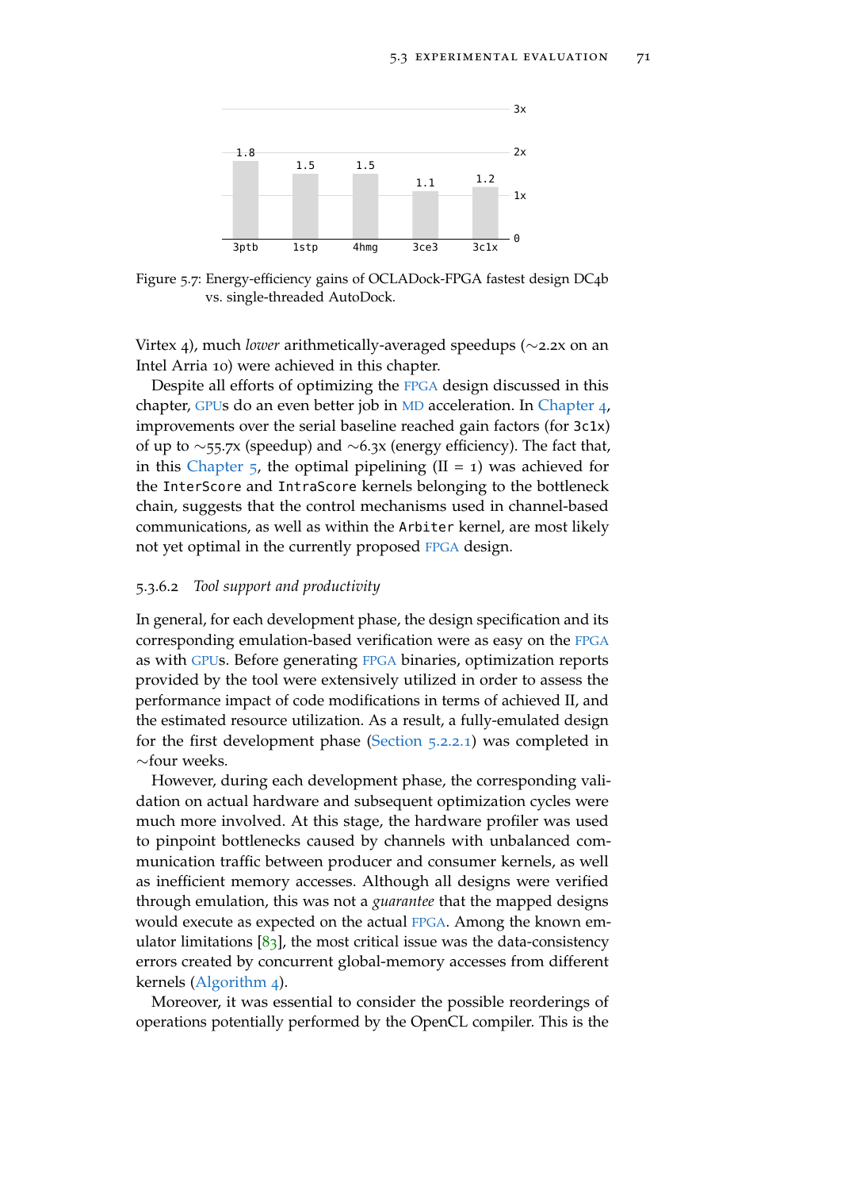Figure 5.7: Energy-efficiency gains of OCLADock-FPGA fastest design DC4b vs. single-threaded AutoDock.

Virtex 4), much *lower* arithmetically-averaged speedups (∼2.2x on an Intel Arria 10) were achieved in this chapter.

Despite all efforts of optimizing the FPGA design discussed in this chapter, GPUs do an even better job in MD acceleration. In Chapter 4, improvements over the serial baseline reached gain factors (for `3c1x`) of up to ∼55.7x (speedup) and ∼6.3x (energy efficiency). The fact that, in this Chapter 5, the optimal pipelining (II = 1) was achieved for the `InterScore` and `IntraScore` kernels belonging to the bottleneck chain, suggests that the control mechanisms used in channel-based communications, as well as within the `Arbiter` kernel, are most likely not yet optimal in the currently proposed FPGA design.

#### 5.3.6.2 *Tool support and productivity*

In general, for each development phase, the design specification and its corresponding emulation-based verification were as easy on the FPGA as with GPUs. Before generating FPGA binaries, optimization reports provided by the tool were extensively utilized in order to assess the performance impact of code modifications in terms of achieved II, and the estimated resource utilization. As a result, a fully-emulated design for the first development phase (Section 5.2.2.1) was completed in ∼four weeks.

However, during each development phase, the corresponding validation on actual hardware and subsequent optimization cycles were much more involved. At this stage, the hardware profiler was used to pinpoint bottlenecks caused by channels with unbalanced communication traffic between producer and consumer kernels, as well as inefficient memory accesses. Although all designs were verified through emulation, this was not a *guarantee* that the mapped designs would execute as expected on the actual FPGA. Among the known emulator limitations [83], the most critical issue was the data-consistency errors created by concurrent global-memory accesses from different kernels (Algorithm 4).

Moreover, it was essential to consider the possible reorderings of operations potentially performed by the OpenCL compiler. This is the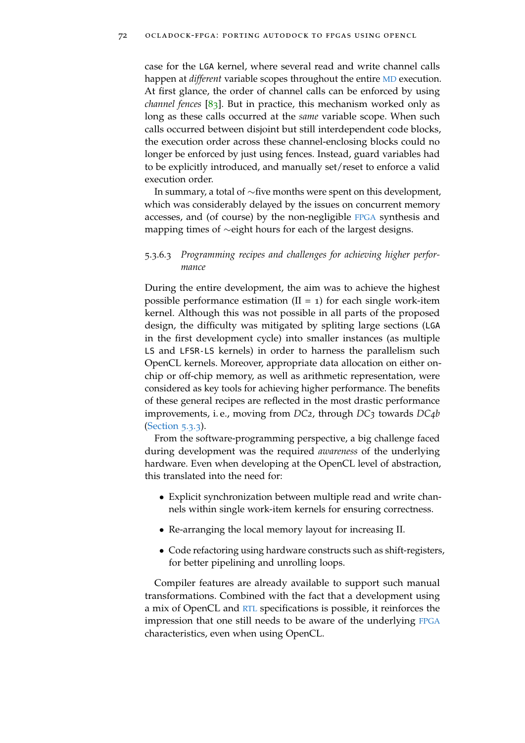case for the LGA kernel, where several read and write channel calls happen at *different* variable scopes throughout the entire MD execution. At first glance, the order of channel calls can be enforced by using *channel fences* [83]. But in practice, this mechanism worked only as long as these calls occurred at the *same* variable scope. When such calls occurred between disjoint but still interdependent code blocks, the execution order across these channel-enclosing blocks could no longer be enforced by just using fences. Instead, guard variables had to be explicitly introduced, and manually set/reset to enforce a valid execution order.

In summary, a total of ∼five months were spent on this development, which was considerably delayed by the issues on concurrent memory accesses, and (of course) by the non-negligible FPGA synthesis and mapping times of ∼eight hours for each of the largest designs.

#### 5.3.6.3 *Programming recipes and challenges for achieving higher performance*

During the entire development, the aim was to achieve the highest possible performance estimation (II = 1) for each single work-item kernel. Although this was not possible in all parts of the proposed design, the difficulty was mitigated by spliting large sections (LGA in the first development cycle) into smaller instances (as multiple LS and LFSR-LS kernels) in order to harness the parallelism such OpenCL kernels. Moreover, appropriate data allocation on either on-chip or off-chip memory, as well as arithmetic representation, were considered as key tools for achieving higher performance. The benefits of these general recipes are reflected in the most drastic performance improvements, i. e., moving from *DC2*, through *DC3* towards *DC4b* (Section 5.3.3).

From the software-programming perspective, a big challenge faced during development was the required *awareness* of the underlying hardware. Even when developing at the OpenCL level of abstraction, this translated into the need for:

- Explicit synchronization between multiple read and write channels within single work-item kernels for ensuring correctness.
- Re-arranging the local memory layout for increasing II.
- Code refactoring using hardware constructs such as shift-registers, for better pipelining and unrolling loops.

Compiler features are already available to support such manual transformations. Combined with the fact that a development using a mix of OpenCL and RTL specifications is possible, it reinforces the impression that one still needs to be aware of the underlying FPGA characteristics, even when using OpenCL.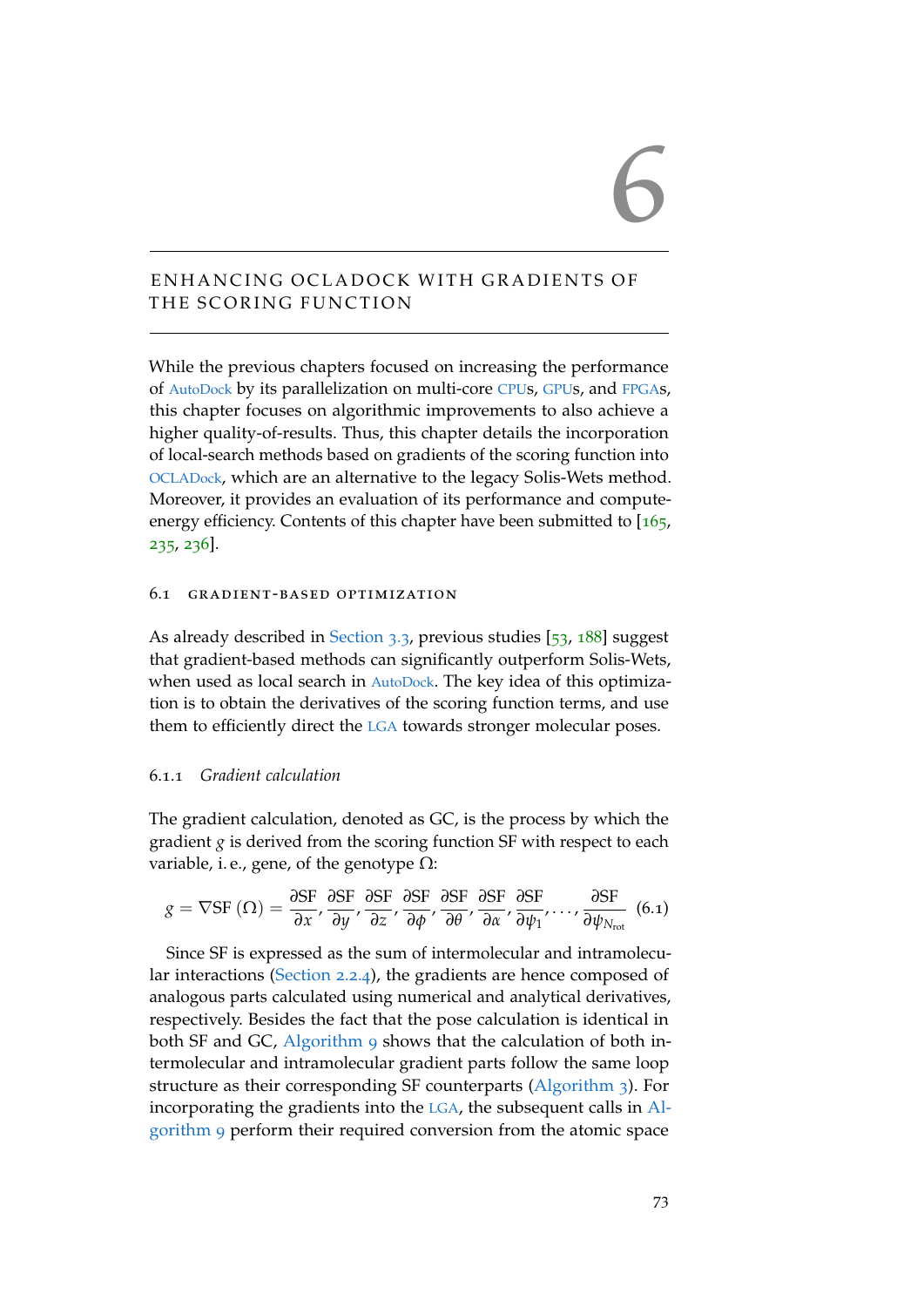# 6

## ENHANCING OCLADOCK WITH GRADIENTS OF THE SCORING FUNCTION

While the previous chapters focused on increasing the performance of AutoDock by its parallelization on multi-core CPUs, GPUs, and FPGAs, this chapter focuses on algorithmic improvements to also achieve a higher quality-of-results. Thus, this chapter details the incorporation of local-search methods based on gradients of the scoring function into OCLADock, which are an alternative to the legacy Solis-Wets method. Moreover, it provides an evaluation of its performance and compute-energy efficiency. Contents of this chapter have been submitted to [165, 235, 236].

### 6.1 GRADIENT-BASED OPTIMIZATION

As already described in Section 3.3, previous studies [53, 188] suggest that gradient-based methods can significantly outperform Solis-Wets, when used as local search in AutoDock. The key idea of this optimization is to obtain the derivatives of the scoring function terms, and use them to efficiently direct the LGA towards stronger molecular poses.

#### 6.1.1 *Gradient calculation*

The gradient calculation, denoted as GC, is the process by which the gradient $g$ is derived from the scoring function SF with respect to each variable, i. e., gene, of the genotype $\Omega$:

$$g = \nabla \text{SF}(\Omega) = \frac{\partial \text{SF}}{\partial x}, \frac{\partial \text{SF}}{\partial y}, \frac{\partial \text{SF}}{\partial z}, \frac{\partial \text{SF}}{\partial \phi}, \frac{\partial \text{SF}}{\partial \theta}, \frac{\partial \text{SF}}{\partial \alpha}, \frac{\partial \text{SF}}{\partial \psi_1}, \ldots, \frac{\partial \text{SF}}{\partial \psi_{N_{\text{rot}}}} \quad (6.1)$$

Since SF is expressed as the sum of intermolecular and intramolecular interactions (Section 2.2.4), the gradients are hence composed of analogous parts calculated using numerical and analytical derivatives, respectively. Besides the fact that the pose calculation is identical in both SF and GC, Algorithm 9 shows that the calculation of both intermolecular and intramolecular gradient parts follow the same loop structure as their corresponding SF counterparts (Algorithm 3). For incorporating the gradients into the LGA, the subsequent calls in Algorithm 9 perform their required conversion from the atomic space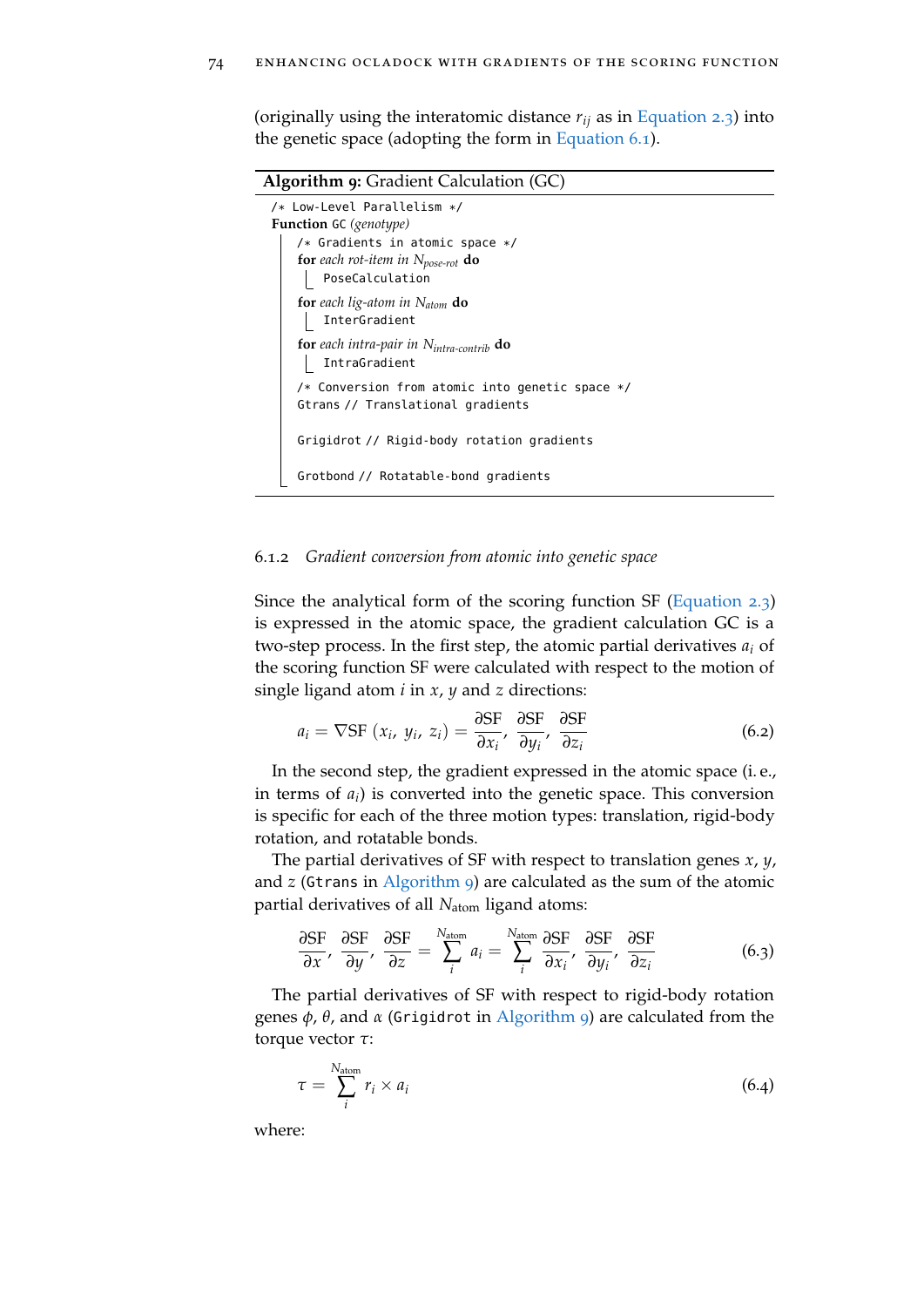(originally using the interatomic distance $r_{ij}$ as in Equation 2.3) into the genetic space (adopting the form in Equation 6.1).

**Algorithm 9:** Gradient Calculation (GC)

```
/* Low-Level Parallelism */
Function GC (genotype)
    /* Gradients in atomic space */
    for each rot-item in N_pose-rot do
        PoseCalculation
    for each lig-atom in N_atom do
        InterGradient
    for each intra-pair in N_intra-contrib do
        IntraGradient
    /* Conversion from atomic into genetic space */
    Gtrans // Translational gradients

    Grigidrot // Rigid-body rotation gradients

    Grotbond // Rotatable-bond gradients
```

### 6.1.2 *Gradient conversion from atomic into genetic space*

Since the analytical form of the scoring function SF (Equation 2.3) is expressed in the atomic space, the gradient calculation GC is a two-step process. In the first step, the atomic partial derivatives $a_i$ of the scoring function SF were calculated with respect to the motion of single ligand atom $i$ in $x$, $y$ and $z$ directions:

$$a_i = \nabla \text{SF}\ (x_i,\ y_i,\ z_i) = \frac{\partial \text{SF}}{\partial x_i},\ \frac{\partial \text{SF}}{\partial y_i},\ \frac{\partial \text{SF}}{\partial z_i} \tag{6.2}$$

In the second step, the gradient expressed in the atomic space (i.e., in terms of $a_i$) is converted into the genetic space. This conversion is specific for each of the three motion types: translation, rigid-body rotation, and rotatable bonds.

The partial derivatives of SF with respect to translation genes $x$, $y$, and $z$ (Gtrans in Algorithm 9) are calculated as the sum of the atomic partial derivatives of all $N_{\text{atom}}$ ligand atoms:

$$\frac{\partial \text{SF}}{\partial x},\ \frac{\partial \text{SF}}{\partial y},\ \frac{\partial \text{SF}}{\partial z} = \sum_{i}^{N_{\text{atom}}} a_i = \sum_{i}^{N_{\text{atom}}} \frac{\partial \text{SF}}{\partial x_i},\ \frac{\partial \text{SF}}{\partial y_i},\ \frac{\partial \text{SF}}{\partial z_i} \tag{6.3}$$

The partial derivatives of SF with respect to rigid-body rotation genes $\phi$, $\theta$, and $\alpha$ (Grigidrot in Algorithm 9) are calculated from the torque vector $\tau$:

$$\tau = \sum_{i}^{N_{\text{atom}}} r_i \times a_i \tag{6.4}$$

where: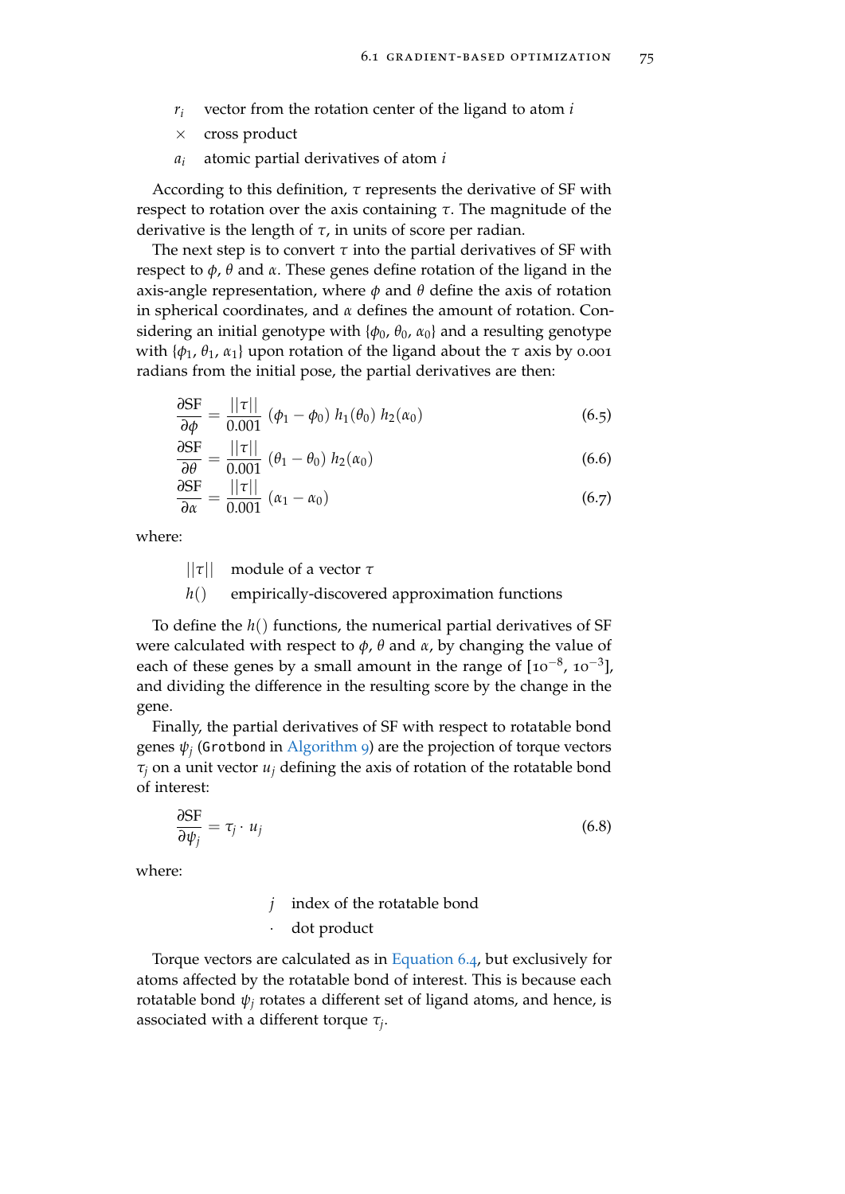$r_i$ vector from the rotation center of the ligand to atom $i$

$\times$ cross product

$a_i$ atomic partial derivatives of atom $i$

According to this definition, $\tau$ represents the derivative of SF with respect to rotation over the axis containing $\tau$. The magnitude of the derivative is the length of $\tau$, in units of score per radian.

The next step is to convert $\tau$ into the partial derivatives of SF with respect to $\phi$, $\theta$ and $\alpha$. These genes define rotation of the ligand in the axis-angle representation, where $\phi$ and $\theta$ define the axis of rotation in spherical coordinates, and $\alpha$ defines the amount of rotation. Considering an initial genotype with $\{\phi_0, \theta_0, \alpha_0\}$ and a resulting genotype with $\{\phi_1, \theta_1, \alpha_1\}$ upon rotation of the ligand about the $\tau$ axis by 0.001 radians from the initial pose, the partial derivatives are then:

$$\frac{\partial \text{SF}}{\partial \phi} = \frac{||\tau||}{0.001} \, (\phi_1 - \phi_0) \; h_1(\theta_0) \; h_2(\alpha_0) \tag{6.5}$$

$$\frac{\partial \text{SF}}{\partial \theta} = \frac{||\tau||}{0.001} \, (\theta_1 - \theta_0) \; h_2(\alpha_0) \tag{6.6}$$

$$\frac{\partial \text{SF}}{\partial \alpha} = \frac{||\tau||}{0.001} \, (\alpha_1 - \alpha_0) \tag{6.7}$$

where:

$||\tau||$ module of a vector $\tau$

$h()$ empirically-discovered approximation functions

To define the $h()$ functions, the numerical partial derivatives of SF were calculated with respect to $\phi$, $\theta$ and $\alpha$, by changing the value of each of these genes by a small amount in the range of $[10^{-8}, 10^{-3}]$, and dividing the difference in the resulting score by the change in the gene.

Finally, the partial derivatives of SF with respect to rotatable bond genes $\psi_j$ (`Grotbond` in Algorithm 9) are the projection of torque vectors $\tau_j$ on a unit vector $u_j$ defining the axis of rotation of the rotatable bond of interest:

$$\frac{\partial \text{SF}}{\partial \psi_j} = \tau_j \cdot u_j \tag{6.8}$$

where:

$j$ index of the rotatable bond

$\cdot$ dot product

Torque vectors are calculated as in Equation 6.4, but exclusively for atoms affected by the rotatable bond of interest. This is because each rotatable bond $\psi_j$ rotates a different set of ligand atoms, and hence, is associated with a different torque $\tau_j$.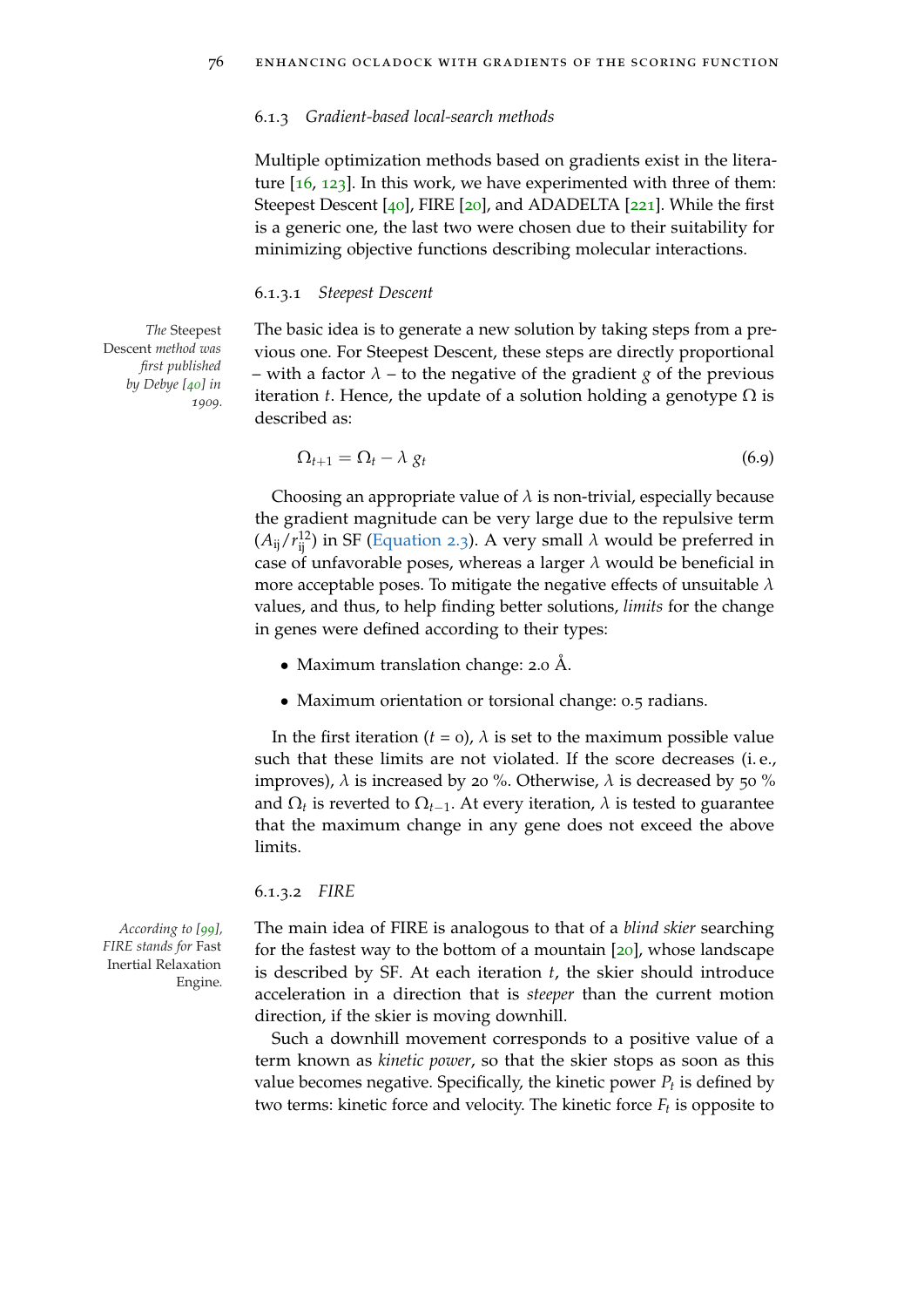### 6.1.3 *Gradient-based local-search methods*

Multiple optimization methods based on gradients exist in the literature [16, 123]. In this work, we have experimented with three of them: Steepest Descent [40], FIRE [20], and ADADELTA [221]. While the first is a generic one, the last two were chosen due to their suitability for minimizing objective functions describing molecular interactions.

#### 6.1.3.1 *Steepest Descent*

*The* Steepest Descent *method was first published by Debye [40] in 1909.*

The basic idea is to generate a new solution by taking steps from a previous one. For Steepest Descent, these steps are directly proportional – with a factor $\lambda$ – to the negative of the gradient $g$ of the previous iteration $t$. Hence, the update of a solution holding a genotype $\Omega$ is described as:

$$\Omega_{t+1} = \Omega_t - \lambda \, g_t \tag{6.9}$$

Choosing an appropriate value of $\lambda$ is non-trivial, especially because the gradient magnitude can be very large due to the repulsive term $(A_{ij}/r_{ij}^{12})$ in SF (Equation 2.3). A very small $\lambda$ would be preferred in case of unfavorable poses, whereas a larger $\lambda$ would be beneficial in more acceptable poses. To mitigate the negative effects of unsuitable $\lambda$ values, and thus, to help finding better solutions, *limits* for the change in genes were defined according to their types:

- Maximum translation change: 2.0 Å.
- Maximum orientation or torsional change: 0.5 radians.

In the first iteration ($t$ = 0), $\lambda$ is set to the maximum possible value such that these limits are not violated. If the score decreases (i. e., improves), $\lambda$ is increased by 20 %. Otherwise, $\lambda$ is decreased by 50 % and $\Omega_t$ is reverted to $\Omega_{t-1}$. At every iteration, $\lambda$ is tested to guarantee that the maximum change in any gene does not exceed the above limits.

#### 6.1.3.2 *FIRE*

*According to [99], FIRE stands for* Fast Inertial Relaxation Engine.

The main idea of FIRE is analogous to that of a *blind skier* searching for the fastest way to the bottom of a mountain [20], whose landscape is described by SF. At each iteration $t$, the skier should introduce acceleration in a direction that is *steeper* than the current motion direction, if the skier is moving downhill.

Such a downhill movement corresponds to a positive value of a term known as *kinetic power*, so that the skier stops as soon as this value becomes negative. Specifically, the kinetic power $P_t$ is defined by two terms: kinetic force and velocity. The kinetic force $F_t$ is opposite to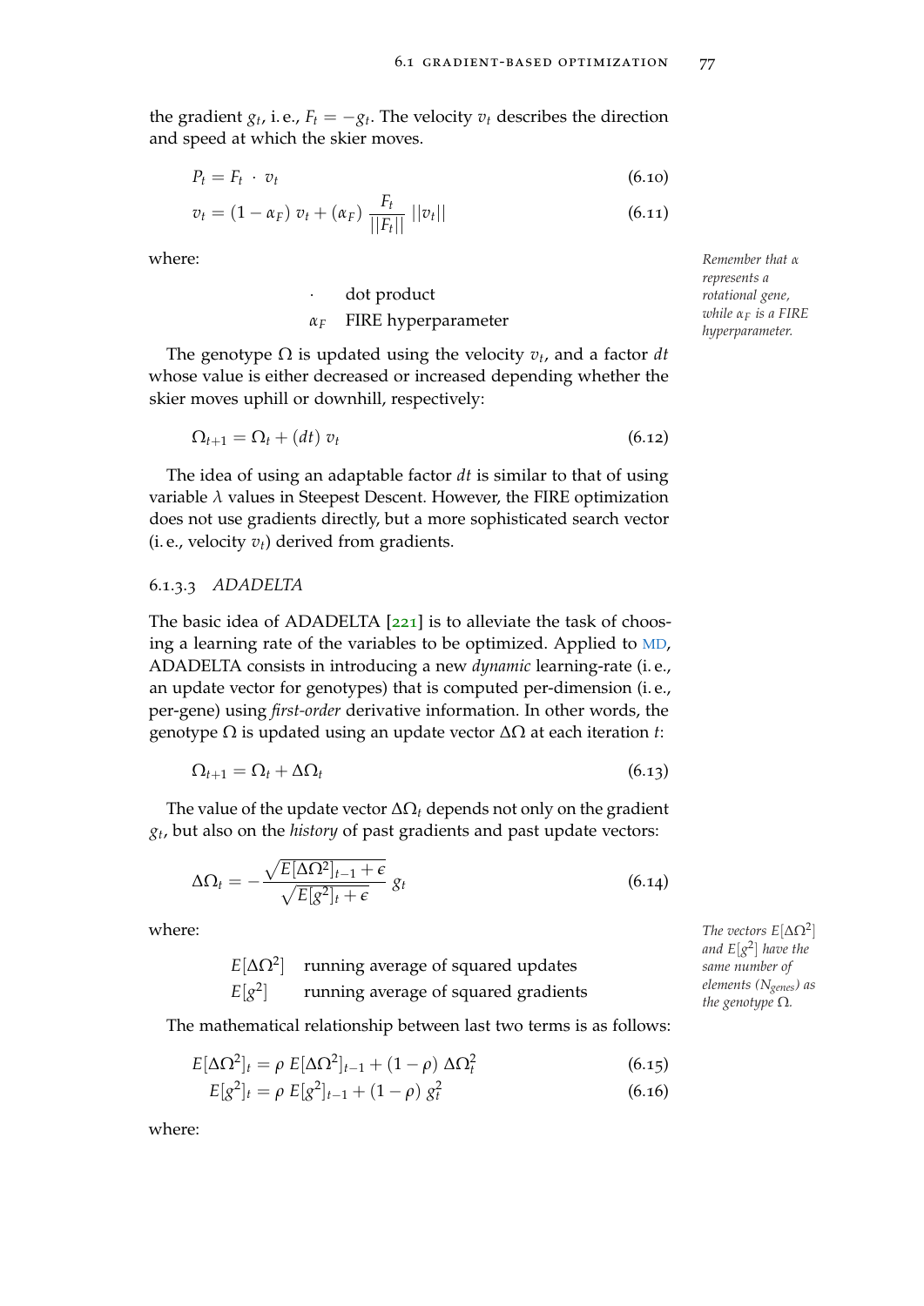the gradient $g_t$, i. e., $F_t = -g_t$. The velocity $v_t$ describes the direction and speed at which the skier moves.

$$P_t = F_t \cdot v_t \tag{6.10}$$

$$v_t = (1 - \alpha_F)\, v_t + (\alpha_F)\, \frac{F_t}{||F_t||}\, ||v_t|| \tag{6.11}$$

where:

| | |
|---|---|
| $\cdot$ | dot product |
| $\alpha_F$ | FIRE hyperparameter |

*Remember that $\alpha$ represents a rotational gene, while $\alpha_F$ is a FIRE hyperparameter.*

The genotype $\Omega$ is updated using the velocity $v_t$, and a factor $dt$ whose value is either decreased or increased depending whether the skier moves uphill or downhill, respectively:

$$\Omega_{t+1} = \Omega_t + (dt)\, v_t \tag{6.12}$$

The idea of using an adaptable factor $dt$ is similar to that of using variable $\lambda$ values in Steepest Descent. However, the FIRE optimization does not use gradients directly, but a more sophisticated search vector (i. e., velocity $v_t$) derived from gradients.

#### 6.1.3.3 *ADADELTA*

The basic idea of ADADELTA [221] is to alleviate the task of choosing a learning rate of the variables to be optimized. Applied to MD, ADADELTA consists in introducing a new *dynamic* learning-rate (i. e., an update vector for genotypes) that is computed per-dimension (i. e., per-gene) using *first-order* derivative information. In other words, the genotype $\Omega$ is updated using an update vector $\Delta\Omega$ at each iteration $t$:

$$\Omega_{t+1} = \Omega_t + \Delta\Omega_t \tag{6.13}$$

The value of the update vector $\Delta\Omega_t$ depends not only on the gradient $g_t$, but also on the *history* of past gradients and past update vectors:

$$\Delta\Omega_t = -\frac{\sqrt{E[\Delta\Omega^2]_{t-1} + \epsilon}}{\sqrt{E[g^2]_t + \epsilon}}\, g_t \tag{6.14}$$

where:

| | |
|---|---|
| $E[\Delta\Omega^2]$ | running average of squared updates |
| $E[g^2]$ | running average of squared gradients |

*The vectors $E[\Delta\Omega^2]$ and $E[g^2]$ have the same number of elements ($N_{genes}$) as the genotype $\Omega$.*

The mathematical relationship between last two terms is as follows:

$$E[\Delta\Omega^2]_t = \rho\, E[\Delta\Omega^2]_{t-1} + (1 - \rho)\, \Delta\Omega_t^2 \tag{6.15}$$

$$E[g^2]_t = \rho\, E[g^2]_{t-1} + (1 - \rho)\, g_t^2 \tag{6.16}$$

where: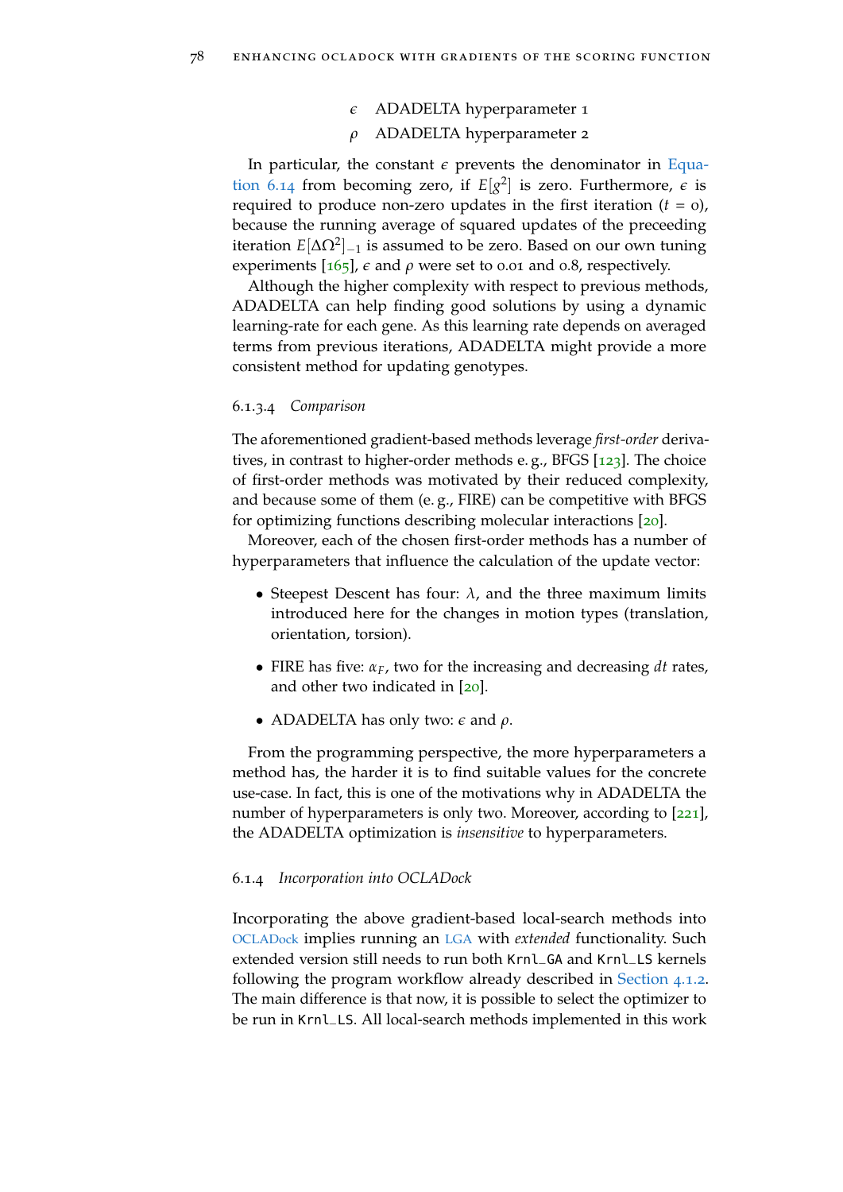$\epsilon$ ADADELTA hyperparameter 1

$\rho$ ADADELTA hyperparameter 2

In particular, the constant $\epsilon$ prevents the denominator in Equation 6.14 from becoming zero, if $E[g^2]$ is zero. Furthermore, $\epsilon$ is required to produce non-zero updates in the first iteration ($t = 0$), because the running average of squared updates of the preceeding iteration $E[\Delta\Omega^2]_{-1}$ is assumed to be zero. Based on our own tuning experiments [165], $\epsilon$ and $\rho$ were set to 0.01 and 0.8, respectively.

Although the higher complexity with respect to previous methods, ADADELTA can help finding good solutions by using a dynamic learning-rate for each gene. As this learning rate depends on averaged terms from previous iterations, ADADELTA might provide a more consistent method for updating genotypes.

#### 6.1.3.4 *Comparison*

The aforementioned gradient-based methods leverage *first-order* derivatives, in contrast to higher-order methods e. g., BFGS [123]. The choice of first-order methods was motivated by their reduced complexity, and because some of them (e. g., FIRE) can be competitive with BFGS for optimizing functions describing molecular interactions [20].

Moreover, each of the chosen first-order methods has a number of hyperparameters that influence the calculation of the update vector:

- Steepest Descent has four: $\lambda$, and the three maximum limits introduced here for the changes in motion types (translation, orientation, torsion).
- FIRE has five: $\alpha_F$, two for the increasing and decreasing $dt$ rates, and other two indicated in [20].
- ADADELTA has only two: $\epsilon$ and $\rho$.

From the programming perspective, the more hyperparameters a method has, the harder it is to find suitable values for the concrete use-case. In fact, this is one of the motivations why in ADADELTA the number of hyperparameters is only two. Moreover, according to [221], the ADADELTA optimization is *insensitive* to hyperparameters.

### 6.1.4 *Incorporation into OCLADock*

Incorporating the above gradient-based local-search methods into OCLADock implies running an LGA with *extended* functionality. Such extended version still needs to run both `Krnl_GA` and `Krnl_LS` kernels following the program workflow already described in Section 4.1.2. The main difference is that now, it is possible to select the optimizer to be run in `Krnl_LS`. All local-search methods implemented in this work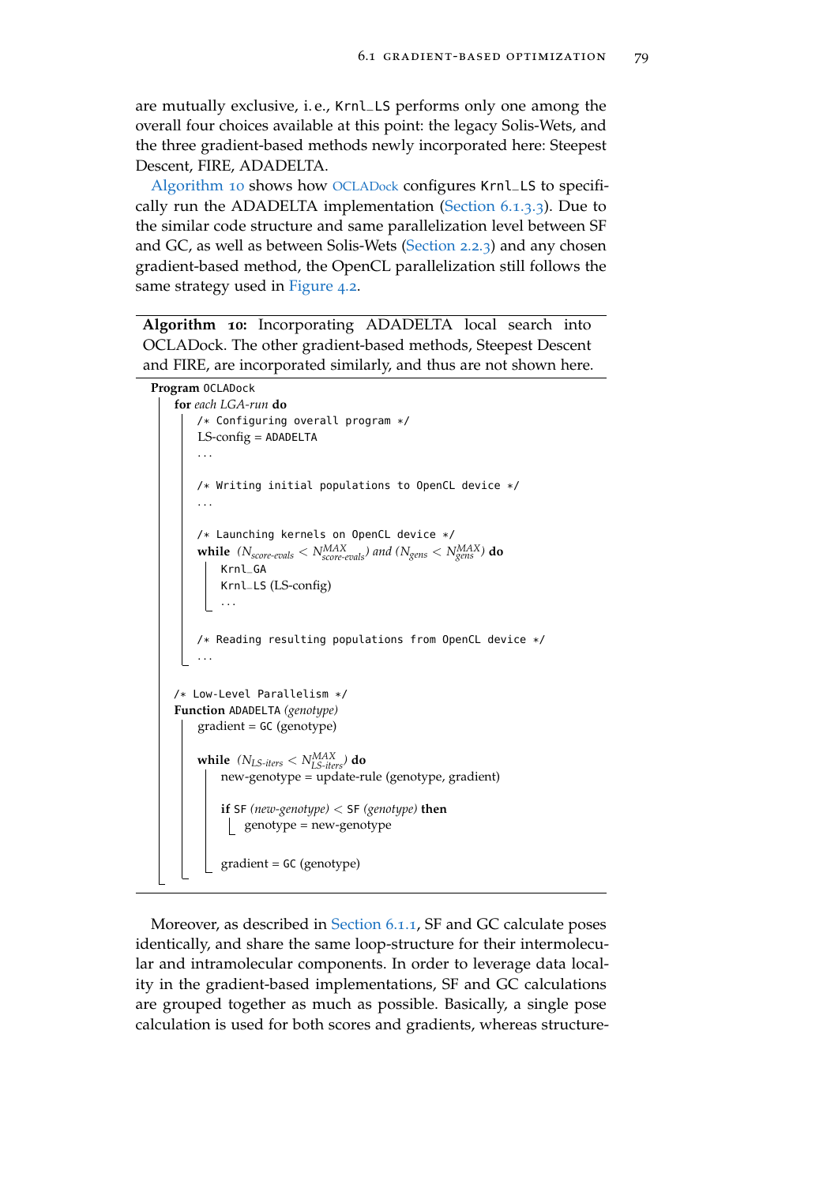are mutually exclusive, i. e., `Krnl_LS` performs only one among the overall four choices available at this point: the legacy Solis-Wets, and the three gradient-based methods newly incorporated here: Steepest Descent, FIRE, ADADELTA.

Algorithm 10 shows how OCLADock configures `Krnl_LS` to specifically run the ADADELTA implementation (Section 6.1.3.3). Due to the similar code structure and same parallelization level between SF and GC, as well as between Solis-Wets (Section 2.2.3) and any chosen gradient-based method, the OpenCL parallelization still follows the same strategy used in Figure 4.2.

**Algorithm 10:** Incorporating ADADELTA local search into OCLADock. The other gradient-based methods, Steepest Descent and FIRE, are incorporated similarly, and thus are not shown here.

```
Program OCLADock
    for each LGA-run do
        /* Configuring overall program */
        LS-config = ADADELTA
        ...

        /* Writing initial populations to OpenCL device */
        ...

        /* Launching kernels on OpenCL device */
        while (N_score-evals < N^MAX_score-evals) and (N_gens < N^MAX_gens) do
            Krnl_GA
            Krnl_LS (LS-config)
            ...

        /* Reading resulting populations from OpenCL device */
        ...

    /* Low-Level Parallelism */
    Function ADADELTA (genotype)
        gradient = GC (genotype)

        while (N_LS-iters < N^MAX_LS-iters) do
            new-genotype = update-rule (genotype, gradient)

            if SF (new-genotype) < SF (genotype) then
                genotype = new-genotype

            gradient = GC (genotype)
```

Moreover, as described in Section 6.1.1, SF and GC calculate poses identically, and share the same loop-structure for their intermolecular and intramolecular components. In order to leverage data locality in the gradient-based implementations, SF and GC calculations are grouped together as much as possible. Basically, a single pose calculation is used for both scores and gradients, whereas structure-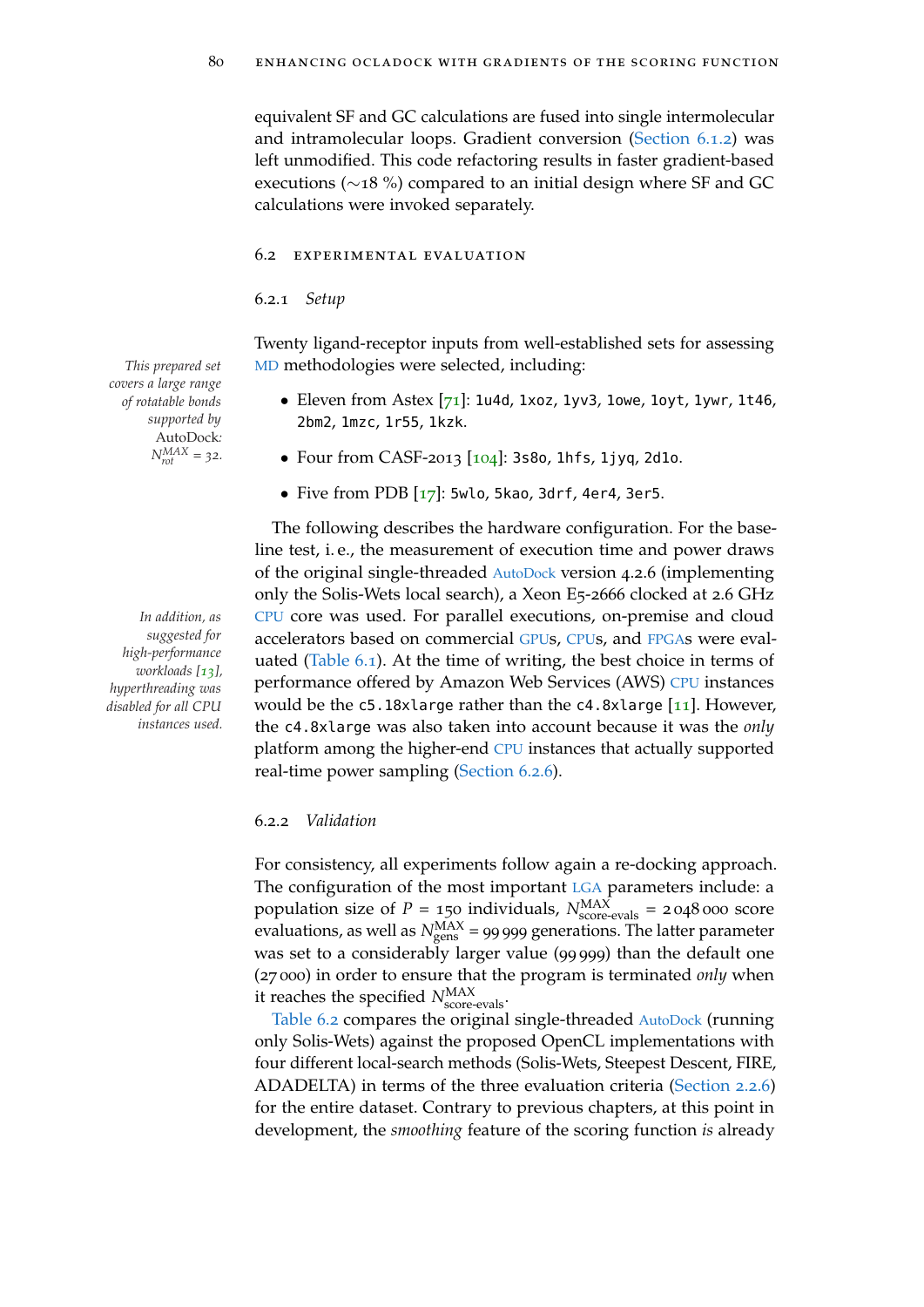equivalent SF and GC calculations are fused into single intermolecular and intramolecular loops. Gradient conversion (Section 6.1.2) was left unmodified. This code refactoring results in faster gradient-based executions (∼18 %) compared to an initial design where SF and GC calculations were invoked separately.

## 6.2 Experimental Evaluation

### 6.2.1 *Setup*

Twenty ligand-receptor inputs from well-established sets for assessing MD methodologies were selected, including:

*This prepared set covers a large range of rotatable bonds supported by AutoDock: $N_{rot}^{MAX} = 32$.*

- Eleven from Astex [71]: `1u4d`, `1xoz`, `1yv3`, `1owe`, `1oyt`, `1ywr`, `1t46`, `2bm2`, `1mzc`, `1r55`, `1kzk`.
- Four from CASF-2013 [104]: `3s8o`, `1hfs`, `1jyq`, `2d1o`.
- Five from PDB [17]: `5wlo`, `5kao`, `3drf`, `4er4`, `3er5`.

The following describes the hardware configuration. For the baseline test, i. e., the measurement of execution time and power draws of the original single-threaded AutoDock version 4.2.6 (implementing only the Solis-Wets local search), a Xeon E5-2666 clocked at 2.6 GHz CPU core was used. For parallel executions, on-premise and cloud accelerators based on commercial GPUs, CPUs, and FPGAs were evaluated (Table 6.1). At the time of writing, the best choice in terms of performance offered by Amazon Web Services (AWS) CPU instances would be the `c5.18xlarge` rather than the `c4.8xlarge` [11]. However, the `c4.8xlarge` was also taken into account because it was the *only* platform among the higher-end CPU instances that actually supported real-time power sampling (Section 6.2.6).

*In addition, as suggested for high-performance workloads [13], hyperthreading was disabled for all CPU instances used.*

### 6.2.2 *Validation*

For consistency, all experiments follow again a re-docking approach. The configuration of the most important LGA parameters include: a population size of $P = 150$ individuals, $N_{\text{score-evals}}^{\text{MAX}} = 2\,048\,000$ score evaluations, as well as $N_{\text{gens}}^{\text{MAX}} = 99\,999$ generations. The latter parameter was set to a considerably larger value (99 999) than the default one (27 000) in order to ensure that the program is terminated *only* when it reaches the specified $N_{\text{score-evals}}^{\text{MAX}}$.

Table 6.2 compares the original single-threaded AutoDock (running only Solis-Wets) against the proposed OpenCL implementations with four different local-search methods (Solis-Wets, Steepest Descent, FIRE, ADADELTA) in terms of the three evaluation criteria (Section 2.2.6) for the entire dataset. Contrary to previous chapters, at this point in development, the *smoothing* feature of the scoring function *is* already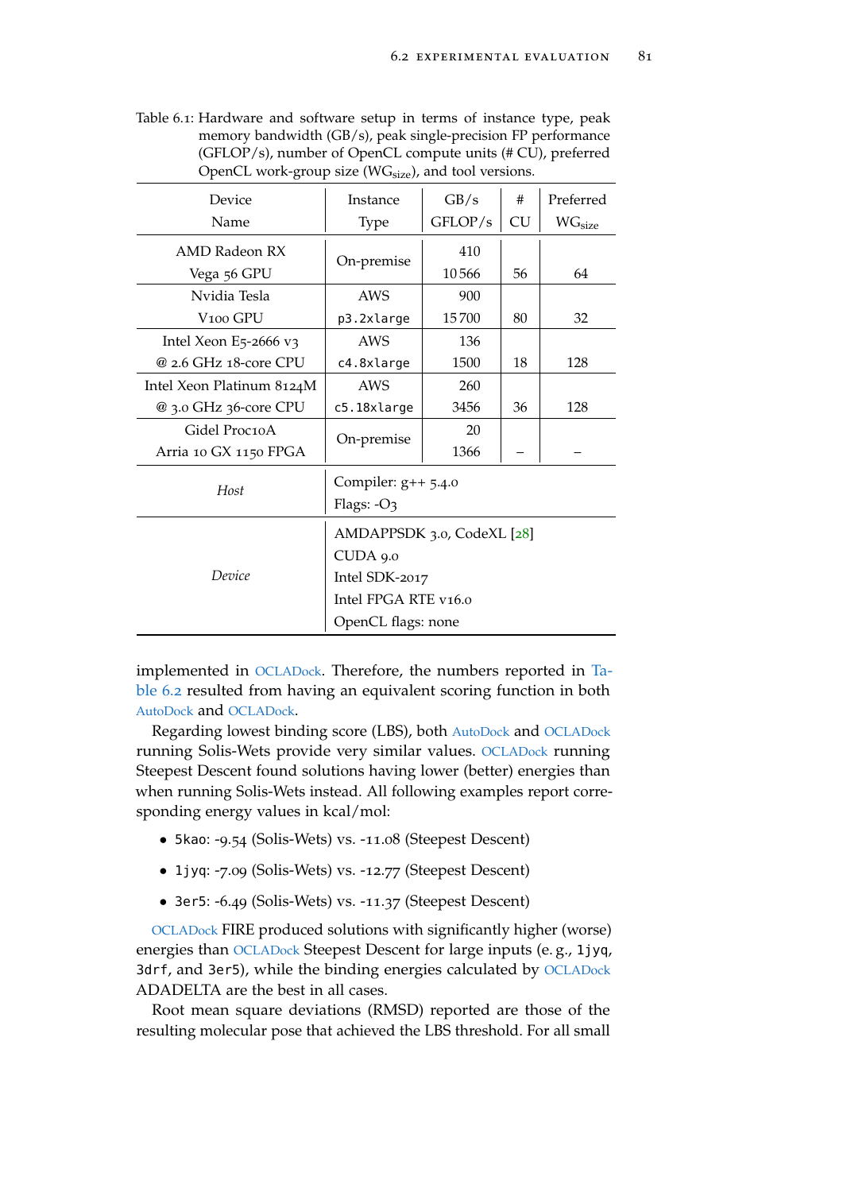Table 6.1: Hardware and software setup in terms of instance type, peak memory bandwidth (GB/s), peak single-precision FP performance (GFLOP/s), number of OpenCL compute units (# CU), preferred OpenCL work-group size ($WG_{size}$), and tool versions.

| Device Name | Instance Type | GB/s GFLOP/s | # CU | Preferred $WG_{size}$ |
|---|---|---|---|---|
| AMD Radeon RX Vega 56 GPU | On-premise | 410 10566 | 56 | 64 |
| Nvidia Tesla V100 GPU | AWS `p3.2xlarge` | 900 15700 | 80 | 32 |
| Intel Xeon E5-2666 v3 @ 2.6 GHz 18-core CPU | AWS `c4.8xlarge` | 136 1500 | 18 | 128 |
| Intel Xeon Platinum 8124M @ 3.0 GHz 36-core CPU | AWS `c5.18xlarge` | 260 3456 | 36 | 128 |
| Gidel Proc10A Arria 10 GX 1150 FPGA | On-premise | 20 1366 | – | – |
| *Host* | Compiler: g++ 5.4.0<br>Flags: -O3 | | | |
| *Device* | AMDAPPSDK 3.0, CodeXL [28]<br>CUDA 9.0<br>Intel SDK-2017<br>Intel FPGA RTE v16.0<br>OpenCL flags: none | | | |

implemented in OCLADock. Therefore, the numbers reported in Table 6.2 resulted from having an equivalent scoring function in both AutoDock and OCLADock.

Regarding lowest binding score (LBS), both AutoDock and OCLADock running Solis-Wets provide very similar values. OCLADock running Steepest Descent found solutions having lower (better) energies than when running Solis-Wets instead. All following examples report corresponding energy values in kcal/mol:

- `5kao`: -9.54 (Solis-Wets) vs. -11.08 (Steepest Descent)
- `1jyq`: -7.09 (Solis-Wets) vs. -12.77 (Steepest Descent)
- `3er5`: -6.49 (Solis-Wets) vs. -11.37 (Steepest Descent)

OCLADock FIRE produced solutions with significantly higher (worse) energies than OCLADock Steepest Descent for large inputs (e. g., `1jyq`, `3drf`, and `3er5`), while the binding energies calculated by OCLADock ADADELTA are the best in all cases.

Root mean square deviations (RMSD) reported are those of the resulting molecular pose that achieved the LBS threshold. For all small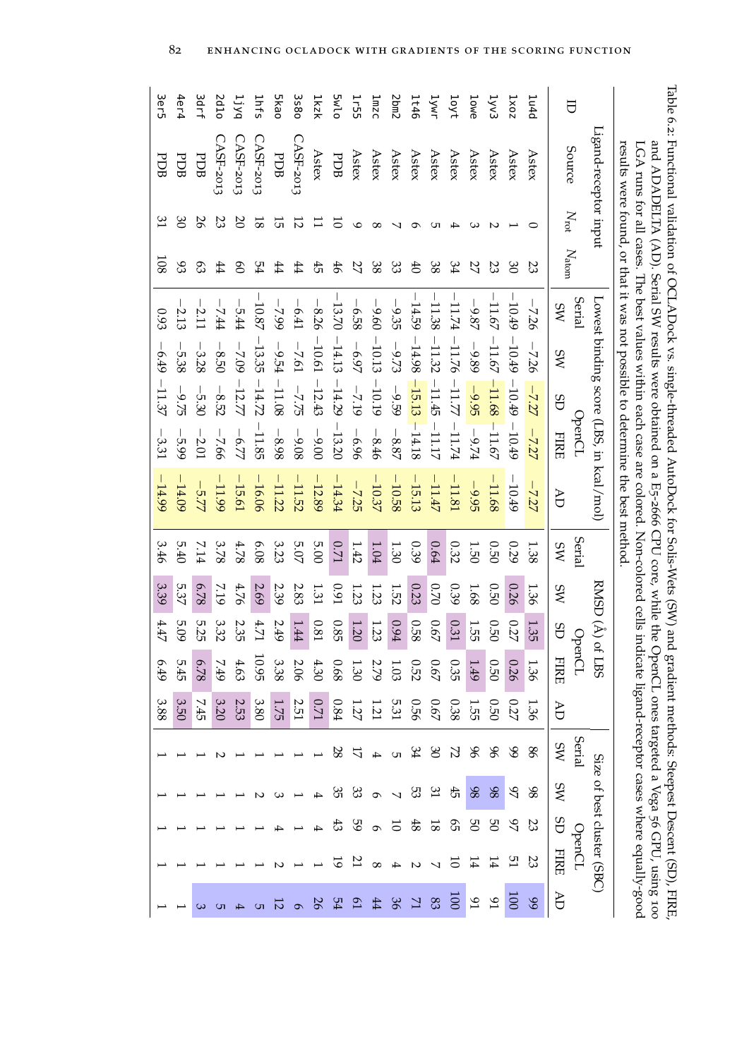Table 6.2: Functional validation of OCLADock vs. single-threaded AutoDock for Solis-Wets (SW) and gradient methods: Steepest Descent (SD), FIRE, and ADADELTA (AD). Serial SW results were obtained on a E5-2666 CPU core, while the OpenCL ones targeted a Vega 56 GPU, using 100 LGA runs for all cases. The best values within each case are colored. Non-colored cells indicate ligand-receptor cases where equally-good results were found, or that it was not possible to determine the best method.

| Ligand-receptor input | | | | Lowest binding score (LBS, in kcal/mol) | | | | | RMSD (Å) of LBS | | | | | Size of best cluster (SBC) | | | | |
|---|---|---|---|---|---|---|---|---|---|---|---|---|---|---|---|---|---|---|
| | | | | Serial | OpenCL | | | | Serial | OpenCL | | | | Serial | OpenCL | | | |
| ID | Source | $N_{rot}$ | $N_{atom}$ | SW | SW | SD | FIRE | AD | SW | SW | SD | FIRE | AD | SW | SW | SD | FIRE | AD |
| 1u4d | Astex | 0 | 23 | −7.26 | −7.26 | −7.27 | −7.27 | −7.27 | 1.38 | 1.36 | 1.35 | 1.36 | 1.36 | 86 | 98 | 23 | 23 | 99 |
| 1xoz | Astex | 1 | 30 | −10.49 | −10.49 | −10.49 | −10.49 | −10.49 | 0.29 | 0.26 | 0.27 | 0.26 | 0.27 | 99 | 97 | 97 | 51 | 100 |
| 1yv3 | Astex | 2 | 23 | −11.67 | −11.67 | −11.68 | −11.67 | −11.68 | 0.50 | 0.50 | 0.50 | 0.50 | 0.50 | 96 | 98 | 50 | 14 | 91 |
| 1owe | Astex | 3 | 27 | −9.87 | −9.89 | −9.95 | −9.74 | −9.95 | 1.50 | 1.68 | 1.55 | 1.49 | 1.55 | 96 | 98 | 50 | 14 | 91 |
| 1oyt | Astex | 4 | 34 | −11.74 | −11.76 | −11.77 | −11.74 | −11.81 | 0.32 | 0.39 | 0.31 | 0.35 | 0.38 | 72 | 45 | 65 | 10 | 100 |
| 1ywr | Astex | 5 | 38 | −11.38 | −11.32 | −11.45 | −11.17 | −11.47 | 0.64 | 0.70 | 0.67 | 0.67 | 0.67 | 30 | 31 | 18 | 7 | 83 |
| 1t46 | Astex | 6 | 40 | −14.59 | −14.98 | −15.13 | −14.18 | −15.13 | 0.39 | 0.23 | 0.58 | 0.52 | 0.56 | 34 | 53 | 48 | 2 | 71 |
| 2bm2 | Astex | 7 | 33 | −9.35 | −9.73 | −9.59 | −8.87 | −10.58 | 1.30 | 1.52 | 0.94 | 1.03 | 5.31 | 5 | 7 | 10 | 4 | 36 |
| 1mzc | Astex | 8 | 38 | −9.60 | −10.13 | −10.19 | −8.46 | −10.37 | 1.04 | 1.23 | 1.23 | 2.79 | 1.21 | 4 | 6 | 6 | 8 | 44 |
| 1r55 | Astex | 9 | 27 | −6.58 | −6.97 | −7.19 | −6.96 | −7.25 | 1.42 | 1.23 | 1.20 | 1.30 | 1.27 | 17 | 33 | 59 | 21 | 61 |
| 5wlo | PDB | 10 | 46 | −13.70 | −14.13 | −14.29 | −13.20 | −14.34 | 0.71 | 0.91 | 0.85 | 0.68 | 0.84 | 28 | 35 | 43 | 19 | 54 |
| 1kzk | Astex | 11 | 45 | −8.26 | −10.61 | −12.43 | −9.00 | −12.89 | 5.00 | 1.31 | 0.81 | 4.30 | 0.71 | 1 | 4 | 4 | 1 | 26 |
| 3s8o | CASF-2013 | 12 | 44 | −6.41 | −7.61 | −7.75 | −9.08 | −11.52 | 5.07 | 2.83 | 1.44 | 2.06 | 2.51 | 1 | 1 | 1 | 1 | 6 |
| 5kao | PDB | 15 | 44 | −7.99 | −9.54 | −11.08 | −8.98 | −11.22 | 3.23 | 2.39 | 2.49 | 3.38 | 1.75 | 1 | 3 | 4 | 2 | 12 |
| 1hfs | CASF-2013 | 18 | 54 | −10.87 | −13.35 | −14.72 | −11.85 | −16.06 | 6.08 | 2.69 | 4.71 | 10.95 | 3.80 | 1 | 2 | 1 | 1 | 5 |
| 1jyq | CASF-2013 | 20 | 60 | −5.44 | −7.09 | −12.77 | −6.77 | −15.61 | 4.78 | 4.76 | 2.35 | 4.63 | 2.53 | 1 | 1 | 1 | 1 | 4 |
| 2d1o | CASF-2013 | 23 | 44 | −7.44 | −8.50 | −8.52 | −7.66 | −11.99 | 3.78 | 7.19 | 3.32 | 7.49 | 3.20 | 2 | 1 | 1 | 1 | 5 |
| 3drf | PDB | 26 | 63 | −2.11 | −3.28 | −5.30 | −2.01 | −5.77 | 7.14 | 6.78 | 5.25 | 6.78 | 7.45 | 1 | 1 | 1 | 1 | 3 |
| 4er4 | PDB | 30 | 93 | −2.13 | −5.38 | −9.75 | −5.99 | −14.09 | 5.40 | 5.37 | 5.09 | 5.45 | 3.50 | 1 | 1 | 1 | 1 | 1 |
| 3er5 | PDB | 31 | 108 | 0.93 | −6.49 | −11.37 | −3.31 | −14.99 | 3.46 | 3.39 | 4.47 | 6.49 | 3.88 | 1 | 1 | 1 | 1 | 1 |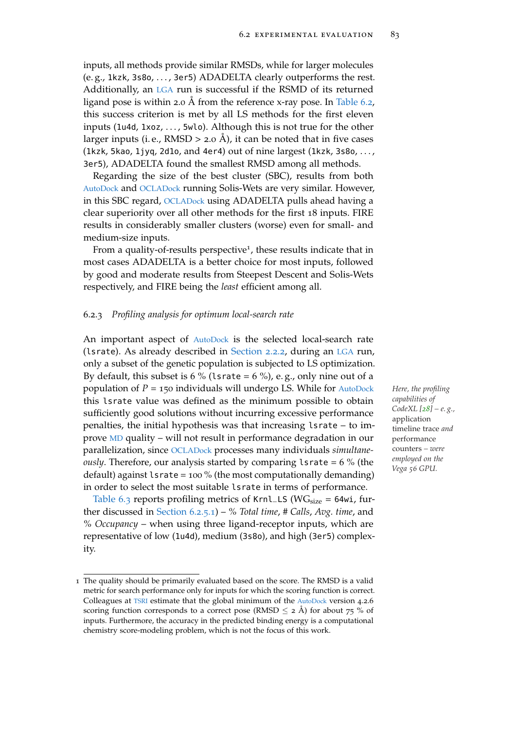inputs, all methods provide similar RMSDs, while for larger molecules (e. g., `1kzk`, `3s8o`, . . . , `3er5`) ADADELTA clearly outperforms the rest. Additionally, an LGA run is successful if the RSMD of its returned ligand pose is within 2.0 Å from the reference x-ray pose. In Table 6.2, this success criterion is met by all LS methods for the first eleven inputs (`1u4d`, `1xoz`, . . . , `5wlo`). Although this is not true for the other larger inputs (i. e., RMSD > 2.0 Å), it can be noted that in five cases (`1kzk`, `5kao`, `1jyq`, `2d1o`, and `4er4`) out of nine largest (`1kzk`, `3s8o`, . . . , `3er5`), ADADELTA found the smallest RMSD among all methods.

Regarding the size of the best cluster (SBC), results from both AutoDock and OCLADock running Solis-Wets are very similar. However, in this SBC regard, OCLADock using ADADELTA pulls ahead having a clear superiority over all other methods for the first 18 inputs. FIRE results in considerably smaller clusters (worse) even for small- and medium-size inputs.

From a quality-of-results perspective[1], these results indicate that in most cases ADADELTA is a better choice for most inputs, followed by good and moderate results from Steepest Descent and Solis-Wets respectively, and FIRE being the *least* efficient among all.

### 6.2.3 *Profiling analysis for optimum local-search rate*

An important aspect of AutoDock is the selected local-search rate (`lsrate`). As already described in Section 2.2.2, during an LGA run, only a subset of the genetic population is subjected to LS optimization. By default, this subset is 6 % (`lsrate` = 6 %), e. g., only nine out of a population of $P$ = 150 individuals will undergo LS. While for AutoDock this `lsrate` value was defined as the minimum possible to obtain sufficiently good solutions without incurring excessive performance penalties, the initial hypothesis was that increasing `lsrate` – to improve MD quality – will not result in performance degradation in our parallelization, since OCLADock processes many individuals *simultaneously*. Therefore, our analysis started by comparing `lsrate` = 6 % (the default) against `lsrate` = 100 % (the most computationally demanding) in order to select the most suitable `lsrate` in terms of performance.

*Here, the profiling capabilities of CodeXL [28] – e. g., application timeline trace and performance counters – were employed on the Vega 56 GPU.*

Table 6.3 reports profiling metrics of `Krnl_LS` ($WG_{size}$ = `64wi`, further discussed in Section 6.2.5.1) – *% Total time*, *# Calls*, *Avg. time*, and *% Occupancy* – when using three ligand-receptor inputs, which are representative of low (`1u4d`), medium (`3s8o`), and high (`3er5`) complexity.

---

1 The quality should be primarily evaluated based on the score. The RMSD is a valid metric for search performance only for inputs for which the scoring function is correct. Colleagues at TSRI estimate that the global minimum of the AutoDock version 4.2.6 scoring function corresponds to a correct pose (RMSD ≤ 2 Å) for about 75 % of inputs. Furthermore, the accuracy in the predicted binding energy is a computational chemistry score-modeling problem, which is not the focus of this work.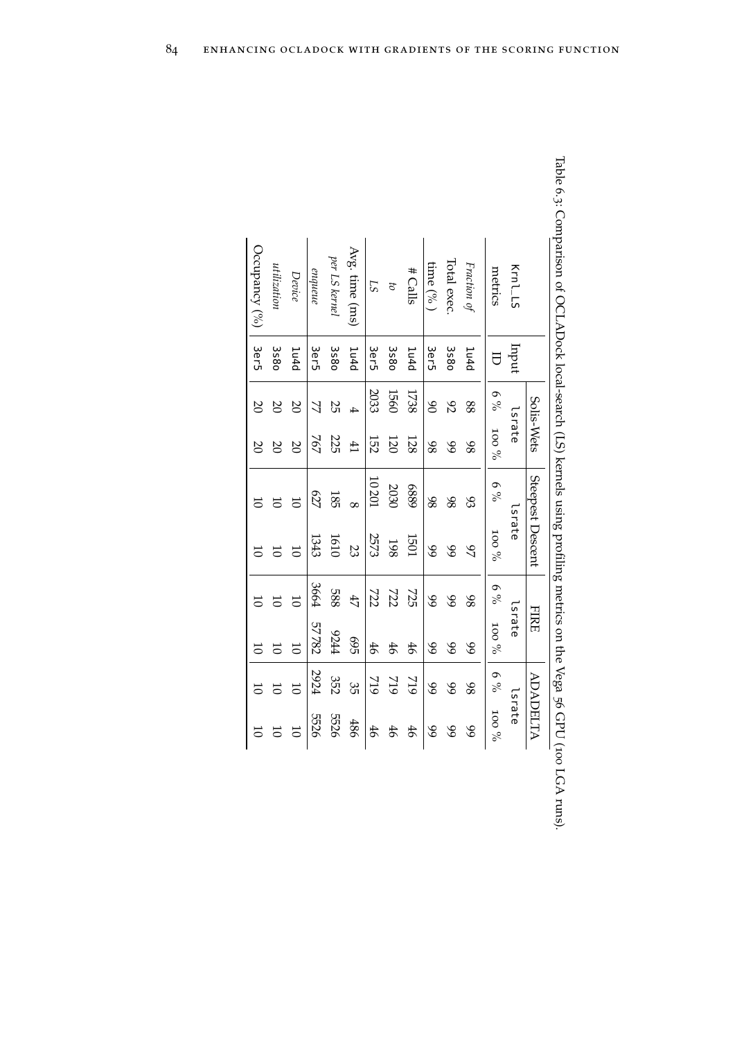Table 6.3: Comparison of OCLADock local-search (LS) kernels using profiling metrics on the Vega 56 GPU (100 LGA runs).

| Krnl_LS metrics | Input ID | Solis-Wets lsrate 6 % | Solis-Wets lsrate 100 % | Steepest Descent lsrate 6 % | Steepest Descent lsrate 100 % | FIRE lsrate 6 % | FIRE lsrate 100 % | ADADELTA lsrate 6 % | ADADELTA lsrate 100 % |
|---|---|---|---|---|---|---|---|---|---|
| *Fraction of* | 1u4d | 88 | 98 | 93 | 97 | 98 | 99 | 98 | 99 |
| Total exec. | 3s8o | 92 | 99 | 98 | 99 | 99 | 99 | 99 | 99 |
| time (%) | 3er5 | 90 | 98 | 98 | 99 | 99 | 99 | 99 | 99 |
| # Calls | 1u4d | 1738 | 128 | 6889 | 1501 | 725 | 46 | 719 | 46 |
| *to* | 3s8o | 1560 | 120 | 2030 | 198 | 722 | 46 | 719 | 46 |
| *LS* | 3er5 | 2033 | 152 | 10 201 | 2573 | 722 | 46 | 719 | 46 |
| Avg. time (ms) | 1u4d | 4 | 41 | 8 | 23 | 47 | 695 | 35 | 486 |
| *per LS kernel* | 3s8o | 25 | 225 | 185 | 1610 | 588 | 9244 | 352 | 5526 |
| *enqueue* | 3er5 | 77 | 767 | 627 | 1343 | 3664 | 57 782 | 2924 | 5526 |
| *Device* | 1u4d | 20 | 20 | 10 | 10 | 10 | 10 | 10 | 10 |
| *utilization* | 3s8o | 20 | 20 | 10 | 10 | 10 | 10 | 10 | 10 |
| Occupancy (%) | 3er5 | 20 | 20 | 10 | 10 | 10 | 10 | 10 | 10 |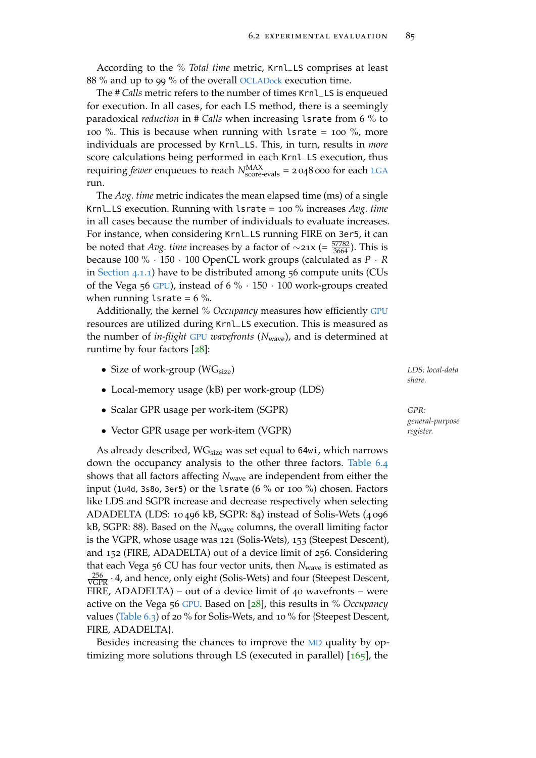According to the *% Total time* metric, `Krnl_LS` comprises at least 88 % and up to 99 % of the overall OCLADock execution time.

The *# Calls* metric refers to the number of times `Krnl_LS` is enqueued for execution. In all cases, for each LS method, there is a seemingly paradoxical *reduction* in *# Calls* when increasing `lsrate` from 6 % to 100 %. This is because when running with `lsrate` = 100 %, more individuals are processed by `Krnl_LS`. This, in turn, results in *more* score calculations being performed in each `Krnl_LS` execution, thus requiring *fewer* enqueues to reach $N^{\text{MAX}}_{\text{score-evals}} = 2\,048\,000$ for each LGA run.

The *Avg. time* metric indicates the mean elapsed time (ms) of a single `Krnl_LS` execution. Running with `lsrate` = 100 % increases *Avg. time* in all cases because the number of individuals to evaluate increases. For instance, when considering `Krnl_LS` running FIRE on `3er5`, it can be noted that *Avg. time* increases by a factor of ∼21x (= $\frac{57782}{3664}$). This is because $100\,\% \cdot 150 \cdot 100$ OpenCL work groups (calculated as $P \cdot R$ in Section 4.1.1) have to be distributed among 56 compute units (CUs of the Vega 56 GPU), instead of $6\,\% \cdot 150 \cdot 100$ work-groups created when running `lsrate` = 6 %.

Additionally, the kernel *% Occupancy* measures how efficiently GPU resources are utilized during `Krnl_LS` execution. This is measured as the number of *in-flight* GPU *wavefronts* ($N_{\text{wave}}$), and is determined at runtime by four factors [28]:

- Size of work-group ($\text{WG}_{\text{size}}$)
- Local-memory usage (kB) per work-group (LDS)
- Scalar GPR usage per work-item (SGPR)
- Vector GPR usage per work-item (VGPR)

*LDS: local-data share.*

*GPR: general-purpose register.*

As already described, $\text{WG}_{\text{size}}$ was set equal to `64wi`, which narrows down the occupancy analysis to the other three factors. Table 6.4 shows that all factors affecting $N_{\text{wave}}$ are independent from either the input (`1u4d`, `3s80`, `3er5`) or the `lsrate` (6 % or 100 %) chosen. Factors like LDS and SGPR increase and decrease respectively when selecting ADADELTA (LDS: 10 496 kB, SGPR: 84) instead of Solis-Wets (4 096 kB, SGPR: 88). Based on the $N_{\text{wave}}$ columns, the overall limiting factor is the VGPR, whose usage was 121 (Solis-Wets), 153 (Steepest Descent), and 152 (FIRE, ADADELTA) out of a device limit of 256. Considering that each Vega 56 CU has four vector units, then $N_{\text{wave}}$ is estimated as $\frac{256}{\text{VGPR}} \cdot 4$, and hence, only eight (Solis-Wets) and four (Steepest Descent, FIRE, ADADELTA) – out of a device limit of 40 wavefronts – were active on the Vega 56 GPU. Based on [28], this results in *% Occupancy* values (Table 6.3) of 20 % for Solis-Wets, and 10 % for {Steepest Descent, FIRE, ADADELTA}.

Besides increasing the chances to improve the MD quality by optimizing more solutions through LS (executed in parallel) [165], the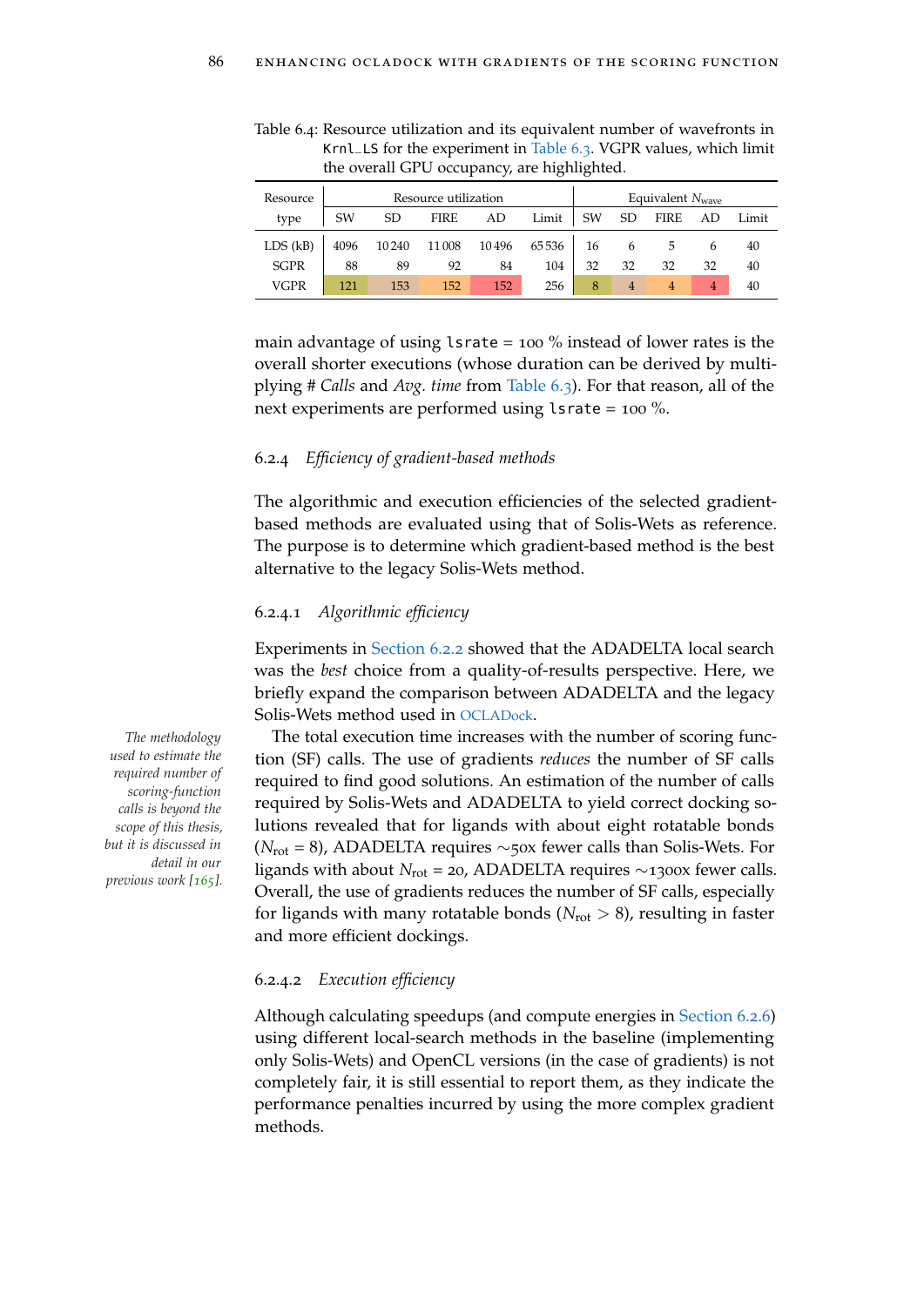Table 6.4: Resource utilization and its equivalent number of wavefronts in `Krnl_LS` for the experiment in Table 6.3. VGPR values, which limit the overall GPU occupancy, are highlighted.

| Resource type | Resource utilization | | | | | Equivalent $N_{wave}$ | | | | |
|---|---|---|---|---|---|---|---|---|---|---|
| | SW | SD | FIRE | AD | Limit | SW | SD | FIRE | AD | Limit |
| LDS (kB) | 4096 | 10 240 | 11 008 | 10 496 | 65 536 | 16 | 6 | 5 | 6 | 40 |
| SGPR | 88 | 89 | 92 | 84 | 104 | 32 | 32 | 32 | 32 | 40 |
| VGPR | 121 | 153 | 152 | 152 | 256 | 8 | 4 | 4 | 4 | 40 |

main advantage of using `lsrate` = 100 % instead of lower rates is the overall shorter executions (whose duration can be derived by multiplying # *Calls* and *Avg. time* from Table 6.3). For that reason, all of the next experiments are performed using `lsrate` = 100 %.

### 6.2.4 *Efficiency of gradient-based methods*

The algorithmic and execution efficiencies of the selected gradient-based methods are evaluated using that of Solis-Wets as reference. The purpose is to determine which gradient-based method is the best alternative to the legacy Solis-Wets method.

#### 6.2.4.1 *Algorithmic efficiency*

Experiments in Section 6.2.2 showed that the ADADELTA local search was the *best* choice from a quality-of-results perspective. Here, we briefly expand the comparison between ADADELTA and the legacy Solis-Wets method used in OCLADock.

*The methodology used to estimate the required number of scoring-function calls is beyond the scope of this thesis, but it is discussed in detail in our previous work [165].*

The total execution time increases with the number of scoring function (SF) calls. The use of gradients *reduces* the number of SF calls required to find good solutions. An estimation of the number of calls required by Solis-Wets and ADADELTA to yield correct docking solutions revealed that for ligands with about eight rotatable bonds ($N_{rot}$ = 8), ADADELTA requires ∼50x fewer calls than Solis-Wets. For ligands with about $N_{rot}$ = 20, ADADELTA requires ∼1300x fewer calls. Overall, the use of gradients reduces the number of SF calls, especially for ligands with many rotatable bonds ($N_{rot} > 8$), resulting in faster and more efficient dockings.

#### 6.2.4.2 *Execution efficiency*

Although calculating speedups (and compute energies in Section 6.2.6) using different local-search methods in the baseline (implementing only Solis-Wets) and OpenCL versions (in the case of gradients) is not completely fair, it is still essential to report them, as they indicate the performance penalties incurred by using the more complex gradient methods.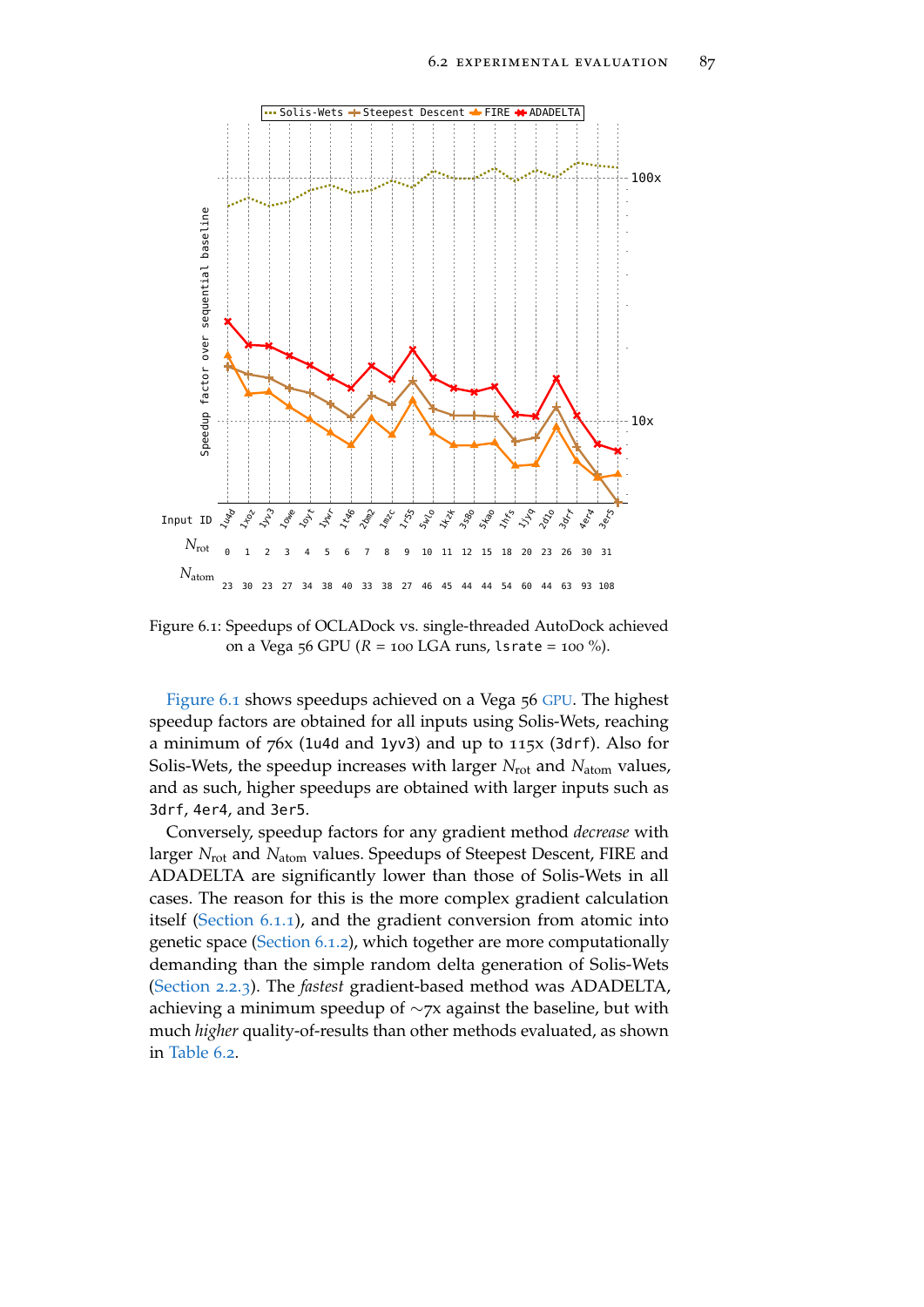Figure 6.1: Speedups of OCLADock vs. single-threaded AutoDock achieved on a Vega 56 GPU ($R$ = 100 LGA runs, `lsrate` = 100 %).

Figure 6.1 shows speedups achieved on a Vega 56 GPU. The highest speedup factors are obtained for all inputs using Solis-Wets, reaching a minimum of 76x (`1u4d` and `1yv3`) and up to 115x (`3drf`). Also for Solis-Wets, the speedup increases with larger $N_{\text{rot}}$ and $N_{\text{atom}}$ values, and as such, higher speedups are obtained with larger inputs such as `3drf`, `4er4`, and `3er5`.

Conversely, speedup factors for any gradient method *decrease* with larger $N_{\text{rot}}$ and $N_{\text{atom}}$ values. Speedups of Steepest Descent, FIRE and ADADELTA are significantly lower than those of Solis-Wets in all cases. The reason for this is the more complex gradient calculation itself (Section 6.1.1), and the gradient conversion from atomic into genetic space (Section 6.1.2), which together are more computationally demanding than the simple random delta generation of Solis-Wets (Section 2.2.3). The *fastest* gradient-based method was ADADELTA, achieving a minimum speedup of $\sim$7x against the baseline, but with much *higher* quality-of-results than other methods evaluated, as shown in Table 6.2.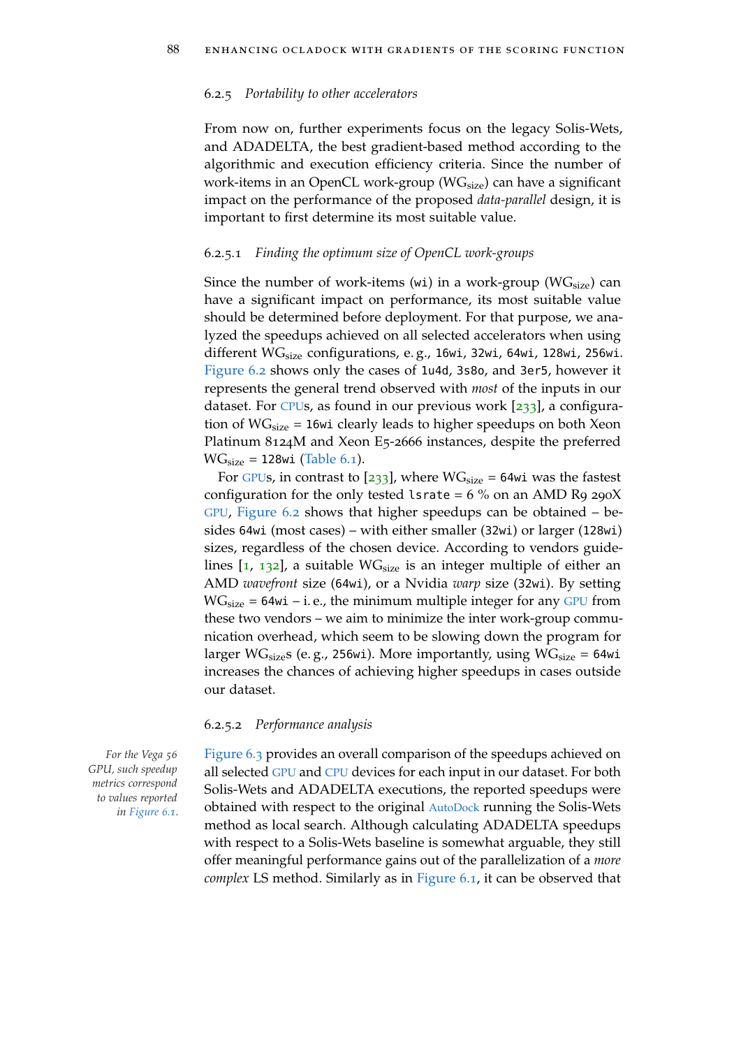### 6.2.5 *Portability to other accelerators*

From now on, further experiments focus on the legacy Solis-Wets, and ADADELTA, the best gradient-based method according to the algorithmic and execution efficiency criteria. Since the number of work-items in an OpenCL work-group ($WG_{size}$) can have a significant impact on the performance of the proposed *data-parallel* design, it is important to first determine its most suitable value.

#### 6.2.5.1 *Finding the optimum size of OpenCL work-groups*

Since the number of work-items (`wi`) in a work-group ($WG_{size}$) can have a significant impact on performance, its most suitable value should be determined before deployment. For that purpose, we analyzed the speedups achieved on all selected accelerators when using different $WG_{size}$ configurations, e. g., `16wi`, `32wi`, `64wi`, `128wi`, `256wi`. Figure 6.2 shows only the cases of `1u4d`, `3s8o`, and `3er5`, however it represents the general trend observed with *most* of the inputs in our dataset. For CPUs, as found in our previous work [233], a configuration of $WG_{size}$ = `16wi` clearly leads to higher speedups on both Xeon Platinum 8124M and Xeon E5-2666 instances, despite the preferred $WG_{size}$ = `128wis` (Table 6.1).

For GPUs, in contrast to [233], where $WG_{size}$ = `64wi` was the fastest configuration for the only tested `lsrate` = 6 % on an AMD R9 290X GPU, Figure 6.2 shows that higher speedups can be obtained – besides `64wi` (most cases) – with either smaller (`32wi`) or larger (`128wi`) sizes, regardless of the chosen device. According to vendors guidelines [1, 132], a suitable $WG_{size}$ is an integer multiple of either an AMD *wavefront* size (`64wi`), or a Nvidia *warp* size (`32wi`). By setting $WG_{size}$ = `64wi` – i. e., the minimum multiple integer for any GPU from these two vendors – we aim to minimize the inter work-group communication overhead, which seem to be slowing down the program for larger $WG_{size}$s (e. g., `256wi`). More importantly, using $WG_{size}$ = `64wi` increases the chances of achieving higher speedups in cases outside our dataset.

#### 6.2.5.2 *Performance analysis*

*For the Vega 56 GPU, such speedup metrics correspond to values reported in Figure 6.1.*

Figure 6.3 provides an overall comparison of the speedups achieved on all selected GPU and CPU devices for each input in our dataset. For both Solis-Wets and ADADELTA executions, the reported speedups were obtained with respect to the original AutoDock running the Solis-Wets method as local search. Although calculating ADADELTA speedups with respect to a Solis-Wets baseline is somewhat arguable, they still offer meaningful performance gains out of the parallelization of a *more complex* LS method. Similarly as in Figure 6.1, it can be observed that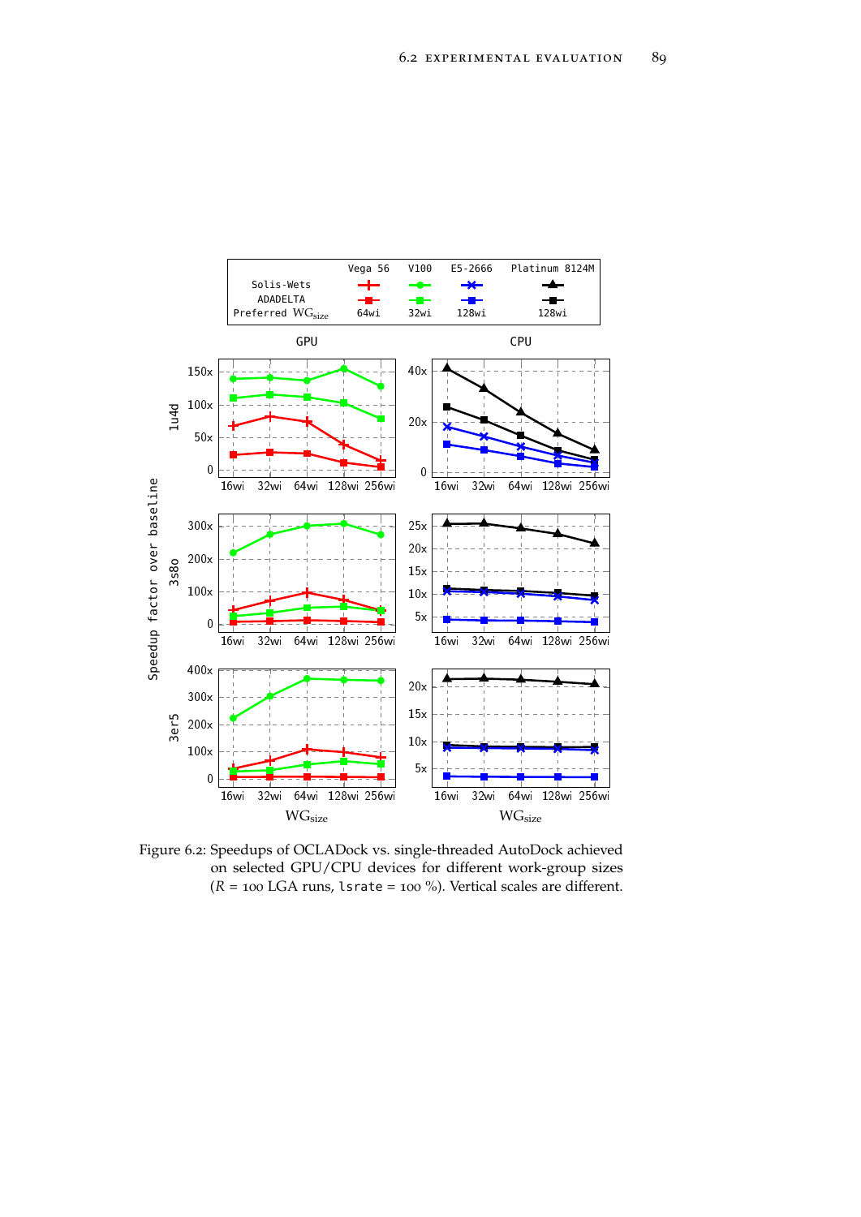Figure 6.2: Speedups of OCLADock vs. single-threaded AutoDock achieved on selected GPU/CPU devices for different work-group sizes ($R$ = 100 LGA runs, `lsrate` = 100 %). Vertical scales are different.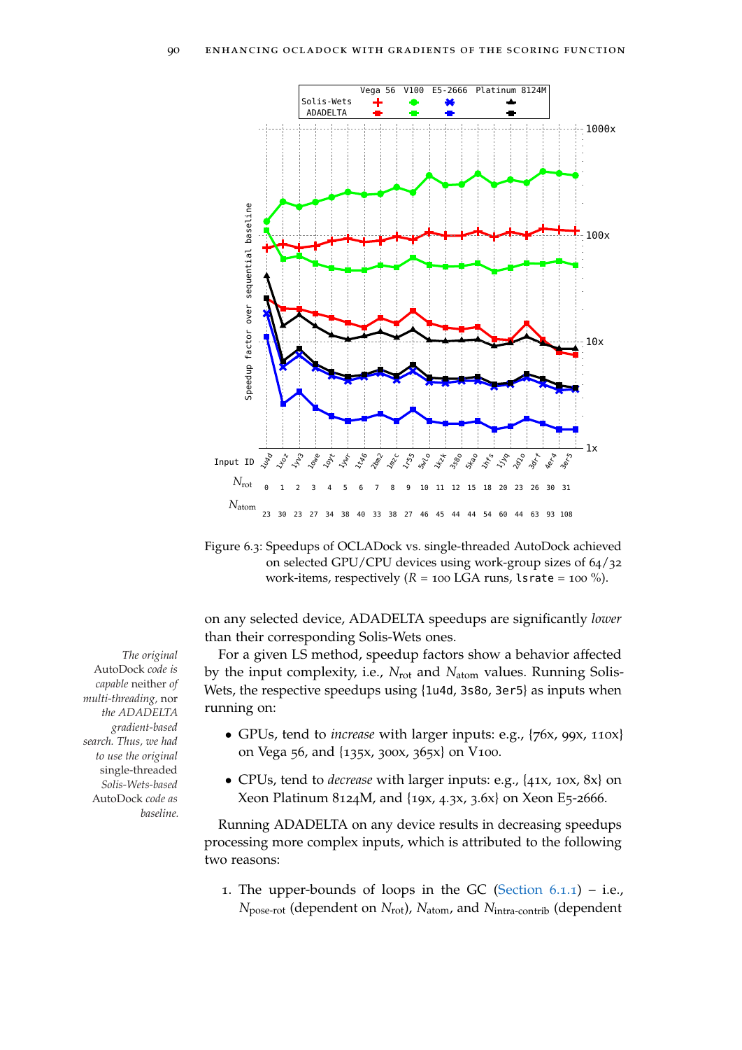Figure 6.3: Speedups of OCLADock vs. single-threaded AutoDock achieved on selected GPU/CPU devices using work-group sizes of 64/32 work-items, respectively ($R$ = 100 LGA runs, `lsrate` = 100 %).

on any selected device, ADADELTA speedups are significantly *lower* than their corresponding Solis-Wets ones.

*The original AutoDock code is capable neither of multi-threading, nor the ADADELTA gradient-based search. Thus, we had to use the original single-threaded Solis-Wets-based AutoDock code as baseline.*

For a given LS method, speedup factors show a behavior affected by the input complexity, i.e., $N_{\text{rot}}$ and $N_{\text{atom}}$ values. Running Solis-Wets, the respective speedups using {`1u4d`, `3s8o`, `3er5`} as inputs when running on:

- GPUs, tend to *increase* with larger inputs: e.g., {76x, 99x, 110x} on Vega 56, and {135x, 300x, 365x} on V100.
- CPUs, tend to *decrease* with larger inputs: e.g., {41x, 10x, 8x} on Xeon Platinum 8124M, and {19x, 4.3x, 3.6x} on Xeon E5-2666.

Running ADADELTA on any device results in decreasing speedups processing more complex inputs, which is attributed to the following two reasons:

1. The upper-bounds of loops in the GC (Section 6.1.1) – i.e., $N_{\text{pose-rot}}$ (dependent on $N_{\text{rot}}$), $N_{\text{atom}}$, and $N_{\text{intra-contrib}}$ (dependent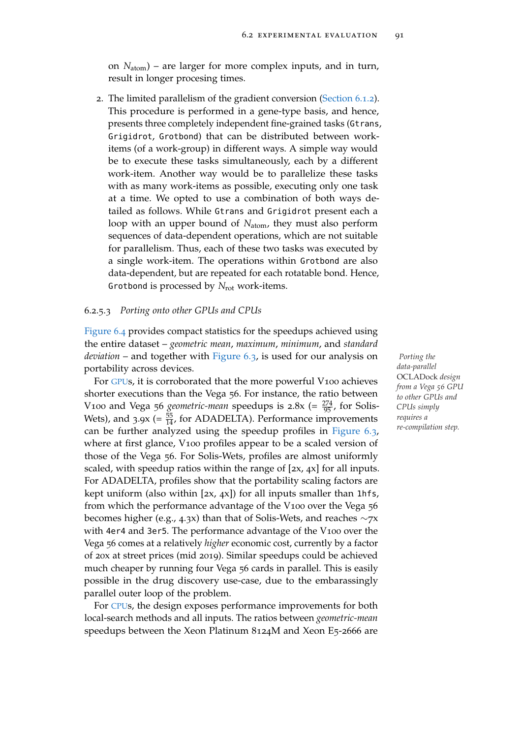on $N_{atom}$) – are larger for more complex inputs, and in turn, result in longer procesing times.

2. The limited parallelism of the gradient conversion (Section 6.1.2). This procedure is performed in a gene-type basis, and hence, presents three completely independent fine-grained tasks (`Gtrans`, `Grigidrot`, `Grotbond`) that can be distributed between work-items (of a work-group) in different ways. A simple way would be to execute these tasks simultaneously, each by a different work-item. Another way would be to parallelize these tasks with as many work-items as possible, executing only one task at a time. We opted to use a combination of both ways detailed as follows. While `Gtrans` and `Grigidrot` present each a loop with an upper bound of $N_{atom}$, they must also perform sequences of data-dependent operations, which are not suitable for parallelism. Thus, each of these two tasks was executed by a single work-item. The operations within `Grotbond` are also data-dependent, but are repeated for each rotatable bond. Hence, `Grotbond` is processed by $N_{rot}$ work-items.

#### 6.2.5.3 *Porting onto other GPUs and CPUs*

Figure 6.4 provides compact statistics for the speedups achieved using the entire dataset – *geometric mean*, *maximum*, *minimum*, and *standard deviation* – and together with Figure 6.3, is used for our analysis on portability across devices.

*Porting the data-parallel* OCLADock *design from a Vega 56 GPU to other GPUs and CPUs simply requires a re-compilation step.*

For GPUs, it is corroborated that the more powerful V100 achieves shorter executions than the Vega 56. For instance, the ratio between V100 and Vega 56 *geometric-mean* speedups is 2.8x (= $\frac{274}{95}$, for Solis-Wets), and 3.9x (= $\frac{55}{14}$, for ADADELTA). Performance improvements can be further analyzed using the speedup profiles in Figure 6.3, where at first glance, V100 profiles appear to be a scaled version of those of the Vega 56. For Solis-Wets, profiles are almost uniformly scaled, with speedup ratios within the range of [2x, 4x] for all inputs. For ADADELTA, profiles show that the portability scaling factors are kept uniform (also within [2x, 4x]) for all inputs smaller than `1hfs`, from which the performance advantage of the V100 over the Vega 56 becomes higher (e.g., 4.3x) than that of Solis-Wets, and reaches ∼7x with `4er4` and `3er5`. The performance advantage of the V100 over the Vega 56 comes at a relatively *higher* economic cost, currently by a factor of 20x at street prices (mid 2019). Similar speedups could be achieved much cheaper by running four Vega 56 cards in parallel. This is easily possible in the drug discovery use-case, due to the embarassingly parallel outer loop of the problem.

For CPUs, the design exposes performance improvements for both local-search methods and all inputs. The ratios between *geometric-mean* speedups between the Xeon Platinum 8124M and Xeon E5-2666 are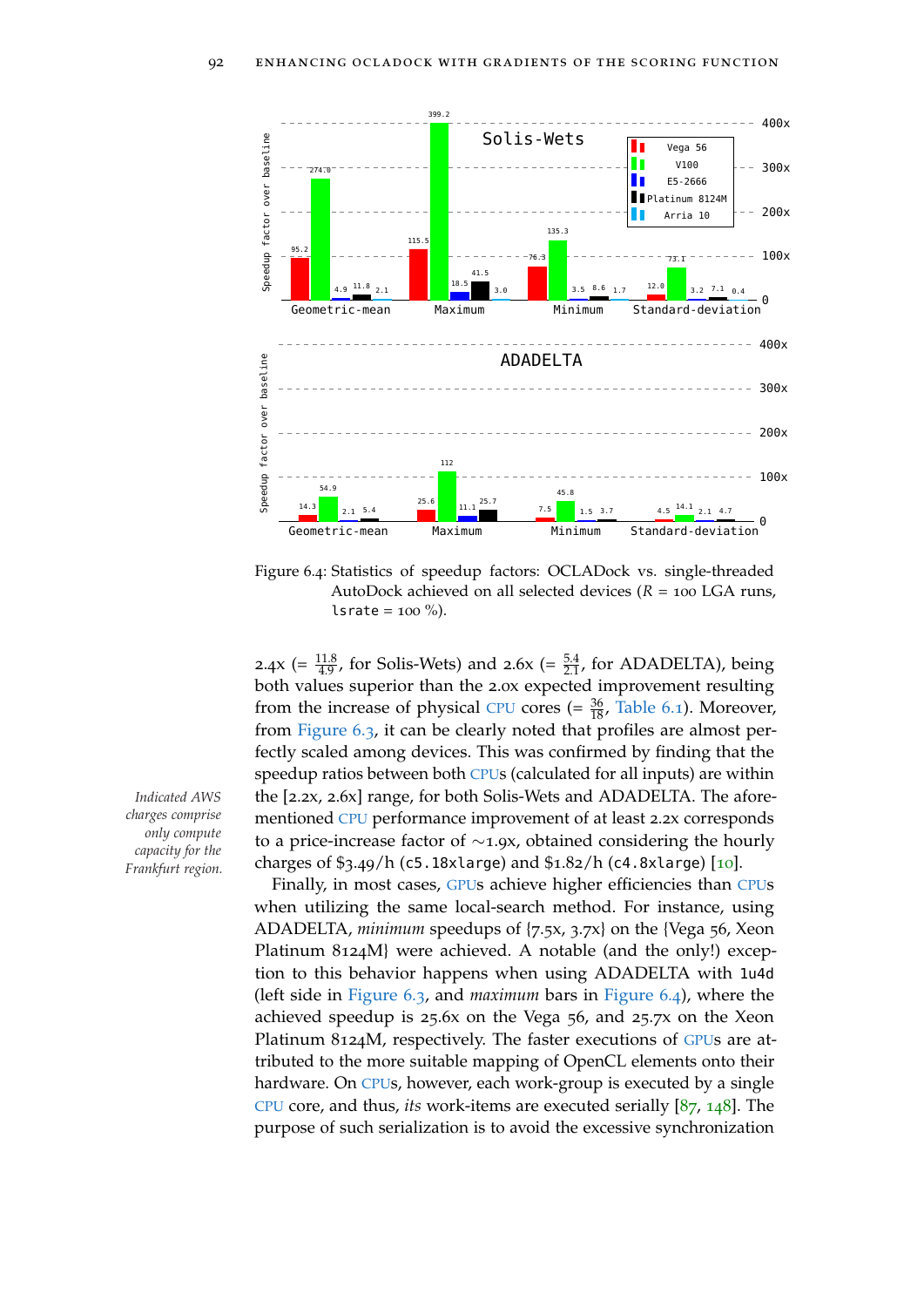Figure 6.4: Statistics of speedup factors: OCLADock vs. single-threaded AutoDock achieved on all selected devices ($R$ = 100 LGA runs, `lsrate` = 100 %).

2.4x (= $\frac{11.8}{4.9}$, for Solis-Wets) and 2.6x (= $\frac{5.4}{2.1}$, for ADADELTA), being both values superior than the 2.0x expected improvement resulting from the increase of physical CPU cores (= $\frac{36}{18}$, Table 6.1). Moreover, from Figure 6.3, it can be clearly noted that profiles are almost perfectly scaled among devices. This was confirmed by finding that the speedup ratios between both CPUs (calculated for all inputs) are within the [2.2x, 2.6x] range, for both Solis-Wets and ADADELTA. The aforementioned CPU performance improvement of at least 2.2x corresponds to a price-increase factor of ∼1.9x, obtained considering the hourly charges of $3.49/h (`c5.18xlarge`) and $1.82/h (`c4.8xlarge`) [10].

*Indicated AWS charges comprise only compute capacity for the Frankfurt region.*

Finally, in most cases, GPUs achieve higher efficiencies than CPUs when utilizing the same local-search method. For instance, using ADADELTA, *minimum* speedups of {7.5x, 3.7x} on the {Vega 56, Xeon Platinum 8124M} were achieved. A notable (and the only!) exception to this behavior happens when using ADADELTA with `1u4d` (left side in Figure 6.3, and *maximum* bars in Figure 6.4), where the achieved speedup is 25.6x on the Vega 56, and 25.7x on the Xeon Platinum 8124M, respectively. The faster executions of GPUs are attributed to the more suitable mapping of OpenCL elements onto their hardware. On CPUs, however, each work-group is executed by a single CPU core, and thus, *its* work-items are executed serially [87, 148]. The purpose of such serialization is to avoid the excessive synchronization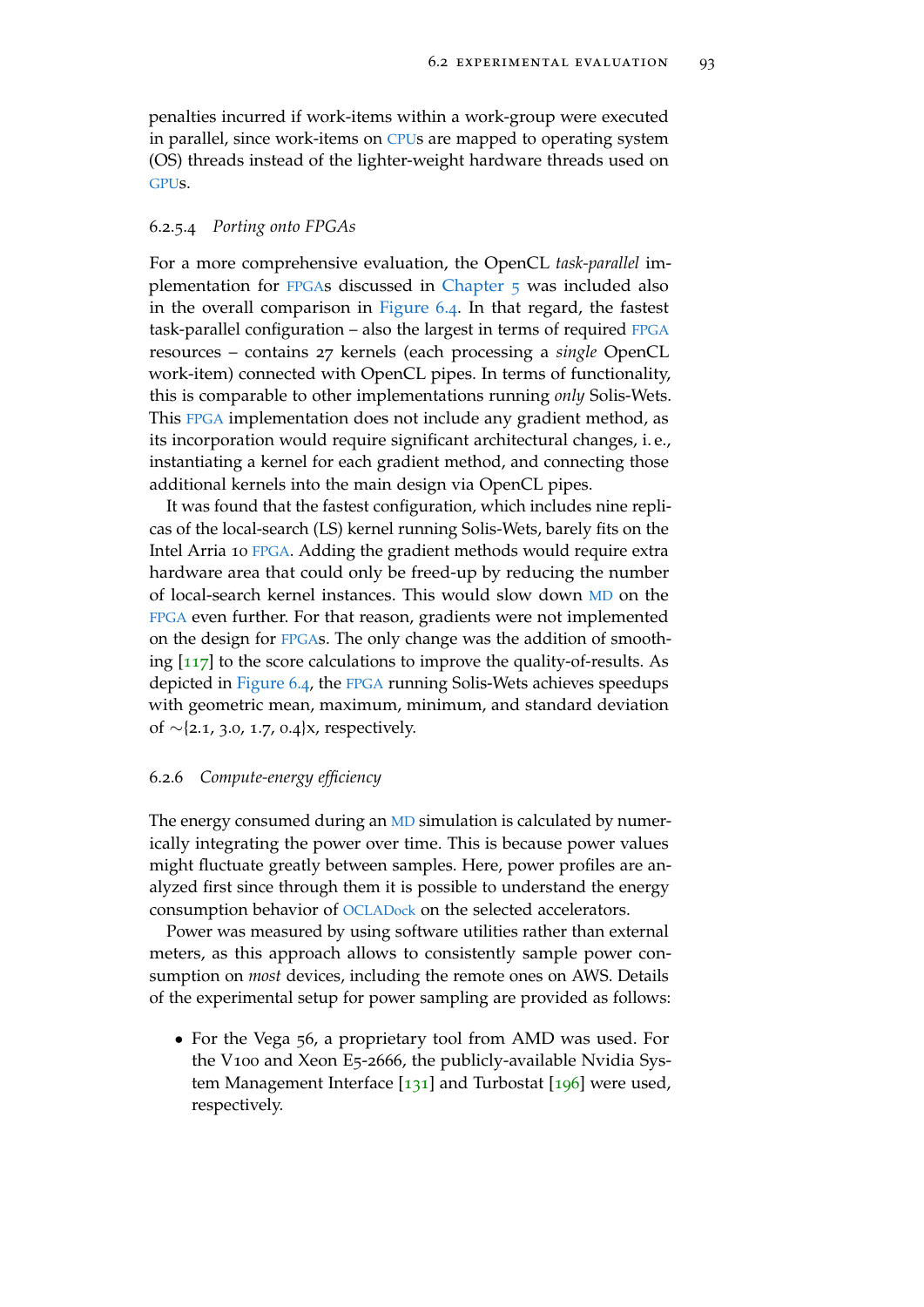penalties incurred if work-items within a work-group were executed in parallel, since work-items on CPUs are mapped to operating system (OS) threads instead of the lighter-weight hardware threads used on GPUs.

#### 6.2.5.4 *Porting onto FPGAs*

For a more comprehensive evaluation, the OpenCL *task-parallel* implementation for FPGAs discussed in Chapter 5 was included also in the overall comparison in Figure 6.4. In that regard, the fastest task-parallel configuration – also the largest in terms of required FPGA resources – contains 27 kernels (each processing a *single* OpenCL work-item) connected with OpenCL pipes. In terms of functionality, this is comparable to other implementations running *only* Solis-Wets. This FPGA implementation does not include any gradient method, as its incorporation would require significant architectural changes, i. e., instantiating a kernel for each gradient method, and connecting those additional kernels into the main design via OpenCL pipes.

It was found that the fastest configuration, which includes nine replicas of the local-search (LS) kernel running Solis-Wets, barely fits on the Intel Arria 10 FPGA. Adding the gradient methods would require extra hardware area that could only be freed-up by reducing the number of local-search kernel instances. This would slow down MD on the FPGA even further. For that reason, gradients were not implemented on the design for FPGAs. The only change was the addition of smoothing [117] to the score calculations to improve the quality-of-results. As depicted in Figure 6.4, the FPGA running Solis-Wets achieves speedups with geometric mean, maximum, minimum, and standard deviation of ∼{2.1, 3.0, 1.7, 0.4}x, respectively.

### 6.2.6 *Compute-energy efficiency*

The energy consumed during an MD simulation is calculated by numerically integrating the power over time. This is because power values might fluctuate greatly between samples. Here, power profiles are analyzed first since through them it is possible to understand the energy consumption behavior of OCLADock on the selected accelerators.

Power was measured by using software utilities rather than external meters, as this approach allows to consistently sample power consumption on *most* devices, including the remote ones on AWS. Details of the experimental setup for power sampling are provided as follows:

- For the Vega 56, a proprietary tool from AMD was used. For the V100 and Xeon E5-2666, the publicly-available Nvidia System Management Interface [131] and Turbostat [196] were used, respectively.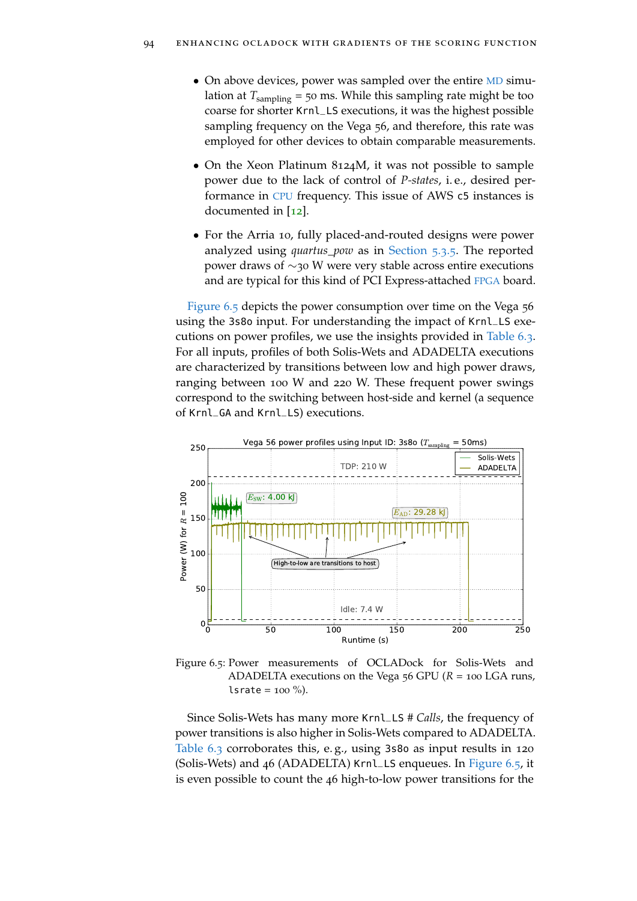- On above devices, power was sampled over the entire MD simulation at $T_{sampling}$ = 50 ms. While this sampling rate might be too coarse for shorter `Krnl_LS` executions, it was the highest possible sampling frequency on the Vega 56, and therefore, this rate was employed for other devices to obtain comparable measurements.
- On the Xeon Platinum 8124M, it was not possible to sample power due to the lack of control of *P-states*, i. e., desired performance in CPU frequency. This issue of AWS `c5` instances is documented in [12].
- For the Arria 10, fully placed-and-routed designs were power analyzed using *quartus_pow* as in Section 5.3.5. The reported power draws of ∼30 W were very stable across entire executions and are typical for this kind of PCI Express-attached FPGA board.

Figure 6.5 depicts the power consumption over time on the Vega 56 using the `3s8o` input. For understanding the impact of `Krnl_LS` executions on power profiles, we use the insights provided in Table 6.3. For all inputs, profiles of both Solis-Wets and ADADELTA executions are characterized by transitions between low and high power draws, ranging between 100 W and 220 W. These frequent power swings correspond to the switching between host-side and kernel (a sequence of `Krnl_GA` and `Krnl_LS`) executions.

Figure 6.5: Power measurements of OCLADock for Solis-Wets and ADADELTA executions on the Vega 56 GPU ($R$ = 100 LGA runs, `lsrate` = 100 %).

Since Solis-Wets has many more `Krnl_LS` # *Calls*, the frequency of power transitions is also higher in Solis-Wets compared to ADADELTA. Table 6.3 corroborates this, e. g., using `3s8o` as input results in 120 (Solis-Wets) and 46 (ADADELTA) `Krnl_LS` enqueues. In Figure 6.5, it is even possible to count the 46 high-to-low power transitions for the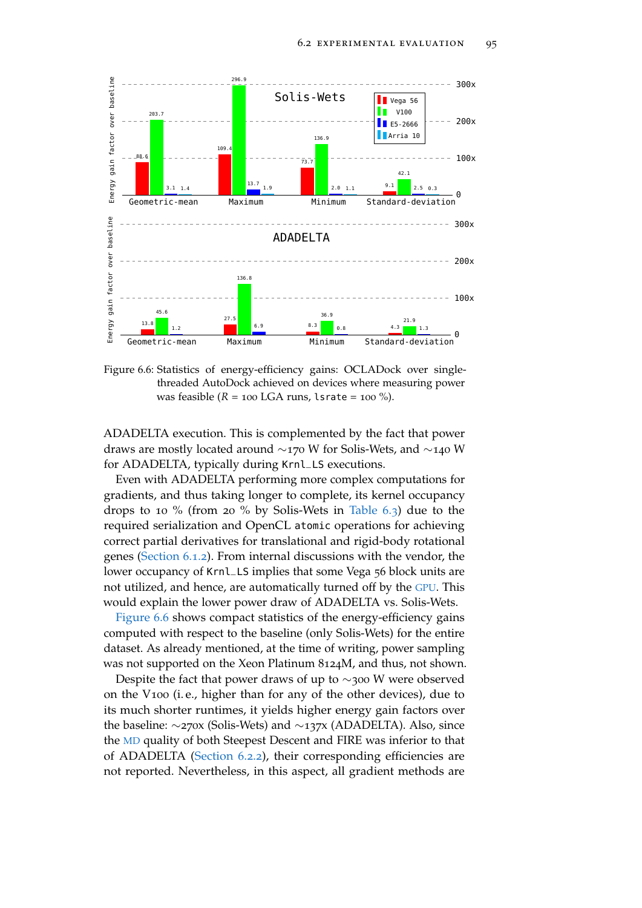Figure 6.6: Statistics of energy-efficiency gains: OCLADock over single-threaded AutoDock achieved on devices where measuring power was feasible ($R$ = 100 LGA runs, `lsrate` = 100 %).

ADADELTA execution. This is complemented by the fact that power draws are mostly located around ∼170 W for Solis-Wets, and ∼140 W for ADADELTA, typically during `Krnl_LS` executions.

Even with ADADELTA performing more complex computations for gradients, and thus taking longer to complete, its kernel occupancy drops to 10 % (from 20 % by Solis-Wets in Table 6.3) due to the required serialization and OpenCL `atomic` operations for achieving correct partial derivatives for translational and rigid-body rotational genes (Section 6.1.2). From internal discussions with the vendor, the lower occupancy of `Krnl_LS` implies that some Vega 56 block units are not utilized, and hence, are automatically turned off by the GPU. This would explain the lower power draw of ADADELTA vs. Solis-Wets.

Figure 6.6 shows compact statistics of the energy-efficiency gains computed with respect to the baseline (only Solis-Wets) for the entire dataset. As already mentioned, at the time of writing, power sampling was not supported on the Xeon Platinum 8124M, and thus, not shown.

Despite the fact that power draws of up to ∼300 W were observed on the V100 (i. e., higher than for any of the other devices), due to its much shorter runtimes, it yields higher energy gain factors over the baseline: ∼270x (Solis-Wets) and ∼137x (ADADELTA). Also, since the MD quality of both Steepest Descent and FIRE was inferior to that of ADADELTA (Section 6.2.2), their corresponding efficiencies are not reported. Nevertheless, in this aspect, all gradient methods are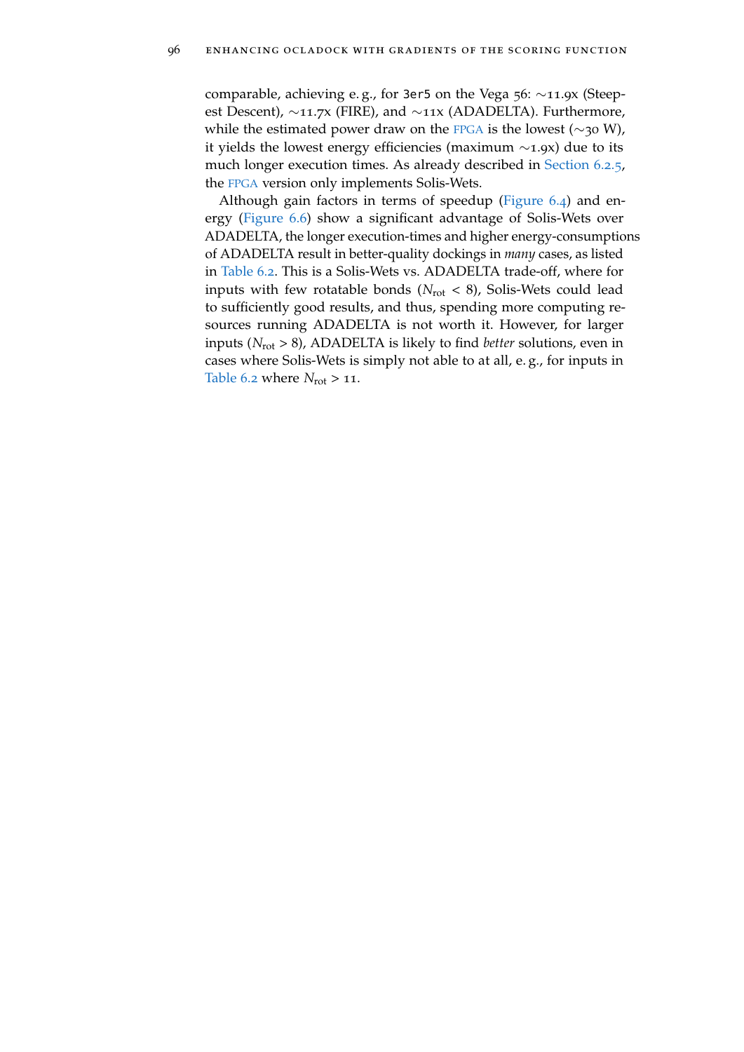comparable, achieving e. g., for `3er5` on the Vega 56: ∼11.9x (Steepest Descent), ∼11.7x (FIRE), and ∼11x (ADADELTA). Furthermore, while the estimated power draw on the FPGA is the lowest (∼30 W), it yields the lowest energy efficiencies (maximum ∼1.9x) due to its much longer execution times. As already described in Section 6.2.5, the FPGA version only implements Solis-Wets.

Although gain factors in terms of speedup (Figure 6.4) and energy (Figure 6.6) show a significant advantage of Solis-Wets over ADADELTA, the longer execution-times and higher energy-consumptions of ADADELTA result in better-quality dockings in *many* cases, as listed in Table 6.2. This is a Solis-Wets vs. ADADELTA trade-off, where for inputs with few rotatable bonds ($N_{rot} < 8$), Solis-Wets could lead to sufficiently good results, and thus, spending more computing resources running ADADELTA is not worth it. However, for larger inputs ($N_{rot} > 8$), ADADELTA is likely to find *better* solutions, even in cases where Solis-Wets is simply not able to at all, e. g., for inputs in Table 6.2 where $N_{rot} > 11$.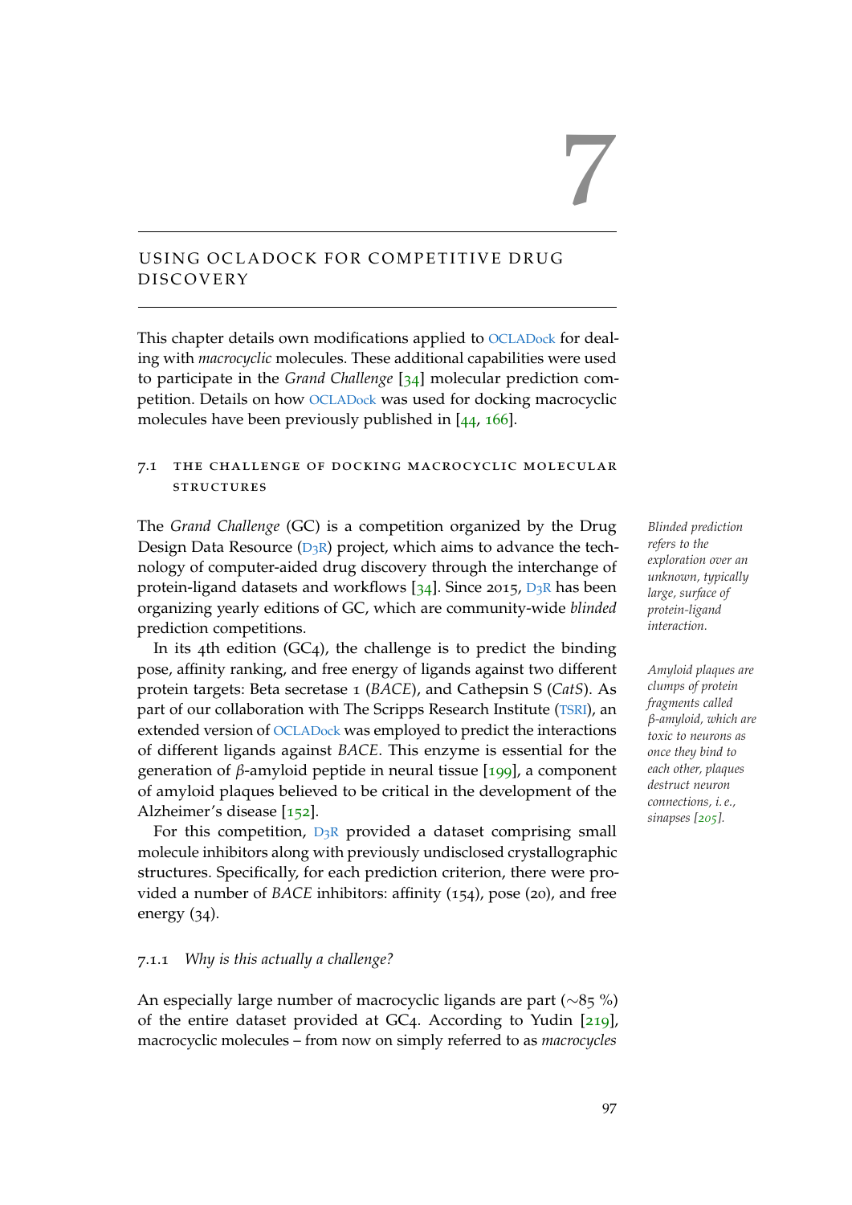# 7 USING OCLADOCK FOR COMPETITIVE DRUG DISCOVERY

This chapter details own modifications applied to OCLADock for dealing with *macrocyclic* molecules. These additional capabilities were used to participate in the *Grand Challenge* [34] molecular prediction competition. Details on how OCLADock was used for docking macrocyclic molecules have been previously published in [44, 166].

## 7.1 THE CHALLENGE OF DOCKING MACROCYCLIC MOLECULAR STRUCTURES

The *Grand Challenge* (GC) is a competition organized by the Drug Design Data Resource (D3R) project, which aims to advance the technology of computer-aided drug discovery through the interchange of protein-ligand datasets and workflows [34]. Since 2015, D3R has been organizing yearly editions of GC, which are community-wide *blinded* prediction competitions.

*Blinded prediction refers to the exploration over an unknown, typically large, surface of protein-ligand interaction.*

In its 4th edition (GC4), the challenge is to predict the binding pose, affinity ranking, and free energy of ligands against two different protein targets: Beta secretase 1 (*BACE*), and Cathepsin S (*CatS*). As part of our collaboration with The Scripps Research Institute (TSRI), an extended version of OCLADock was employed to predict the interactions of different ligands against *BACE*. This enzyme is essential for the generation of $\beta$-amyloid peptide in neural tissue [199], a component of amyloid plaques believed to be critical in the development of the Alzheimer's disease [152].

*Amyloid plaques are clumps of protein fragments called $\beta$-amyloid, which are toxic to neurons as once they bind to each other, plaques destruct neuron connections, i. e., sinapses [205].*

For this competition, D3R provided a dataset comprising small molecule inhibitors along with previously undisclosed crystallographic structures. Specifically, for each prediction criterion, there were provided a number of *BACE* inhibitors: affinity (154), pose (20), and free energy (34).

### 7.1.1 *Why is this actually a challenge?*

An especially large number of macrocyclic ligands are part (~85 %) of the entire dataset provided at GC4. According to Yudin [219], macrocyclic molecules – from now on simply referred to as *macrocycles*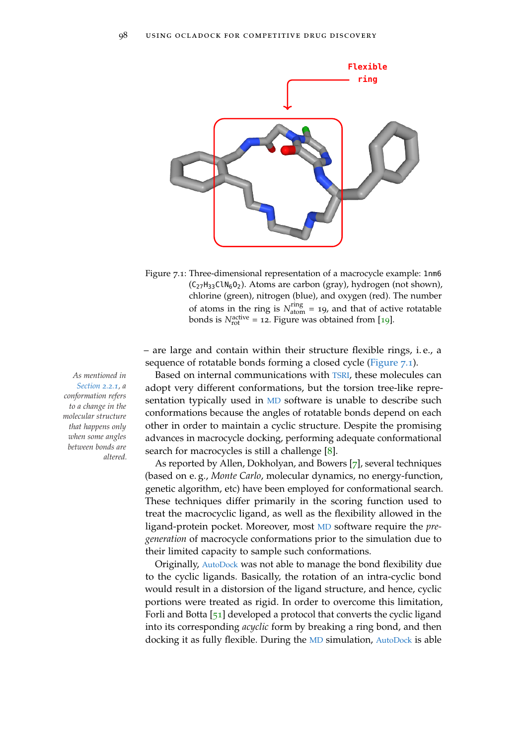Flexible ring

Figure 7.1: Three-dimensional representation of a macrocycle example: `1nm6` ($C_{27}H_{33}ClN_6O_2$). Atoms are carbon (gray), hydrogen (not shown), chlorine (green), nitrogen (blue), and oxygen (red). The number of atoms in the ring is $N^{\text{ring}}_{\text{atom}} = 19$, and that of active rotatable bonds is $N^{\text{active}}_{\text{rot}} = 12$. Figure was obtained from [19].

– are large and contain within their structure flexible rings, i. e., a sequence of rotatable bonds forming a closed cycle (Figure 7.1).

*As mentioned in Section 2.2.1, a conformation refers to a change in the molecular structure that happens only when some angles between bonds are altered.*

Based on internal communications with TSRI, these molecules can adopt very different conformations, but the torsion tree-like representation typically used in MD software is unable to describe such conformations because the angles of rotatable bonds depend on each other in order to maintain a cyclic structure. Despite the promising advances in macrocycle docking, performing adequate conformational search for macrocycles is still a challenge [8].

As reported by Allen, Dokholyan, and Bowers [7], several techniques (based on e. g., *Monte Carlo*, molecular dynamics, no energy-function, genetic algorithm, etc) have been employed for conformational search. These techniques differ primarily in the scoring function used to treat the macrocyclic ligand, as well as the flexibility allowed in the ligand-protein pocket. Moreover, most MD software require the *pre-generation* of macrocycle conformations prior to the simulation due to their limited capacity to sample such conformations.

Originally, AutoDock was not able to manage the bond flexibility due to the cyclic ligands. Basically, the rotation of an intra-cyclic bond would result in a distorsion of the ligand structure, and hence, cyclic portions were treated as rigid. In order to overcome this limitation, Forli and Botta [51] developed a protocol that converts the cyclic ligand into its corresponding *acyclic* form by breaking a ring bond, and then docking it as fully flexible. During the MD simulation, AutoDock is able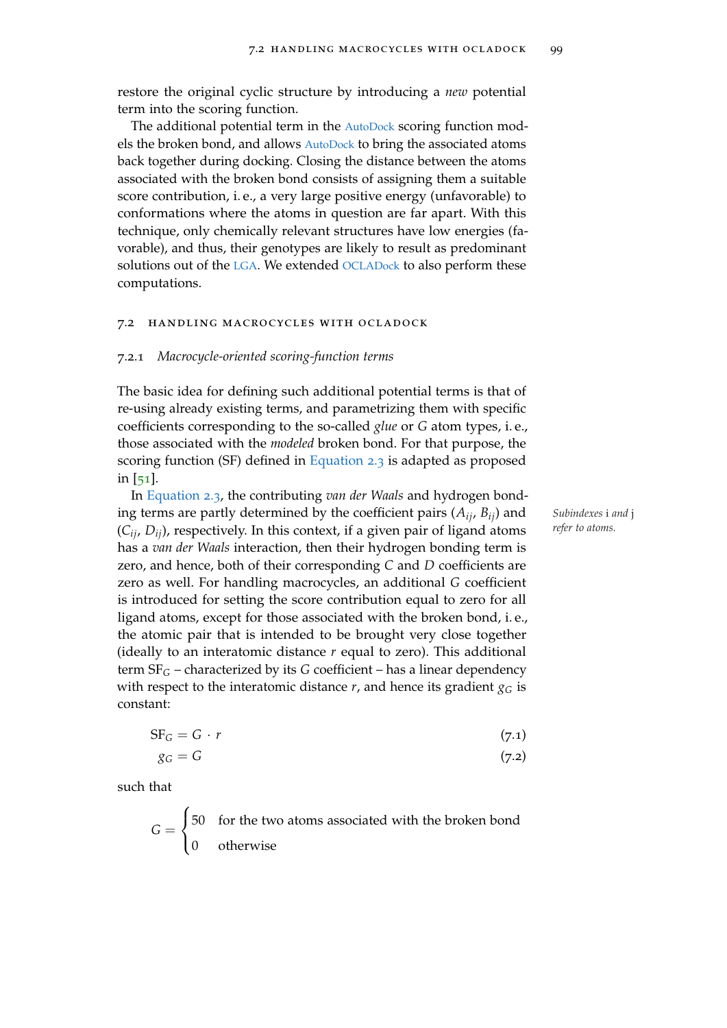restore the original cyclic structure by introducing a *new* potential term into the scoring function.

The additional potential term in the AutoDock scoring function models the broken bond, and allows AutoDock to bring the associated atoms back together during docking. Closing the distance between the atoms associated with the broken bond consists of assigning them a suitable score contribution, i. e., a very large positive energy (unfavorable) to conformations where the atoms in question are far apart. With this technique, only chemically relevant structures have low energies (favorable), and thus, their genotypes are likely to result as predominant solutions out of the LGA. We extended OCLADock to also perform these computations.

## 7.2 HANDLING MACROCYCLES WITH OCLADOCK

### 7.2.1 *Macrocycle-oriented scoring-function terms*

The basic idea for defining such additional potential terms is that of re-using already existing terms, and parametrizing them with specific coefficients corresponding to the so-called *glue* or $G$ atom types, i. e., those associated with the *modeled* broken bond. For that purpose, the scoring function (SF) defined in Equation 2.3 is adapted as proposed in [51].

In Equation 2.3, the contributing *van der Waals* and hydrogen bonding terms are partly determined by the coefficient pairs ($A_{ij}$, $B_{ij}$) and ($C_{ij}$, $D_{ij}$), respectively. In this context, if a given pair of ligand atoms has a *van der Waals* interaction, then their hydrogen bonding term is zero, and hence, both of their corresponding $C$ and $D$ coefficients are zero as well. For handling macrocycles, an additional $G$ coefficient is introduced for setting the score contribution equal to zero for all ligand atoms, except for those associated with the broken bond, i. e., the atomic pair that is intended to be brought very close together (ideally to an interatomic distance $r$ equal to zero). This additional term $SF_G$ – characterized by its $G$ coefficient – has a linear dependency with respect to the interatomic distance $r$, and hence its gradient $g_G$ is constant:

*Subindexes i and j refer to atoms.*

$$SF_G = G \cdot r \tag{7.1}$$

$$g_G = G \tag{7.2}$$

such that

$$G = \begin{cases} 50 & \text{for the two atoms associated with the broken bond} \\ 0 & \text{otherwise} \end{cases}$$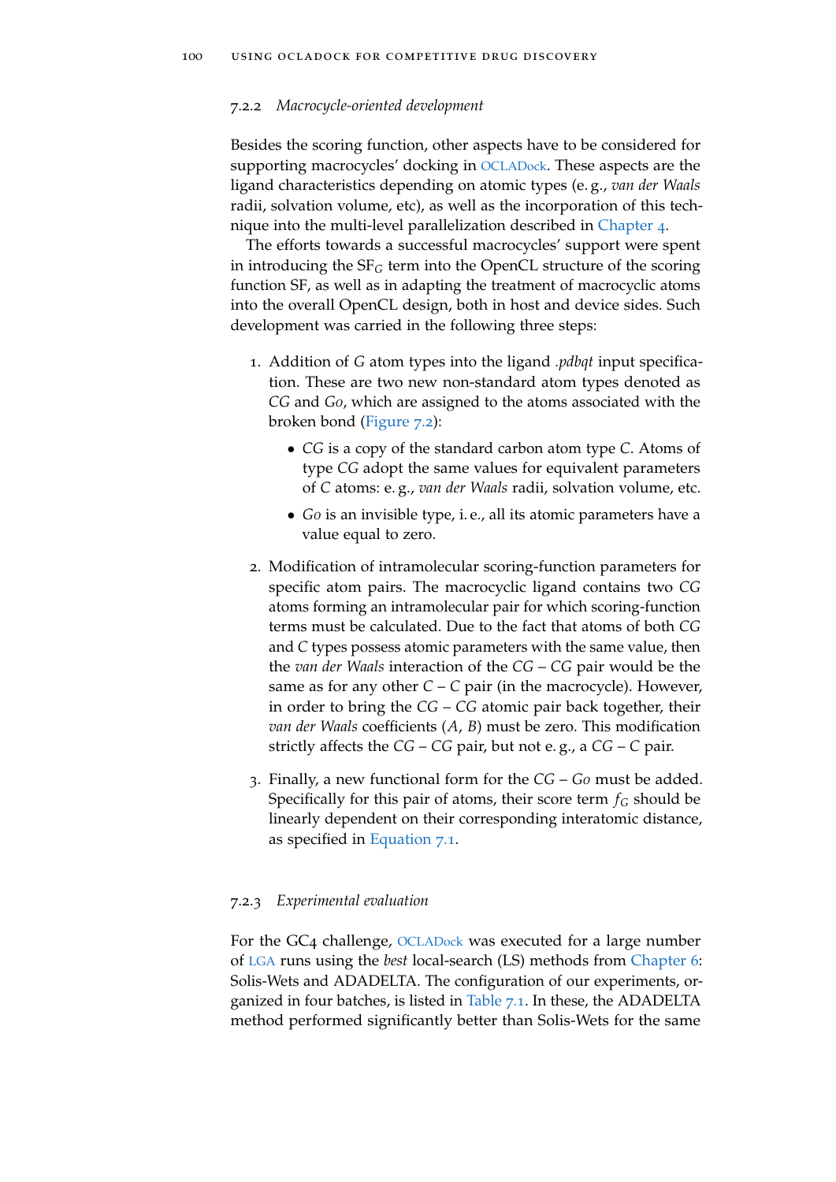### 7.2.2 *Macrocycle-oriented development*

Besides the scoring function, other aspects have to be considered for supporting macrocycles' docking in OCLADock. These aspects are the ligand characteristics depending on atomic types (e. g., *van der Waals* radii, solvation volume, etc), as well as the incorporation of this technique into the multi-level parallelization described in Chapter 4.

The efforts towards a successful macrocycles' support were spent in introducing the $SF_G$ term into the OpenCL structure of the scoring function SF, as well as in adapting the treatment of macrocyclic atoms into the overall OpenCL design, both in host and device sides. Such development was carried in the following three steps:

1. Addition of $G$ atom types into the ligand *.pdbqt* input specification. These are two new non-standard atom types denoted as $CG$ and $G0$, which are assigned to the atoms associated with the broken bond (Figure 7.2):
   - $CG$ is a copy of the standard carbon atom type $C$. Atoms of type $CG$ adopt the same values for equivalent parameters of $C$ atoms: e. g., *van der Waals* radii, solvation volume, etc.
   - $G0$ is an invisible type, i. e., all its atomic parameters have a value equal to zero.
2. Modification of intramolecular scoring-function parameters for specific atom pairs. The macrocyclic ligand contains two $CG$ atoms forming an intramolecular pair for which scoring-function terms must be calculated. Due to the fact that atoms of both $CG$ and $C$ types possess atomic parameters with the same value, then the *van der Waals* interaction of the $CG$ – $CG$ pair would be the same as for any other $C$ – $C$ pair (in the macrocycle). However, in order to bring the $CG$ – $CG$ atomic pair back together, their *van der Waals* coefficients ($A$, $B$) must be zero. This modification strictly affects the $CG$ – $CG$ pair, but not e. g., a $CG$ – $C$ pair.
3. Finally, a new functional form for the $CG$ – $G0$ must be added. Specifically for this pair of atoms, their score term $f_G$ should be linearly dependent on their corresponding interatomic distance, as specified in Equation 7.1.

### 7.2.3 *Experimental evaluation*

For the GC4 challenge, OCLADock was executed for a large number of LGA runs using the *best* local-search (LS) methods from Chapter 6: Solis-Wets and ADADELTA. The configuration of our experiments, organized in four batches, is listed in Table 7.1. In these, the ADADELTA method performed significantly better than Solis-Wets for the same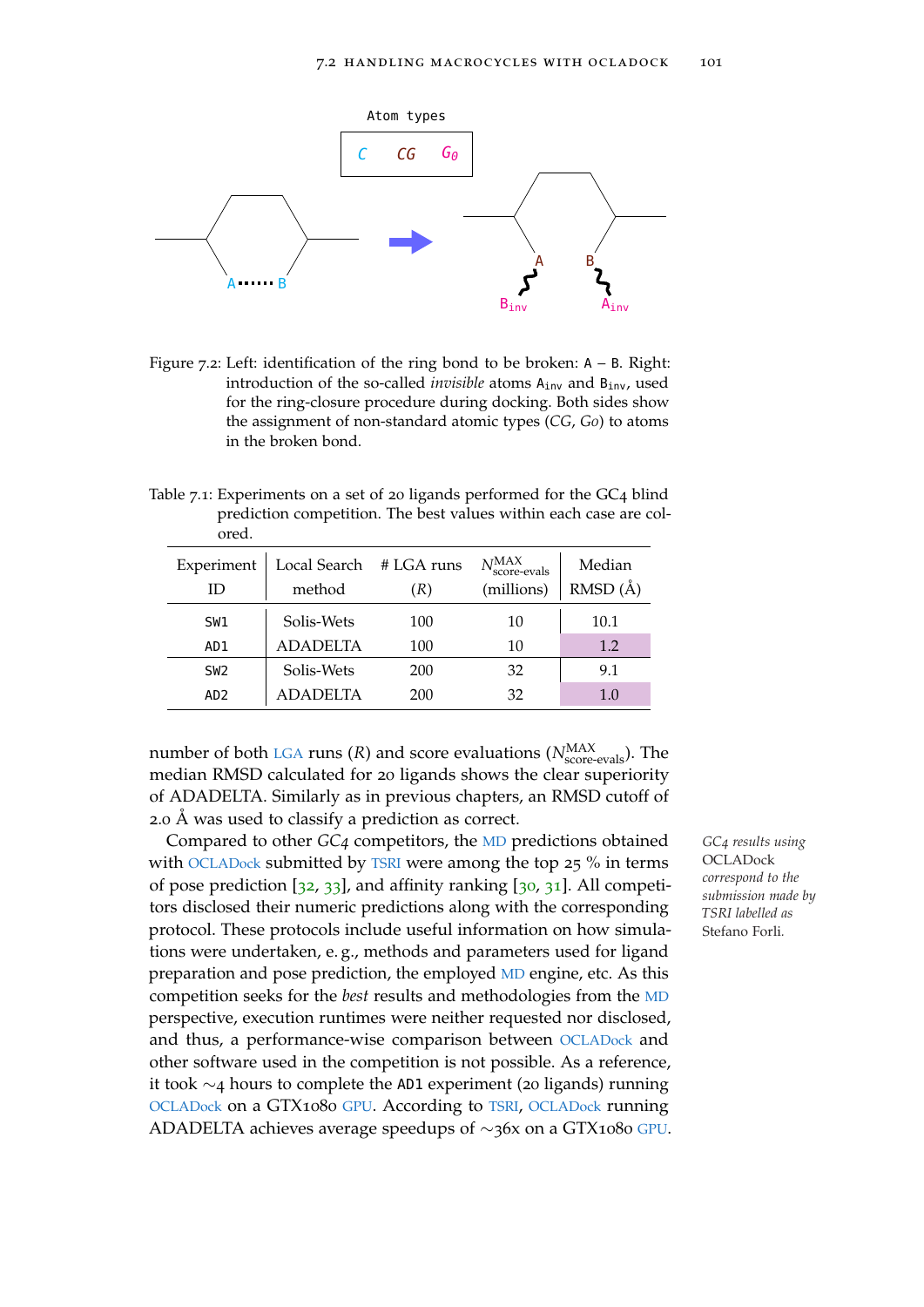Atom types

C CG $G_0$

Figure 7.2: Left: identification of the ring bond to be broken: A – B. Right: introduction of the so-called *invisible* atoms $A_{inv}$ and $B_{inv}$, used for the ring-closure procedure during docking. Both sides show the assignment of non-standard atomic types (*CG*, *G0*) to atoms in the broken bond.

Table 7.1: Experiments on a set of 20 ligands performed for the GC4 blind prediction competition. The best values within each case are colored.

| Experiment ID | Local Search method | # LGA runs ($R$) | $N^{MAX}_{score\text{-}evals}$ (millions) | Median RMSD (Å) |
|---|---|---|---|---|
| SW1 | Solis-Wets | 100 | 10 | 10.1 |
| AD1 | ADADELTA | 100 | 10 | 1.2 |
| SW2 | Solis-Wets | 200 | 32 | 9.1 |
| AD2 | ADADELTA | 200 | 32 | 1.0 |

number of both LGA runs ($R$) and score evaluations ($N^{MAX}_{score\text{-}evals}$). The median RMSD calculated for 20 ligands shows the clear superiority of ADADELTA. Similarly as in previous chapters, an RMSD cutoff of 2.0 Å was used to classify a prediction as correct.

Compared to other *GC4* competitors, the MD predictions obtained with OCLADock submitted by TSRI were among the top 25 % in terms of pose prediction [32, 33], and affinity ranking [30, 31]. All competitors disclosed their numeric predictions along with the corresponding protocol. These protocols include useful information on how simulations were undertaken, e. g., methods and parameters used for ligand preparation and pose prediction, the employed MD engine, etc. As this competition seeks for the *best* results and methodologies from the MD perspective, execution runtimes were neither requested nor disclosed, and thus, a performance-wise comparison between OCLADock and other software used in the competition is not possible. As a reference, it took ∼4 hours to complete the AD1 experiment (20 ligands) running OCLADock on a GTX1080 GPU. According to TSRI, OCLADock running ADADELTA achieves average speedups of ∼36x on a GTX1080 GPU.

*GC4 results using* OCLADock *correspond to the submission made by TSRI labelled as* Stefano Forli.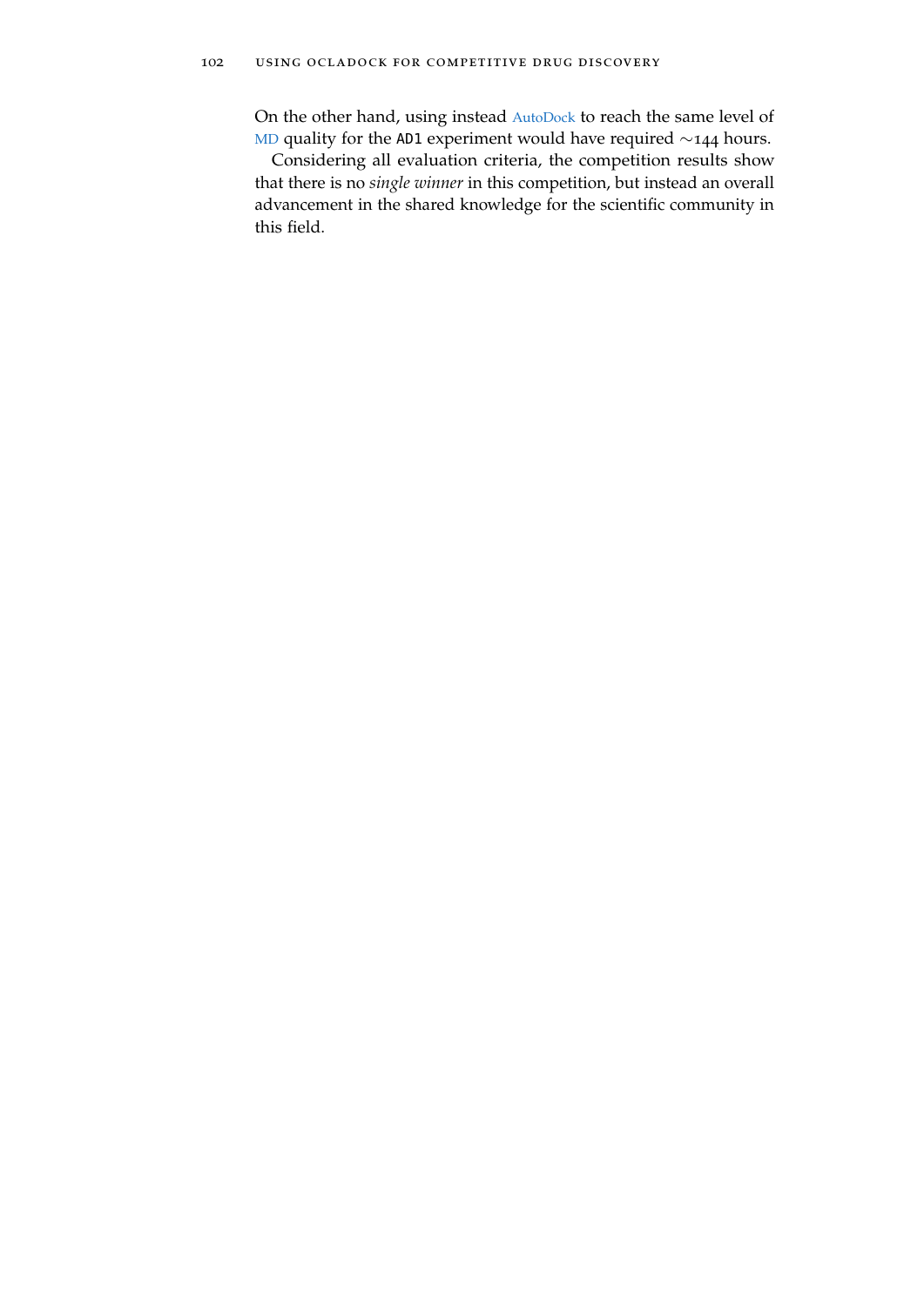On the other hand, using instead AutoDock to reach the same level of MD quality for the AD1 experiment would have required ~144 hours.

Considering all evaluation criteria, the competition results show that there is no *single winner* in this competition, but instead an overall advancement in the shared knowledge for the scientific community in this field.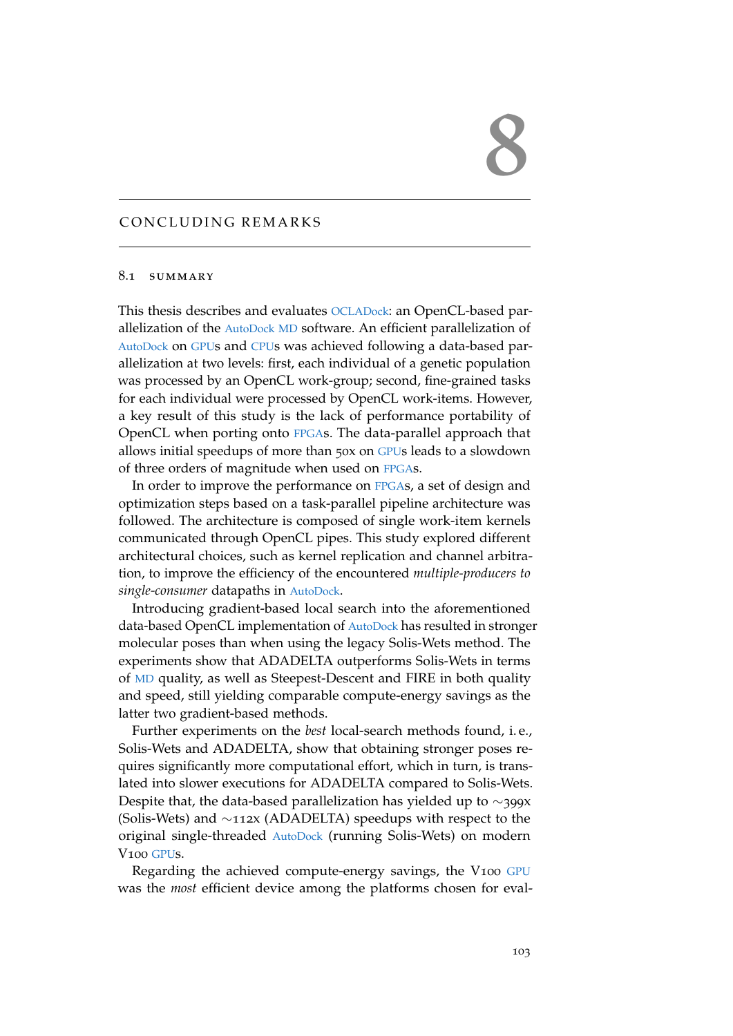# 8

# CONCLUDING REMARKS

## 8.1 SUMMARY

This thesis describes and evaluates OCLADock: an OpenCL-based parallelization of the AutoDock MD software. An efficient parallelization of AutoDock on GPUs and CPUs was achieved following a data-based parallelization at two levels: first, each individual of a genetic population was processed by an OpenCL work-group; second, fine-grained tasks for each individual were processed by OpenCL work-items. However, a key result of this study is the lack of performance portability of OpenCL when porting onto FPGAs. The data-parallel approach that allows initial speedups of more than 50x on GPUs leads to a slowdown of three orders of magnitude when used on FPGAs.

In order to improve the performance on FPGAs, a set of design and optimization steps based on a task-parallel pipeline architecture was followed. The architecture is composed of single work-item kernels communicated through OpenCL pipes. This study explored different architectural choices, such as kernel replication and channel arbitration, to improve the efficiency of the encountered *multiple-producers to single-consumer* datapaths in AutoDock.

Introducing gradient-based local search into the aforementioned data-based OpenCL implementation of AutoDock has resulted in stronger molecular poses than when using the legacy Solis-Wets method. The experiments show that ADADELTA outperforms Solis-Wets in terms of MD quality, as well as Steepest-Descent and FIRE in both quality and speed, still yielding comparable compute-energy savings as the latter two gradient-based methods.

Further experiments on the *best* local-search methods found, i. e., Solis-Wets and ADADELTA, show that obtaining stronger poses requires significantly more computational effort, which in turn, is translated into slower executions for ADADELTA compared to Solis-Wets. Despite that, the data-based parallelization has yielded up to ~399x (Solis-Wets) and ~112x (ADADELTA) speedups with respect to the original single-threaded AutoDock (running Solis-Wets) on modern V100 GPUs.

Regarding the achieved compute-energy savings, the V100 GPU was the *most* efficient device among the platforms chosen for eval-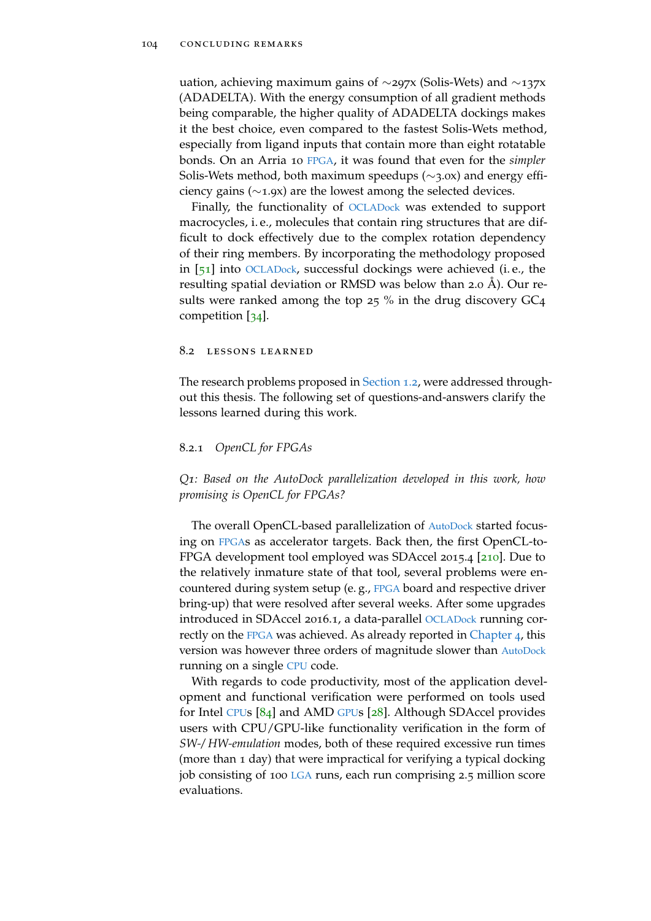uation, achieving maximum gains of ∼297x (Solis-Wets) and ∼137x (ADADELTA). With the energy consumption of all gradient methods being comparable, the higher quality of ADADELTA dockings makes it the best choice, even compared to the fastest Solis-Wets method, especially from ligand inputs that contain more than eight rotatable bonds. On an Arria 10 FPGA, it was found that even for the *simpler* Solis-Wets method, both maximum speedups (∼3.0x) and energy efficiency gains (∼1.9x) are the lowest among the selected devices.

Finally, the functionality of OCLADock was extended to support macrocycles, i. e., molecules that contain ring structures that are difficult to dock effectively due to the complex rotation dependency of their ring members. By incorporating the methodology proposed in [51] into OCLADock, successful dockings were achieved (i. e., the resulting spatial deviation or RMSD was below than 2.0 Å). Our results were ranked among the top 25 % in the drug discovery GC4 competition [34].

## 8.2 Lessons Learned

The research problems proposed in Section 1.2, were addressed throughout this thesis. The following set of questions-and-answers clarify the lessons learned during this work.

### 8.2.1 *OpenCL for FPGAs*

*Q1: Based on the AutoDock parallelization developed in this work, how promising is OpenCL for FPGAs?*

The overall OpenCL-based parallelization of AutoDock started focusing on FPGAs as accelerator targets. Back then, the first OpenCL-to-FPGA development tool employed was SDAccel 2015.4 [210]. Due to the relatively inmature state of that tool, several problems were encountered during system setup (e. g., FPGA board and respective driver bring-up) that were resolved after several weeks. After some upgrades introduced in SDAccel 2016.1, a data-parallel OCLADock running correctly on the FPGA was achieved. As already reported in Chapter 4, this version was however three orders of magnitude slower than AutoDock running on a single CPU code.

With regards to code productivity, most of the application development and functional verification were performed on tools used for Intel CPUs [84] and AMD GPUs [28]. Although SDAccel provides users with CPU/GPU-like functionality verification in the form of *SW-/HW-emulation* modes, both of these required excessive run times (more than 1 day) that were impractical for verifying a typical docking job consisting of 100 LGA runs, each run comprising 2.5 million score evaluations.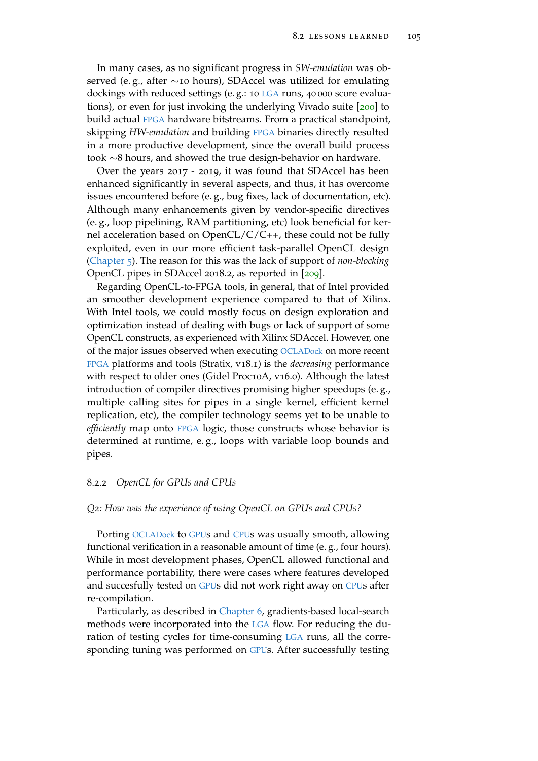In many cases, as no significant progress in *SW-emulation* was observed (e. g., after ∼10 hours), SDAccel was utilized for emulating dockings with reduced settings (e. g.: 10 LGA runs, 40 000 score evaluations), or even for just invoking the underlying Vivado suite [200] to build actual FPGA hardware bitstreams. From a practical standpoint, skipping *HW-emulation* and building FPGA binaries directly resulted in a more productive development, since the overall build process took ∼8 hours, and showed the true design-behavior on hardware.

Over the years 2017 - 2019, it was found that SDAccel has been enhanced significantly in several aspects, and thus, it has overcome issues encountered before (e. g., bug fixes, lack of documentation, etc). Although many enhancements given by vendor-specific directives (e. g., loop pipelining, RAM partitioning, etc) look beneficial for kernel acceleration based on OpenCL/C/C++, these could not be fully exploited, even in our more efficient task-parallel OpenCL design (Chapter 5). The reason for this was the lack of support of *non-blocking* OpenCL pipes in SDAccel 2018.2, as reported in [209].

Regarding OpenCL-to-FPGA tools, in general, that of Intel provided an smoother development experience compared to that of Xilinx. With Intel tools, we could mostly focus on design exploration and optimization instead of dealing with bugs or lack of support of some OpenCL constructs, as experienced with Xilinx SDAccel. However, one of the major issues observed when executing OCLADock on more recent FPGA platforms and tools (Stratix, v18.1) is the *decreasing* performance with respect to older ones (Gidel Proc10A, v16.0). Although the latest introduction of compiler directives promising higher speedups (e. g., multiple calling sites for pipes in a single kernel, efficient kernel replication, etc), the compiler technology seems yet to be unable to *efficiently* map onto FPGA logic, those constructs whose behavior is determined at runtime, e. g., loops with variable loop bounds and pipes.

### 8.2.2 *OpenCL for GPUs and CPUs*

*Q2: How was the experience of using OpenCL on GPUs and CPUs?*

Porting OCLADock to GPUs and CPUs was usually smooth, allowing functional verification in a reasonable amount of time (e. g., four hours). While in most development phases, OpenCL allowed functional and performance portability, there were cases where features developed and succesfully tested on GPUs did not work right away on CPUs after re-compilation.

Particularly, as described in Chapter 6, gradients-based local-search methods were incorporated into the LGA flow. For reducing the duration of testing cycles for time-consuming LGA runs, all the corresponding tuning was performed on GPUs. After successfully testing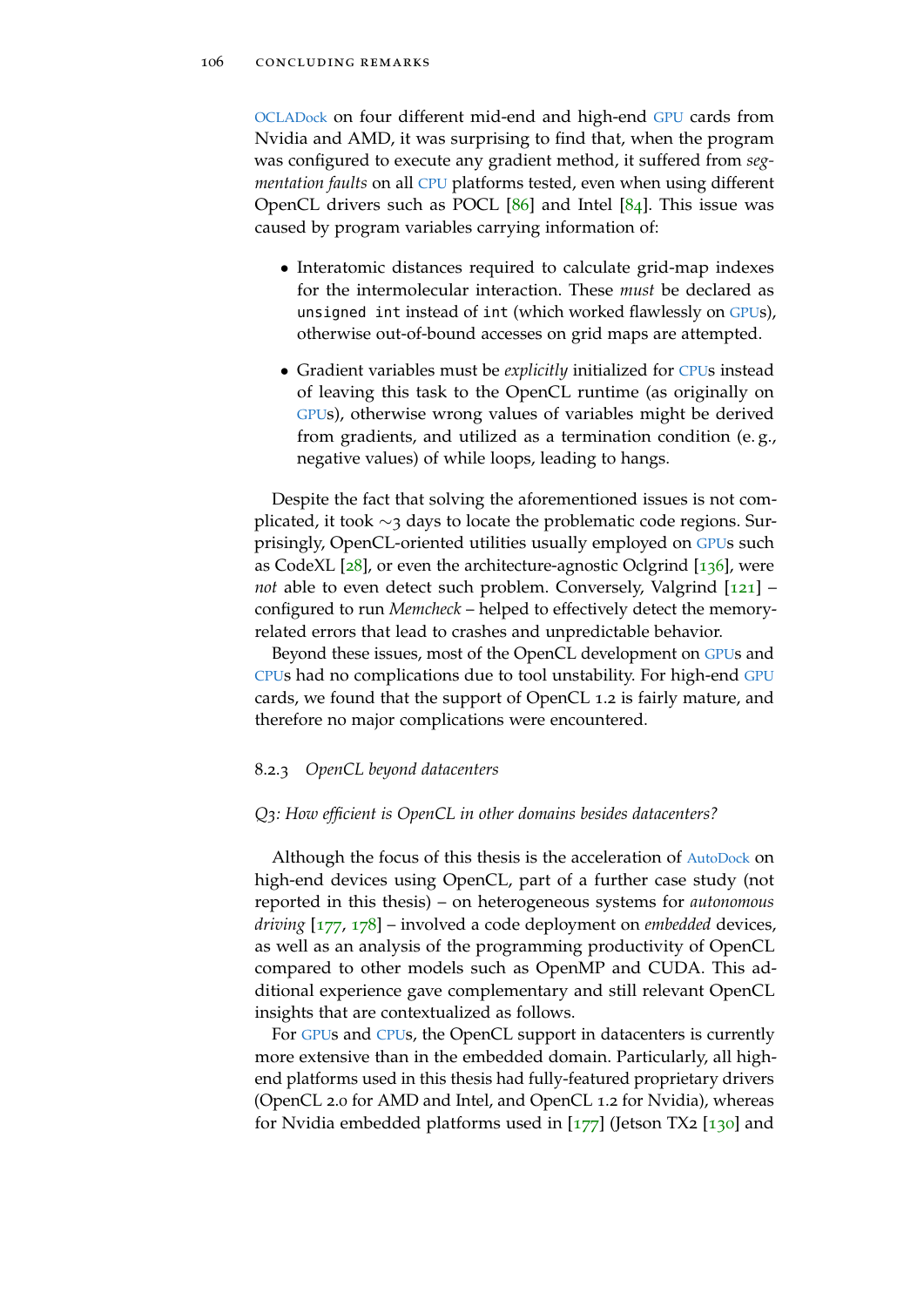OCLADock on four different mid-end and high-end GPU cards from Nvidia and AMD, it was surprising to find that, when the program was configured to execute any gradient method, it suffered from *segmentation faults* on all CPU platforms tested, even when using different OpenCL drivers such as POCL [86] and Intel [84]. This issue was caused by program variables carrying information of:

- Interatomic distances required to calculate grid-map indexes for the intermolecular interaction. These *must* be declared as `unsigned int` instead of `int` (which worked flawlessly on GPUs), otherwise out-of-bound accesses on grid maps are attempted.
- Gradient variables must be *explicitly* initialized for CPUs instead of leaving this task to the OpenCL runtime (as originally on GPUs), otherwise wrong values of variables might be derived from gradients, and utilized as a termination condition (e.g., negative values) of while loops, leading to hangs.

Despite the fact that solving the aforementioned issues is not complicated, it took $\sim$3 days to locate the problematic code regions. Surprisingly, OpenCL-oriented utilities usually employed on GPUs such as CodeXL [28], or even the architecture-agnostic Oclgrind [136], were *not* able to even detect such problem. Conversely, Valgrind [121] – configured to run *Memcheck* – helped to effectively detect the memory-related errors that lead to crashes and unpredictable behavior.

Beyond these issues, most of the OpenCL development on GPUs and CPUs had no complications due to tool unstability. For high-end GPU cards, we found that the support of OpenCL 1.2 is fairly mature, and therefore no major complications were encountered.

### 8.2.3 *OpenCL beyond datacenters*

*Q3: How efficient is OpenCL in other domains besides datacenters?*

Although the focus of this thesis is the acceleration of AutoDock on high-end devices using OpenCL, part of a further case study (not reported in this thesis) – on heterogeneous systems for *autonomous driving* [177, 178] – involved a code deployment on *embedded* devices, as well as an analysis of the programming productivity of OpenCL compared to other models such as OpenMP and CUDA. This additional experience gave complementary and still relevant OpenCL insights that are contextualized as follows.

For GPUs and CPUs, the OpenCL support in datacenters is currently more extensive than in the embedded domain. Particularly, all high-end platforms used in this thesis had fully-featured proprietary drivers (OpenCL 2.0 for AMD and Intel, and OpenCL 1.2 for Nvidia), whereas for Nvidia embedded platforms used in [177] (Jetson TX2 [130] and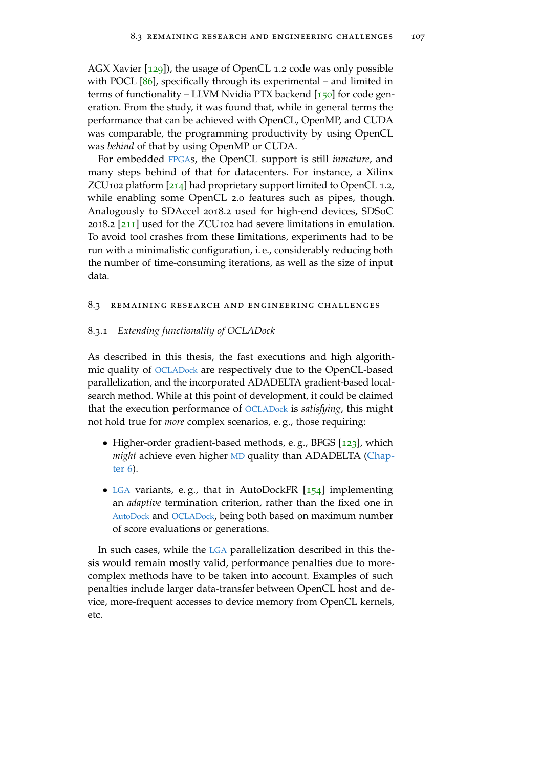AGX Xavier [129]), the usage of OpenCL 1.2 code was only possible with POCL [86], specifically through its experimental – and limited in terms of functionality – LLVM Nvidia PTX backend [150] for code generation. From the study, it was found that, while in general terms the performance that can be achieved with OpenCL, OpenMP, and CUDA was comparable, the programming productivity by using OpenCL was *behind* of that by using OpenMP or CUDA.

For embedded FPGAs, the OpenCL support is still *inmature*, and many steps behind of that for datacenters. For instance, a Xilinx ZCU102 platform [214] had proprietary support limited to OpenCL 1.2, while enabling some OpenCL 2.0 features such as pipes, though. Analogously to SDAccel 2018.2 used for high-end devices, SDSoC 2018.2 [211] used for the ZCU102 had severe limitations in emulation. To avoid tool crashes from these limitations, experiments had to be run with a minimalistic configuration, i. e., considerably reducing both the number of time-consuming iterations, as well as the size of input data.

## 8.3 Remaining research and engineering challenges

### 8.3.1 *Extending functionality of OCLADock*

As described in this thesis, the fast executions and high algorithmic quality of OCLADock are respectively due to the OpenCL-based parallelization, and the incorporated ADADELTA gradient-based local-search method. While at this point of development, it could be claimed that the execution performance of OCLADock is *satisfying*, this might not hold true for *more* complex scenarios, e. g., those requiring:

- Higher-order gradient-based methods, e. g., BFGS [123], which *might* achieve even higher MD quality than ADADELTA (Chapter 6).
- LGA variants, e. g., that in AutoDockFR [154] implementing an *adaptive* termination criterion, rather than the fixed one in AutoDock and OCLADock, being both based on maximum number of score evaluations or generations.

In such cases, while the LGA parallelization described in this thesis would remain mostly valid, performance penalties due to more-complex methods have to be taken into account. Examples of such penalties include larger data-transfer between OpenCL host and device, more-frequent accesses to device memory from OpenCL kernels, etc.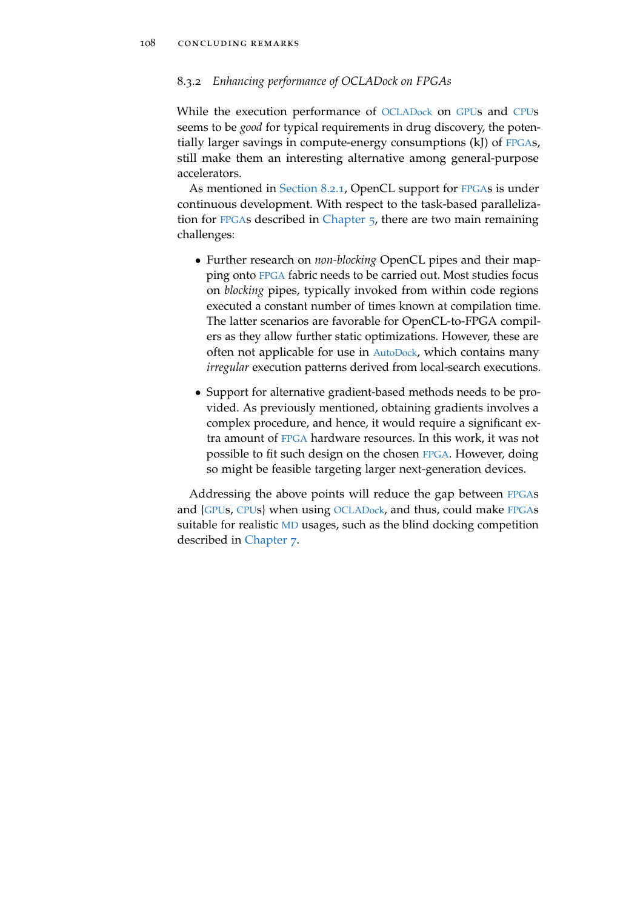### 8.3.2 *Enhancing performance of OCLADock on FPGAs*

While the execution performance of OCLADock on GPUs and CPUs seems to be *good* for typical requirements in drug discovery, the potentially larger savings in compute-energy consumptions (kJ) of FPGAs, still make them an interesting alternative among general-purpose accelerators.

As mentioned in Section 8.2.1, OpenCL support for FPGAs is under continuous development. With respect to the task-based parallelization for FPGAs described in Chapter 5, there are two main remaining challenges:

- Further research on *non-blocking* OpenCL pipes and their mapping onto FPGA fabric needs to be carried out. Most studies focus on *blocking* pipes, typically invoked from within code regions executed a constant number of times known at compilation time. The latter scenarios are favorable for OpenCL-to-FPGA compilers as they allow further static optimizations. However, these are often not applicable for use in AutoDock, which contains many *irregular* execution patterns derived from local-search executions.

- Support for alternative gradient-based methods needs to be provided. As previously mentioned, obtaining gradients involves a complex procedure, and hence, it would require a significant extra amount of FPGA hardware resources. In this work, it was not possible to fit such design on the chosen FPGA. However, doing so might be feasible targeting larger next-generation devices.

Addressing the above points will reduce the gap between FPGAs and {GPUs, CPUs} when using OCLADock, and thus, could make FPGAs suitable for realistic MD usages, such as the blind docking competition described in Chapter 7.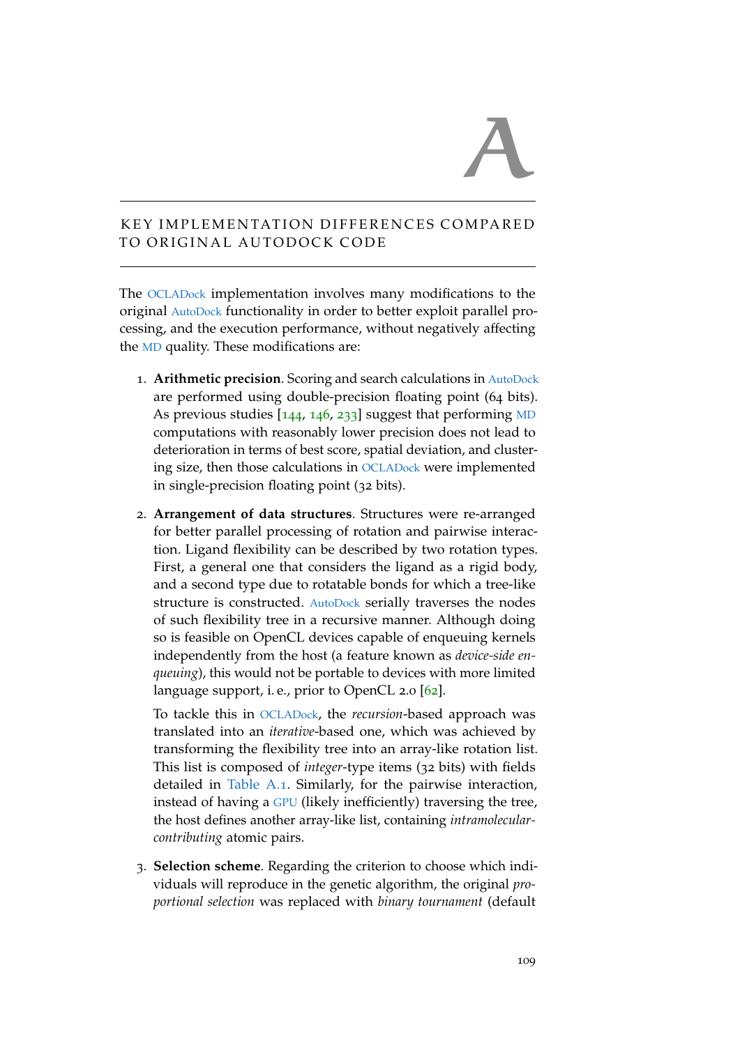# A

## KEY IMPLEMENTATION DIFFERENCES COMPARED TO ORIGINAL AUTODOCK CODE

The OCLADock implementation involves many modifications to the original AutoDock functionality in order to better exploit parallel processing, and the execution performance, without negatively affecting the MD quality. These modifications are:

1. **Arithmetic precision**. Scoring and search calculations in AutoDock are performed using double-precision floating point (64 bits). As previous studies [144, 146, 233] suggest that performing MD computations with reasonably lower precision does not lead to deterioration in terms of best score, spatial deviation, and clustering size, then those calculations in OCLADock were implemented in single-precision floating point (32 bits).

2. **Arrangement of data structures**. Structures were re-arranged for better parallel processing of rotation and pairwise interaction. Ligand flexibility can be described by two rotation types. First, a general one that considers the ligand as a rigid body, and a second type due to rotatable bonds for which a tree-like structure is constructed. AutoDock serially traverses the nodes of such flexibility tree in a recursive manner. Although doing so is feasible on OpenCL devices capable of enqueuing kernels independently from the host (a feature known as *device-side enqueuing*), this would not be portable to devices with more limited language support, i. e., prior to OpenCL 2.0 [62].

   To tackle this in OCLADock, the *recursion*-based approach was translated into an *iterative*-based one, which was achieved by transforming the flexibility tree into an array-like rotation list. This list is composed of *integer*-type items (32 bits) with fields detailed in Table A.1. Similarly, for the pairwise interaction, instead of having a GPU (likely inefficiently) traversing the tree, the host defines another array-like list, containing *intramolecular-contributing* atomic pairs.

3. **Selection scheme**. Regarding the criterion to choose which individuals will reproduce in the genetic algorithm, the original *proportional selection* was replaced with *binary tournament* (default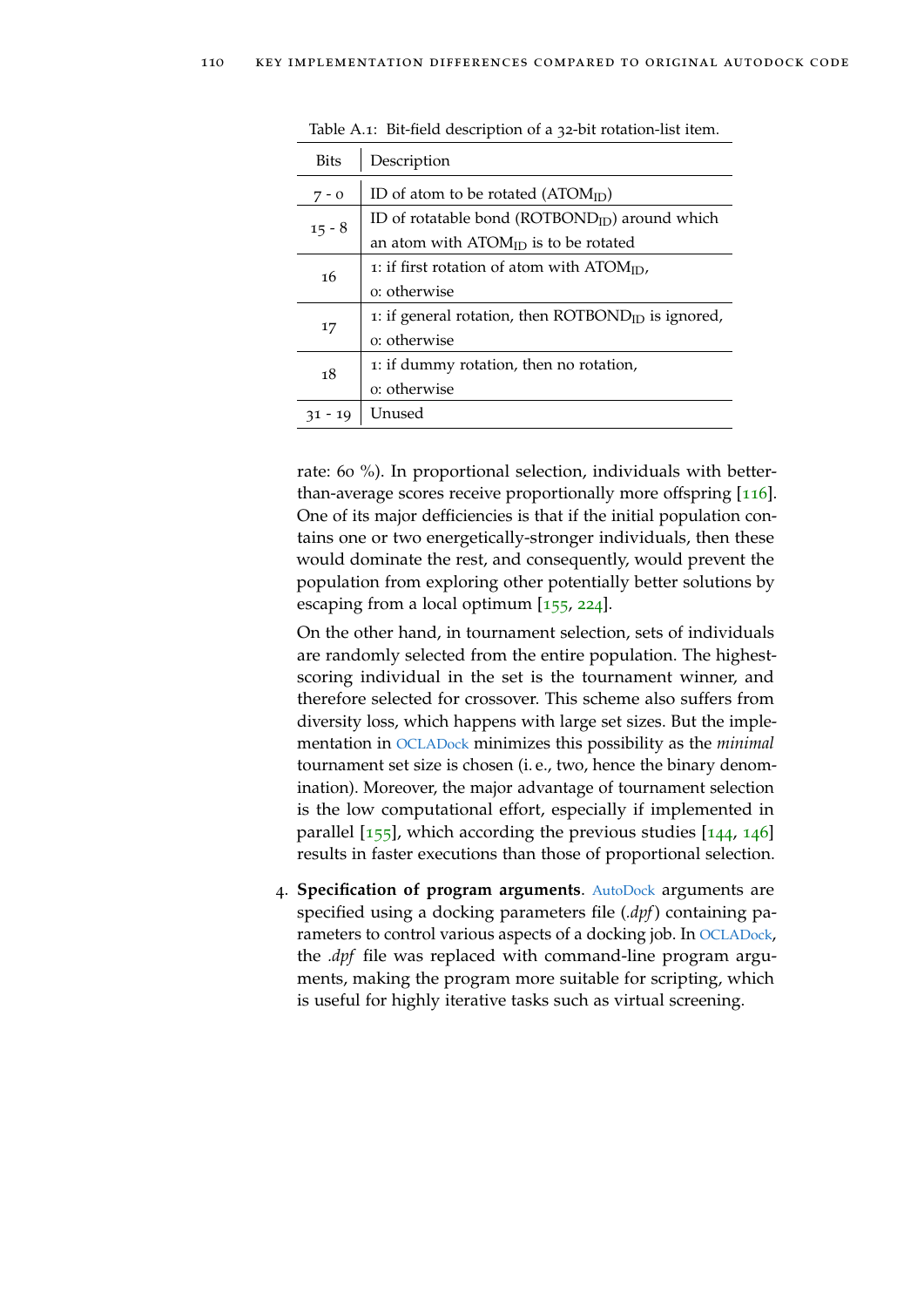Table A.1: Bit-field description of a 32-bit rotation-list item.

| Bits | Description |
|---|---|
| 7 - 0 | ID of atom to be rotated ($ATOM_{ID}$) |
| 15 - 8 | ID of rotatable bond ($ROTBOND_{ID}$) around which an atom with $ATOM_{ID}$ is to be rotated |
| 16 | 1: if first rotation of atom with $ATOM_{ID}$, 0: otherwise |
| 17 | 1: if general rotation, then $ROTBOND_{ID}$ is ignored, 0: otherwise |
| 18 | 1: if dummy rotation, then no rotation, 0: otherwise |
| 31 - 19 | Unused |

rate: 60 %). In proportional selection, individuals with better-than-average scores receive proportionally more offspring [116]. One of its major defficiencies is that if the initial population contains one or two energetically-stronger individuals, then these would dominate the rest, and consequently, would prevent the population from exploring other potentially better solutions by escaping from a local optimum [155, 224].

On the other hand, in tournament selection, sets of individuals are randomly selected from the entire population. The highest-scoring individual in the set is the tournament winner, and therefore selected for crossover. This scheme also suffers from diversity loss, which happens with large set sizes. But the implementation in OCLADock minimizes this possibility as the *minimal* tournament set size is chosen (i. e., two, hence the binary denomination). Moreover, the major advantage of tournament selection is the low computational effort, especially if implemented in parallel [155], which according the previous studies [144, 146] results in faster executions than those of proportional selection.

4. **Specification of program arguments**. AutoDock arguments are specified using a docking parameters file (*.dpf*) containing parameters to control various aspects of a docking job. In OCLADock, the *.dpf* file was replaced with command-line program arguments, making the program more suitable for scripting, which is useful for highly iterative tasks such as virtual screening.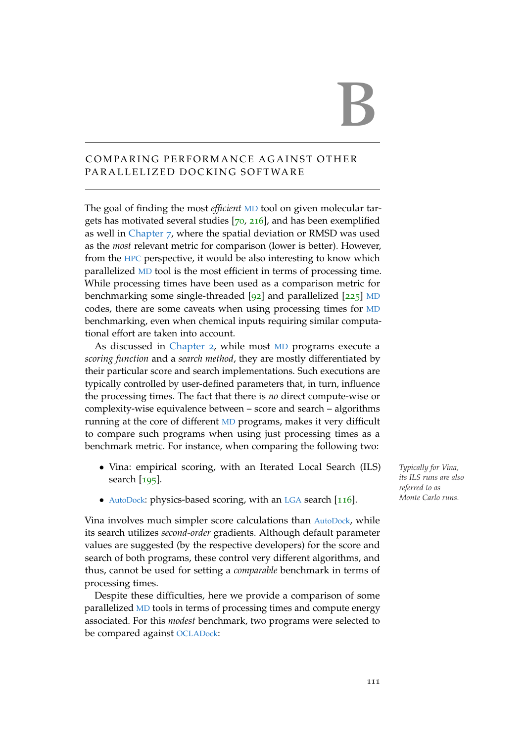# B

## COMPARING PERFORMANCE AGAINST OTHER PARALLELIZED DOCKING SOFTWARE

The goal of finding the most *efficient* MD tool on given molecular targets has motivated several studies [70, 216], and has been exemplified as well in Chapter 7, where the spatial deviation or RMSD was used as the *most* relevant metric for comparison (lower is better). However, from the HPC perspective, it would be also interesting to know which parallelized MD tool is the most efficient in terms of processing time. While processing times have been used as a comparison metric for benchmarking some single-threaded [92] and parallelized [225] MD codes, there are some caveats when using processing times for MD benchmarking, even when chemical inputs requiring similar computational effort are taken into account.

As discussed in Chapter 2, while most MD programs execute a *scoring function* and a *search method*, they are mostly differentiated by their particular score and search implementations. Such executions are typically controlled by user-defined parameters that, in turn, influence the processing times. The fact that there is *no* direct compute-wise or complexity-wise equivalence between – score and search – algorithms running at the core of different MD programs, makes it very difficult to compare such programs when using just processing times as a benchmark metric. For instance, when comparing the following two:

- Vina: empirical scoring, with an Iterated Local Search (ILS) search [195].
- AutoDock: physics-based scoring, with an LGA search [116].

*Typically for Vina, its ILS runs are also referred to as Monte Carlo runs.*

Vina involves much simpler score calculations than AutoDock, while its search utilizes *second-order* gradients. Although default parameter values are suggested (by the respective developers) for the score and search of both programs, these control very different algorithms, and thus, cannot be used for setting a *comparable* benchmark in terms of processing times.

Despite these difficulties, here we provide a comparison of some parallelized MD tools in terms of processing times and compute energy associated. For this *modest* benchmark, two programs were selected to be compared against OCLADock: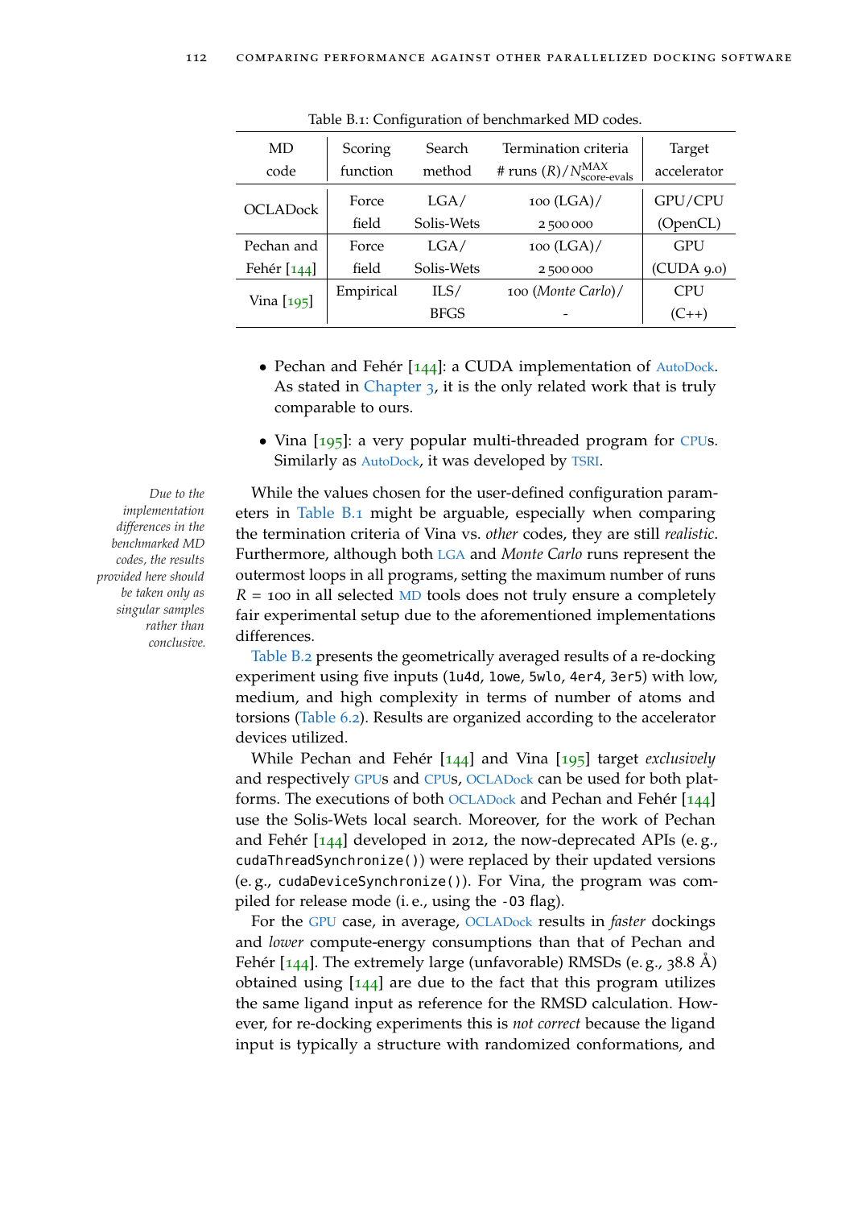Table B.1: Configuration of benchmarked MD codes.

| MD code | Scoring function | Search method | Termination criteria # runs ($R$)/$N^{MAX}_{score\text{-}evals}$ | Target accelerator |
|---|---|---|---|---|
| OCLADock | Force field | LGA/ Solis-Wets | 100 (LGA)/ 2 500 000 | GPU/CPU (OpenCL) |
| Pechan and Fehér [144] | Force field | LGA/ Solis-Wets | 100 (LGA)/ 2 500 000 | GPU (CUDA 9.0) |
| Vina [195] | Empirical | ILS/ BFGS | 100 (*Monte Carlo*)/ - | CPU (C++) |

- Pechan and Fehér [144]: a CUDA implementation of AutoDock. As stated in Chapter 3, it is the only related work that is truly comparable to ours.
- Vina [195]: a very popular multi-threaded program for CPUs. Similarly as AutoDock, it was developed by TSRI.

*Due to the implementation differences in the benchmarked MD codes, the results provided here should be taken only as singular samples rather than conclusive.*

While the values chosen for the user-defined configuration parameters in Table B.1 might be arguable, especially when comparing the termination criteria of Vina vs. *other* codes, they are still *realistic*. Furthermore, although both LGA and *Monte Carlo* runs represent the outermost loops in all programs, setting the maximum number of runs $R = 100$ in all selected MD tools does not truly ensure a completely fair experimental setup due to the aforementioned implementations differences.

Table B.2 presents the geometrically averaged results of a re-docking experiment using five inputs (`1u4d`, `1owe`, `5wlo`, `4er4`, `3er5`) with low, medium, and high complexity in terms of number of atoms and torsions (Table 6.2). Results are organized according to the accelerator devices utilized.

While Pechan and Fehér [144] and Vina [195] target *exclusively* and respectively GPUs and CPUs, OCLADock can be used for both platforms. The executions of both OCLADock and Pechan and Fehér [144] use the Solis-Wets local search. Moreover, for the work of Pechan and Fehér [144] developed in 2012, the now-deprecated APIs (e. g., `cudaThreadSynchronize()`) were replaced by their updated versions (e. g., `cudaDeviceSynchronize()`). For Vina, the program was compiled for release mode (i. e., using the `-O3` flag).

For the GPU case, in average, OCLADock results in *faster* dockings and *lower* compute-energy consumptions than that of Pechan and Fehér [144]. The extremely large (unfavorable) RMSDs (e. g., 38.8 Å) obtained using [144] are due to the fact that this program utilizes the same ligand input as reference for the RMSD calculation. However, for re-docking experiments this is *not correct* because the ligand input is typically a structure with randomized conformations, and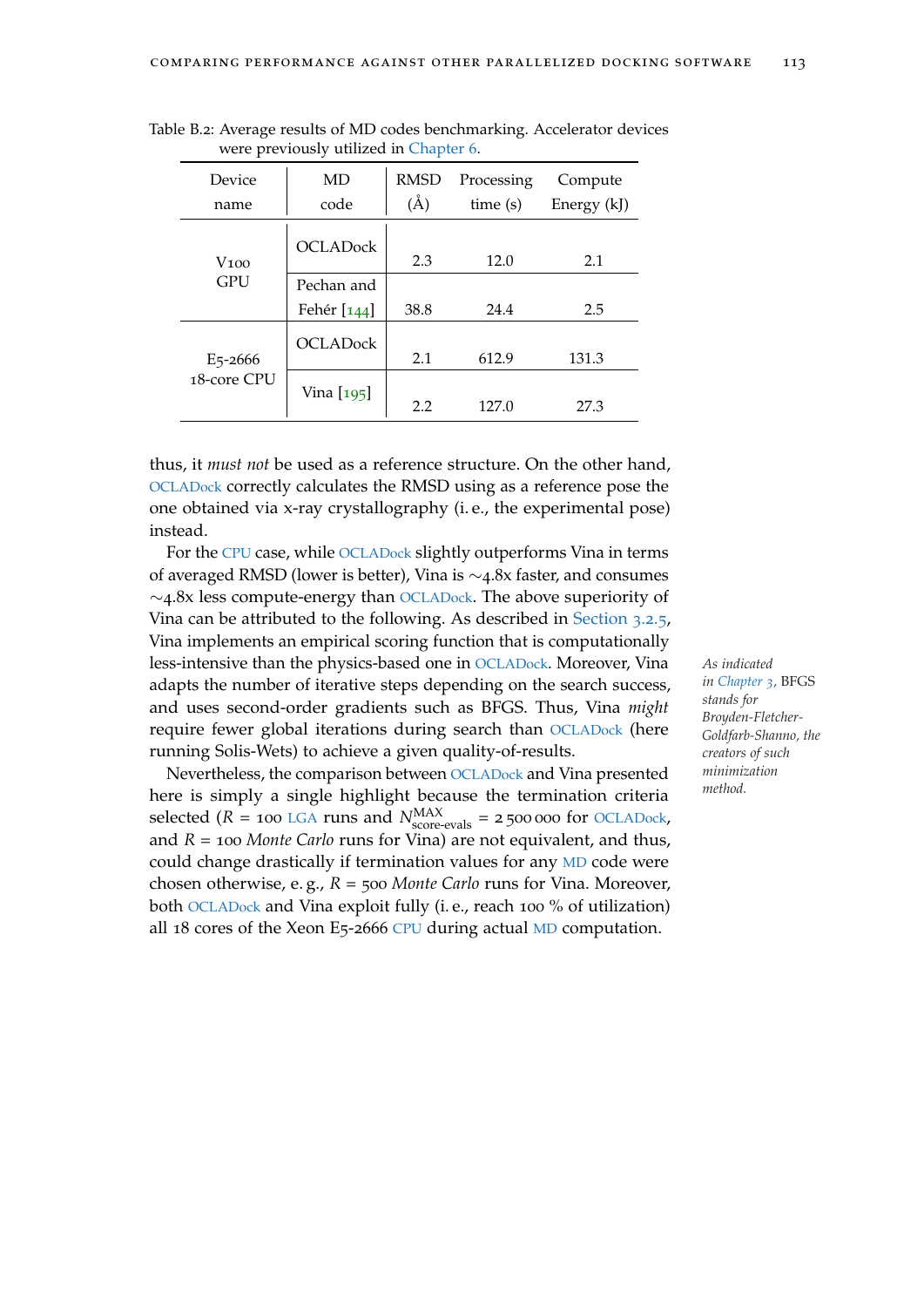Table B.2: Average results of MD codes benchmarking. Accelerator devices were previously utilized in Chapter 6.

| Device name | MD code | RMSD (Å) | Processing time (s) | Compute Energy (kJ) |
|---|---|---|---|---|
| V100 GPU | OCLADock | 2.3 | 12.0 | 2.1 |
| | Pechan and Fehér [144] | 38.8 | 24.4 | 2.5 |
| E5-2666 18-core CPU | OCLADock | 2.1 | 612.9 | 131.3 |
| | Vina [195] | 2.2 | 127.0 | 27.3 |

thus, it *must not* be used as a reference structure. On the other hand, OCLADock correctly calculates the RMSD using as a reference pose the one obtained via x-ray crystallography (i. e., the experimental pose) instead.

For the CPU case, while OCLADock slightly outperforms Vina in terms of averaged RMSD (lower is better), Vina is ∼4.8x faster, and consumes ∼4.8x less compute-energy than OCLADock. The above superiority of Vina can be attributed to the following. As described in Section 3.2.5, Vina implements an empirical scoring function that is computationally less-intensive than the physics-based one in OCLADock. Moreover, Vina adapts the number of iterative steps depending on the search success, and uses second-order gradients such as BFGS. Thus, Vina *might* require fewer global iterations during search than OCLADock (here running Solis-Wets) to achieve a given quality-of-results.

*As indicated in Chapter 3,* BFGS *stands for Broyden-Fletcher-Goldfarb-Shanno, the creators of such minimization method.*

Nevertheless, the comparison between OCLADock and Vina presented here is simply a single highlight because the termination criteria selected ($R$ = 100 LGA runs and $N^{\text{MAX}}_{\text{score-evals}}$ = 2 500 000 for OCLADock, and $R$ = 100 *Monte Carlo* runs for Vina) are not equivalent, and thus, could change drastically if termination values for any MD code were chosen otherwise, e. g., $R$ = 500 *Monte Carlo* runs for Vina. Moreover, both OCLADock and Vina exploit fully (i. e., reach 100 % of utilization) all 18 cores of the Xeon E5-2666 CPU during actual MD computation.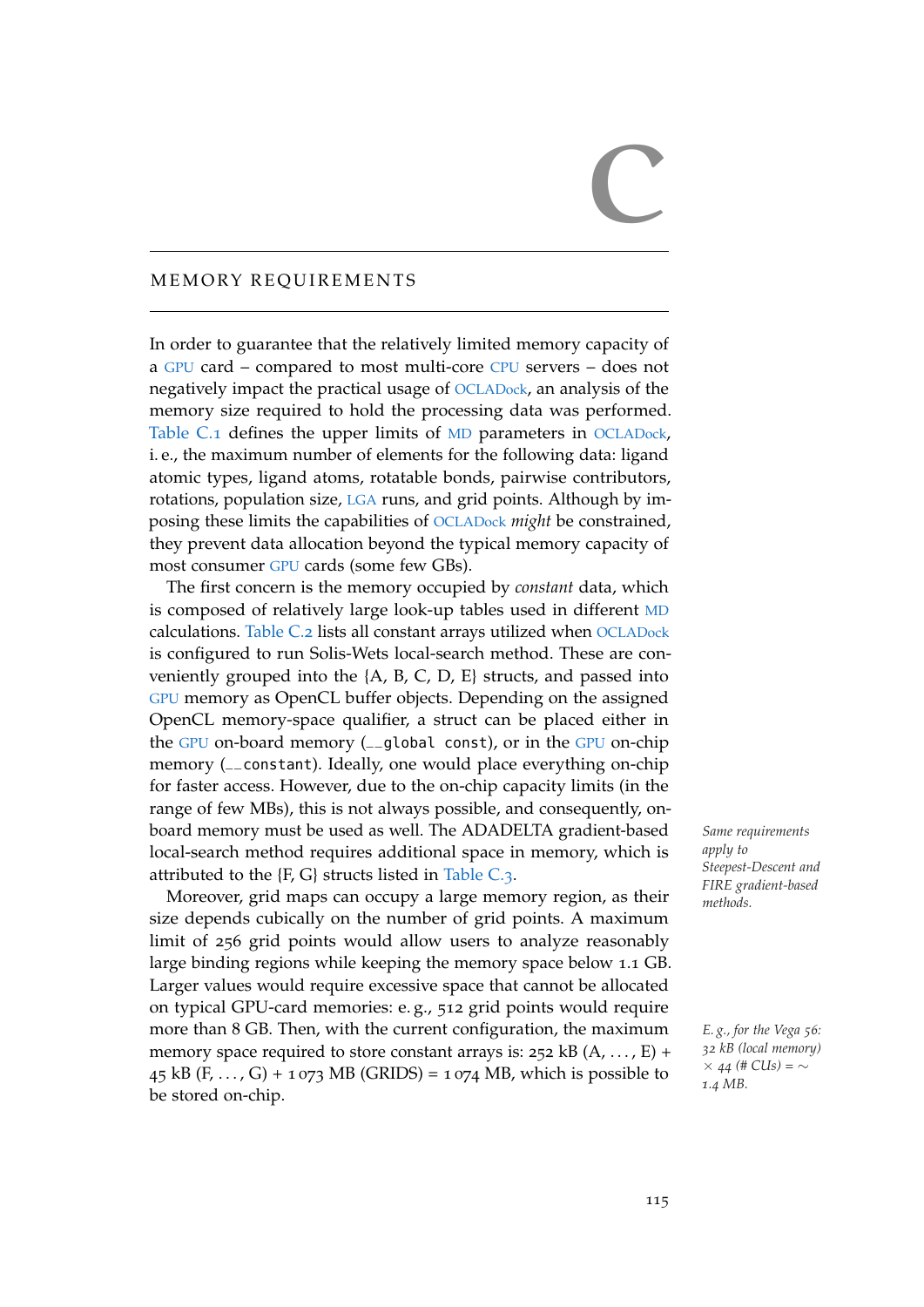# C

## MEMORY REQUIREMENTS

In order to guarantee that the relatively limited memory capacity of a GPU card – compared to most multi-core CPU servers – does not negatively impact the practical usage of OCLADock, an analysis of the memory size required to hold the processing data was performed. Table C.1 defines the upper limits of MD parameters in OCLADock, i. e., the maximum number of elements for the following data: ligand atomic types, ligand atoms, rotatable bonds, pairwise contributors, rotations, population size, LGA runs, and grid points. Although by imposing these limits the capabilities of OCLADock *might* be constrained, they prevent data allocation beyond the typical memory capacity of most consumer GPU cards (some few GBs).

The first concern is the memory occupied by *constant* data, which is composed of relatively large look-up tables used in different MD calculations. Table C.2 lists all constant arrays utilized when OCLADock is configured to run Solis-Wets local-search method. These are conveniently grouped into the {A, B, C, D, E} structs, and passed into GPU memory as OpenCL buffer objects. Depending on the assigned OpenCL memory-space qualifier, a struct can be placed either in the GPU on-board memory (`__global const`), or in the GPU on-chip memory (`__constant`). Ideally, one would place everything on-chip for faster access. However, due to the on-chip capacity limits (in the range of few MBs), this is not always possible, and consequently, on-board memory must be used as well. The ADADELTA gradient-based local-search method requires additional space in memory, which is attributed to the {F, G} structs listed in Table C.3.

*Same requirements apply to Steepest-Descent and FIRE gradient-based methods.*

Moreover, grid maps can occupy a large memory region, as their size depends cubically on the number of grid points. A maximum limit of 256 grid points would allow users to analyze reasonably large binding regions while keeping the memory space below 1.1 GB. Larger values would require excessive space that cannot be allocated on typical GPU-card memories: e. g., 512 grid points would require more than 8 GB. Then, with the current configuration, the maximum memory space required to store constant arrays is: 252 kB (A, . . . , E) + 45 kB (F, . . . , G) + 1 073 MB (GRIDS) = 1 074 MB, which is possible to be stored on-chip.

*E. g., for the Vega 56: 32 kB (local memory) × 44 (# CUs) = ∼ 1.4 MB.*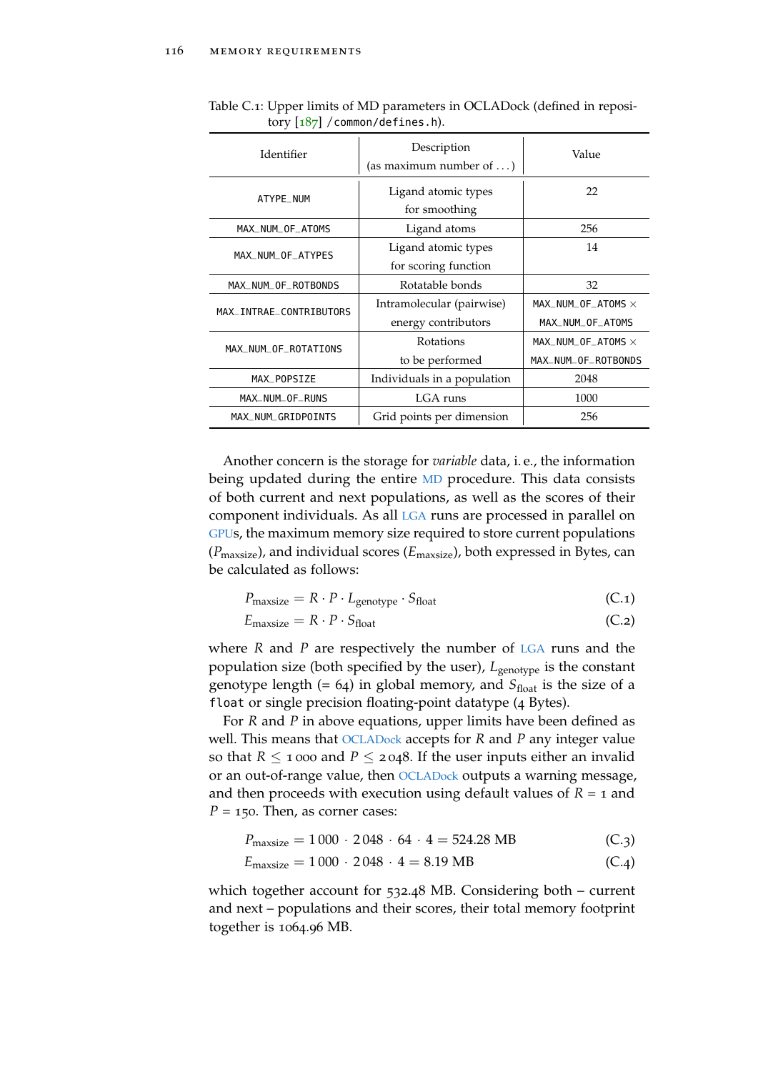Table C.1: Upper limits of MD parameters in OCLADock (defined in repository [187] `/common/defines.h`).

| Identifier | Description (as maximum number of ...) | Value |
|---|---|---|
| `ATYPE_NUM` | Ligand atomic types for smoothing | 22 |
| `MAX_NUM_OF_ATOMS` | Ligand atoms | 256 |
| `MAX_NUM_OF_ATYPES` | Ligand atomic types for scoring function | 14 |
| `MAX_NUM_OF_ROTBONDS` | Rotatable bonds | 32 |
| `MAX_INTRAE_CONTRIBUTORS` | Intramolecular (pairwise) energy contributors | `MAX_NUM_OF_ATOMS` × `MAX_NUM_OF_ATOMS` |
| `MAX_NUM_OF_ROTATIONS` | Rotations to be performed | `MAX_NUM_OF_ATOMS` × `MAX_NUM_OF_ROTBONDS` |
| `MAX_POPSIZE` | Individuals in a population | 2048 |
| `MAX_NUM_OF_RUNS` | LGA runs | 1000 |
| `MAX_NUM_GRIDPOINTS` | Grid points per dimension | 256 |

Another concern is the storage for *variable* data, i. e., the information being updated during the entire MD procedure. This data consists of both current and next populations, as well as the scores of their component individuals. As all LGA runs are processed in parallel on GPUs, the maximum memory size required to store current populations ($P_{\text{maxsize}}$), and individual scores ($E_{\text{maxsize}}$), both expressed in Bytes, can be calculated as follows:

$$P_{\text{maxsize}} = R \cdot P \cdot L_{\text{genotype}} \cdot S_{\text{float}} \tag{C.1}$$

$$E_{\text{maxsize}} = R \cdot P \cdot S_{\text{float}} \tag{C.2}$$

where $R$ and $P$ are respectively the number of LGA runs and the population size (both specified by the user), $L_{\text{genotype}}$ is the constant genotype length (= 64) in global memory, and $S_{\text{float}}$ is the size of a `float` or single precision floating-point datatype (4 Bytes).

For $R$ and $P$ in above equations, upper limits have been defined as well. This means that OCLADock accepts for $R$ and $P$ any integer value so that $R \leq 1\,000$ and $P \leq 2\,048$. If the user inputs either an invalid or an out-of-range value, then OCLADock outputs a warning message, and then proceeds with execution using default values of $R$ = 1 and $P$ = 150. Then, as corner cases:

$$P_{\text{maxsize}} = 1\,000 \cdot 2\,048 \cdot 64 \cdot 4 = 524.28 \text{ MB} \tag{C.3}$$

$$E_{\text{maxsize}} = 1\,000 \cdot 2\,048 \cdot 4 = 8.19 \text{ MB} \tag{C.4}$$

which together account for 532.48 MB. Considering both – current and next – populations and their scores, their total memory footprint together is 1064.96 MB.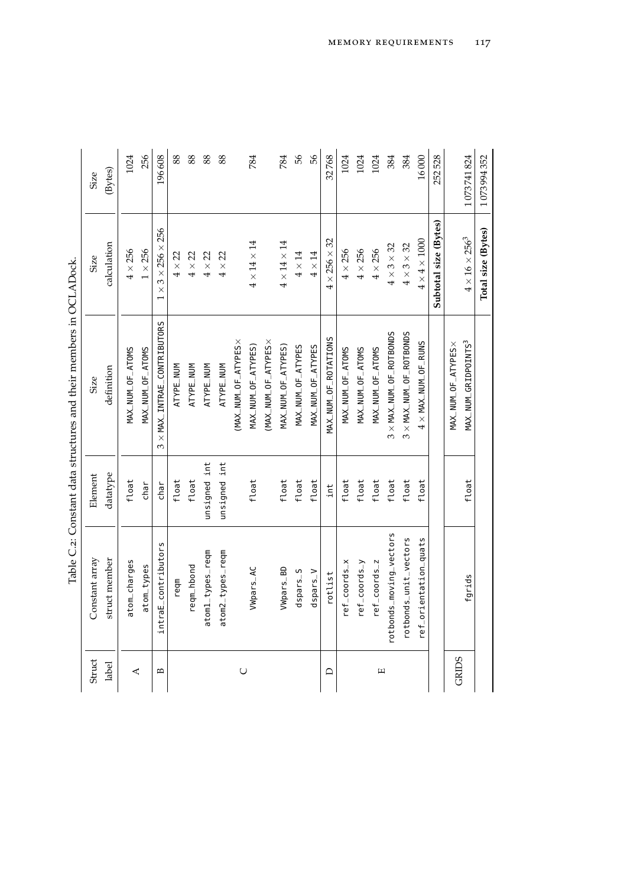Table C.2: Constant data structures and their members in OCLADock.

| Struct label | Constant array struct member | Element datatype | Size definition | Size calculation | Size (Bytes) |
|---|---|---|---|---|---|
| A | atom_charges | float | MAX_NUM_OF_ATOMS | $4 \times 256$ | 1024 |
| | atom_types | char | MAX_NUM_OF_ATOMS | $1 \times 256$ | 256 |
| B | intraE_contributors | char | $3 \times$ MAX_INTRAE_CONTRIBUTORS | $1 \times 3 \times 256 \times 256$ | 196608 |
| C | reqm | float | ATYPE_NUM | $4 \times 22$ | 88 |
| | reqm_hbond | float | ATYPE_NUM | $4 \times 22$ | 88 |
| | atom1_types_reqm | unsigned int | ATYPE_NUM | $4 \times 22$ | 88 |
| | atom2_types_reqm | unsigned int | ATYPE_NUM | $4 \times 22$ | 88 |
| | VWpars_AC | float | (MAX_NUM_OF_ATYPES $\times$ MAX_NUM_OF_ATYPES) | $4 \times 14 \times 14$ | 784 |
| | VWpars_BD | float | (MAX_NUM_OF_ATYPES $\times$ MAX_NUM_OF_ATYPES) | $4 \times 14 \times 14$ | 784 |
| | dspars_S | float | MAX_NUM_OF_ATYPES | $4 \times 14$ | 56 |
| | dspars_V | float | MAX_NUM_OF_ATYPES | $4 \times 14$ | 56 |
| D | rotlist | int | MAX_NUM_OF_ROTATIONS | $4 \times 256 \times 32$ | 32768 |
| E | ref_coords_x | float | MAX_NUM_OF_ATOMS | $4 \times 256$ | 1024 |
| | ref_coords_y | float | MAX_NUM_OF_ATOMS | $4 \times 256$ | 1024 |
| | ref_coords_z | float | MAX_NUM_OF_ATOMS | $4 \times 256$ | 1024 |
| | rotbonds_moving_vectors | float | $3 \times$ MAX_NUM_OF_ROTBONDS | $4 \times 3 \times 32$ | 384 |
| | rotbonds_unit_vectors | float | $3 \times$ MAX_NUM_OF_ROTBONDS | $4 \times 3 \times 32$ | 384 |
| | ref_orientation_quats | float | $4 \times$ MAX_NUM_OF_RUNS | $4 \times 4 \times 1000$ | 16000 |
| | | | | **Subtotal size (Bytes)** | 252528 |
| GRIDS | fgrids | float | MAX_NUM_OF_ATYPES $\times$ MAX_NUM_GRIDPOINTS$^3$ | $4 \times 16 \times 256^3$ | 1073741824 |
| | | | | **Total size (Bytes)** | 1073994352 |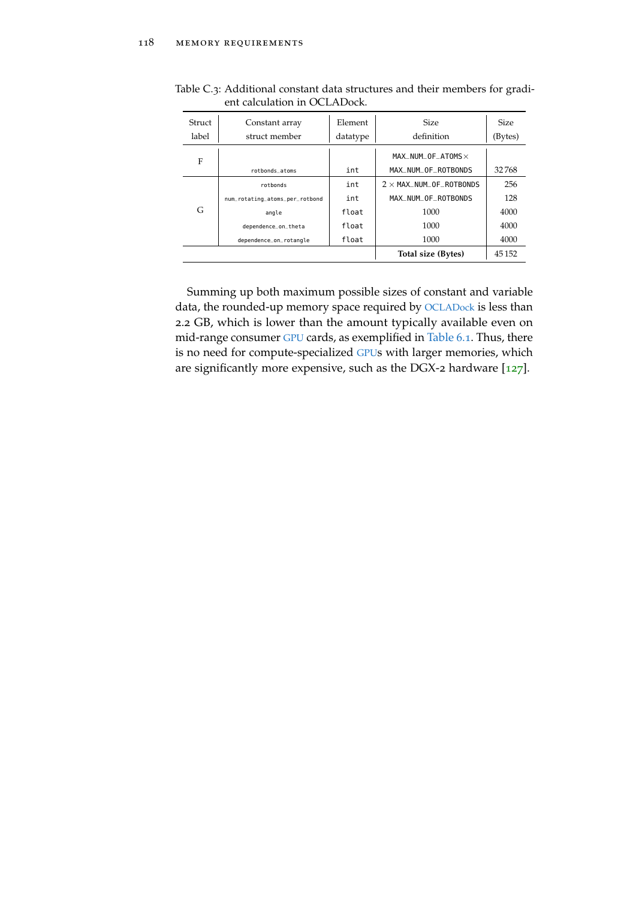Table C.3: Additional constant data structures and their members for gradient calculation in OCLADock.

| Struct label | Constant array struct member | Element datatype | Size definition | Size (Bytes) |
|---|---|---|---|---|
| F | rotbonds_atoms | int | MAX_NUM_OF_ATOMS $\times$ MAX_NUM_OF_ROTBONDS | 32 768 |
| G | rotbonds | int | $2 \times$ MAX_NUM_OF_ROTBONDS | 256 |
| | num_rotating_atoms_per_rotbond | int | MAX_NUM_OF_ROTBONDS | 128 |
| | angle | float | 1000 | 4000 |
| | dependence_on_theta | float | 1000 | 4000 |
| | dependence_on_rotangle | float | 1000 | 4000 |
| | | | **Total size (Bytes)** | 45 152 |

Summing up both maximum possible sizes of constant and variable data, the rounded-up memory space required by OCLADock is less than 2.2 GB, which is lower than the amount typically available even on mid-range consumer GPU cards, as exemplified in Table 6.1. Thus, there is no need for compute-specialized GPUs with larger memories, which are significantly more expensive, such as the DGX-2 hardware [127].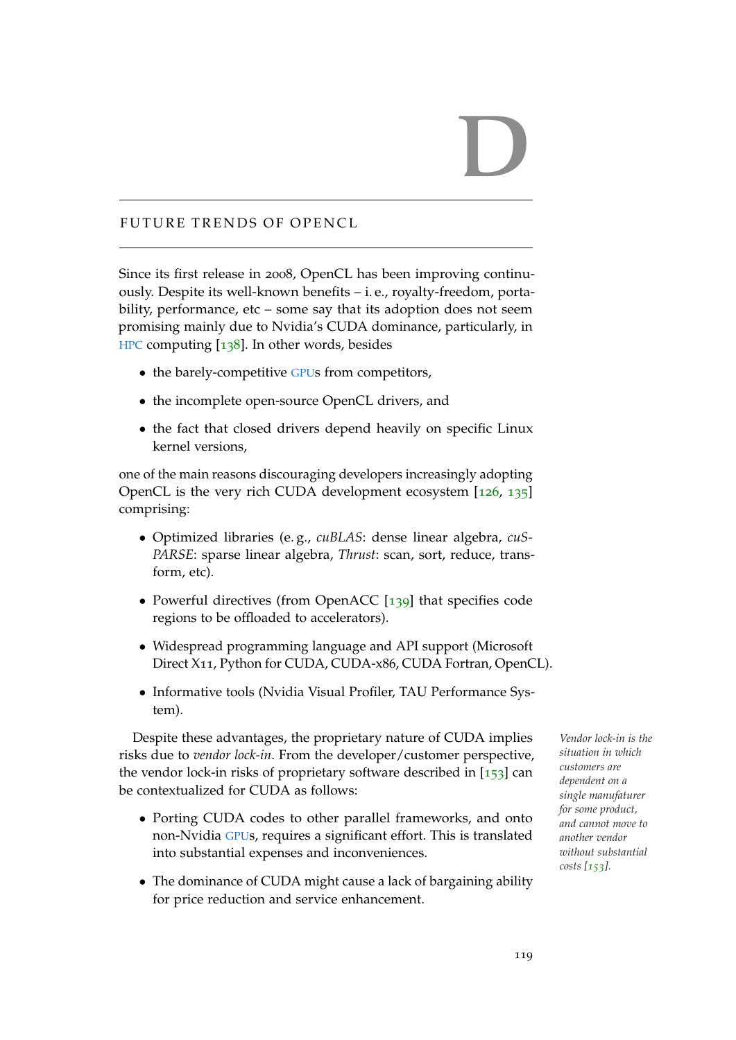# D

## FUTURE TRENDS OF OPENCL

Since its first release in 2008, OpenCL has been improving continuously. Despite its well-known benefits – i. e., royalty-freedom, portability, performance, etc – some say that its adoption does not seem promising mainly due to Nvidia's CUDA dominance, particularly, in HPC computing [138]. In other words, besides

- the barely-competitive GPUs from competitors,
- the incomplete open-source OpenCL drivers, and
- the fact that closed drivers depend heavily on specific Linux kernel versions,

one of the main reasons discouraging developers increasingly adopting OpenCL is the very rich CUDA development ecosystem [126, 135] comprising:

- Optimized libraries (e. g., *cuBLAS*: dense linear algebra, *cuSPARSE*: sparse linear algebra, *Thrust*: scan, sort, reduce, transform, etc).
- Powerful directives (from OpenACC [139] that specifies code regions to be offloaded to accelerators).
- Widespread programming language and API support (Microsoft Direct X11, Python for CUDA, CUDA-x86, CUDA Fortran, OpenCL).
- Informative tools (Nvidia Visual Profiler, TAU Performance System).

Despite these advantages, the proprietary nature of CUDA implies risks due to *vendor lock-in*. From the developer/customer perspective, the vendor lock-in risks of proprietary software described in [153] can be contextualized for CUDA as follows:

*Vendor lock-in is the situation in which customers are dependent on a single manufaturer for some product, and cannot move to another vendor without substantial costs [153].*

- Porting CUDA codes to other parallel frameworks, and onto non-Nvidia GPUs, requires a significant effort. This is translated into substantial expenses and inconveniences.
- The dominance of CUDA might cause a lack of bargaining ability for price reduction and service enhancement.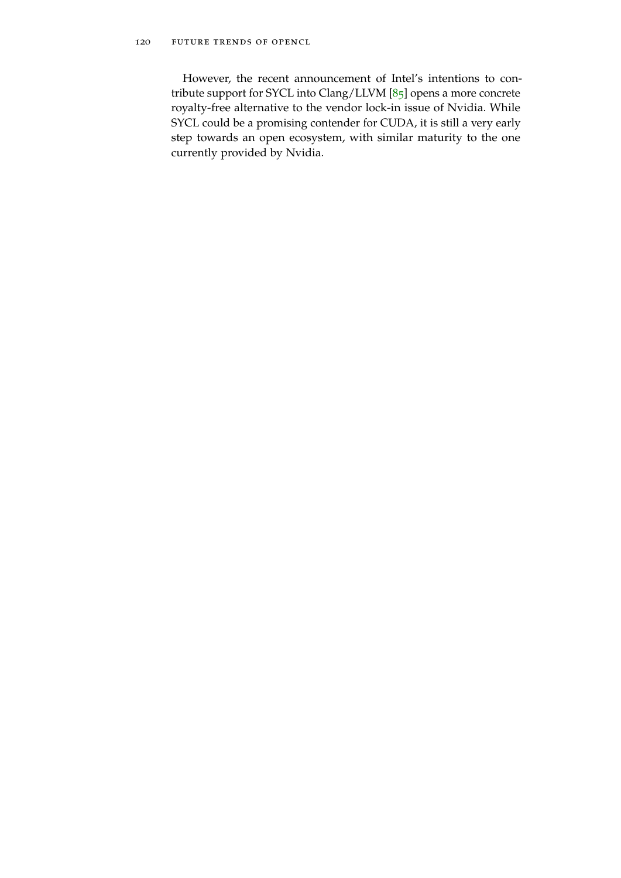However, the recent announcement of Intel's intentions to contribute support for SYCL into Clang/LLVM [85] opens a more concrete royalty-free alternative to the vendor lock-in issue of Nvidia. While SYCL could be a promising contender for CUDA, it is still a very early step towards an open ecosystem, with similar maturity to the one currently provided by Nvidia.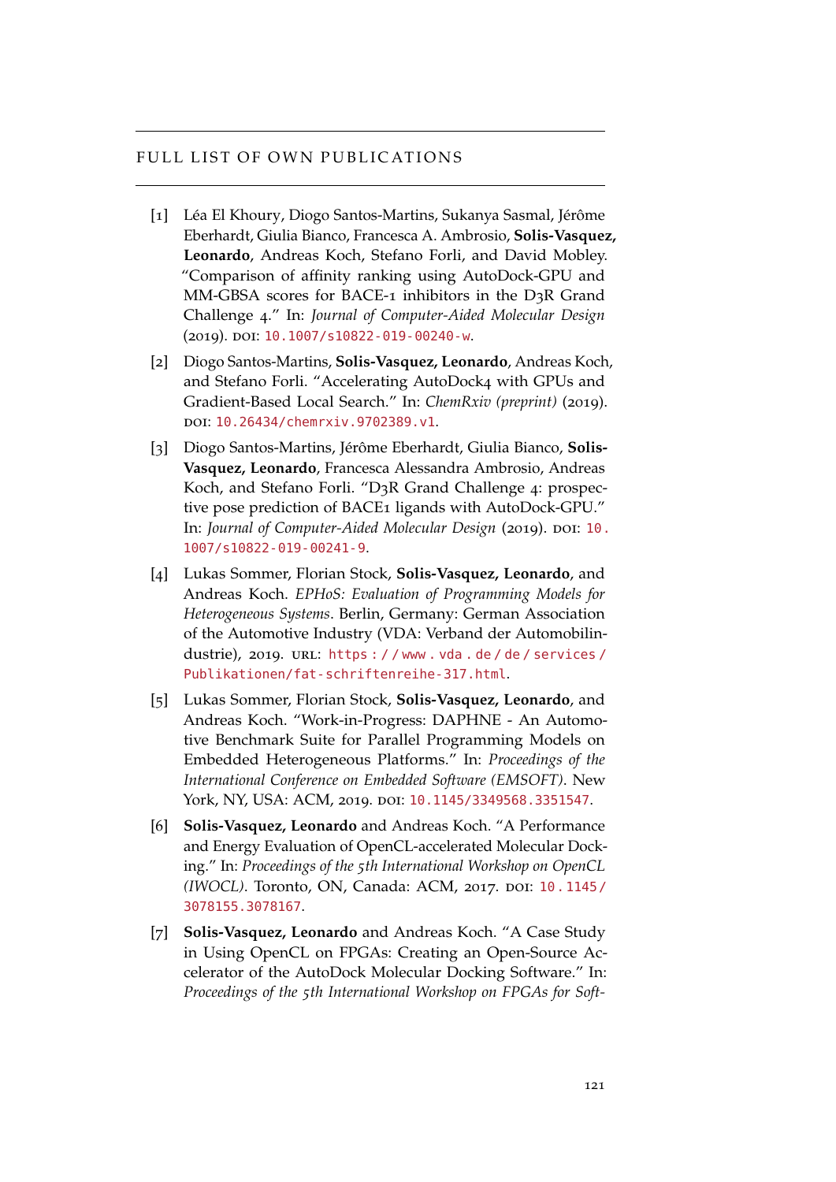# FULL LIST OF OWN PUBLICATIONS

[1] Léa El Khoury, Diogo Santos-Martins, Sukanya Sasmal, Jérôme Eberhardt, Giulia Bianco, Francesca A. Ambrosio, **Solis-Vasquez, Leonardo**, Andreas Koch, Stefano Forli, and David Mobley. "Comparison of affinity ranking using AutoDock-GPU and MM-GBSA scores for BACE-1 inhibitors in the D3R Grand Challenge 4." In: *Journal of Computer-Aided Molecular Design* (2019). DOI: 10.1007/s10822-019-00240-w.

[2] Diogo Santos-Martins, **Solis-Vasquez, Leonardo**, Andreas Koch, and Stefano Forli. "Accelerating AutoDock4 with GPUs and Gradient-Based Local Search." In: *ChemRxiv (preprint)* (2019). DOI: 10.26434/chemrxiv.9702389.v1.

[3] Diogo Santos-Martins, Jérôme Eberhardt, Giulia Bianco, **Solis-Vasquez, Leonardo**, Francesca Alessandra Ambrosio, Andreas Koch, and Stefano Forli. "D3R Grand Challenge 4: prospective pose prediction of BACE1 ligands with AutoDock-GPU." In: *Journal of Computer-Aided Molecular Design* (2019). DOI: 10.1007/s10822-019-00241-9.

[4] Lukas Sommer, Florian Stock, **Solis-Vasquez, Leonardo**, and Andreas Koch. *EPHoS: Evaluation of Programming Models for Heterogeneous Systems*. Berlin, Germany: German Association of the Automotive Industry (VDA: Verband der Automobilindustrie), 2019. URL: https://www.vda.de/de/services/Publikationen/fat-schriftenreihe-317.html.

[5] Lukas Sommer, Florian Stock, **Solis-Vasquez, Leonardo**, and Andreas Koch. "Work-in-Progress: DAPHNE - An Automotive Benchmark Suite for Parallel Programming Models on Embedded Heterogeneous Platforms." In: *Proceedings of the International Conference on Embedded Software (EMSOFT)*. New York, NY, USA: ACM, 2019. DOI: 10.1145/3349568.3351547.

[6] **Solis-Vasquez, Leonardo** and Andreas Koch. "A Performance and Energy Evaluation of OpenCL-accelerated Molecular Docking." In: *Proceedings of the 5th International Workshop on OpenCL (IWOCL)*. Toronto, ON, Canada: ACM, 2017. DOI: 10.1145/3078155.3078167.

[7] **Solis-Vasquez, Leonardo** and Andreas Koch. "A Case Study in Using OpenCL on FPGAs: Creating an Open-Source Accelerator of the AutoDock Molecular Docking Software." In: *Proceedings of the 5th International Workshop on FPGAs for Soft-*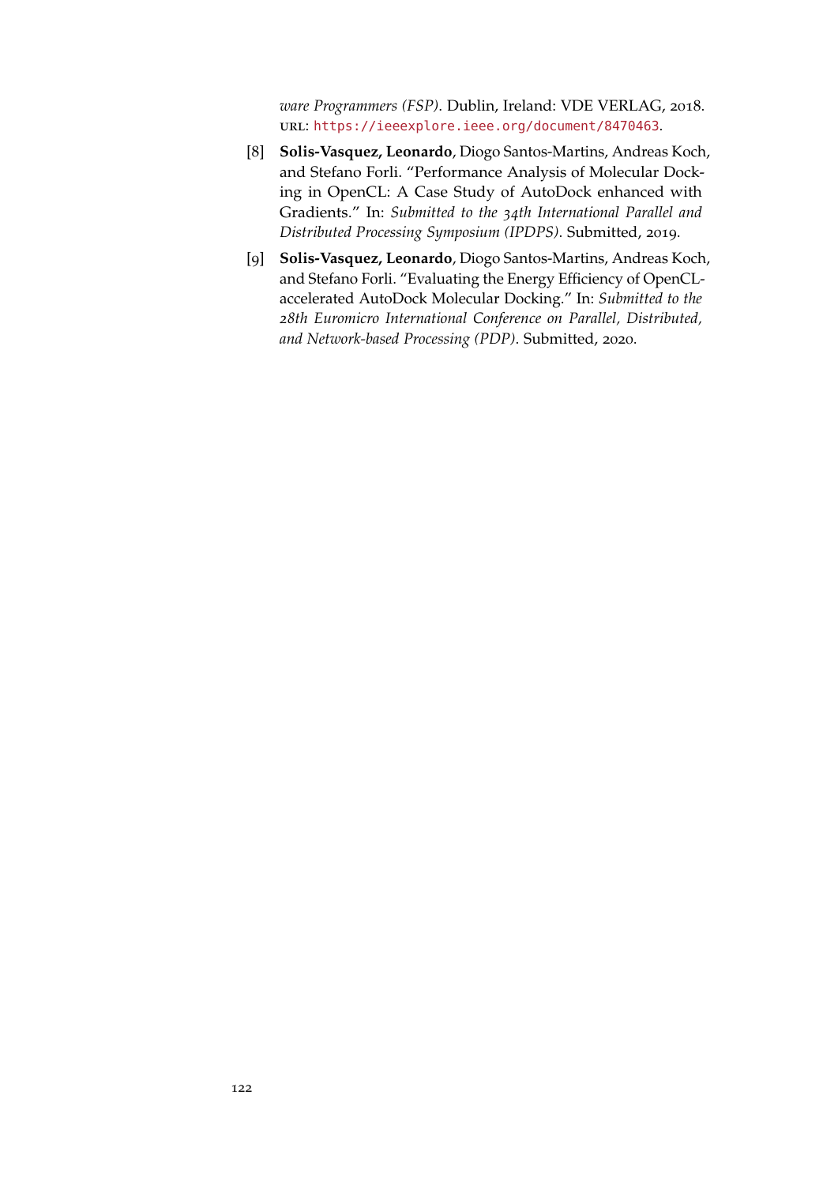*ware Programmers (FSP)*. Dublin, Ireland: VDE VERLAG, 2018. URL: https://ieeexplore.ieee.org/document/8470463.

[8] **Solis-Vasquez, Leonardo**, Diogo Santos-Martins, Andreas Koch, and Stefano Forli. "Performance Analysis of Molecular Docking in OpenCL: A Case Study of AutoDock enhanced with Gradients." In: *Submitted to the 34th International Parallel and Distributed Processing Symposium (IPDPS)*. Submitted, 2019.

[9] **Solis-Vasquez, Leonardo**, Diogo Santos-Martins, Andreas Koch, and Stefano Forli. "Evaluating the Energy Efficiency of OpenCL-accelerated AutoDock Molecular Docking." In: *Submitted to the 28th Euromicro International Conference on Parallel, Distributed, and Network-based Processing (PDP)*. Submitted, 2020.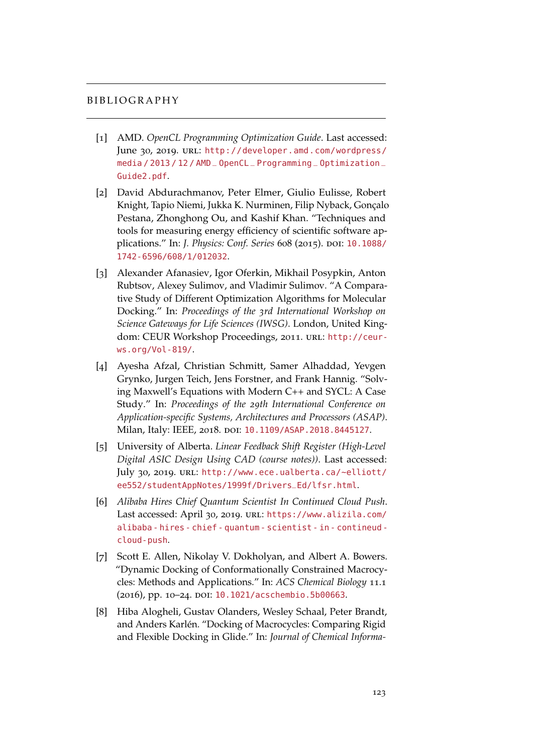# BIBLIOGRAPHY

[1] AMD. *OpenCL Programming Optimization Guide*. Last accessed: June 30, 2019. URL: http://developer.amd.com/wordpress/media/2013/12/AMD_OpenCL_Programming_Optimization_Guide2.pdf.

[2] David Abdurachmanov, Peter Elmer, Giulio Eulisse, Robert Knight, Tapio Niemi, Jukka K. Nurminen, Filip Nyback, Gonçalo Pestana, Zhonghong Ou, and Kashif Khan. "Techniques and tools for measuring energy efficiency of scientific software applications." In: *J. Physics: Conf. Series* 608 (2015). DOI: 10.1088/1742-6596/608/1/012032.

[3] Alexander Afanasiev, Igor Oferkin, Mikhail Posypkin, Anton Rubtsov, Alexey Sulimov, and Vladimir Sulimov. "A Comparative Study of Different Optimization Algorithms for Molecular Docking." In: *Proceedings of the 3rd International Workshop on Science Gateways for Life Sciences (IWSG)*. London, United Kingdom: CEUR Workshop Proceedings, 2011. URL: http://ceur-ws.org/Vol-819/.

[4] Ayesha Afzal, Christian Schmitt, Samer Alhaddad, Yevgen Grynko, Jurgen Teich, Jens Forstner, and Frank Hannig. "Solving Maxwell's Equations with Modern C++ and SYCL: A Case Study." In: *Proceedings of the 29th International Conference on Application-specific Systems, Architectures and Processors (ASAP)*. Milan, Italy: IEEE, 2018. DOI: 10.1109/ASAP.2018.8445127.

[5] University of Alberta. *Linear Feedback Shift Register (High-Level Digital ASIC Design Using CAD (course notes))*. Last accessed: July 30, 2019. URL: http://www.ece.ualberta.ca/~elliott/ee552/studentAppNotes/1999f/Drivers_Ed/lfsr.html.

[6] *Alibaba Hires Chief Quantum Scientist In Continued Cloud Push*. Last accessed: April 30, 2019. URL: https://www.alizila.com/alibaba-hires-chief-quantum-scientist-in-contineud-cloud-push.

[7] Scott E. Allen, Nikolay V. Dokholyan, and Albert A. Bowers. "Dynamic Docking of Conformationally Constrained Macrocycles: Methods and Applications." In: *ACS Chemical Biology* 11.1 (2016), pp. 10–24. DOI: 10.1021/acschembio.5b00663.

[8] Hiba Alogheli, Gustav Olanders, Wesley Schaal, Peter Brandt, and Anders Karlén. "Docking of Macrocycles: Comparing Rigid and Flexible Docking in Glide." In: *Journal of Chemical Informa-*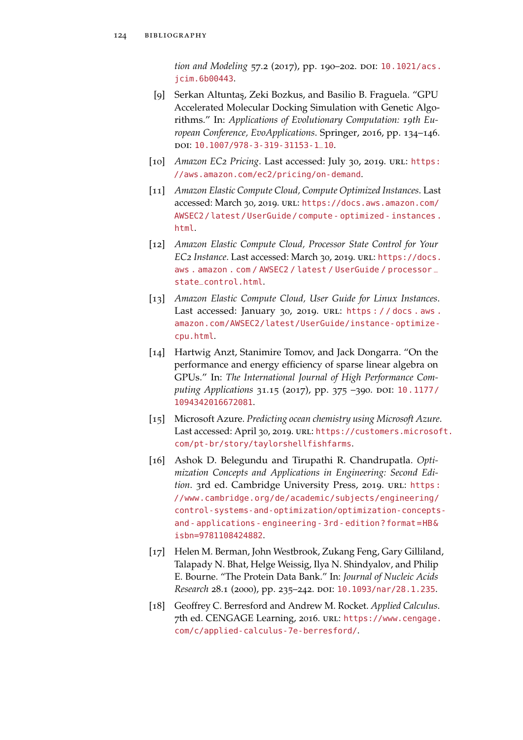*tion and Modeling* 57.2 (2017), pp. 190–202. DOI: 10.1021/acs.jcim.6b00443.

[9] Serkan Altuntaş, Zeki Bozkus, and Basilio B. Fraguela. “GPU Accelerated Molecular Docking Simulation with Genetic Algorithms.” In: *Applications of Evolutionary Computation: 19th European Conference, EvoApplications*. Springer, 2016, pp. 134–146. DOI: 10.1007/978-3-319-31153-1_10.

[10] *Amazon EC2 Pricing*. Last accessed: July 30, 2019. URL: https://aws.amazon.com/ec2/pricing/on-demand.

[11] *Amazon Elastic Compute Cloud, Compute Optimized Instances*. Last accessed: March 30, 2019. URL: https://docs.aws.amazon.com/AWSEC2/latest/UserGuide/compute-optimized-instances.html.

[12] *Amazon Elastic Compute Cloud, Processor State Control for Your EC2 Instance*. Last accessed: March 30, 2019. URL: https://docs.aws.amazon.com/AWSEC2/latest/UserGuide/processor_state_control.html.

[13] *Amazon Elastic Compute Cloud, User Guide for Linux Instances*. Last accessed: January 30, 2019. URL: https://docs.aws.amazon.com/AWSEC2/latest/UserGuide/instance-optimize-cpu.html.

[14] Hartwig Anzt, Stanimire Tomov, and Jack Dongarra. “On the performance and energy efficiency of sparse linear algebra on GPUs.” In: *The International Journal of High Performance Computing Applications* 31.15 (2017), pp. 375 –390. DOI: 10.1177/1094342016672081.

[15] Microsoft Azure. *Predicting ocean chemistry using Microsoft Azure*. Last accessed: April 30, 2019. URL: https://customers.microsoft.com/pt-br/story/taylorshellfishfarms.

[16] Ashok D. Belegundu and Tirupathi R. Chandrupatla. *Optimization Concepts and Applications in Engineering: Second Edition*. 3rd ed. Cambridge University Press, 2019. URL: https://www.cambridge.org/de/academic/subjects/engineering/control-systems-and-optimization/optimization-concepts-and-applications-engineering-3rd-edition?format=HB&isbn=9781108424882.

[17] Helen M. Berman, John Westbrook, Zukang Feng, Gary Gilliland, Talapady N. Bhat, Helge Weissig, Ilya N. Shindyalov, and Philip E. Bourne. “The Protein Data Bank.” In: *Journal of Nucleic Acids Research* 28.1 (2000), pp. 235–242. DOI: 10.1093/nar/28.1.235.

[18] Geoffrey C. Berresford and Andrew M. Rocket. *Applied Calculus*. 7th ed. CENGAGE Learning, 2016. URL: https://www.cengage.com/c/applied-calculus-7e-berresford/.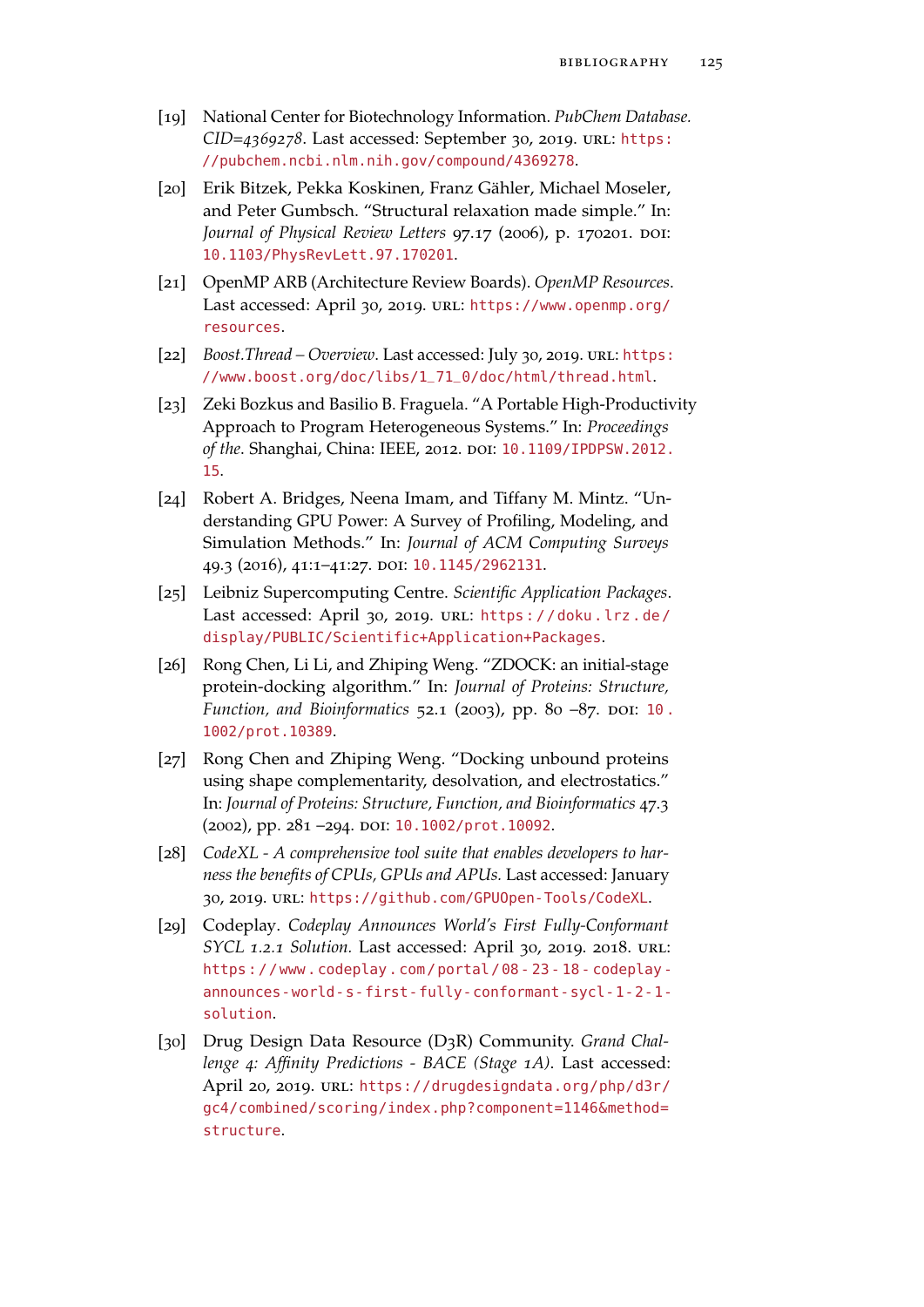[19] National Center for Biotechnology Information. *PubChem Database. CID=4369278*. Last accessed: September 30, 2019. URL: https://pubchem.ncbi.nlm.nih.gov/compound/4369278.

[20] Erik Bitzek, Pekka Koskinen, Franz Gähler, Michael Moseler, and Peter Gumbsch. "Structural relaxation made simple." In: *Journal of Physical Review Letters* 97.17 (2006), p. 170201. DOI: 10.1103/PhysRevLett.97.170201.

[21] OpenMP ARB (Architecture Review Boards). *OpenMP Resources*. Last accessed: April 30, 2019. URL: https://www.openmp.org/resources.

[22] *Boost.Thread – Overview*. Last accessed: July 30, 2019. URL: https://www.boost.org/doc/libs/1_71_0/doc/html/thread.html.

[23] Zeki Bozkus and Basilio B. Fraguela. "A Portable High-Productivity Approach to Program Heterogeneous Systems." In: *Proceedings of the*. Shanghai, China: IEEE, 2012. DOI: 10.1109/IPDPSW.2012.15.

[24] Robert A. Bridges, Neena Imam, and Tiffany M. Mintz. "Understanding GPU Power: A Survey of Profiling, Modeling, and Simulation Methods." In: *Journal of ACM Computing Surveys* 49.3 (2016), 41:1–41:27. DOI: 10.1145/2962131.

[25] Leibniz Supercomputing Centre. *Scientific Application Packages*. Last accessed: April 30, 2019. URL: https://doku.lrz.de/display/PUBLIC/Scientific+Application+Packages.

[26] Rong Chen, Li Li, and Zhiping Weng. "ZDOCK: an initial-stage protein-docking algorithm." In: *Journal of Proteins: Structure, Function, and Bioinformatics* 52.1 (2003), pp. 80 –87. DOI: 10.1002/prot.10389.

[27] Rong Chen and Zhiping Weng. "Docking unbound proteins using shape complementarity, desolvation, and electrostatics." In: *Journal of Proteins: Structure, Function, and Bioinformatics* 47.3 (2002), pp. 281 –294. DOI: 10.1002/prot.10092.

[28] *CodeXL - A comprehensive tool suite that enables developers to harness the benefits of CPUs, GPUs and APUs.* Last accessed: January 30, 2019. URL: https://github.com/GPUOpen-Tools/CodeXL.

[29] Codeplay. *Codeplay Announces World's First Fully-Conformant SYCL 1.2.1 Solution.* Last accessed: April 30, 2019. 2018. URL: https://www.codeplay.com/portal/08-23-18-codeplay-announces-world-s-first-fully-conformant-sycl-1-2-1-solution.

[30] Drug Design Data Resource (D3R) Community. *Grand Challenge 4: Affinity Predictions - BACE (Stage 1A)*. Last accessed: April 20, 2019. URL: https://drugdesigndata.org/php/d3r/gc4/combined/scoring/index.php?component=1146&method=structure.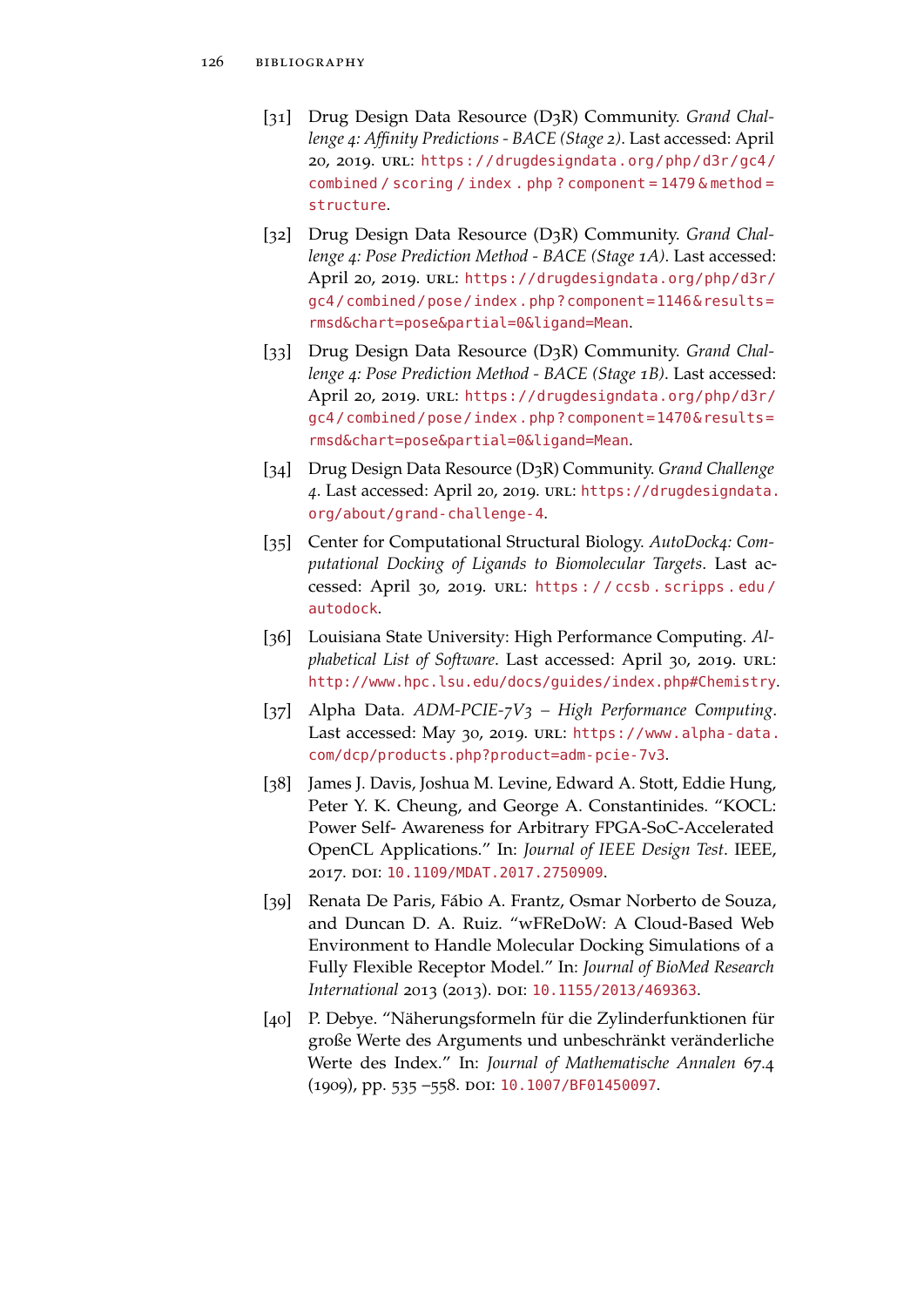[31] Drug Design Data Resource (D3R) Community. *Grand Challenge 4: Affinity Predictions - BACE (Stage 2)*. Last accessed: April 20, 2019. URL: https://drugdesigndata.org/php/d3r/gc4/combined/scoring/index.php?component=1479&method=structure.

[32] Drug Design Data Resource (D3R) Community. *Grand Challenge 4: Pose Prediction Method - BACE (Stage 1A)*. Last accessed: April 20, 2019. URL: https://drugdesigndata.org/php/d3r/gc4/combined/pose/index.php?component=1146&results=rmsd&chart=pose&partial=0&ligand=Mean.

[33] Drug Design Data Resource (D3R) Community. *Grand Challenge 4: Pose Prediction Method - BACE (Stage 1B)*. Last accessed: April 20, 2019. URL: https://drugdesigndata.org/php/d3r/gc4/combined/pose/index.php?component=1470&results=rmsd&chart=pose&partial=0&ligand=Mean.

[34] Drug Design Data Resource (D3R) Community. *Grand Challenge 4*. Last accessed: April 20, 2019. URL: https://drugdesigndata.org/about/grand-challenge-4.

[35] Center for Computational Structural Biology. *AutoDock4: Computational Docking of Ligands to Biomolecular Targets*. Last accessed: April 30, 2019. URL: https://ccsb.scripps.edu/autodock.

[36] Louisiana State University: High Performance Computing. *Alphabetical List of Software*. Last accessed: April 30, 2019. URL: http://www.hpc.lsu.edu/docs/guides/index.php#Chemistry.

[37] Alpha Data. *ADM-PCIE-7V3 – High Performance Computing*. Last accessed: May 30, 2019. URL: https://www.alpha-data.com/dcp/products.php?product=adm-pcie-7v3.

[38] James J. Davis, Joshua M. Levine, Edward A. Stott, Eddie Hung, Peter Y. K. Cheung, and George A. Constantinides. "KOCL: Power Self- Awareness for Arbitrary FPGA-SoC-Accelerated OpenCL Applications." In: *Journal of IEEE Design Test*. IEEE, 2017. DOI: 10.1109/MDAT.2017.2750909.

[39] Renata De Paris, Fábio A. Frantz, Osmar Norberto de Souza, and Duncan D. A. Ruiz. "wFReDoW: A Cloud-Based Web Environment to Handle Molecular Docking Simulations of a Fully Flexible Receptor Model." In: *Journal of BioMed Research International* 2013 (2013). DOI: 10.1155/2013/469363.

[40] P. Debye. "Näherungsformeln für die Zylinderfunktionen für große Werte des Arguments und unbeschränkt veränderliche Werte des Index." In: *Journal of Mathematische Annalen* 67.4 (1909), pp. 535 –558. DOI: 10.1007/BF01450097.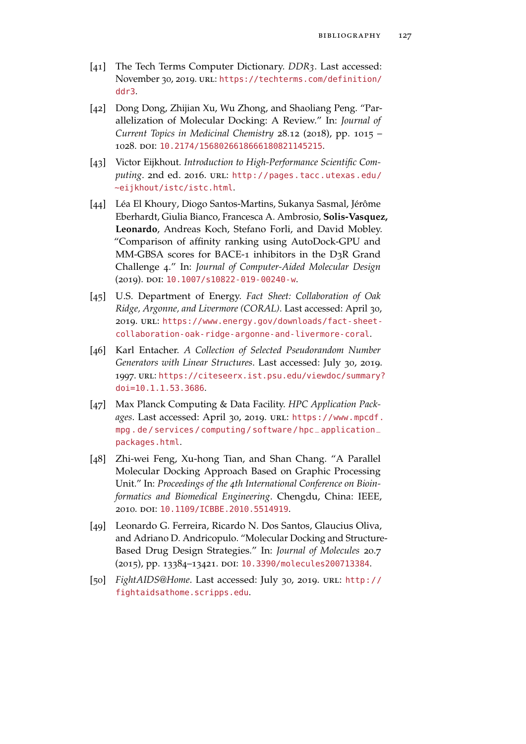[41] The Tech Terms Computer Dictionary. *DDR3*. Last accessed: November 30, 2019. URL: https://techterms.com/definition/ddr3.

[42] Dong Dong, Zhijian Xu, Wu Zhong, and Shaoliang Peng. "Parallelization of Molecular Docking: A Review." In: *Journal of Current Topics in Medicinal Chemistry* 28.12 (2018), pp. 1015 – 1028. DOI: 10.2174/1568026618666180821145215.

[43] Victor Eijkhout. *Introduction to High-Performance Scientific Computing*. 2nd ed. 2016. URL: http://pages.tacc.utexas.edu/~eijkhout/istc/istc.html.

[44] Léa El Khoury, Diogo Santos-Martins, Sukanya Sasmal, Jérôme Eberhardt, Giulia Bianco, Francesca A. Ambrosio, **Solis-Vasquez, Leonardo**, Andreas Koch, Stefano Forli, and David Mobley. "Comparison of affinity ranking using AutoDock-GPU and MM-GBSA scores for BACE-1 inhibitors in the D3R Grand Challenge 4." In: *Journal of Computer-Aided Molecular Design* (2019). DOI: 10.1007/s10822-019-00240-w.

[45] U.S. Department of Energy. *Fact Sheet: Collaboration of Oak Ridge, Argonne, and Livermore (CORAL)*. Last accessed: April 30, 2019. URL: https://www.energy.gov/downloads/fact-sheet-collaboration-oak-ridge-argonne-and-livermore-coral.

[46] Karl Entacher. *A Collection of Selected Pseudorandom Number Generators with Linear Structures*. Last accessed: July 30, 2019. 1997. URL: https://citeseerx.ist.psu.edu/viewdoc/summary?doi=10.1.1.53.3686.

[47] Max Planck Computing & Data Facility. *HPC Application Packages*. Last accessed: April 30, 2019. URL: https://www.mpcdf.mpg.de/services/computing/software/hpc_application_packages.html.

[48] Zhi-wei Feng, Xu-hong Tian, and Shan Chang. "A Parallel Molecular Docking Approach Based on Graphic Processing Unit." In: *Proceedings of the 4th International Conference on Bioinformatics and Biomedical Engineering*. Chengdu, China: IEEE, 2010. DOI: 10.1109/ICBBE.2010.5514919.

[49] Leonardo G. Ferreira, Ricardo N. Dos Santos, Glaucius Oliva, and Adriano D. Andricopulo. "Molecular Docking and Structure-Based Drug Design Strategies." In: *Journal of Molecules* 20.7 (2015), pp. 13384–13421. DOI: 10.3390/molecules200713384.

[50] *FightAIDS@Home*. Last accessed: July 30, 2019. URL: http://fightaidsathome.scripps.edu.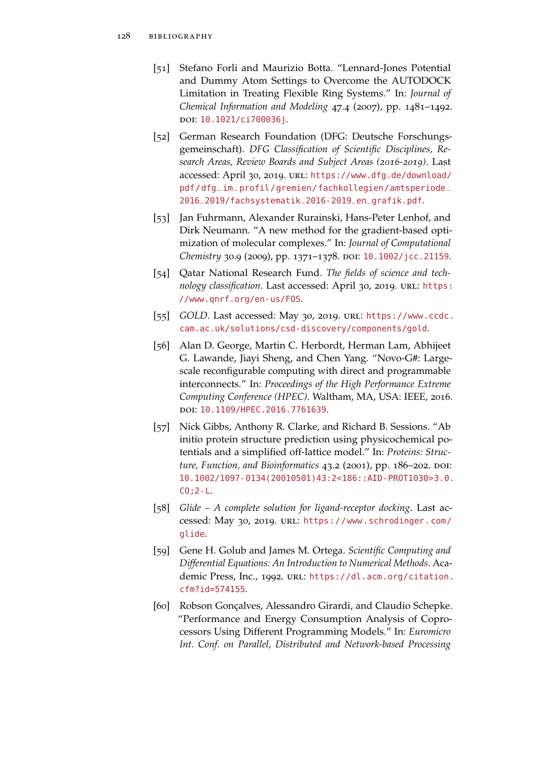[51] Stefano Forli and Maurizio Botta. "Lennard-Jones Potential and Dummy Atom Settings to Overcome the AUTODOCK Limitation in Treating Flexible Ring Systems." In: *Journal of Chemical Information and Modeling* 47.4 (2007), pp. 1481–1492. DOI: 10.1021/ci700036j.

[52] German Research Foundation (DFG: Deutsche Forschungsgemeinschaft). *DFG Classification of Scientific Disciplines, Research Areas, Review Boards and Subject Areas (2016-2019)*. Last accessed: April 30, 2019. URL: https://www.dfg.de/download/pdf/dfg_im_profil/gremien/fachkollegien/amtsperiode_2016_2019/fachsystematik_2016-2019_en_grafik.pdf.

[53] Jan Fuhrmann, Alexander Rurainski, Hans-Peter Lenhof, and Dirk Neumann. "A new method for the gradient-based optimization of molecular complexes." In: *Journal of Computational Chemistry* 30.9 (2009), pp. 1371–1378. DOI: 10.1002/jcc.21159.

[54] Qatar National Research Fund. *The fields of science and technology classification*. Last accessed: April 30, 2019. URL: https://www.qnrf.org/en-us/FOS.

[55] *GOLD*. Last accessed: May 30, 2019. URL: https://www.ccdc.cam.ac.uk/solutions/csd-discovery/components/gold.

[56] Alan D. George, Martin C. Herbordt, Herman Lam, Abhijeet G. Lawande, Jiayi Sheng, and Chen Yang. "Novo-G#: Large-scale reconfigurable computing with direct and programmable interconnects." In: *Proceedings of the High Performance Extreme Computing Conference (HPEC)*. Waltham, MA, USA: IEEE, 2016. DOI: 10.1109/HPEC.2016.7761639.

[57] Nick Gibbs, Anthony R. Clarke, and Richard B. Sessions. "Ab initio protein structure prediction using physicochemical potentials and a simplified off-lattice model." In: *Proteins: Structure, Function, and Bioinformatics* 43.2 (2001), pp. 186–202. DOI: 10.1002/1097-0134(20010501)43:2<186::AID-PROT1030>3.0.CO;2-L.

[58] *Glide – A complete solution for ligand-receptor docking*. Last accessed: May 30, 2019. URL: https://www.schrodinger.com/glide.

[59] Gene H. Golub and James M. Ortega. *Scientific Computing and Differential Equations: An Introduction to Numerical Methods*. Academic Press, Inc., 1992. URL: https://dl.acm.org/citation.cfm?id=574155.

[60] Robson Gonçalves, Alessandro Girardi, and Claudio Schepke. "Performance and Energy Consumption Analysis of Coprocessors Using Different Programming Models." In: *Euromicro Int. Conf. on Parallel, Distributed and Network-based Processing*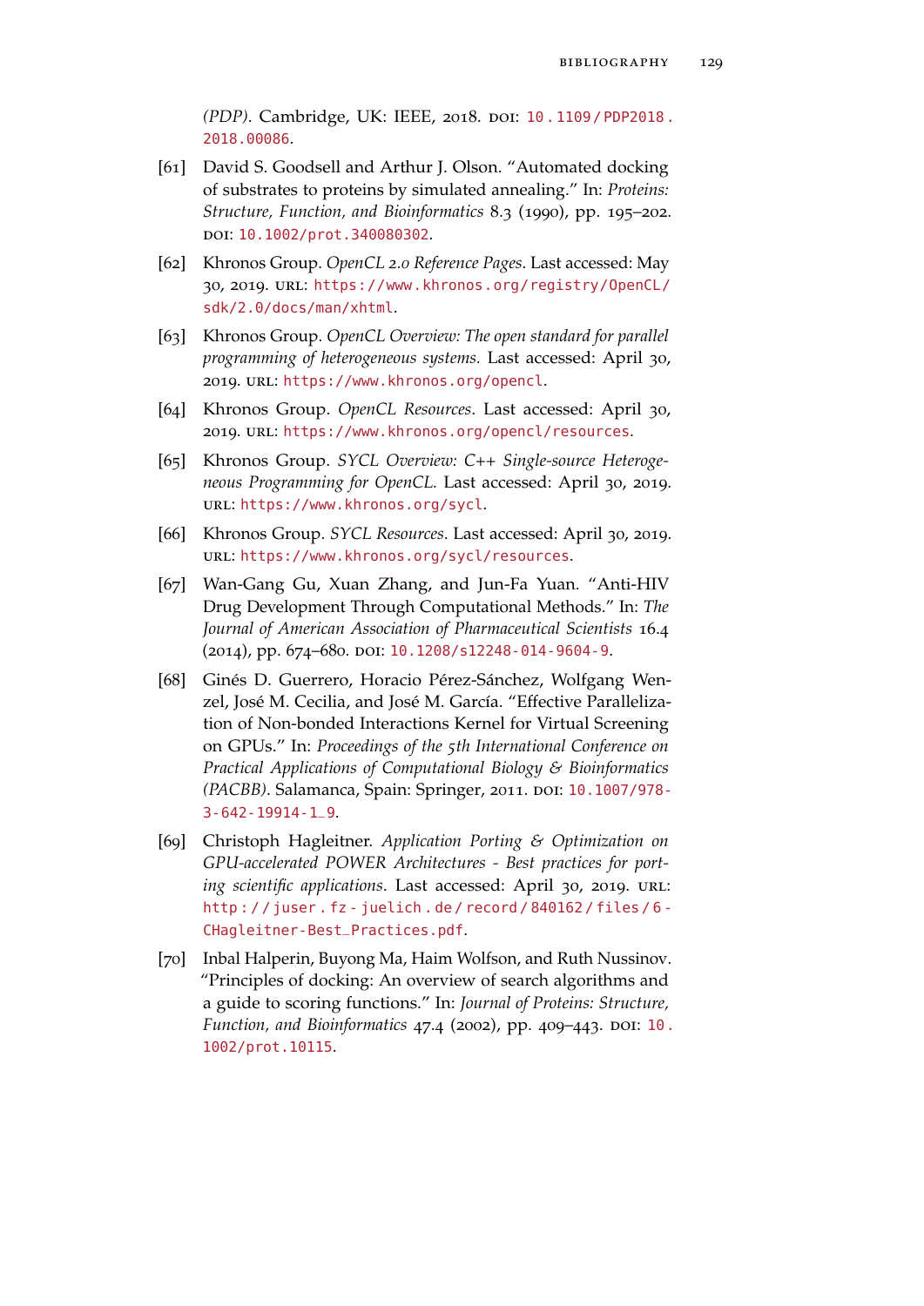*(PDP)*. Cambridge, UK: IEEE, 2018. DOI: 10.1109/PDP2018.2018.00086.

- [61] David S. Goodsell and Arthur J. Olson. "Automated docking of substrates to proteins by simulated annealing." In: *Proteins: Structure, Function, and Bioinformatics* 8.3 (1990), pp. 195–202. DOI: 10.1002/prot.340080302.
- [62] Khronos Group. *OpenCL 2.0 Reference Pages*. Last accessed: May 30, 2019. URL: https://www.khronos.org/registry/OpenCL/sdk/2.0/docs/man/xhtml.
- [63] Khronos Group. *OpenCL Overview: The open standard for parallel programming of heterogeneous systems.* Last accessed: April 30, 2019. URL: https://www.khronos.org/opencl.
- [64] Khronos Group. *OpenCL Resources*. Last accessed: April 30, 2019. URL: https://www.khronos.org/opencl/resources.
- [65] Khronos Group. *SYCL Overview: C++ Single-source Heterogeneous Programming for OpenCL.* Last accessed: April 30, 2019. URL: https://www.khronos.org/sycl.
- [66] Khronos Group. *SYCL Resources*. Last accessed: April 30, 2019. URL: https://www.khronos.org/sycl/resources.
- [67] Wan-Gang Gu, Xuan Zhang, and Jun-Fa Yuan. "Anti-HIV Drug Development Through Computational Methods." In: *The Journal of American Association of Pharmaceutical Scientists* 16.4 (2014), pp. 674–680. DOI: 10.1208/s12248-014-9604-9.
- [68] Ginés D. Guerrero, Horacio Pérez-Sánchez, Wolfgang Wenzel, José M. Cecilia, and José M. García. "Effective Parallelization of Non-bonded Interactions Kernel for Virtual Screening on GPUs." In: *Proceedings of the 5th International Conference on Practical Applications of Computational Biology & Bioinformatics (PACBB)*. Salamanca, Spain: Springer, 2011. DOI: 10.1007/978-3-642-19914-1_9.
- [69] Christoph Hagleitner. *Application Porting & Optimization on GPU-accelerated POWER Architectures - Best practices for porting scientific applications.* Last accessed: April 30, 2019. URL: http://juser.fz-juelich.de/record/840162/files/6-CHagleitner-Best_Practices.pdf.
- [70] Inbal Halperin, Buyong Ma, Haim Wolfson, and Ruth Nussinov. "Principles of docking: An overview of search algorithms and a guide to scoring functions." In: *Journal of Proteins: Structure, Function, and Bioinformatics* 47.4 (2002), pp. 409–443. DOI: 10.1002/prot.10115.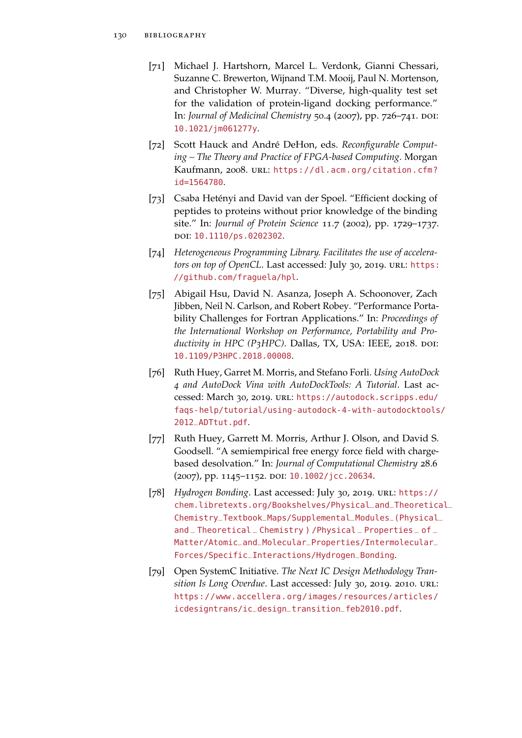[71] Michael J. Hartshorn, Marcel L. Verdonk, Gianni Chessari, Suzanne C. Brewerton, Wijnand T.M. Mooij, Paul N. Mortenson, and Christopher W. Murray. "Diverse, high-quality test set for the validation of protein-ligand docking performance." In: *Journal of Medicinal Chemistry* 50.4 (2007), pp. 726–741. DOI: 10.1021/jm061277y.

[72] Scott Hauck and André DeHon, eds. *Reconfigurable Computing – The Theory and Practice of FPGA-based Computing*. Morgan Kaufmann, 2008. URL: https://dl.acm.org/citation.cfm?id=1564780.

[73] Csaba Hetényi and David van der Spoel. "Efficient docking of peptides to proteins without prior knowledge of the binding site." In: *Journal of Protein Science* 11.7 (2002), pp. 1729–1737. DOI: 10.1110/ps.0202302.

[74] *Heterogeneous Programming Library. Facilitates the use of accelerators on top of OpenCL*. Last accessed: July 30, 2019. URL: https://github.com/fraguela/hpl.

[75] Abigail Hsu, David N. Asanza, Joseph A. Schoonover, Zach Jibben, Neil N. Carlson, and Robert Robey. "Performance Portability Challenges for Fortran Applications." In: *Proceedings of the International Workshop on Performance, Portability and Productivity in HPC (P3HPC)*. Dallas, TX, USA: IEEE, 2018. DOI: 10.1109/P3HPC.2018.00008.

[76] Ruth Huey, Garret M. Morris, and Stefano Forli. *Using AutoDock 4 and AutoDock Vina with AutoDockTools: A Tutorial*. Last accessed: March 30, 2019. URL: https://autodock.scripps.edu/faqs-help/tutorial/using-autodock-4-with-autodocktools/2012_ADTtut.pdf.

[77] Ruth Huey, Garrett M. Morris, Arthur J. Olson, and David S. Goodsell. "A semiempirical free energy force field with charge-based desolvation." In: *Journal of Computational Chemistry* 28.6 (2007), pp. 1145–1152. DOI: 10.1002/jcc.20634.

[78] *Hydrogen Bonding*. Last accessed: July 30, 2019. URL: https://chem.libretexts.org/Bookshelves/Physical_and_Theoretical_Chemistry_Textbook_Maps/Supplemental_Modules_(Physical_and_Theoretical_Chemistry)/Physical_Properties_of_Matter/Atomic_and_Molecular_Properties/Intermolecular_Forces/Specific_Interactions/Hydrogen_Bonding.

[79] Open SystemC Initiative. *The Next IC Design Methodology Transition Is Long Overdue*. Last accessed: July 30, 2019. 2010. URL: https://www.accellera.org/images/resources/articles/icdesigntrans/ic_design_transition_feb2010.pdf.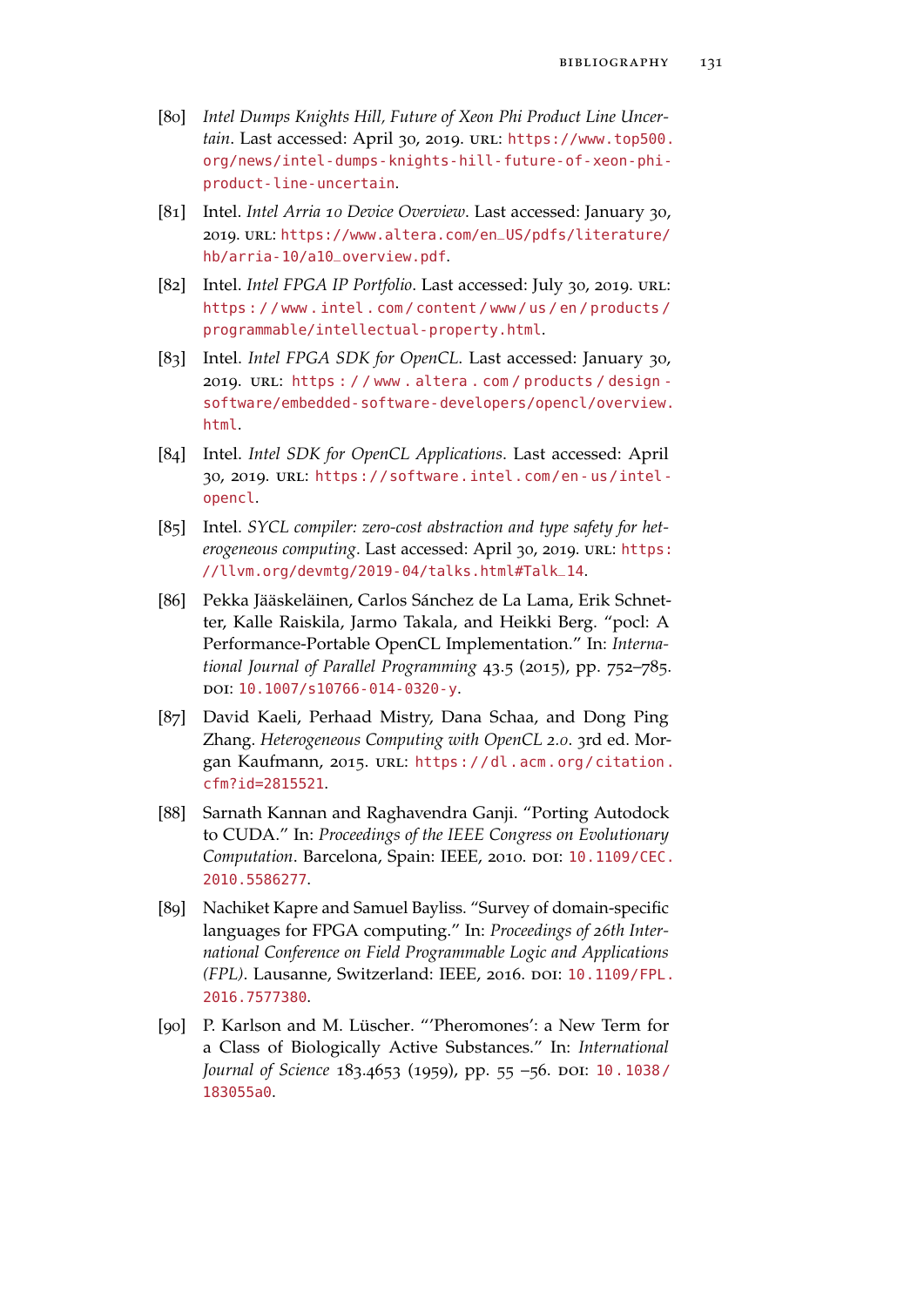[80] *Intel Dumps Knights Hill, Future of Xeon Phi Product Line Uncertain*. Last accessed: April 30, 2019. URL: https://www.top500.org/news/intel-dumps-knights-hill-future-of-xeon-phi-product-line-uncertain.

[81] Intel. *Intel Arria 10 Device Overview*. Last accessed: January 30, 2019. URL: https://www.altera.com/en_US/pdfs/literature/hb/arria-10/a10_overview.pdf.

[82] Intel. *Intel FPGA IP Portfolio*. Last accessed: July 30, 2019. URL: https://www.intel.com/content/www/us/en/products/programmable/intellectual-property.html.

[83] Intel. *Intel FPGA SDK for OpenCL*. Last accessed: January 30, 2019. URL: https://www.altera.com/products/design-software/embedded-software-developers/opencl/overview.html.

[84] Intel. *Intel SDK for OpenCL Applications*. Last accessed: April 30, 2019. URL: https://software.intel.com/en-us/intel-opencl.

[85] Intel. *SYCL compiler: zero-cost abstraction and type safety for heterogeneous computing*. Last accessed: April 30, 2019. URL: https://llvm.org/devmtg/2019-04/talks.html#Talk_14.

[86] Pekka Jääskeläinen, Carlos Sánchez de La Lama, Erik Schnetter, Kalle Raiskila, Jarmo Takala, and Heikki Berg. "pocl: A Performance-Portable OpenCL Implementation." In: *International Journal of Parallel Programming* 43.5 (2015), pp. 752–785. DOI: 10.1007/s10766-014-0320-y.

[87] David Kaeli, Perhaad Mistry, Dana Schaa, and Dong Ping Zhang. *Heterogeneous Computing with OpenCL 2.0*. 3rd ed. Morgan Kaufmann, 2015. URL: https://dl.acm.org/citation.cfm?id=2815521.

[88] Sarnath Kannan and Raghavendra Ganji. "Porting Autodock to CUDA." In: *Proceedings of the IEEE Congress on Evolutionary Computation*. Barcelona, Spain: IEEE, 2010. DOI: 10.1109/CEC.2010.5586277.

[89] Nachiket Kapre and Samuel Bayliss. "Survey of domain-specific languages for FPGA computing." In: *Proceedings of 26th International Conference on Field Programmable Logic and Applications (FPL)*. Lausanne, Switzerland: IEEE, 2016. DOI: 10.1109/FPL.2016.7577380.

[90] P. Karlson and M. Lüscher. "'Pheromones': a New Term for a Class of Biologically Active Substances." In: *International Journal of Science* 183.4653 (1959), pp. 55 –56. DOI: 10.1038/183055a0.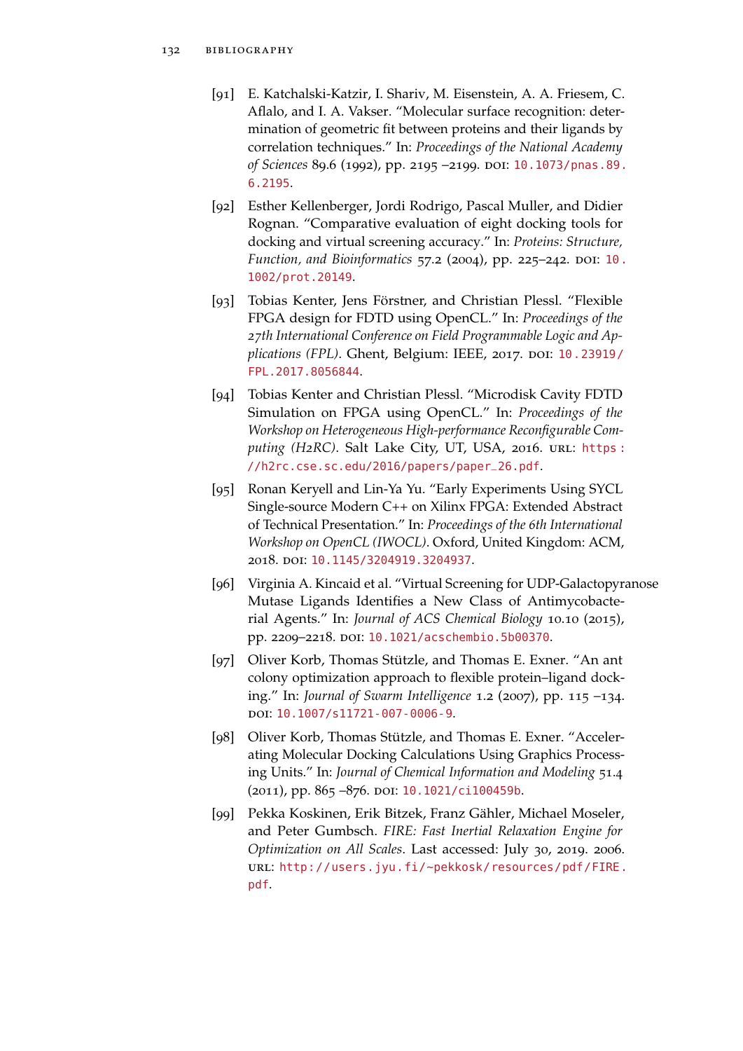[91] E. Katchalski-Katzir, I. Shariv, M. Eisenstein, A. A. Friesem, C. Aflalo, and I. A. Vakser. "Molecular surface recognition: determination of geometric fit between proteins and their ligands by correlation techniques." In: *Proceedings of the National Academy of Sciences* 89.6 (1992), pp. 2195 –2199. DOI: 10.1073/pnas.89.6.2195.

[92] Esther Kellenberger, Jordi Rodrigo, Pascal Muller, and Didier Rognan. "Comparative evaluation of eight docking tools for docking and virtual screening accuracy." In: *Proteins: Structure, Function, and Bioinformatics* 57.2 (2004), pp. 225–242. DOI: 10.1002/prot.20149.

[93] Tobias Kenter, Jens Förstner, and Christian Plessl. "Flexible FPGA design for FDTD using OpenCL." In: *Proceedings of the 27th International Conference on Field Programmable Logic and Applications (FPL)*. Ghent, Belgium: IEEE, 2017. DOI: 10.23919/FPL.2017.8056844.

[94] Tobias Kenter and Christian Plessl. "Microdisk Cavity FDTD Simulation on FPGA using OpenCL." In: *Proceedings of the Workshop on Heterogeneous High-performance Reconfigurable Computing (H2RC)*. Salt Lake City, UT, USA, 2016. URL: https://h2rc.cse.sc.edu/2016/papers/paper_26.pdf.

[95] Ronan Keryell and Lin-Ya Yu. "Early Experiments Using SYCL Single-source Modern C++ on Xilinx FPGA: Extended Abstract of Technical Presentation." In: *Proceedings of the 6th International Workshop on OpenCL (IWOCL)*. Oxford, United Kingdom: ACM, 2018. DOI: 10.1145/3204919.3204937.

[96] Virginia A. Kincaid et al. "Virtual Screening for UDP-Galactopyranose Mutase Ligands Identifies a New Class of Antimycobacterial Agents." In: *Journal of ACS Chemical Biology* 10.10 (2015), pp. 2209–2218. DOI: 10.1021/acschembio.5b00370.

[97] Oliver Korb, Thomas Stützle, and Thomas E. Exner. "An ant colony optimization approach to flexible protein–ligand docking." In: *Journal of Swarm Intelligence* 1.2 (2007), pp. 115 –134. DOI: 10.1007/s11721-007-0006-9.

[98] Oliver Korb, Thomas Stützle, and Thomas E. Exner. "Accelerating Molecular Docking Calculations Using Graphics Processing Units." In: *Journal of Chemical Information and Modeling* 51.4 (2011), pp. 865 –876. DOI: 10.1021/ci100459b.

[99] Pekka Koskinen, Erik Bitzek, Franz Gähler, Michael Moseler, and Peter Gumbsch. *FIRE: Fast Inertial Relaxation Engine for Optimization on All Scales*. Last accessed: July 30, 2019. 2006. URL: http://users.jyu.fi/~pekkosk/resources/pdf/FIRE.pdf.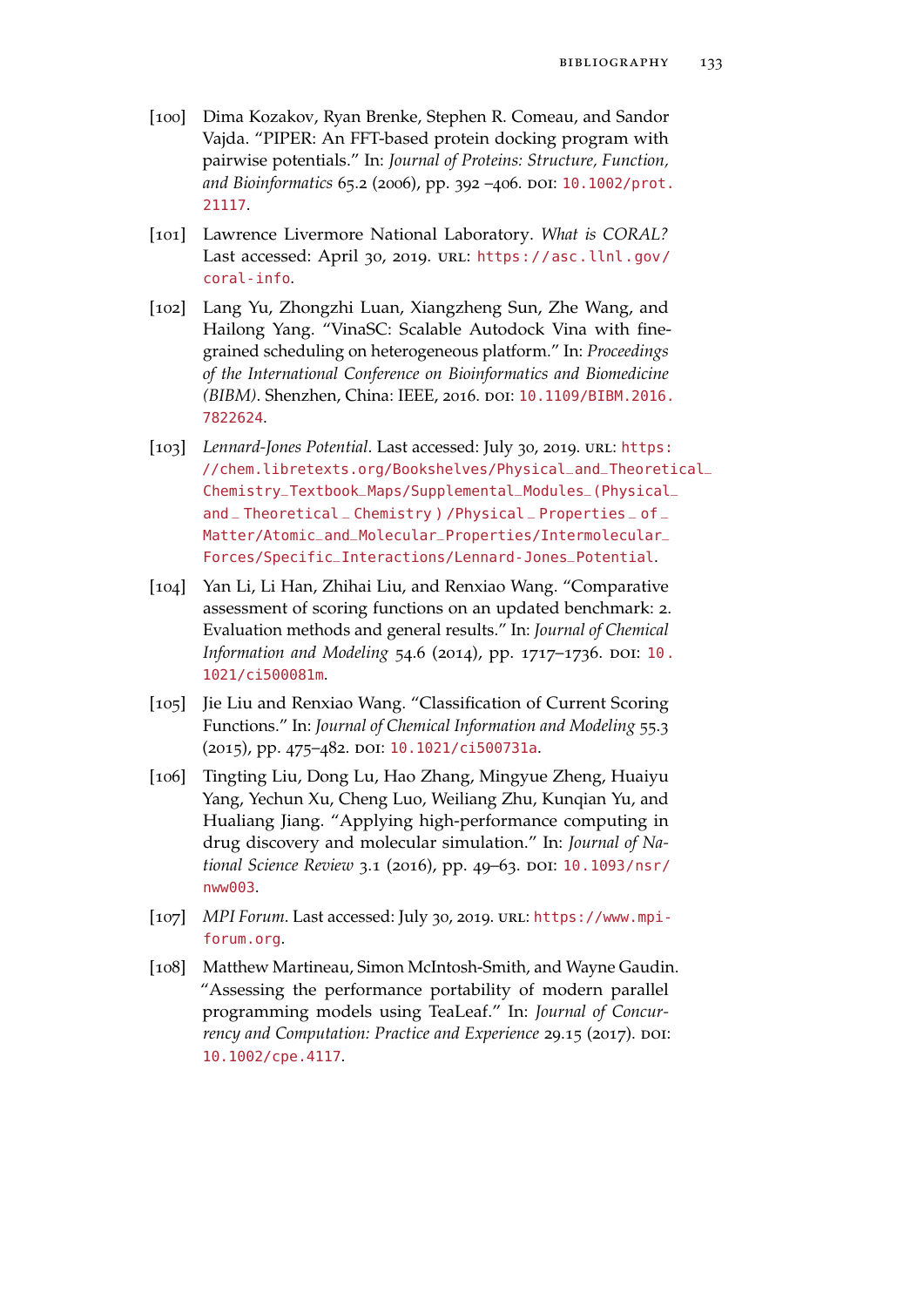[100] Dima Kozakov, Ryan Brenke, Stephen R. Comeau, and Sandor Vajda. "PIPER: An FFT-based protein docking program with pairwise potentials." In: *Journal of Proteins: Structure, Function, and Bioinformatics* 65.2 (2006), pp. 392 –406. DOI: 10.1002/prot.21117.

[101] Lawrence Livermore National Laboratory. *What is CORAL?* Last accessed: April 30, 2019. URL: https://asc.llnl.gov/coral-info.

[102] Lang Yu, Zhongzhi Luan, Xiangzheng Sun, Zhe Wang, and Hailong Yang. "VinaSC: Scalable Autodock Vina with fine-grained scheduling on heterogeneous platform." In: *Proceedings of the International Conference on Bioinformatics and Biomedicine (BIBM)*. Shenzhen, China: IEEE, 2016. DOI: 10.1109/BIBM.2016.7822624.

[103] *Lennard-Jones Potential*. Last accessed: July 30, 2019. URL: https://chem.libretexts.org/Bookshelves/Physical_and_Theoretical_Chemistry_Textbook_Maps/Supplemental_Modules_(Physical_and_Theoretical_Chemistry)/Physical_Properties_of_Matter/Atomic_and_Molecular_Properties/Intermolecular_Forces/Specific_Interactions/Lennard-Jones_Potential.

[104] Yan Li, Li Han, Zhihai Liu, and Renxiao Wang. "Comparative assessment of scoring functions on an updated benchmark: 2. Evaluation methods and general results." In: *Journal of Chemical Information and Modeling* 54.6 (2014), pp. 1717–1736. DOI: 10.1021/ci500081m.

[105] Jie Liu and Renxiao Wang. "Classification of Current Scoring Functions." In: *Journal of Chemical Information and Modeling* 55.3 (2015), pp. 475–482. DOI: 10.1021/ci500731a.

[106] Tingting Liu, Dong Lu, Hao Zhang, Mingyue Zheng, Huaiyu Yang, Yechun Xu, Cheng Luo, Weiliang Zhu, Kunqian Yu, and Hualiang Jiang. "Applying high-performance computing in drug discovery and molecular simulation." In: *Journal of National Science Review* 3.1 (2016), pp. 49–63. DOI: 10.1093/nsr/nww003.

[107] *MPI Forum*. Last accessed: July 30, 2019. URL: https://www.mpi-forum.org.

[108] Matthew Martineau, Simon McIntosh-Smith, and Wayne Gaudin. "Assessing the performance portability of modern parallel programming models using TeaLeaf." In: *Journal of Concurrency and Computation: Practice and Experience* 29.15 (2017). DOI: 10.1002/cpe.4117.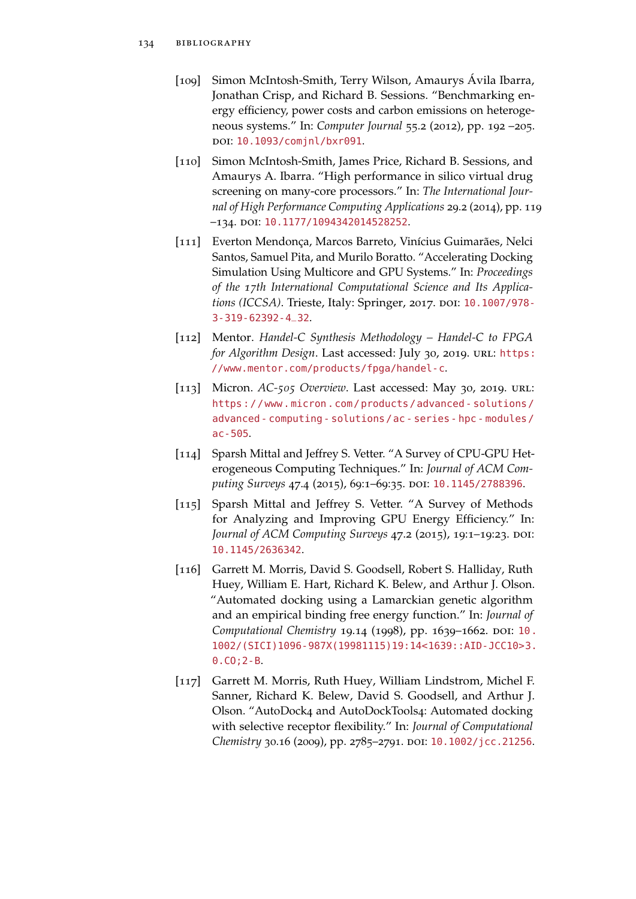[109] Simon McIntosh-Smith, Terry Wilson, Amaurys Ávila Ibarra, Jonathan Crisp, and Richard B. Sessions. "Benchmarking energy efficiency, power costs and carbon emissions on heterogeneous systems." In: *Computer Journal* 55.2 (2012), pp. 192 –205. DOI: 10.1093/comjnl/bxr091.

[110] Simon McIntosh-Smith, James Price, Richard B. Sessions, and Amaurys A. Ibarra. "High performance in silico virtual drug screening on many-core processors." In: *The International Journal of High Performance Computing Applications* 29.2 (2014), pp. 119 –134. DOI: 10.1177/1094342014528252.

[111] Everton Mendonça, Marcos Barreto, Vinícius Guimarães, Nelci Santos, Samuel Pita, and Murilo Boratto. "Accelerating Docking Simulation Using Multicore and GPU Systems." In: *Proceedings of the 17th International Computational Science and Its Applications (ICCSA)*. Trieste, Italy: Springer, 2017. DOI: 10.1007/978-3-319-62392-4_32.

[112] Mentor. *Handel-C Synthesis Methodology – Handel-C to FPGA for Algorithm Design*. Last accessed: July 30, 2019. URL: https://www.mentor.com/products/fpga/handel-c.

[113] Micron. *AC-505 Overview*. Last accessed: May 30, 2019. URL: https://www.micron.com/products/advanced-solutions/advanced-computing-solutions/ac-series-hpc-modules/ac-505.

[114] Sparsh Mittal and Jeffrey S. Vetter. "A Survey of CPU-GPU Heterogeneous Computing Techniques." In: *Journal of ACM Computing Surveys* 47.4 (2015), 69:1–69:35. DOI: 10.1145/2788396.

[115] Sparsh Mittal and Jeffrey S. Vetter. "A Survey of Methods for Analyzing and Improving GPU Energy Efficiency." In: *Journal of ACM Computing Surveys* 47.2 (2015), 19:1–19:23. DOI: 10.1145/2636342.

[116] Garrett M. Morris, David S. Goodsell, Robert S. Halliday, Ruth Huey, William E. Hart, Richard K. Belew, and Arthur J. Olson. "Automated docking using a Lamarckian genetic algorithm and an empirical binding free energy function." In: *Journal of Computational Chemistry* 19.14 (1998), pp. 1639–1662. DOI: 10.1002/(SICI)1096-987X(19981115)19:14<1639::AID-JCC10>3.0.CO;2-B.

[117] Garrett M. Morris, Ruth Huey, William Lindstrom, Michel F. Sanner, Richard K. Belew, David S. Goodsell, and Arthur J. Olson. "AutoDock4 and AutoDockTools4: Automated docking with selective receptor flexibility." In: *Journal of Computational Chemistry* 30.16 (2009), pp. 2785–2791. DOI: 10.1002/jcc.21256.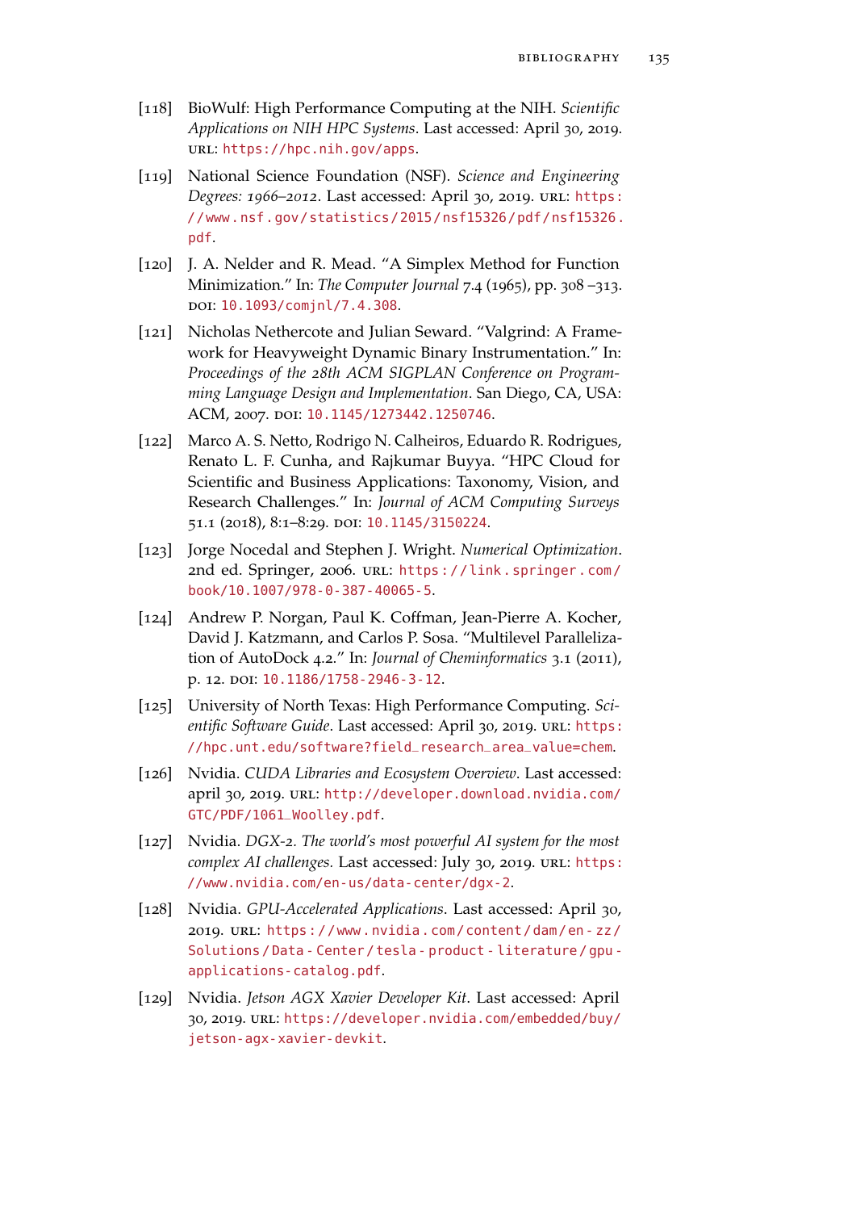[118] BioWulf: High Performance Computing at the NIH. *Scientific Applications on NIH HPC Systems*. Last accessed: April 30, 2019. URL: https://hpc.nih.gov/apps.

[119] National Science Foundation (NSF). *Science and Engineering Degrees: 1966–2012*. Last accessed: April 30, 2019. URL: https://www.nsf.gov/statistics/2015/nsf15326/pdf/nsf15326.pdf.

[120] J. A. Nelder and R. Mead. "A Simplex Method for Function Minimization." In: *The Computer Journal* 7.4 (1965), pp. 308–313. DOI: 10.1093/comjnl/7.4.308.

[121] Nicholas Nethercote and Julian Seward. "Valgrind: A Framework for Heavyweight Dynamic Binary Instrumentation." In: *Proceedings of the 28th ACM SIGPLAN Conference on Programming Language Design and Implementation*. San Diego, CA, USA: ACM, 2007. DOI: 10.1145/1273442.1250746.

[122] Marco A. S. Netto, Rodrigo N. Calheiros, Eduardo R. Rodrigues, Renato L. F. Cunha, and Rajkumar Buyya. "HPC Cloud for Scientific and Business Applications: Taxonomy, Vision, and Research Challenges." In: *Journal of ACM Computing Surveys* 51.1 (2018), 8:1–8:29. DOI: 10.1145/3150224.

[123] Jorge Nocedal and Stephen J. Wright. *Numerical Optimization*. 2nd ed. Springer, 2006. URL: https://link.springer.com/book/10.1007/978-0-387-40065-5.

[124] Andrew P. Norgan, Paul K. Coffman, Jean-Pierre A. Kocher, David J. Katzmann, and Carlos P. Sosa. "Multilevel Parallelization of AutoDock 4.2." In: *Journal of Cheminformatics* 3.1 (2011), p. 12. DOI: 10.1186/1758-2946-3-12.

[125] University of North Texas: High Performance Computing. *Scientific Software Guide*. Last accessed: April 30, 2019. URL: https://hpc.unt.edu/software?field_research_area_value=chem.

[126] Nvidia. *CUDA Libraries and Ecosystem Overview*. Last accessed: april 30, 2019. URL: http://developer.download.nvidia.com/GTC/PDF/1061_Woolley.pdf.

[127] Nvidia. *DGX-2. The world's most powerful AI system for the most complex AI challenges.* Last accessed: July 30, 2019. URL: https://www.nvidia.com/en-us/data-center/dgx-2.

[128] Nvidia. *GPU-Accelerated Applications*. Last accessed: April 30, 2019. URL: https://www.nvidia.com/content/dam/en-zz/Solutions/Data-Center/tesla-product-literature/gpu-applications-catalog.pdf.

[129] Nvidia. *Jetson AGX Xavier Developer Kit*. Last accessed: April 30, 2019. URL: https://developer.nvidia.com/embedded/buy/jetson-agx-xavier-devkit.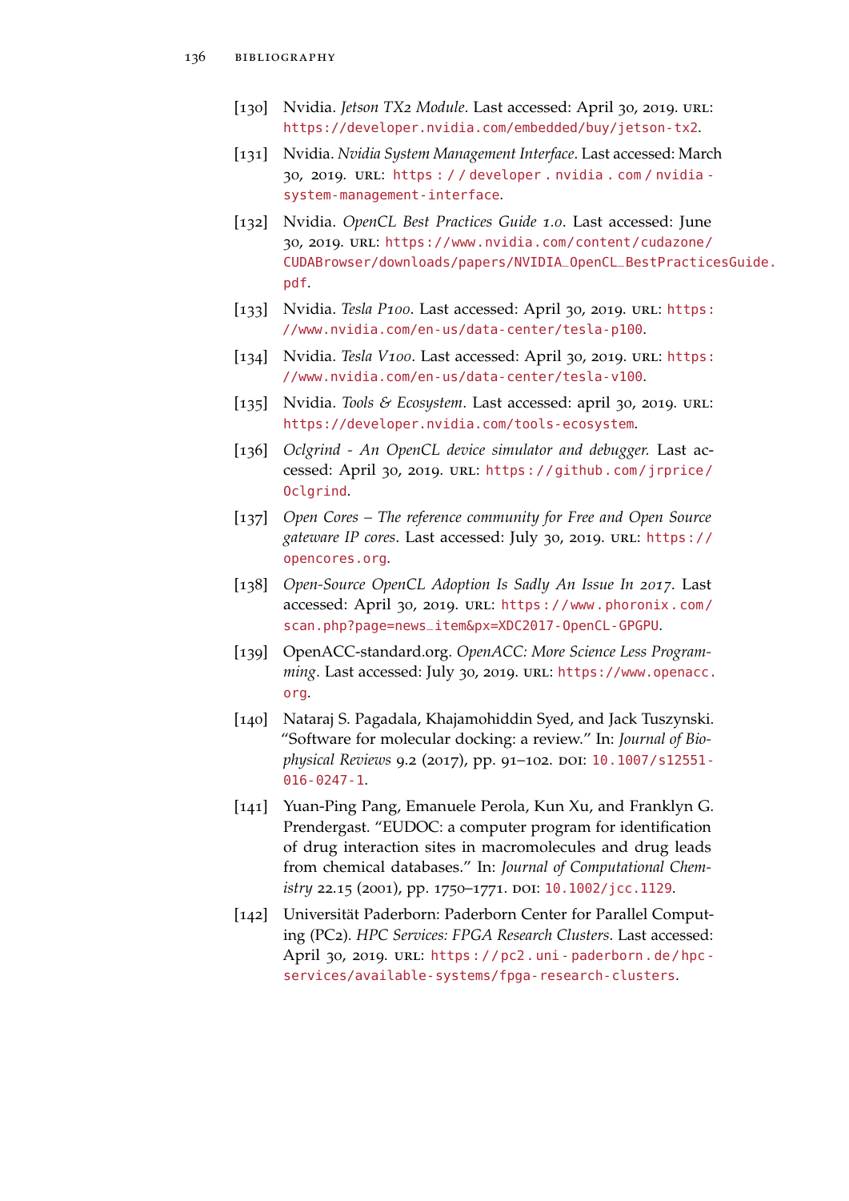[130] Nvidia. *Jetson TX2 Module*. Last accessed: April 30, 2019. URL: https://developer.nvidia.com/embedded/buy/jetson-tx2.

[131] Nvidia. *Nvidia System Management Interface*. Last accessed: March 30, 2019. URL: https://developer.nvidia.com/nvidia-system-management-interface.

[132] Nvidia. *OpenCL Best Practices Guide 1.0*. Last accessed: June 30, 2019. URL: https://www.nvidia.com/content/cudazone/CUDABrowser/downloads/papers/NVIDIA_OpenCL_BestPracticesGuide.pdf.

[133] Nvidia. *Tesla P100*. Last accessed: April 30, 2019. URL: https://www.nvidia.com/en-us/data-center/tesla-p100.

[134] Nvidia. *Tesla V100*. Last accessed: April 30, 2019. URL: https://www.nvidia.com/en-us/data-center/tesla-v100.

[135] Nvidia. *Tools & Ecosystem*. Last accessed: april 30, 2019. URL: https://developer.nvidia.com/tools-ecosystem.

[136] *Oclgrind - An OpenCL device simulator and debugger.* Last accessed: April 30, 2019. URL: https://github.com/jrprice/Oclgrind.

[137] *Open Cores – The reference community for Free and Open Source gateware IP cores*. Last accessed: July 30, 2019. URL: https://opencores.org.

[138] *Open-Source OpenCL Adoption Is Sadly An Issue In 2017*. Last accessed: April 30, 2019. URL: https://www.phoronix.com/scan.php?page=news_item&px=XDC2017-OpenCL-GPGPU.

[139] OpenACC-standard.org. *OpenACC: More Science Less Programming*. Last accessed: July 30, 2019. URL: https://www.openacc.org.

[140] Nataraj S. Pagadala, Khajamohiddin Syed, and Jack Tuszynski. "Software for molecular docking: a review." In: *Journal of Biophysical Reviews* 9.2 (2017), pp. 91–102. DOI: 10.1007/s12551-016-0247-1.

[141] Yuan-Ping Pang, Emanuele Perola, Kun Xu, and Franklyn G. Prendergast. "EUDOC: a computer program for identification of drug interaction sites in macromolecules and drug leads from chemical databases." In: *Journal of Computational Chemistry* 22.15 (2001), pp. 1750–1771. DOI: 10.1002/jcc.1129.

[142] Universität Paderborn: Paderborn Center for Parallel Computing (PC2). *HPC Services: FPGA Research Clusters*. Last accessed: April 30, 2019. URL: https://pc2.uni-paderborn.de/hpc-services/available-systems/fpga-research-clusters.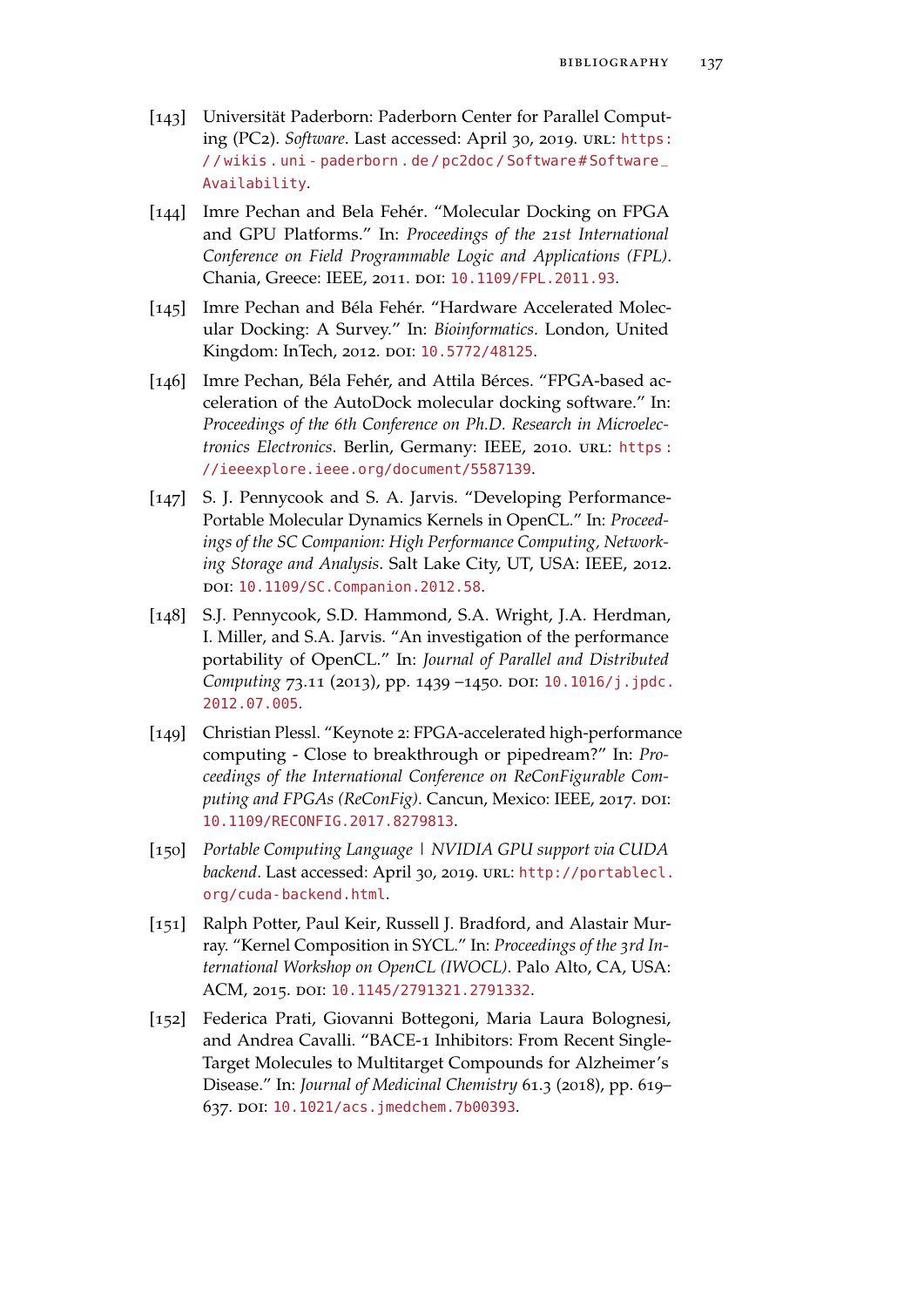[143] Universität Paderborn: Paderborn Center for Parallel Computing (PC2). *Software*. Last accessed: April 30, 2019. URL: https://wikis.uni-paderborn.de/pc2doc/Software#Software_Availability.

[144] Imre Pechan and Bela Fehér. "Molecular Docking on FPGA and GPU Platforms." In: *Proceedings of the 21st International Conference on Field Programmable Logic and Applications (FPL)*. Chania, Greece: IEEE, 2011. DOI: 10.1109/FPL.2011.93.

[145] Imre Pechan and Béla Fehér. "Hardware Accelerated Molecular Docking: A Survey." In: *Bioinformatics*. London, United Kingdom: InTech, 2012. DOI: 10.5772/48125.

[146] Imre Pechan, Béla Fehér, and Attila Bérces. "FPGA-based acceleration of the AutoDock molecular docking software." In: *Proceedings of the 6th Conference on Ph.D. Research in Microelectronics Electronics*. Berlin, Germany: IEEE, 2010. URL: https://ieeexplore.ieee.org/document/5587139.

[147] S. J. Pennycook and S. A. Jarvis. "Developing Performance-Portable Molecular Dynamics Kernels in OpenCL." In: *Proceedings of the SC Companion: High Performance Computing, Networking Storage and Analysis*. Salt Lake City, UT, USA: IEEE, 2012. DOI: 10.1109/SC.Companion.2012.58.

[148] S.J. Pennycook, S.D. Hammond, S.A. Wright, J.A. Herdman, I. Miller, and S.A. Jarvis. "An investigation of the performance portability of OpenCL." In: *Journal of Parallel and Distributed Computing* 73.11 (2013), pp. 1439 –1450. DOI: 10.1016/j.jpdc.2012.07.005.

[149] Christian Plessl. "Keynote 2: FPGA-accelerated high-performance computing - Close to breakthrough or pipedream?" In: *Proceedings of the International Conference on ReConFigurable Computing and FPGAs (ReConFig)*. Cancun, Mexico: IEEE, 2017. DOI: 10.1109/RECONFIG.2017.8279813.

[150] *Portable Computing Language | NVIDIA GPU support via CUDA backend*. Last accessed: April 30, 2019. URL: http://portablecl.org/cuda-backend.html.

[151] Ralph Potter, Paul Keir, Russell J. Bradford, and Alastair Murray. "Kernel Composition in SYCL." In: *Proceedings of the 3rd International Workshop on OpenCL (IWOCL)*. Palo Alto, CA, USA: ACM, 2015. DOI: 10.1145/2791321.2791332.

[152] Federica Prati, Giovanni Bottegoni, Maria Laura Bolognesi, and Andrea Cavalli. "BACE-1 Inhibitors: From Recent Single-Target Molecules to Multitarget Compounds for Alzheimer's Disease." In: *Journal of Medicinal Chemistry* 61.3 (2018), pp. 619–637. DOI: 10.1021/acs.jmedchem.7b00393.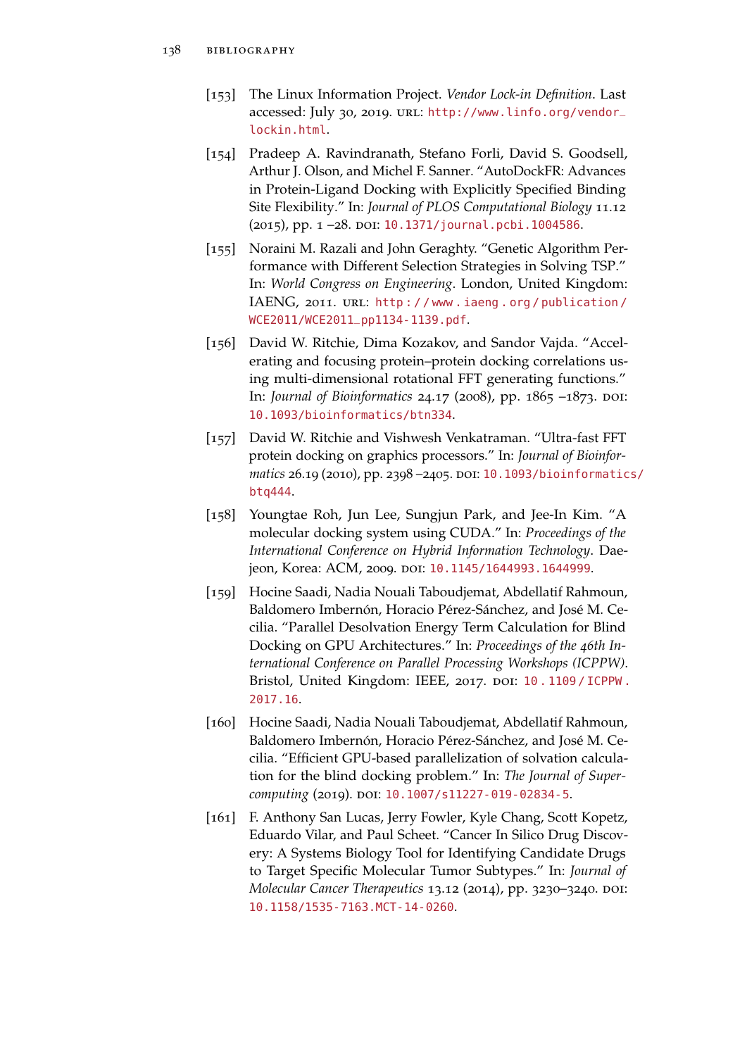[153] The Linux Information Project. *Vendor Lock-in Definition*. Last accessed: July 30, 2019. URL: http://www.linfo.org/vendor_lockin.html.

[154] Pradeep A. Ravindranath, Stefano Forli, David S. Goodsell, Arthur J. Olson, and Michel F. Sanner. "AutoDockFR: Advances in Protein-Ligand Docking with Explicitly Specified Binding Site Flexibility." In: *Journal of PLOS Computational Biology* 11.12 (2015), pp. 1 –28. DOI: 10.1371/journal.pcbi.1004586.

[155] Noraini M. Razali and John Geraghty. "Genetic Algorithm Performance with Different Selection Strategies in Solving TSP." In: *World Congress on Engineering*. London, United Kingdom: IAENG, 2011. URL: http://www.iaeng.org/publication/WCE2011/WCE2011_pp1134-1139.pdf.

[156] David W. Ritchie, Dima Kozakov, and Sandor Vajda. "Accelerating and focusing protein–protein docking correlations using multi-dimensional rotational FFT generating functions." In: *Journal of Bioinformatics* 24.17 (2008), pp. 1865 –1873. DOI: 10.1093/bioinformatics/btn334.

[157] David W. Ritchie and Vishwesh Venkatraman. "Ultra-fast FFT protein docking on graphics processors." In: *Journal of Bioinformatics* 26.19 (2010), pp. 2398 –2405. DOI: 10.1093/bioinformatics/btq444.

[158] Youngtae Roh, Jun Lee, Sungjun Park, and Jee-In Kim. "A molecular docking system using CUDA." In: *Proceedings of the International Conference on Hybrid Information Technology*. Daejeon, Korea: ACM, 2009. DOI: 10.1145/1644993.1644999.

[159] Hocine Saadi, Nadia Nouali Taboudjemat, Abdellatif Rahmoun, Baldomero Imbernón, Horacio Pérez-Sánchez, and José M. Cecilia. "Parallel Desolvation Energy Term Calculation for Blind Docking on GPU Architectures." In: *Proceedings of the 46th International Conference on Parallel Processing Workshops (ICPPW)*. Bristol, United Kingdom: IEEE, 2017. DOI: 10.1109/ICPPW.2017.16.

[160] Hocine Saadi, Nadia Nouali Taboudjemat, Abdellatif Rahmoun, Baldomero Imbernón, Horacio Pérez-Sánchez, and José M. Cecilia. "Efficient GPU-based parallelization of solvation calculation for the blind docking problem." In: *The Journal of Supercomputing* (2019). DOI: 10.1007/s11227-019-02834-5.

[161] F. Anthony San Lucas, Jerry Fowler, Kyle Chang, Scott Kopetz, Eduardo Vilar, and Paul Scheet. "Cancer In Silico Drug Discovery: A Systems Biology Tool for Identifying Candidate Drugs to Target Specific Molecular Tumor Subtypes." In: *Journal of Molecular Cancer Therapeutics* 13.12 (2014), pp. 3230–3240. DOI: 10.1158/1535-7163.MCT-14-0260.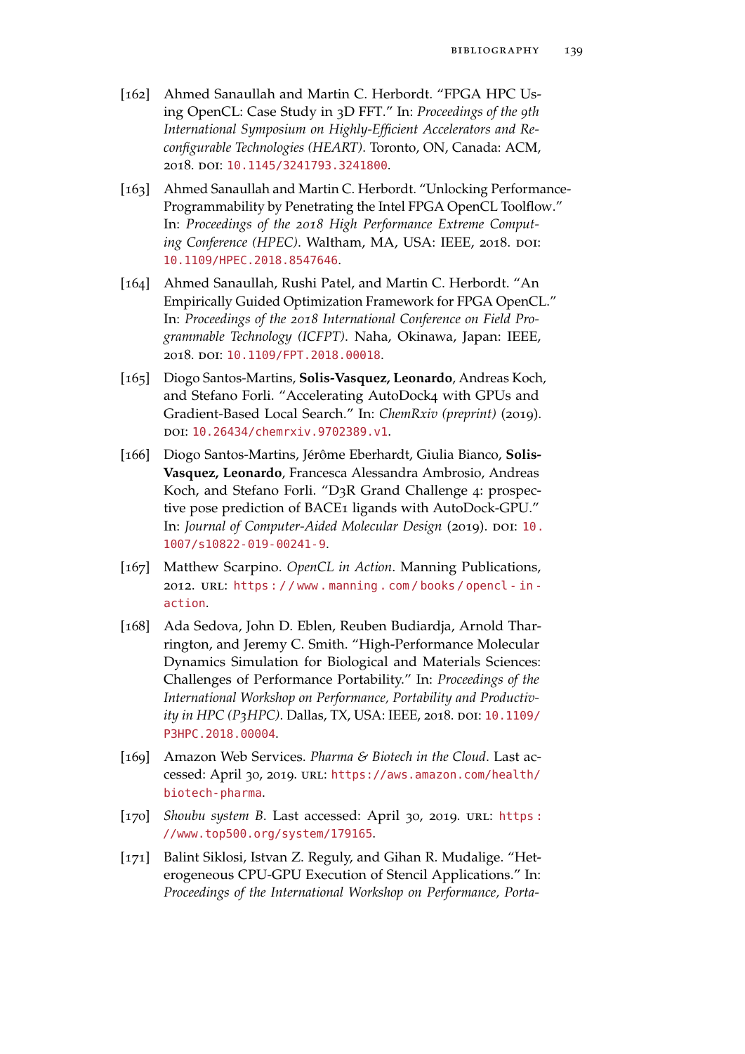[162] Ahmed Sanaullah and Martin C. Herbordt. "FPGA HPC Using OpenCL: Case Study in 3D FFT." In: *Proceedings of the 9th International Symposium on Highly-Efficient Accelerators and Reconfigurable Technologies (HEART)*. Toronto, ON, Canada: ACM, 2018. DOI: 10.1145/3241793.3241800.

[163] Ahmed Sanaullah and Martin C. Herbordt. "Unlocking Performance-Programmability by Penetrating the Intel FPGA OpenCL Toolflow." In: *Proceedings of the 2018 High Performance Extreme Computing Conference (HPEC)*. Waltham, MA, USA: IEEE, 2018. DOI: 10.1109/HPEC.2018.8547646.

[164] Ahmed Sanaullah, Rushi Patel, and Martin C. Herbordt. "An Empirically Guided Optimization Framework for FPGA OpenCL." In: *Proceedings of the 2018 International Conference on Field Programmable Technology (ICFPT)*. Naha, Okinawa, Japan: IEEE, 2018. DOI: 10.1109/FPT.2018.00018.

[165] Diogo Santos-Martins, **Solis-Vasquez, Leonardo**, Andreas Koch, and Stefano Forli. "Accelerating AutoDock4 with GPUs and Gradient-Based Local Search." In: *ChemRxiv (preprint)* (2019). DOI: 10.26434/chemrxiv.9702389.v1.

[166] Diogo Santos-Martins, Jérôme Eberhardt, Giulia Bianco, **Solis-Vasquez, Leonardo**, Francesca Alessandra Ambrosio, Andreas Koch, and Stefano Forli. "D3R Grand Challenge 4: prospective pose prediction of BACE1 ligands with AutoDock-GPU." In: *Journal of Computer-Aided Molecular Design* (2019). DOI: 10.1007/s10822-019-00241-9.

[167] Matthew Scarpino. *OpenCL in Action*. Manning Publications, 2012. URL: https://www.manning.com/books/opencl-in-action.

[168] Ada Sedova, John D. Eblen, Reuben Budiardja, Arnold Tharrington, and Jeremy C. Smith. "High-Performance Molecular Dynamics Simulation for Biological and Materials Sciences: Challenges of Performance Portability." In: *Proceedings of the International Workshop on Performance, Portability and Productivity in HPC (P3HPC)*. Dallas, TX, USA: IEEE, 2018. DOI: 10.1109/P3HPC.2018.00004.

[169] Amazon Web Services. *Pharma & Biotech in the Cloud*. Last accessed: April 30, 2019. URL: https://aws.amazon.com/health/biotech-pharma.

[170] *Shoubu system B*. Last accessed: April 30, 2019. URL: https://www.top500.org/system/179165.

[171] Balint Siklosi, Istvan Z. Reguly, and Gihan R. Mudalige. "Heterogeneous CPU-GPU Execution of Stencil Applications." In: *Proceedings of the International Workshop on Performance, Porta-*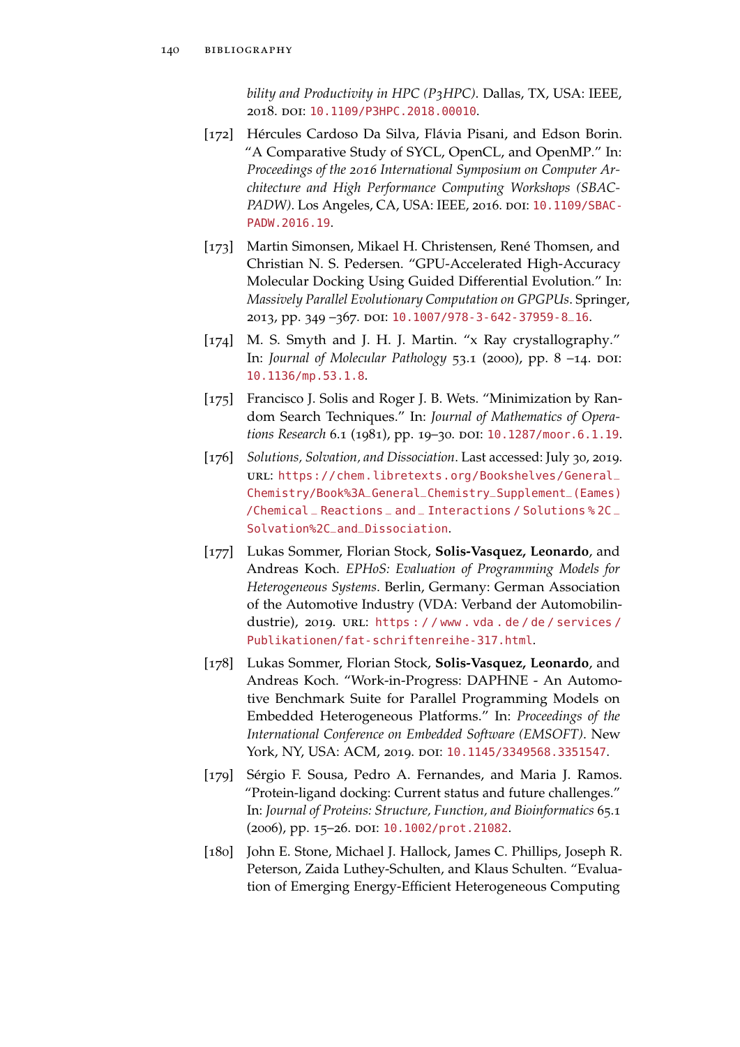*bility and Productivity in HPC (P3HPC)*. Dallas, TX, USA: IEEE, 2018. DOI: 10.1109/P3HPC.2018.00010.

[172] Hércules Cardoso Da Silva, Flávia Pisani, and Edson Borin. "A Comparative Study of SYCL, OpenCL, and OpenMP." In: *Proceedings of the 2016 International Symposium on Computer Architecture and High Performance Computing Workshops (SBAC-PADW)*. Los Angeles, CA, USA: IEEE, 2016. DOI: 10.1109/SBAC-PADW.2016.19.

[173] Martin Simonsen, Mikael H. Christensen, René Thomsen, and Christian N. S. Pedersen. "GPU-Accelerated High-Accuracy Molecular Docking Using Guided Differential Evolution." In: *Massively Parallel Evolutionary Computation on GPGPUs*. Springer, 2013, pp. 349 –367. DOI: 10.1007/978-3-642-37959-8_16.

[174] M. S. Smyth and J. H. J. Martin. "x Ray crystallography." In: *Journal of Molecular Pathology* 53.1 (2000), pp. 8 –14. DOI: 10.1136/mp.53.1.8.

[175] Francisco J. Solis and Roger J. B. Wets. "Minimization by Random Search Techniques." In: *Journal of Mathematics of Operations Research* 6.1 (1981), pp. 19–30. DOI: 10.1287/moor.6.1.19.

[176] *Solutions, Solvation, and Dissociation*. Last accessed: July 30, 2019. URL: https://chem.libretexts.org/Bookshelves/General_Chemistry/Book%3A_General_Chemistry_Supplement_(Eames)/Chemical_Reactions_and_Interactions/Solutions%2C_Solvation%2C_and_Dissociation.

[177] Lukas Sommer, Florian Stock, **Solis-Vasquez, Leonardo**, and Andreas Koch. *EPHoS: Evaluation of Programming Models for Heterogeneous Systems*. Berlin, Germany: German Association of the Automotive Industry (VDA: Verband der Automobilindustrie), 2019. URL: https://www.vda.de/de/services/Publikationen/fat-schriftenreihe-317.html.

[178] Lukas Sommer, Florian Stock, **Solis-Vasquez, Leonardo**, and Andreas Koch. "Work-in-Progress: DAPHNE - An Automotive Benchmark Suite for Parallel Programming Models on Embedded Heterogeneous Platforms." In: *Proceedings of the International Conference on Embedded Software (EMSOFT)*. New York, NY, USA: ACM, 2019. DOI: 10.1145/3349568.3351547.

[179] Sérgio F. Sousa, Pedro A. Fernandes, and Maria J. Ramos. "Protein-ligand docking: Current status and future challenges." In: *Journal of Proteins: Structure, Function, and Bioinformatics* 65.1 (2006), pp. 15–26. DOI: 10.1002/prot.21082.

[180] John E. Stone, Michael J. Hallock, James C. Phillips, Joseph R. Peterson, Zaida Luthey-Schulten, and Klaus Schulten. "Evaluation of Emerging Energy-Efficient Heterogeneous Computing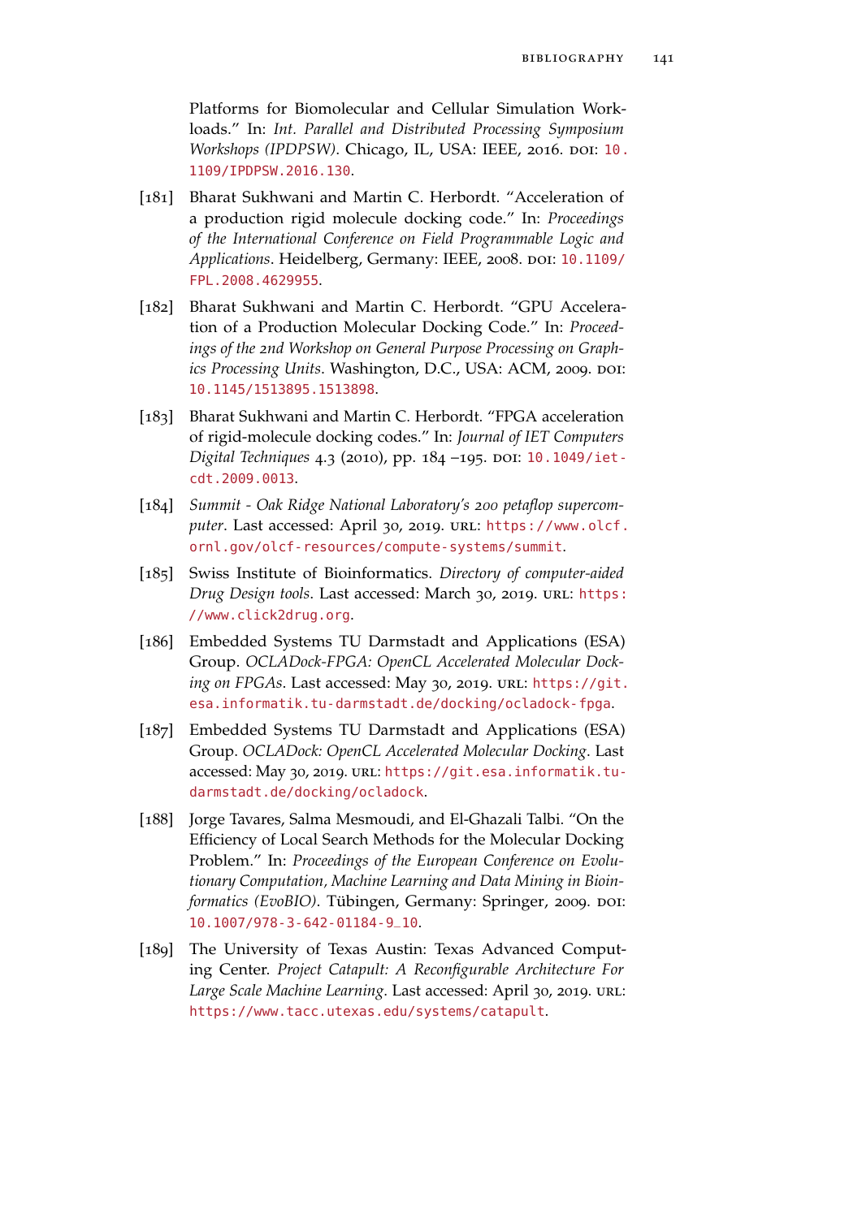Platforms for Biomolecular and Cellular Simulation Workloads." In: *Int. Parallel and Distributed Processing Symposium Workshops (IPDPSW)*. Chicago, IL, USA: IEEE, 2016. DOI: 10.1109/IPDPSW.2016.130.

[181] Bharat Sukhwani and Martin C. Herbordt. "Acceleration of a production rigid molecule docking code." In: *Proceedings of the International Conference on Field Programmable Logic and Applications*. Heidelberg, Germany: IEEE, 2008. DOI: 10.1109/FPL.2008.4629955.

[182] Bharat Sukhwani and Martin C. Herbordt. "GPU Acceleration of a Production Molecular Docking Code." In: *Proceedings of the 2nd Workshop on General Purpose Processing on Graphics Processing Units*. Washington, D.C., USA: ACM, 2009. DOI: 10.1145/1513895.1513898.

[183] Bharat Sukhwani and Martin C. Herbordt. "FPGA acceleration of rigid-molecule docking codes." In: *Journal of IET Computers Digital Techniques* 4.3 (2010), pp. 184 –195. DOI: 10.1049/iet-cdt.2009.0013.

[184] *Summit - Oak Ridge National Laboratory's 200 petaflop supercomputer*. Last accessed: April 30, 2019. URL: https://www.olcf.ornl.gov/olcf-resources/compute-systems/summit.

[185] Swiss Institute of Bioinformatics. *Directory of computer-aided Drug Design tools*. Last accessed: March 30, 2019. URL: https://www.click2drug.org.

[186] Embedded Systems TU Darmstadt and Applications (ESA) Group. *OCLADock-FPGA: OpenCL Accelerated Molecular Docking on FPGAs*. Last accessed: May 30, 2019. URL: https://git.esa.informatik.tu-darmstadt.de/docking/ocladock-fpga.

[187] Embedded Systems TU Darmstadt and Applications (ESA) Group. *OCLADock: OpenCL Accelerated Molecular Docking*. Last accessed: May 30, 2019. URL: https://git.esa.informatik.tu-darmstadt.de/docking/ocladock.

[188] Jorge Tavares, Salma Mesmoudi, and El-Ghazali Talbi. "On the Efficiency of Local Search Methods for the Molecular Docking Problem." In: *Proceedings of the European Conference on Evolutionary Computation, Machine Learning and Data Mining in Bioinformatics (EvoBIO)*. Tübingen, Germany: Springer, 2009. DOI: 10.1007/978-3-642-01184-9_10.

[189] The University of Texas Austin: Texas Advanced Computing Center. *Project Catapult: A Reconfigurable Architecture For Large Scale Machine Learning*. Last accessed: April 30, 2019. URL: https://www.tacc.utexas.edu/systems/catapult.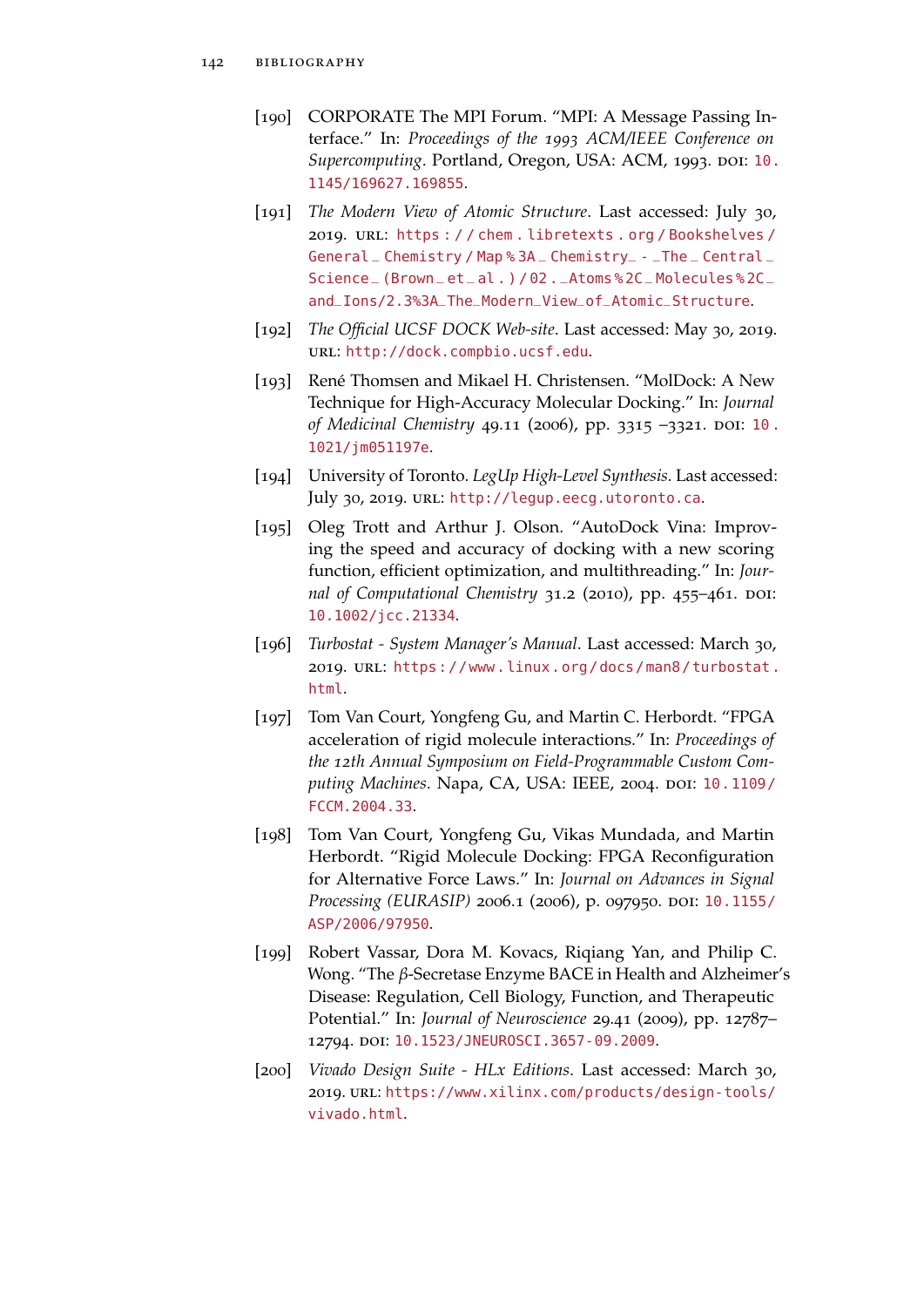[190] CORPORATE The MPI Forum. "MPI: A Message Passing Interface." In: *Proceedings of the 1993 ACM/IEEE Conference on Supercomputing*. Portland, Oregon, USA: ACM, 1993. DOI: 10.1145/169627.169855.

[191] *The Modern View of Atomic Structure*. Last accessed: July 30, 2019. URL: https://chem.libretexts.org/Bookshelves/General_Chemistry/Map%3A_Chemistry_-_The_Central_Science_(Brown_et_al.)/02._Atoms%2C_Molecules%2C_and_Ions/2.3%3A_The_Modern_View_of_Atomic_Structure.

[192] *The Official UCSF DOCK Web-site*. Last accessed: May 30, 2019. URL: http://dock.compbio.ucsf.edu.

[193] René Thomsen and Mikael H. Christensen. "MolDock: A New Technique for High-Accuracy Molecular Docking." In: *Journal of Medicinal Chemistry* 49.11 (2006), pp. 3315 –3321. DOI: 10.1021/jm051197e.

[194] University of Toronto. *LegUp High-Level Synthesis*. Last accessed: July 30, 2019. URL: http://legup.eecg.utoronto.ca.

[195] Oleg Trott and Arthur J. Olson. "AutoDock Vina: Improving the speed and accuracy of docking with a new scoring function, efficient optimization, and multithreading." In: *Journal of Computational Chemistry* 31.2 (2010), pp. 455–461. DOI: 10.1002/jcc.21334.

[196] *Turbostat - System Manager's Manual*. Last accessed: March 30, 2019. URL: https://www.linux.org/docs/man8/turbostat.html.

[197] Tom Van Court, Yongfeng Gu, and Martin C. Herbordt. "FPGA acceleration of rigid molecule interactions." In: *Proceedings of the 12th Annual Symposium on Field-Programmable Custom Computing Machines*. Napa, CA, USA: IEEE, 2004. DOI: 10.1109/FCCM.2004.33.

[198] Tom Van Court, Yongfeng Gu, Vikas Mundada, and Martin Herbordt. "Rigid Molecule Docking: FPGA Reconfiguration for Alternative Force Laws." In: *Journal on Advances in Signal Processing (EURASIP)* 2006.1 (2006), p. 097950. DOI: 10.1155/ASP/2006/97950.

[199] Robert Vassar, Dora M. Kovacs, Riqiang Yan, and Philip C. Wong. "The $\beta$-Secretase Enzyme BACE in Health and Alzheimer's Disease: Regulation, Cell Biology, Function, and Therapeutic Potential." In: *Journal of Neuroscience* 29.41 (2009), pp. 12787–12794. DOI: 10.1523/JNEUROSCI.3657-09.2009.

[200] *Vivado Design Suite - HLx Editions*. Last accessed: March 30, 2019. URL: https://www.xilinx.com/products/design-tools/vivado.html.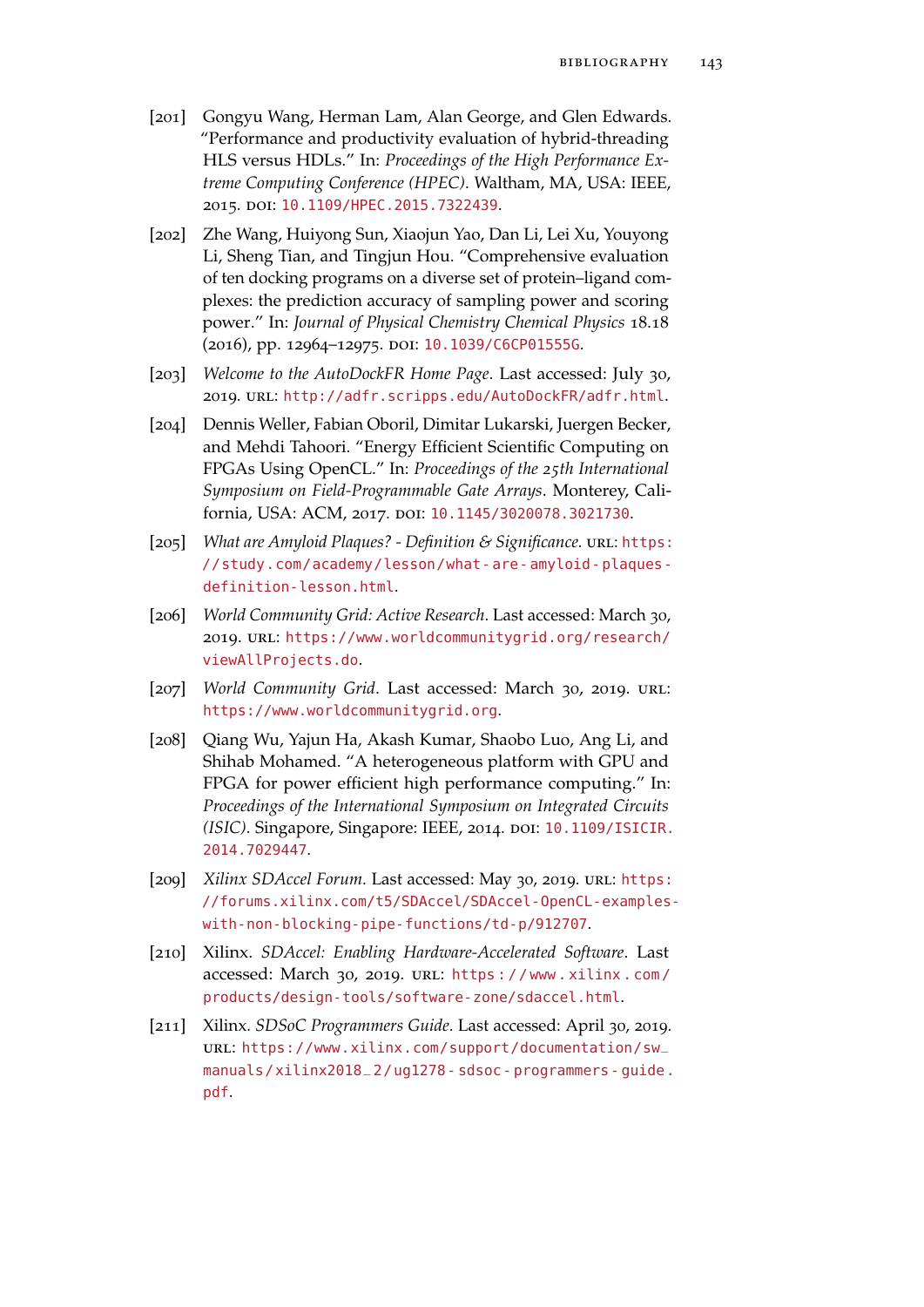[201] Gongyu Wang, Herman Lam, Alan George, and Glen Edwards. "Performance and productivity evaluation of hybrid-threading HLS versus HDLs." In: *Proceedings of the High Performance Extreme Computing Conference (HPEC)*. Waltham, MA, USA: IEEE, 2015. DOI: 10.1109/HPEC.2015.7322439.

[202] Zhe Wang, Huiyong Sun, Xiaojun Yao, Dan Li, Lei Xu, Youyong Li, Sheng Tian, and Tingjun Hou. "Comprehensive evaluation of ten docking programs on a diverse set of protein–ligand complexes: the prediction accuracy of sampling power and scoring power." In: *Journal of Physical Chemistry Chemical Physics* 18.18 (2016), pp. 12964–12975. DOI: 10.1039/C6CP01555G.

[203] *Welcome to the AutoDockFR Home Page*. Last accessed: July 30, 2019. URL: http://adfr.scripps.edu/AutoDockFR/adfr.html.

[204] Dennis Weller, Fabian Oboril, Dimitar Lukarski, Juergen Becker, and Mehdi Tahoori. "Energy Efficient Scientific Computing on FPGAs Using OpenCL." In: *Proceedings of the 25th International Symposium on Field-Programmable Gate Arrays*. Monterey, California, USA: ACM, 2017. DOI: 10.1145/3020078.3021730.

[205] *What are Amyloid Plaques? - Definition & Significance*. URL: https://study.com/academy/lesson/what-are-amyloid-plaques-definition-lesson.html.

[206] *World Community Grid: Active Research*. Last accessed: March 30, 2019. URL: https://www.worldcommunitygrid.org/research/viewAllProjects.do.

[207] *World Community Grid*. Last accessed: March 30, 2019. URL: https://www.worldcommunitygrid.org.

[208] Qiang Wu, Yajun Ha, Akash Kumar, Shaobo Luo, Ang Li, and Shihab Mohamed. "A heterogeneous platform with GPU and FPGA for power efficient high performance computing." In: *Proceedings of the International Symposium on Integrated Circuits (ISIC)*. Singapore, Singapore: IEEE, 2014. DOI: 10.1109/ISICIR.2014.7029447.

[209] *Xilinx SDAccel Forum*. Last accessed: May 30, 2019. URL: https://forums.xilinx.com/t5/SDAccel/SDAccel-OpenCL-examples-with-non-blocking-pipe-functions/td-p/912707.

[210] Xilinx. *SDAccel: Enabling Hardware-Accelerated Software*. Last accessed: March 30, 2019. URL: https://www.xilinx.com/products/design-tools/software-zone/sdaccel.html.

[211] Xilinx. *SDSoC Programmers Guide*. Last accessed: April 30, 2019. URL: https://www.xilinx.com/support/documentation/sw_manuals/xilinx2018_2/ug1278-sdsoc-programmers-guide.pdf.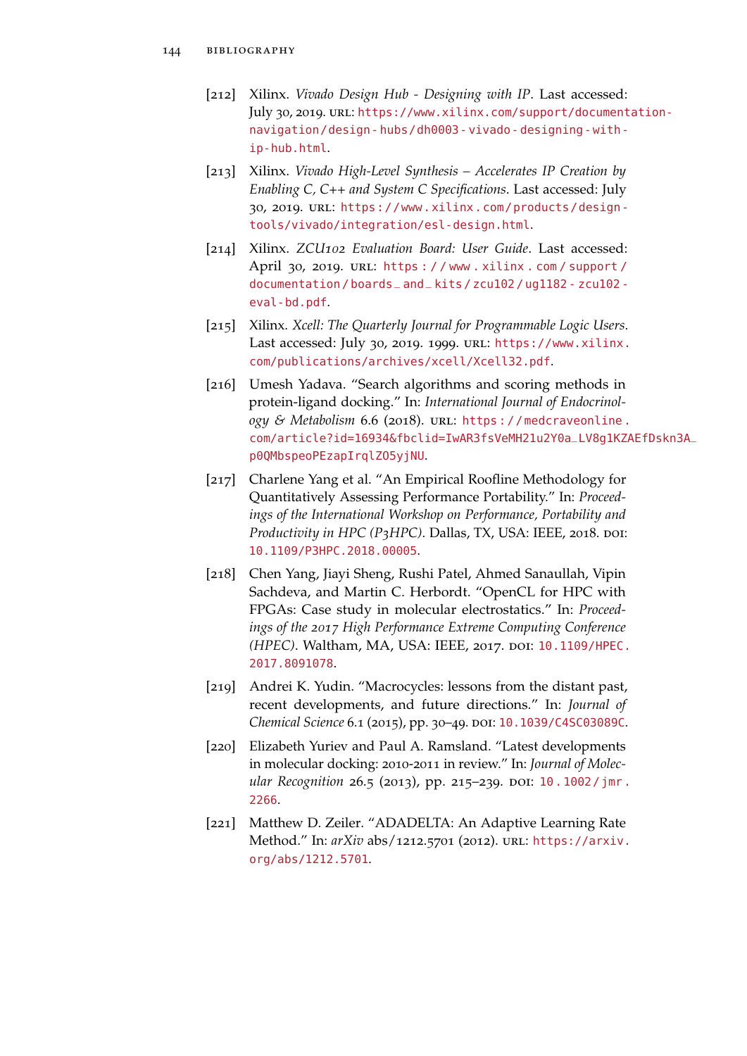[212] Xilinx. *Vivado Design Hub - Designing with IP*. Last accessed: July 30, 2019. URL: https://www.xilinx.com/support/documentation-navigation/design-hubs/dh0003-vivado-designing-with-ip-hub.html.

[213] Xilinx. *Vivado High-Level Synthesis – Accelerates IP Creation by Enabling C, C++ and System C Specifications*. Last accessed: July 30, 2019. URL: https://www.xilinx.com/products/design-tools/vivado/integration/esl-design.html.

[214] Xilinx. *ZCU102 Evaluation Board: User Guide*. Last accessed: April 30, 2019. URL: https://www.xilinx.com/support/documentation/boards_and_kits/zcu102/ug1182-zcu102-eval-bd.pdf.

[215] Xilinx. *Xcell: The Quarterly Journal for Programmable Logic Users*. Last accessed: July 30, 2019. 1999. URL: https://www.xilinx.com/publications/archives/xcell/Xcell32.pdf.

[216] Umesh Yadava. "Search algorithms and scoring methods in protein-ligand docking." In: *International Journal of Endocrinology & Metabolism* 6.6 (2018). URL: https://medcraveonline.com/article?id=16934&fbclid=IwAR3fsVeMH21u2Y0a_LV8g1KZAEfDskn3A_p0QMbspeoPEzapIrqlZO5yjNU.

[217] Charlene Yang et al. "An Empirical Roofline Methodology for Quantitatively Assessing Performance Portability." In: *Proceedings of the International Workshop on Performance, Portability and Productivity in HPC (P3HPC)*. Dallas, TX, USA: IEEE, 2018. DOI: 10.1109/P3HPC.2018.00005.

[218] Chen Yang, Jiayi Sheng, Rushi Patel, Ahmed Sanaullah, Vipin Sachdeva, and Martin C. Herbordt. "OpenCL for HPC with FPGAs: Case study in molecular electrostatics." In: *Proceedings of the 2017 High Performance Extreme Computing Conference (HPEC)*. Waltham, MA, USA: IEEE, 2017. DOI: 10.1109/HPEC.2017.8091078.

[219] Andrei K. Yudin. "Macrocycles: lessons from the distant past, recent developments, and future directions." In: *Journal of Chemical Science* 6.1 (2015), pp. 30–49. DOI: 10.1039/C4SC03089C.

[220] Elizabeth Yuriev and Paul A. Ramsland. "Latest developments in molecular docking: 2010-2011 in review." In: *Journal of Molecular Recognition* 26.5 (2013), pp. 215–239. DOI: 10.1002/jmr.2266.

[221] Matthew D. Zeiler. "ADADELTA: An Adaptive Learning Rate Method." In: *arXiv* abs/1212.5701 (2012). URL: https://arxiv.org/abs/1212.5701.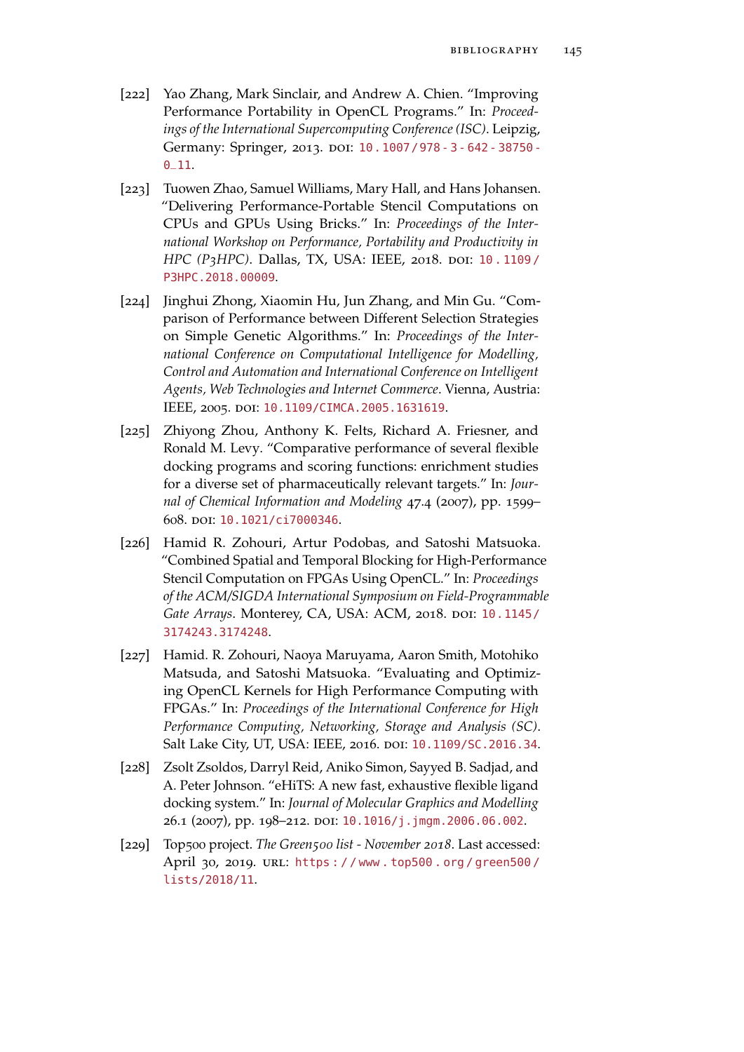[222] Yao Zhang, Mark Sinclair, and Andrew A. Chien. "Improving Performance Portability in OpenCL Programs." In: *Proceedings of the International Supercomputing Conference (ISC)*. Leipzig, Germany: Springer, 2013. DOI: 10.1007/978-3-642-38750-0_11.

[223] Tuowen Zhao, Samuel Williams, Mary Hall, and Hans Johansen. "Delivering Performance-Portable Stencil Computations on CPUs and GPUs Using Bricks." In: *Proceedings of the International Workshop on Performance, Portability and Productivity in HPC (P3HPC)*. Dallas, TX, USA: IEEE, 2018. DOI: 10.1109/P3HPC.2018.00009.

[224] Jinghui Zhong, Xiaomin Hu, Jun Zhang, and Min Gu. "Comparison of Performance between Different Selection Strategies on Simple Genetic Algorithms." In: *Proceedings of the International Conference on Computational Intelligence for Modelling, Control and Automation and International Conference on Intelligent Agents, Web Technologies and Internet Commerce*. Vienna, Austria: IEEE, 2005. DOI: 10.1109/CIMCA.2005.1631619.

[225] Zhiyong Zhou, Anthony K. Felts, Richard A. Friesner, and Ronald M. Levy. "Comparative performance of several flexible docking programs and scoring functions: enrichment studies for a diverse set of pharmaceutically relevant targets." In: *Journal of Chemical Information and Modeling* 47.4 (2007), pp. 1599–608. DOI: 10.1021/ci7000346.

[226] Hamid R. Zohouri, Artur Podobas, and Satoshi Matsuoka. "Combined Spatial and Temporal Blocking for High-Performance Stencil Computation on FPGAs Using OpenCL." In: *Proceedings of the ACM/SIGDA International Symposium on Field-Programmable Gate Arrays*. Monterey, CA, USA: ACM, 2018. DOI: 10.1145/3174243.3174248.

[227] Hamid. R. Zohouri, Naoya Maruyama, Aaron Smith, Motohiko Matsuda, and Satoshi Matsuoka. "Evaluating and Optimizing OpenCL Kernels for High Performance Computing with FPGAs." In: *Proceedings of the International Conference for High Performance Computing, Networking, Storage and Analysis (SC)*. Salt Lake City, UT, USA: IEEE, 2016. DOI: 10.1109/SC.2016.34.

[228] Zsolt Zsoldos, Darryl Reid, Aniko Simon, Sayyed B. Sadjad, and A. Peter Johnson. "eHiTS: A new fast, exhaustive flexible ligand docking system." In: *Journal of Molecular Graphics and Modelling* 26.1 (2007), pp. 198–212. DOI: 10.1016/j.jmgm.2006.06.002.

[229] Top500 project. *The Green500 list - November 2018*. Last accessed: April 30, 2019. URL: https://www.top500.org/green500/lists/2018/11.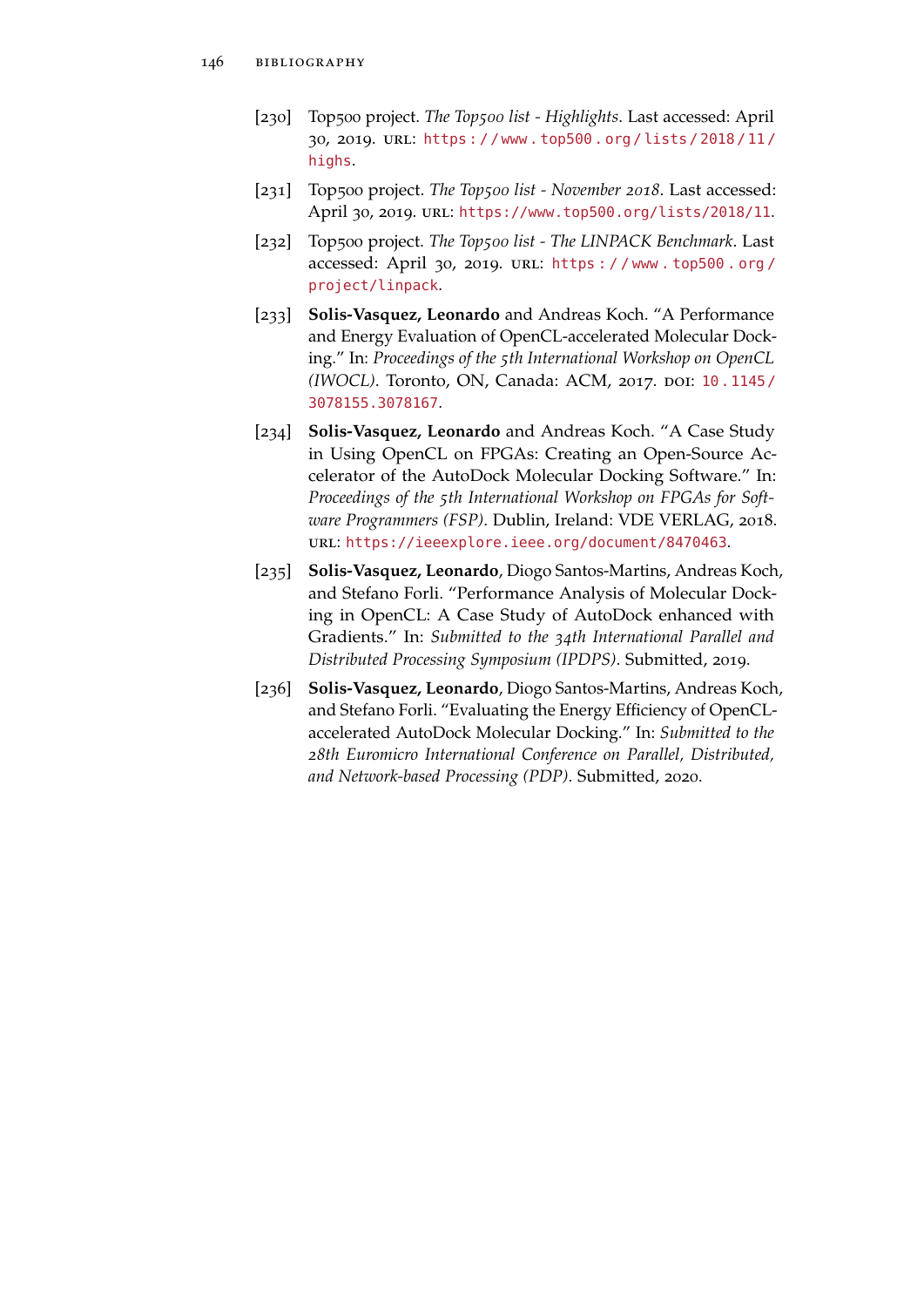[230] Top500 project. *The Top500 list - Highlights*. Last accessed: April 30, 2019. URL: https://www.top500.org/lists/2018/11/highs.

[231] Top500 project. *The Top500 list - November 2018*. Last accessed: April 30, 2019. URL: https://www.top500.org/lists/2018/11.

[232] Top500 project. *The Top500 list - The LINPACK Benchmark*. Last accessed: April 30, 2019. URL: https://www.top500.org/project/linpack.

[233] **Solis-Vasquez, Leonardo** and Andreas Koch. "A Performance and Energy Evaluation of OpenCL-accelerated Molecular Docking." In: *Proceedings of the 5th International Workshop on OpenCL (IWOCL)*. Toronto, ON, Canada: ACM, 2017. DOI: 10.1145/3078155.3078167.

[234] **Solis-Vasquez, Leonardo** and Andreas Koch. "A Case Study in Using OpenCL on FPGAs: Creating an Open-Source Accelerator of the AutoDock Molecular Docking Software." In: *Proceedings of the 5th International Workshop on FPGAs for Software Programmers (FSP)*. Dublin, Ireland: VDE VERLAG, 2018. URL: https://ieeexplore.ieee.org/document/8470463.

[235] **Solis-Vasquez, Leonardo**, Diogo Santos-Martins, Andreas Koch, and Stefano Forli. "Performance Analysis of Molecular Docking in OpenCL: A Case Study of AutoDock enhanced with Gradients." In: *Submitted to the 34th International Parallel and Distributed Processing Symposium (IPDPS)*. Submitted, 2019.

[236] **Solis-Vasquez, Leonardo**, Diogo Santos-Martins, Andreas Koch, and Stefano Forli. "Evaluating the Energy Efficiency of OpenCL-accelerated AutoDock Molecular Docking." In: *Submitted to the 28th Euromicro International Conference on Parallel, Distributed, and Network-based Processing (PDP)*. Submitted, 2020.